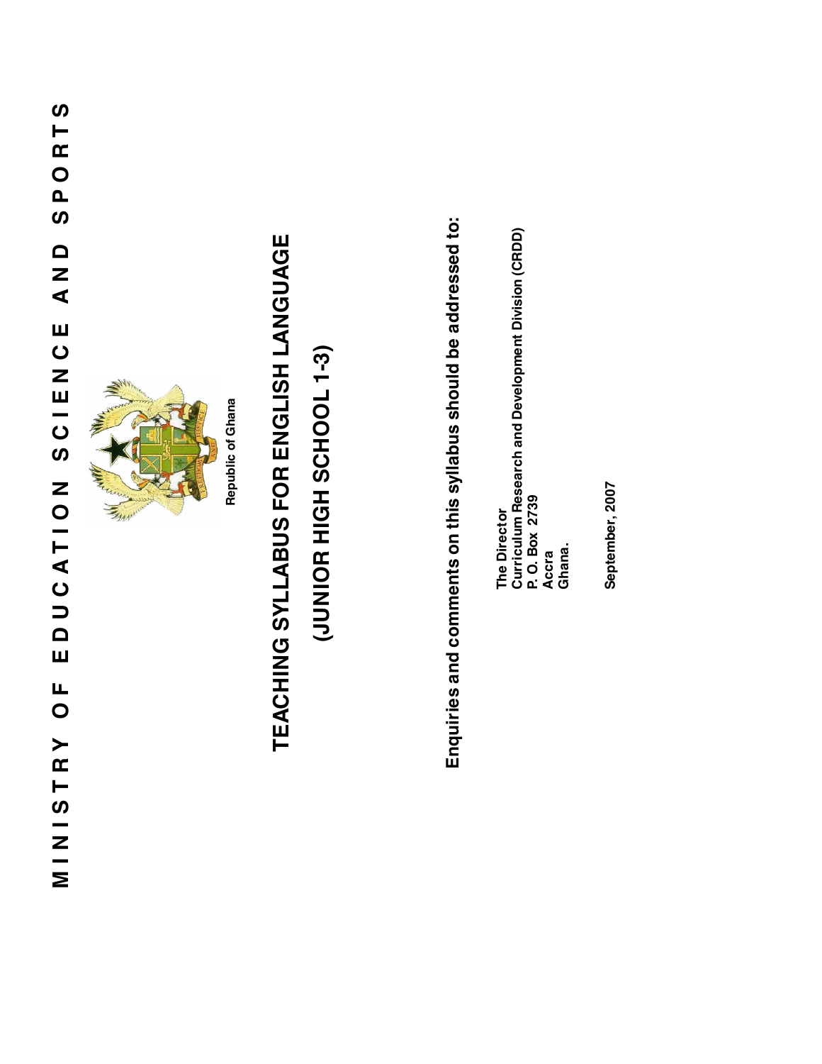# MINISTRY OF EDUCATION SCIENCE AND SPORTS

Republic of Ghana

# TEACHING SYLLABUS FOR ENGLISH LANGUAGE

## (JUNIOR HIGH SCHOOL 1-3)

**Enquiries and comments on this syllabus should be addressed to:**

**The Director**
**Curriculum Research and Development Division (CRDD)**
**P. O. Box 2739**
**Accra**
**Ghana.**

**September, 2007**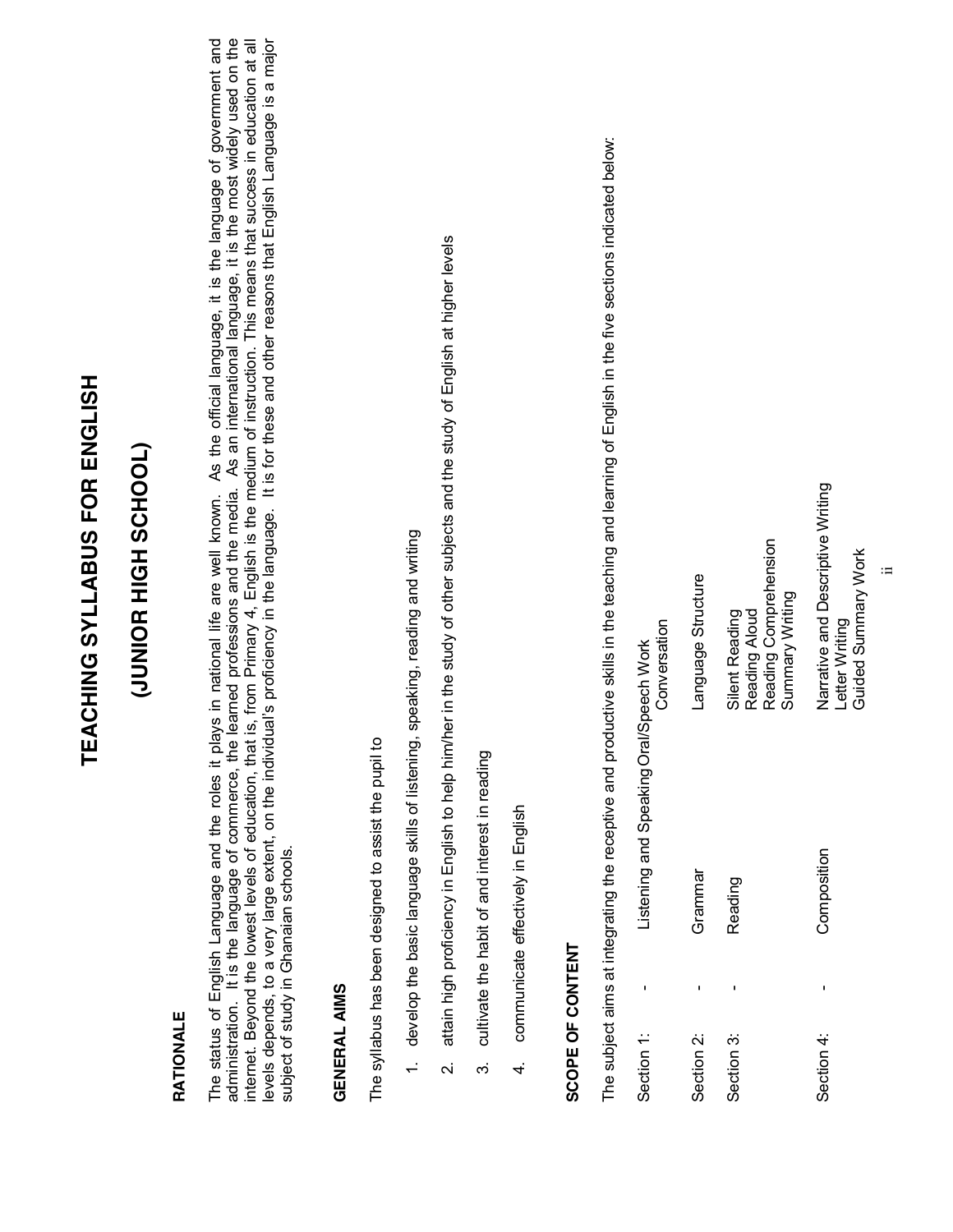# TEACHING SYLLABUS FOR ENGLISH

# (JUNIOR HIGH SCHOOL)

## RATIONALE

The status of English Language and the roles it plays in national life are well known. As the official language, it is the language of government and administration. It is the language of commerce, the learned professions and the media. As an international language, it is the most widely used on the internet. Beyond the lowest levels of education, that is, from Primary 4, English is the medium of instruction. This means that success in education at all levels depends, to a very large extent, on the individual's proficiency in the language. It is for these and other reasons that English Language is a major subject of study in Ghanaian schools.

## GENERAL AIMS

The syllabus has been designed to assist the pupil to

1. develop the basic language skills of listening, speaking, reading and writing

2. attain high proficiency in English to help him/her in the study of other subjects and the study of English at higher levels

3. cultivate the habit of and interest in reading

4. communicate effectively in English

## SCOPE OF CONTENT

The subject aims at integrating the receptive and productive skills in the teaching and learning of English in the five sections indicated below:

| | | | |
|---|---|---|---|
| Section 1: | - | Listening and Speaking | Oral/Speech Work<br>Conversation |
| Section 2: | - | Grammar | Language Structure |
| Section 3: | - | Reading | Silent Reading<br>Reading Aloud<br>Reading Comprehension<br>Summary Writing |
| Section 4: | - | Composition | Narrative and Descriptive Writing<br>Letter Writing<br>Guided Summary Work |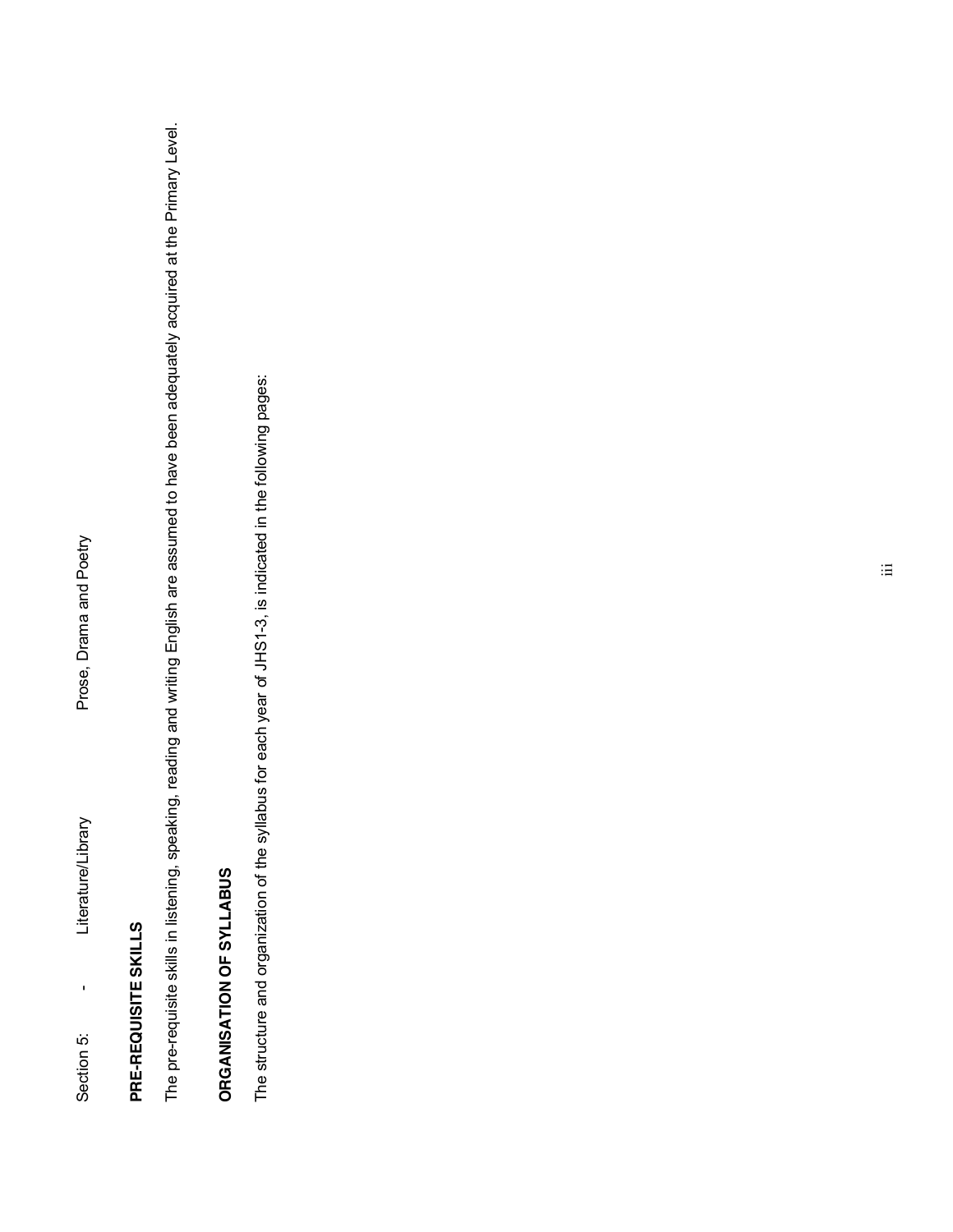Section 5: - Literature/Library Prose, Drama and Poetry

**PRE-REQUISITE SKILLS**

The pre-requisite skills in listening, speaking, reading and writing English are assumed to have been adequately acquired at the Primary Level.

**ORGANISATION OF SYLLABUS**

The structure and organization of the syllabus for each year of JHS1-3, is indicated in the following pages: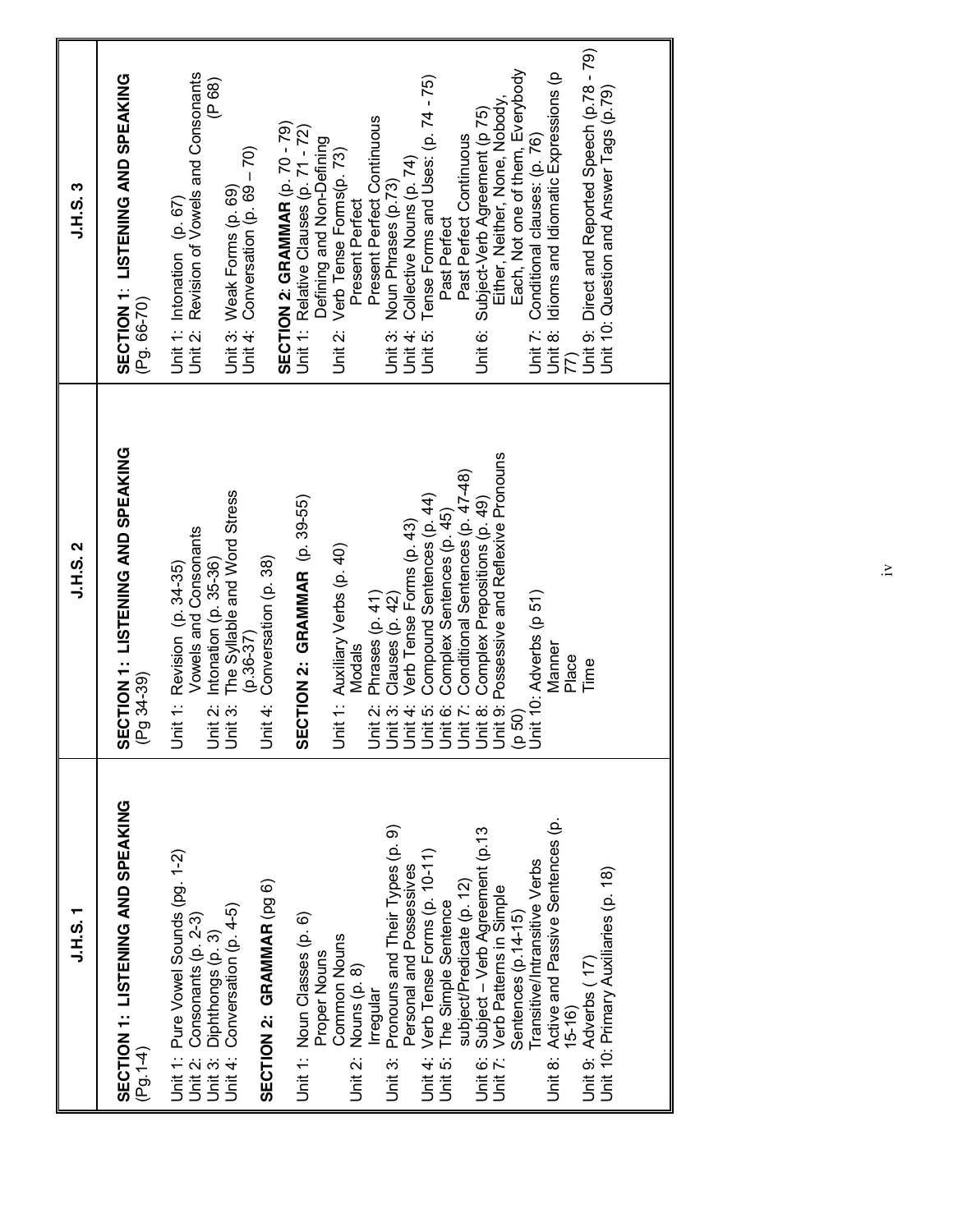| J.H.S. 1 | J.H.S. 2 | J.H.S. 3 |
|---|---|---|
| **SECTION 1: LISTENING AND SPEAKING** (Pg.1-4)<br><br>Unit 1: Pure Vowel Sounds (pg. 1-2)<br>Unit 2: Consonants (p. 2-3)<br>Unit 3: Diphthongs (p. 3)<br>Unit 4: Conversation (p. 4-5)<br><br>**SECTION 2: GRAMMAR** (pg 6)<br><br>Unit 1: Noun Classes (p. 6)<br>Proper Nouns<br>Common Nouns<br>Unit 2: Nouns (p. 8)<br>Irregular<br>Unit 3: Pronouns and Their Types (p. 9)<br>Personal and Possessives<br>Unit 4: Verb Tense Forms (p. 10-11)<br>Unit 5: The Simple Sentence<br>subject/Predicate (p. 12)<br>Unit 6: Subject – Verb Agreement (p.13<br>Unit 7: Verb Patterns in Simple Sentences (p.14-15)<br>Transitive/Intransitive Verbs<br>Unit 8: Active and Passive Sentences (p. 15-16)<br>Unit 9: Adverbs ( 17)<br>Unit 10: Primary Auxiliaries (p. 18) | **SECTION 1: LISTENING AND SPEAKING** (Pg 34-39)<br><br>Unit 1: Revision (p. 34-35)<br>Vowels and Consonants<br>Unit 2: Intonation (p. 35-36)<br>Unit 3: The Syllable and Word Stress (p.36-37)<br>Unit 4: Conversation (p. 38)<br><br>**SECTION 2: GRAMMAR** (p. 39-55)<br><br>Unit 1: Auxiliary Verbs (p. 40)<br>Modals<br>Unit 2: Phrases (p. 41)<br>Unit 3: Clauses (p. 42)<br>Unit 4: Verb Tense Forms (p. 43)<br>Unit 5: Compound Sentences (p. 44)<br>Unit 6: Complex Sentences (p. 45)<br>Unit 7: Conditional Sentences (p. 47-48)<br>Unit 8: Complex Prepositions (p. 49)<br>Unit 9: Possessive and Reflexive Pronouns (p 50)<br>Unit 10: Adverbs (p 51)<br>Manner<br>Place<br>Time | **SECTION 1: LISTENING AND SPEAKING** (Pg. 66-70)<br><br>Unit 1: Intonation (p. 67)<br>Unit 2: Revision of Vowels and Consonants (P 68)<br>Unit 3: Weak Forms (p. 69)<br>Unit 4: Conversation (p. 69 – 70)<br><br>**SECTION 2: GRAMMAR** (p. 70 - 79)<br>Unit 1: Relative Clauses (p. 71 - 72)<br>Defining and Non-Defining<br>Unit 2: Verb Tense Forms(p. 73)<br>Present Perfect<br>Present Perfect Continuous<br>Unit 3: Noun Phrases (p.73)<br>Unit 4: Collective Nouns (p. 74)<br>Unit 5: Tense Forms and Uses: (p. 74 - 75)<br>Past Perfect<br>Past Perfect Continuous<br>Unit 6: Subject-Verb Agreement (p 75)<br>Either, Neither, None, Nobody, Each, Not one of them, Everybody<br>Unit 7: Conditional clauses: (p. 76)<br>Unit 8: Idioms and Idiomatic Expressions (p 77)<br>Unit 9: Direct and Reported Speech (p.78 - 79)<br>Unit 10: Question and Answer Tags (p.79) |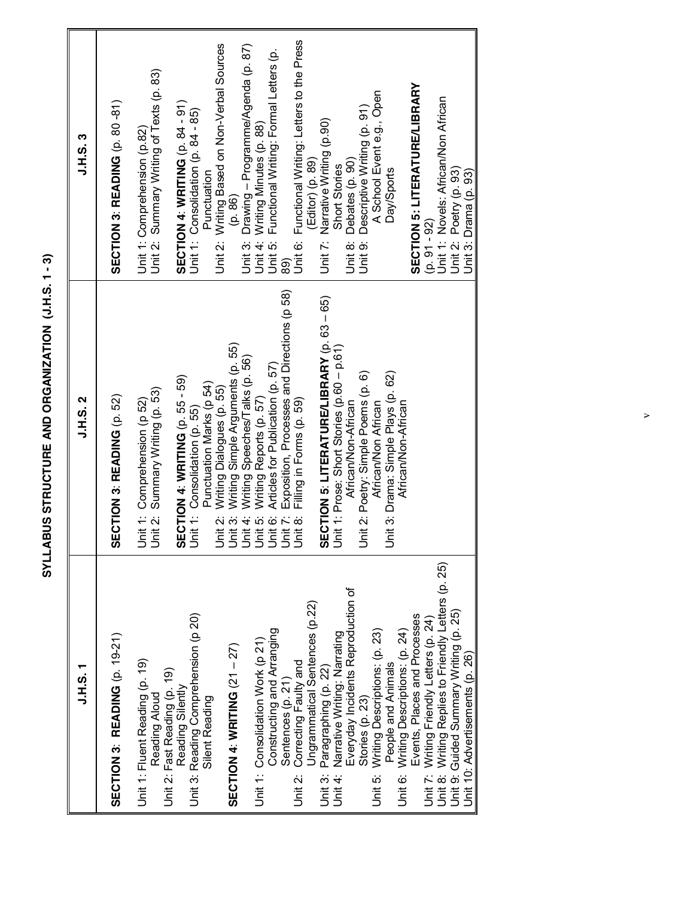# SYLLABUS STRUCTURE AND ORGANIZATION (J.H.S. 1 - 3)

| J.H.S. 1 | J.H.S. 2 | J.H.S. 3 |
|---|---|---|
| **SECTION 3: READING** (p. 19-21)<br><br>Unit 1: Fluent Reading (p. 19)<br>Reading Aloud<br>Unit 2: Fast Reading (p. 19)<br>Reading Silently<br>Unit 3: Reading Comprehension (p 20)<br>Silent Reading<br><br>**SECTION 4: WRITING** (21 – 27)<br><br>Unit 1: Consolidation Work (p 21)<br>Constructing and Arranging Sentences (p. 21)<br>Unit 2: Correcting Faulty and Ungrammatical Sentences (p.22)<br>Unit 3: Paragraphing (p. 22)<br>Unit 4: Narrative Writing: Narrating Everyday Incidents Reproduction of Stories (p. 23)<br>Unit 5: Writing Descriptions: (p. 23)<br>People and Animals<br>Unit 6: Writing Descriptions: (p. 24)<br>Events, Places and Processes<br>Unit 7: Writing Friendly Letters (p. 24)<br>Unit 8: Writing Replies to Friendly Letters (p. 25)<br>Unit 9: Guided Summary Writing (p. 25)<br>Unit 10: Advertisements (p. 26) | **SECTION 3: READING** (p. 52)<br><br>Unit 1: Comprehension (p 52)<br>Unit 2: Summary Writing (p. 53)<br><br>**SECTION 4: WRITING** (p. 55 - 59)<br>Unit 1: Consolidation (p. 55)<br>Punctuation Marks (p 54)<br>Unit 2: Writing Dialogues (p. 55)<br>Unit 3: Writing Simple Arguments (p. 55)<br>Unit 4: Writing Speeches/Talks (p. 56)<br>Unit 5: Writing Reports (p. 57)<br>Unit 6: Articles for Publication (p. 57)<br>Unit 7: Exposition, Processes and Directions (p 58)<br>Unit 8: Filling in Forms (p. 59)<br><br>**SECTION 5: LITERATURE/LIBRARY** (p. 63 – 65)<br>Unit 1: Prose: Short Stories (p.60 – p.61)<br>African/Non-African<br>Unit 2: Poetry: Simple Poems (p. 6)<br>African/Non African<br>Unit 3: Drama: Simple Plays (p. 62)<br>African/Non-African | **SECTION 3: READING** (p. 80 -81)<br><br>Unit 1: Comprehension (p.82)<br>Unit 2: Summary Writing of Texts (p. 83)<br><br>**SECTION 4: WRITING** (p. 84 - 91)<br>Unit 1: Consolidation (p. 84 - 85)<br>Punctuation<br>Unit 2: Writing Based on Non-Verbal Sources (p. 86)<br>Unit 3: Drawing – Programme/Agenda (p. 87)<br>Unit 4: Writing Minutes (p. 88)<br>Unit 5: Functional Writing: Formal Letters (p. 89)<br>Unit 6: Functional Writing: Letters to the Press (Editor) (p. 89)<br>Unit 7: Narrative Writing (p.90)<br>Short Stories<br>Unit 8: Debates (p. 90)<br>Unit 9: Descriptive Writing (p. 91)<br>A School Event e.g., Open Day/Sports<br><br>**SECTION 5: LITERATURE/LIBRARY** (p. 91 - 92)<br>Unit 1: Novels: African/Non African<br>Unit 2: Poetry (p. 93)<br>Unit 3: Drama (p. 93) |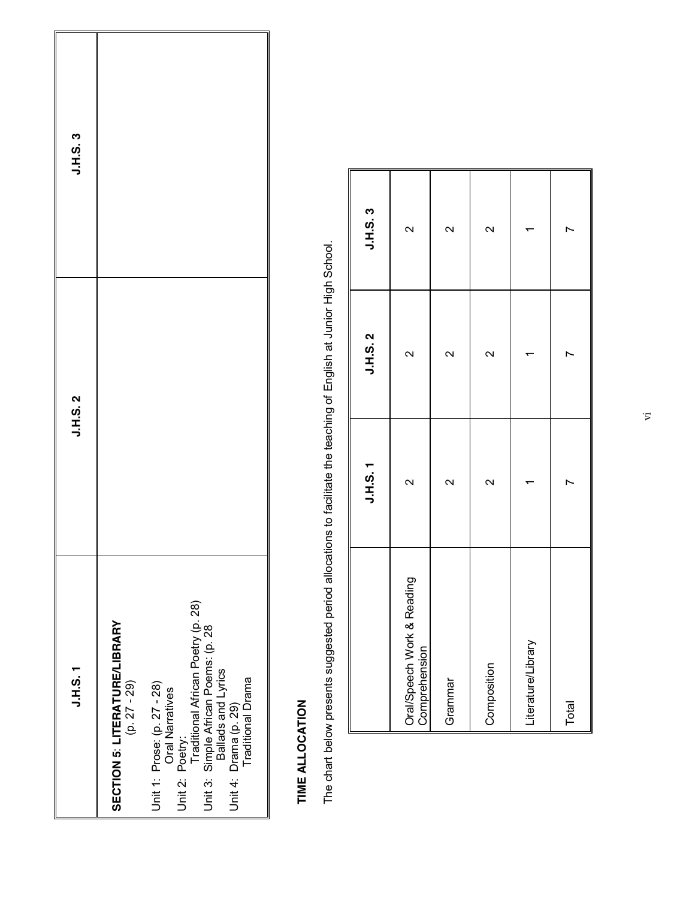| J.H.S. 1 | J.H.S. 2 | J.H.S. 3 |
|---|---|---|
| **SECTION 5**: **LITERATURE/LIBRARY** (p. 27 - 29)<br><br>Unit 1: Prose: (p. 27 - 28)<br>Oral Narratives<br>Unit 2: Poetry:<br>Traditional African Poetry (p. 28)<br>Unit 3: Simple African Poems: (p. 28<br>Ballads and Lyrics<br>Unit 4: Drama (p. 29)<br>Traditional Drama | | |

**TIME ALLOCATION**

The chart below presents suggested period allocations to facilitate the teaching of English at Junior High School.

| | J.H.S. 1 | J.H.S. 2 | J.H.S. 3 |
|---|---|---|---|
| Oral/Speech Work & Reading Comprehension | 2 | 2 | 2 |
| Grammar | 2 | 2 | 2 |
| Composition | 2 | 2 | 2 |
| Literature/Library | 1 | 1 | 1 |
| Total | 7 | 7 | 7 |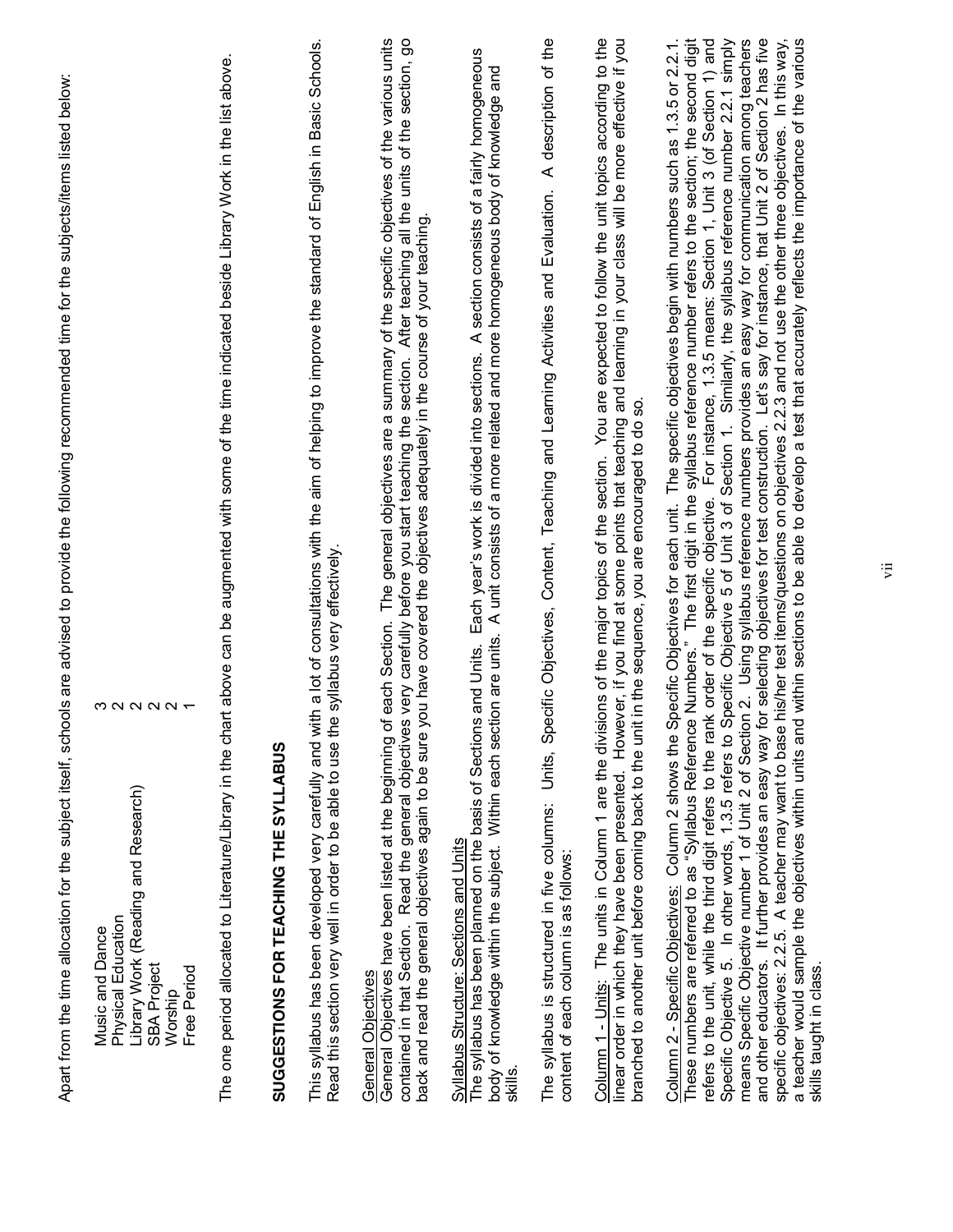Apart from the time allocation for the subject itself, schools are advised to provide the following recommended time for the subjects/items listed below:

| | |
|---|---|
| Music and Dance | 3 |
| Physical Education | 2 |
| Library Work (Reading and Research) | 2 |
| SBA Project | 2 |
| Worship | 2 |
| Free Period | 1 |

The one period allocated to Literature/Library in the chart above can be augmented with some of the time indicated beside Library Work in the list above.

## SUGGESTIONS FOR TEACHING THE SYLLABUS

This syllabus has been developed very carefully and with a lot of consultations with the aim of helping to improve the standard of English in Basic Schools. Read this section very well in order to be able to use the syllabus very effectively.

General Objectives
General Objectives have been listed at the beginning of each Section. The general objectives are a summary of the specific objectives of the various units contained in that Section. Read the general objectives very carefully before you start teaching the section. After teaching all the units of the section, go back and read the general objectives again to be sure you have covered the objectives adequately in the course of your teaching.

Syllabus Structure: Sections and Units
The syllabus has been planned on the basis of Sections and Units. Each year's work is divided into sections. A section consists of a fairly homogeneous body of knowledge within the subject. Within each section are units. A unit consists of a more related and more homogeneous body of knowledge and skills.

The syllabus is structured in five columns: Units, Specific Objectives, Content, Teaching and Learning Activities and Evaluation. A description of the content of each column is as follows:

Column 1 - Units: The units in Column 1 are the divisions of the major topics of the section. You are expected to follow the unit topics according to the linear order in which they have been presented. However, if you find at some points that teaching and learning in your class will be more effective if you branched to another unit before coming back to the unit in the sequence, you are encouraged to do so.

Column 2 - Specific Objectives: Column 2 shows the Specific Objectives for each unit. The specific objectives begin with numbers such as 1.3.5 or 2.2.1. These numbers are referred to as "Syllabus Reference Numbers." The first digit in the syllabus reference number refers to the section; the second digit refers to the unit, while the third digit refers to the rank order of the specific objective. For instance, 1.3.5 means: Section 1, Unit 3 (of Section 1) and Specific Objective 5. In other words, 1.3.5 refers to Specific Objective 5 of Unit 3 of Section 1. Similarly, the syllabus reference number 2.2.1 simply means Specific Objective number 1 of Unit 2 of Section 2. Using syllabus reference numbers provides an easy way for communication among teachers and other educators. It further provides an easy way for selecting objectives for test construction. Let's say for instance, that Unit 2 of Section 2 has five specific objectives: 2.2.5. A teacher may want to base his/her test items/questions on objectives 2.2.3 and not use the other three objectives. In this way, a teacher would sample the objectives within units and within sections to be able to develop a test that accurately reflects the importance of the various skills taught in class.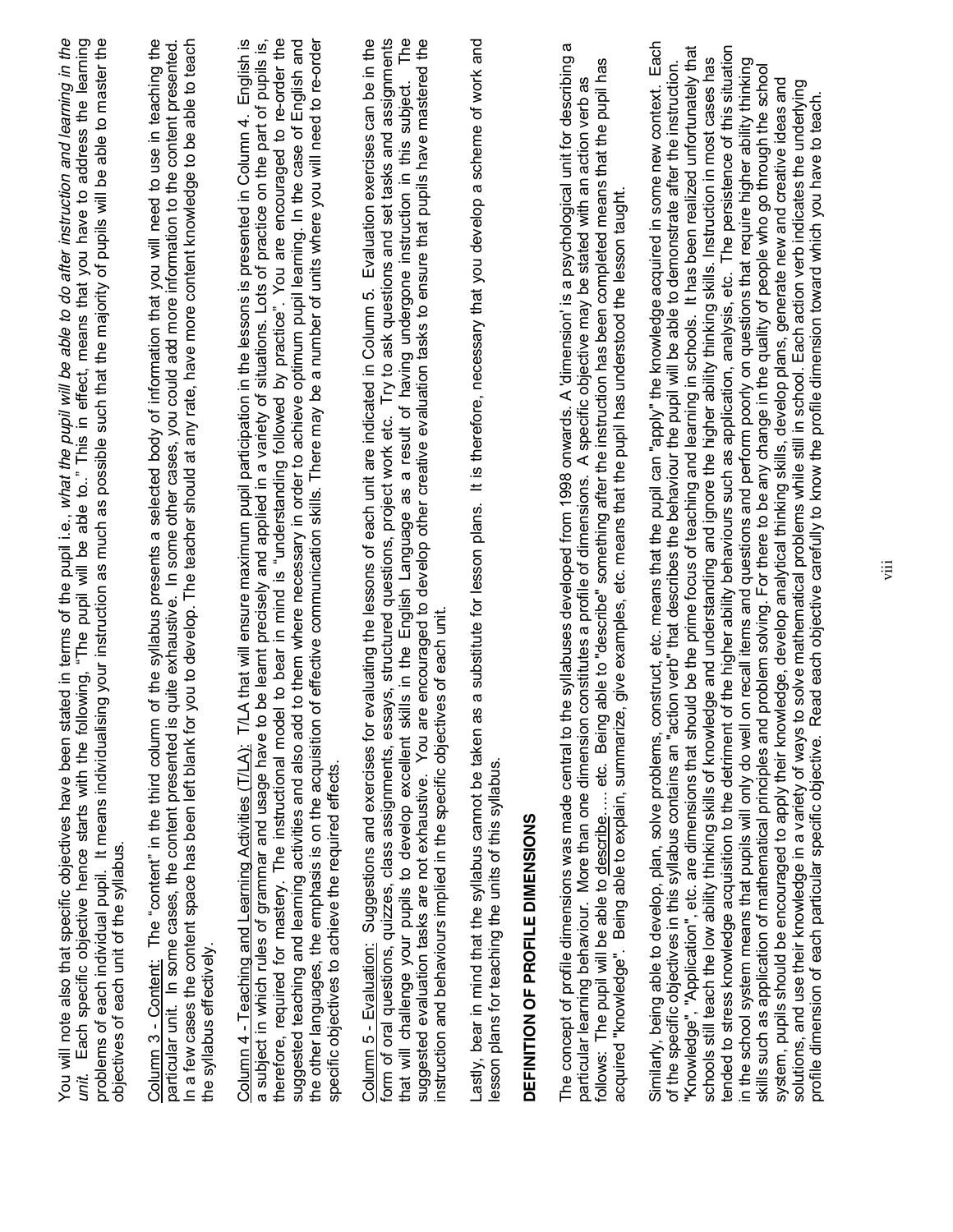You will note also that specific objectives have been stated in terms of the pupil i.e., *what the pupil will be able to do after instruction and learning in the unit.* Each specific objective hence starts with the following, "The pupil will be able to.." This in effect, means that you have to address the learning problems of each individual pupil. It means individualising your instruction as much as possible such that the majority of pupils will be able to master the objectives of each unit of the syllabus.

Column 3 - Content: The "content" in the third column of the syllabus presents a selected body of information that you will need to use in teaching the particular unit. In some cases, the content presented is quite exhaustive. In some other cases, you could add more information to the content presented. In a few cases the content space has been left blank for you to develop. The teacher should at any rate, have more content knowledge to be able to teach the syllabus effectively.

Column 4 - Teaching and Learning Activities (T/LA): T/LA that will ensure maximum pupil participation in the lessons is presented in Column 4. English is a subject in which rules of grammar and usage have to be learnt precisely and applied in a variety of situations. Lots of practice on the part of pupils is, therefore, required for mastery. The instructional model to bear in mind is "understanding followed by practice". You are encouraged to re-order the suggested teaching and learning activities and also add to them where necessary in order to achieve optimum pupil learning. In the case of English and the other languages, the emphasis is on the acquisition of effective communication skills. There may be a number of units where you will need to re-order specific objectives to achieve the required effects.

Column 5 - Evaluation: Suggestions and exercises for evaluating the lessons of each unit are indicated in Column 5. Evaluation exercises can be in the form of oral questions, quizzes, class assignments, essays, structured questions, project work etc. Try to ask questions and set tasks and assignments that will challenge your pupils to develop excellent skills in the English Language as a result of having undergone instruction in this subject. The suggested evaluation tasks are not exhaustive. You are encouraged to develop other creative evaluation tasks to ensure that pupils have mastered the instruction and behaviours implied in the specific objectives of each unit.

Lastly, bear in mind that the syllabus cannot be taken as a substitute for lesson plans. It is therefore, necessary that you develop a scheme of work and lesson plans for teaching the units of this syllabus.

## DEFINITION OF PROFILE DIMENSIONS

The concept of profile dimensions was made central to the syllabuses developed from 1998 onwards. A 'dimension' is a psychological unit for describing a particular learning behaviour. More than one dimension constitutes a profile of dimensions. A specific objective may be stated with an action verb as follows: The pupil will be able to describe….. etc. Being able to "describe" something after the instruction has been completed means that the pupil has acquired "knowledge". Being able to explain, summarize, give examples, etc. means that the pupil has understood the lesson taught.

Similarly, being able to develop, plan, solve problems, construct, etc. means that the pupil can "apply" the knowledge acquired in some new context. Each of the specific objectives in this syllabus contains an "action verb" that describes the behaviour the pupil will be able to demonstrate after the instruction. "Knowledge", "Application", etc. are dimensions that should be the prime focus of teaching and learning in schools. It has been realized unfortunately that schools still teach the low ability thinking skills of knowledge and understanding and ignore the higher ability thinking skills. Instruction in most cases has tended to stress knowledge acquisition to the detriment of the higher ability behaviours such as application, analysis, etc. The persistence of this situation in the school system means that pupils will only do well on recall items and questions and perform poorly on questions that require higher ability thinking skills such as application of mathematical principles and problem solving. For there to be any change in the quality of people who go through the school system, pupils should be encouraged to apply their knowledge, develop analytical thinking skills, develop plans, generate new and creative ideas and solutions, and use their knowledge in a variety of ways to solve mathematical problems while still in school. Each action verb indicates the underlying profile dimension of each particular specific objective. Read each objective carefully to know the profile dimension toward which you have to teach.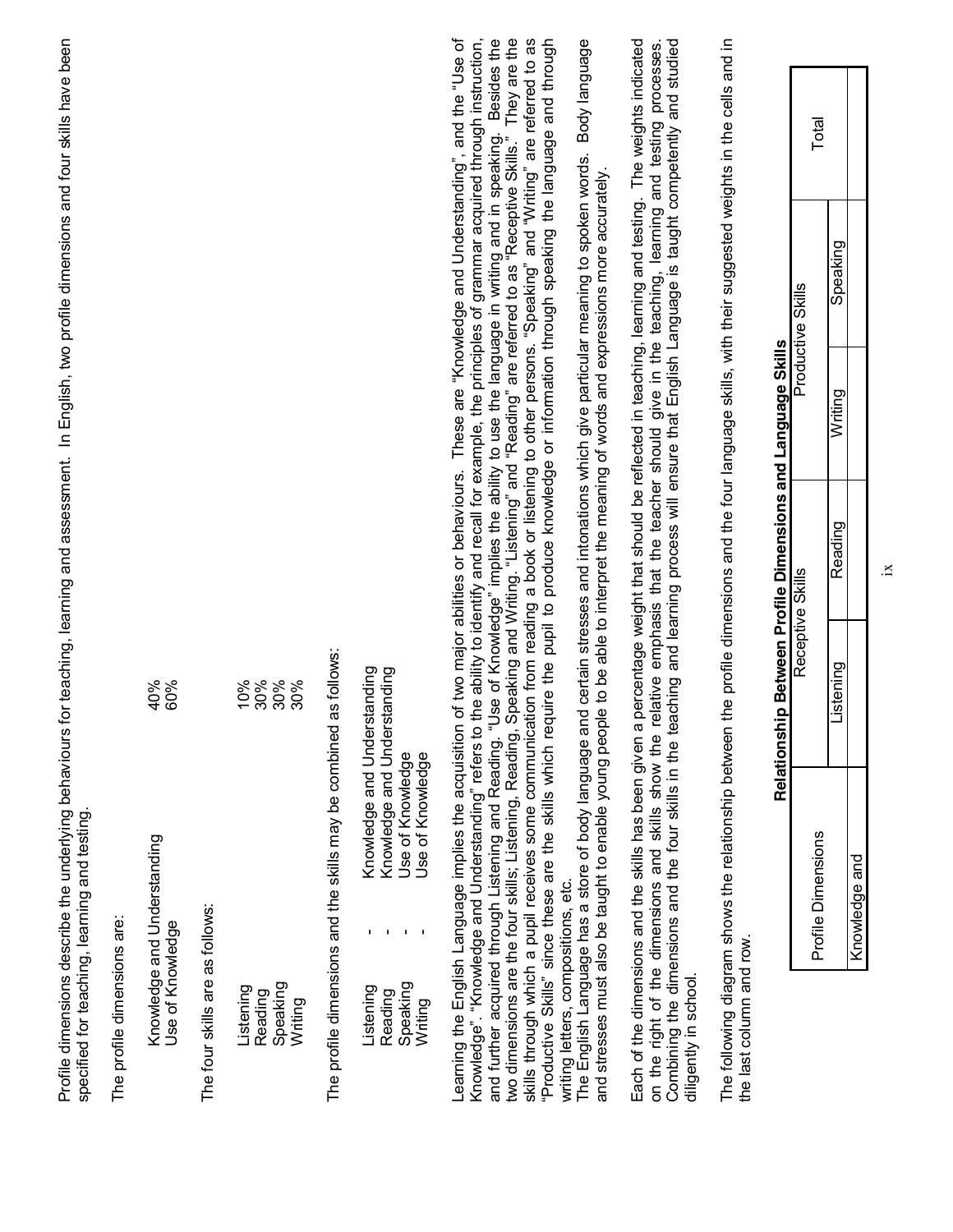Profile dimensions describe the underlying behaviours for teaching, learning and assessment. In English, two profile dimensions and four skills have been specified for teaching, learning and testing.

The profile dimensions are:

| | |
|---|---|
| Knowledge and Understanding | 40% |
| Use of Knowledge | 60% |

The four skills are as follows:

| | |
|---|---|
| Listening | 10% |
| Reading | 30% |
| Speaking | 30% |
| Writing | 30% |

The profile dimensions and the skills may be combined as follows:

| | | |
|---|---|---|
| Listening | - | Knowledge and Understanding |
| Reading | - | Knowledge and Understanding |
| Speaking | - | Use of Knowledge |
| Writing | - | Use of Knowledge |

Learning the English Language implies the acquisition of two major abilities or behaviours. These are "Knowledge and Understanding", and the "Use of Knowledge". "Knowledge and Understanding" refers to the ability to identify and recall for example, the principles of grammar acquired through instruction, and further acquired through Listening and Reading. "Use of Knowledge" implies the ability to use the language in writing and in speaking. Besides the two dimensions are the four skills; Listening, Reading, Speaking and Writing. "Listening" and "Reading" are referred to as "Receptive Skills." They are the skills through which a pupil receives some communication from reading a book or listening to other persons. "Speaking" and "Writing" are referred to as "Productive Skills" since these are the skills which require the pupil to produce knowledge or information through speaking the language and through writing letters, compositions, etc.

The English Language has a store of body language and certain stresses and intonations which give particular meaning to spoken words. Body language and stresses must also be taught to enable young people to be able to interpret the meaning of words and expressions more accurately.

Each of the dimensions and the skills has been given a percentage weight that should be reflected in teaching, learning and testing. The weights indicated on the right of the dimensions and skills show the relative emphasis that the teacher should give in the teaching, learning and testing processes. Combining the dimensions and the four skills in the teaching and learning process will ensure that English Language is taught competently and studied diligently in school.

The following diagram shows the relationship between the profile dimensions and the four language skills, with their suggested weights in the cells and in the last column and row.

**Relationship Between Profile Dimensions and Language Skills**

| Profile Dimensions | Receptive Skills | | Productive Skills | | Total |
|---|---|---|---|---|---|
| | Listening | Reading | Writing | Speaking | |
| Knowledge and | | | | | |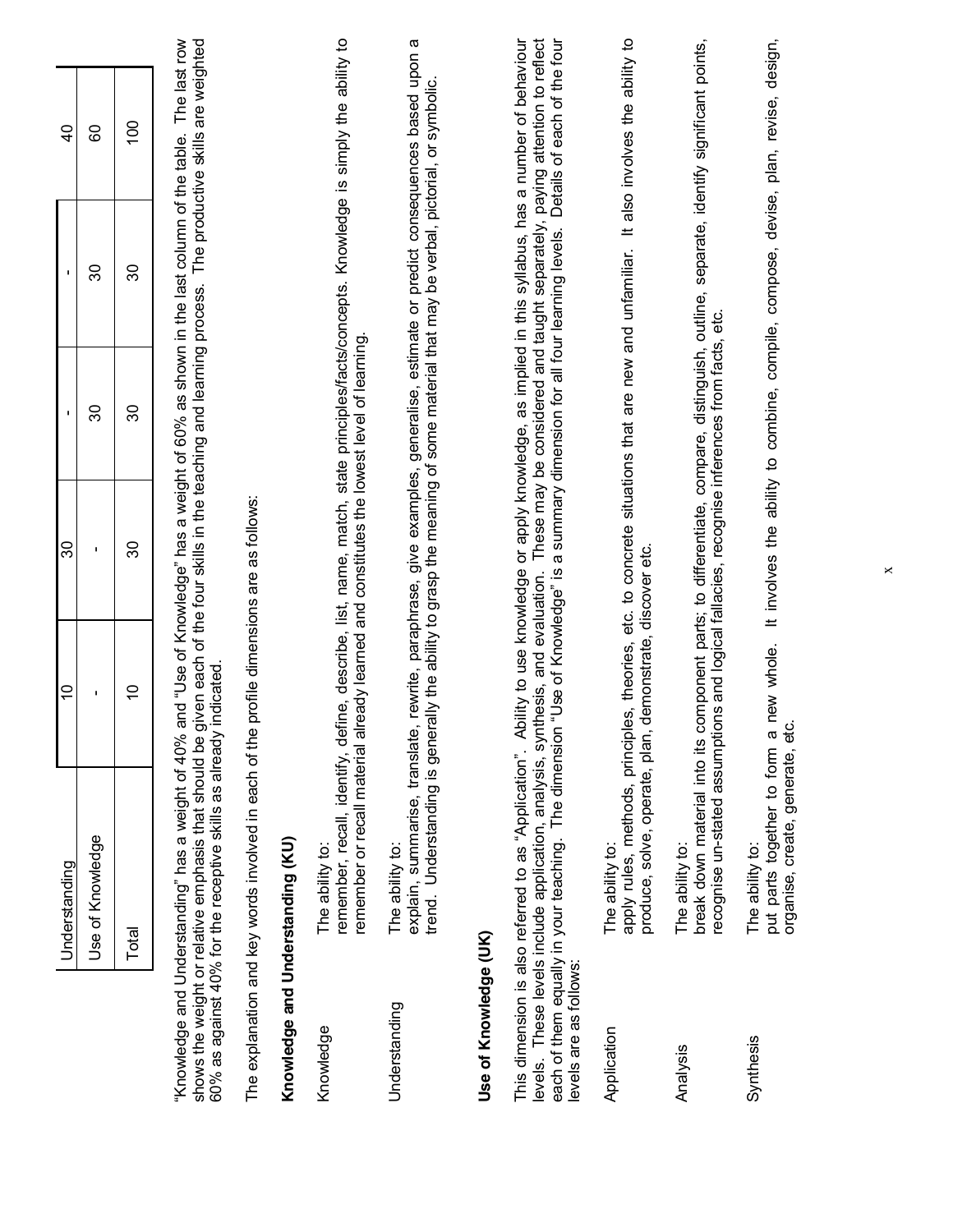| Understanding | 10 | 30 | - | - | 40 |
|---|---|---|---|---|---|
| Use of Knowledge | - | - | 30 | 30 | 60 |
| Total | 10 | 30 | 30 | 30 | 100 |

"Knowledge and Understanding" has a weight of 40% and "Use of Knowledge" has a weight of 60% as shown in the last column of the table. The last row shows the weight or relative emphasis that should be given each of the four skills in the teaching and learning process. The productive skills are weighted 60% as against 40% for the receptive skills as already indicated.

The explanation and key words involved in each of the profile dimensions are as follows:

**Knowledge and Understanding (KU)**

Knowledge — The ability to:
remember, recall, identify, define, describe, list, name, match, state principles/facts/concepts. Knowledge is simply the ability to remember or recall material already learned and constitutes the lowest level of learning.

Understanding — The ability to:
explain, summarise, translate, rewrite, paraphrase, give examples, generalise, estimate or predict consequences based upon a trend. Understanding is generally the ability to grasp the meaning of some material that may be verbal, pictorial, or symbolic.

**Use of Knowledge (UK)**

This dimension is also referred to as "Application". Ability to use knowledge or apply knowledge, as implied in this syllabus, has a number of behaviour levels. These levels include application, analysis, synthesis, and evaluation. These may be considered and taught separately, paying attention to reflect each of them equally in your teaching. The dimension "Use of Knowledge" is a summary dimension for all four learning levels. Details of each of the four levels are as follows:

Application — The ability to:
apply rules, methods, principles, theories, etc. to concrete situations that are new and unfamiliar. It also involves the ability to produce, solve, operate, plan, demonstrate, discover etc.

Analysis — The ability to:
break down material into its component parts; to differentiate, compare, distinguish, outline, separate, identify significant points, recognise un-stated assumptions and logical fallacies, recognise inferences from facts, etc.

Synthesis — The ability to:
put parts together to form a new whole. It involves the ability to combine, compile, compose, devise, plan, revise, design, organise, create, generate, etc.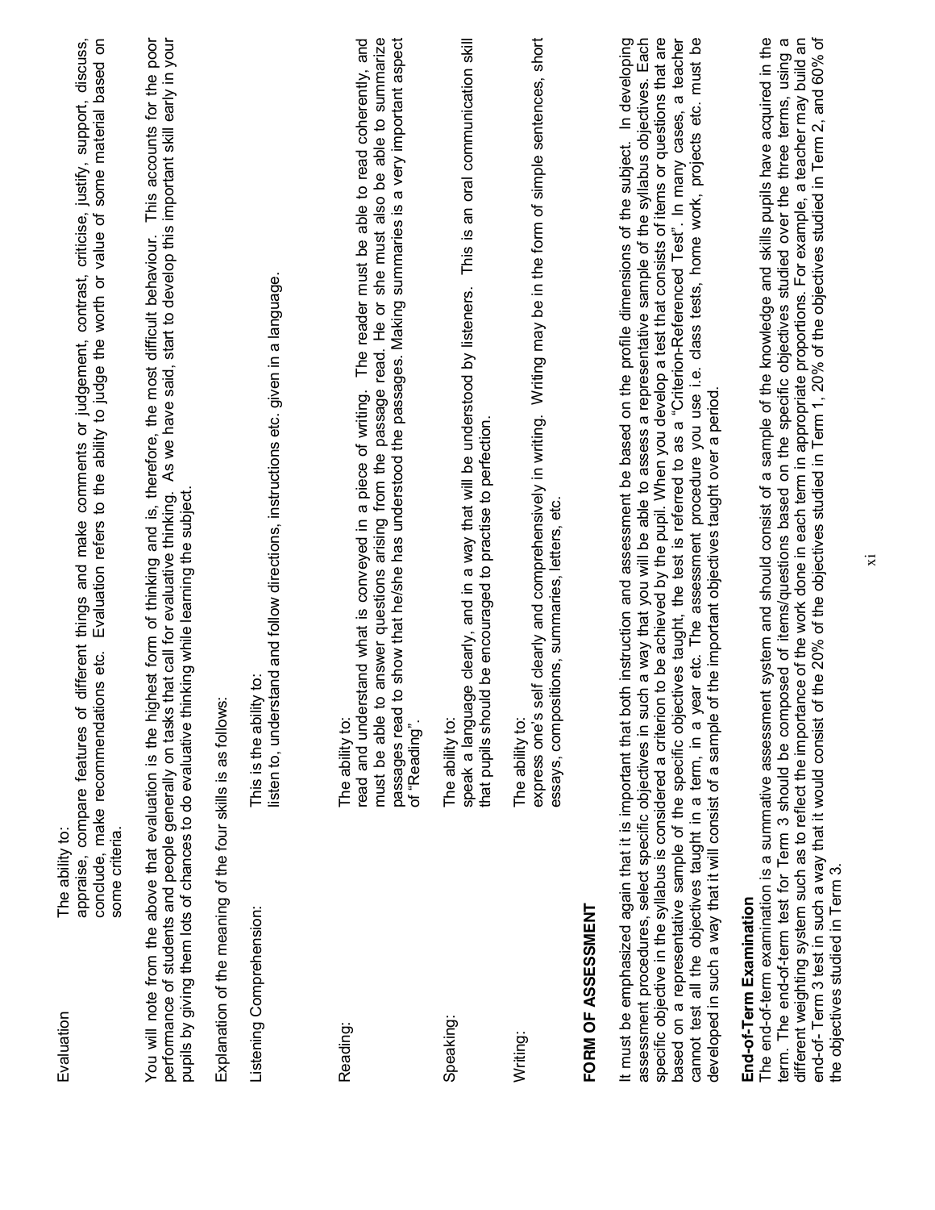**Evaluation**

The ability to:
appraise, compare features of different things and make comments or judgement, contrast, criticise, justify, support, discuss, conclude, make recommendations etc. Evaluation refers to the ability to judge the worth or value of some material based on some criteria.

You will note from the above that evaluation is the highest form of thinking and is, therefore, the most difficult behaviour. This accounts for the poor performance of students and people generally on tasks that call for evaluative thinking. As we have said, start to develop this important skill early in your pupils by giving them lots of chances to do evaluative thinking while learning the subject.

Explanation of the meaning of the four skills is as follows:

**Listening Comprehension:**

This is the ability to:
listen to, understand and follow directions, instructions etc. given in a language.

**Reading:**

The ability to:
read and understand what is conveyed in a piece of writing. The reader must be able to read coherently, and must be able to answer questions arising from the passage read. He or she must also be able to summarize passages read to show that he/she has understood the passages. Making summaries is a very important aspect of "Reading".

**Speaking:**

The ability to:
speak a language clearly, and in a way that will be understood by listeners. This is an oral communication skill that pupils should be encouraged to practise to perfection.

**Writing:**

The ability to:
express one's self clearly and comprehensively in writing. Writing may be in the form of simple sentences, short essays, compositions, summaries, letters, etc.

## FORM OF ASSESSMENT

It must be emphasized again that it is important that both instruction and assessment be based on the profile dimensions of the subject. In developing assessment procedures, select specific objectives in such a way that you will be able to assess a representative sample of the syllabus objectives. Each specific objective in the syllabus is considered a criterion to be achieved by the pupil. When you develop a test that consists of items or questions that are based on a representative sample of the specific objectives taught, the test is referred to as a "Criterion-Referenced Test". In many cases, a teacher cannot test all the objectives taught in a term, in a year etc. The assessment procedure you use i.e. class tests, home work, projects etc. must be developed in such a way that it will consist of a sample of the important objectives taught over a period.

### End-of-Term Examination

The end-of-term examination is a summative assessment system and should consist of a sample of the knowledge and skills pupils have acquired in the term. The end-of-term test for Term 3 should be composed of items/questions based on the specific objectives studied over the three terms, using a different weighting system such as to reflect the importance of the work done in each term in appropriate proportions. For example, a teacher may build an end-of- Term 3 test in such a way that it would consist of the 20% of the objectives studied in Term 1, 20% of the objectives studied in Term 2, and 60% of the objectives studied in Term 3.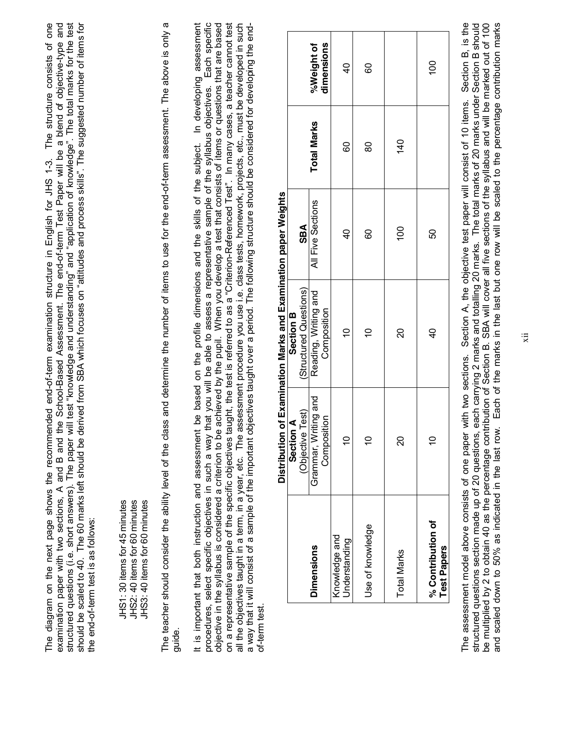The diagram on the next page shows the recommended end-of-term examination structure in English for JHS 1-3. The structure consists of one examination paper with two sections, A and B and the School-Based Assessment. The end-of-term Test Paper will be a blend of objective-type and structured questions (i.e. short answers). The paper will test "knowledge and understanding" and "application of knowledge". The total marks for the test should be scaled to 40. The 60 marks left should be derived from SBA which focuses on "attitudes and process skills". The suggested number of items for the end-of-term test is as follows:

JHS1: 30 items for 45 minutes
JHS2: 40 items for 60 minutes
JHS3: 40 items for 60 minutes

The teacher should consider the ability level of the class and determine the number of items to use for the end-of-term assessment. The above is only a guide.

It is important that both instruction and assessment be based on the profile dimensions and the skills of the subject. In developing assessment procedures, select specific objectives in such a way that you will be able to assess a representative sample of the syllabus objectives. Each specific objective in the syllabus is considered a criterion to be achieved by the pupil. When you develop a test that consists of items or questions that are based on a representative sample of the specific objectives taught, the test is referred to as a "Criterion-Referenced Test". In many cases, a teacher cannot test all the objectives taught in a term, in a year, etc. The assessment procedure you use i.e. class tests, homework, projects, etc., must be developed in such a way that it will consist of a sample of the important objectives taught over a period. The following structure should be considered for developing the end-of-term test.

**Distribution of Examination Marks and Examination paper Weights**

| Dimensions | Section A (Objective Test) | Section B (Structured Questions) | SBA | Total Marks | %Weight of dimensions |
|---|---|---|---|---|---|
| | Grammar, Writing and Composition | Reading, Writing and Composition | All Five Sections | | |
| Knowledge and Understanding | 10 | 10 | 40 | 60 | 40 |
| Use of knowledge | 10 | 10 | 60 | 80 | 60 |
| Total Marks | 20 | 20 | 100 | 140 | |
| **% Contribution of Test Papers** | 10 | 40 | 50 | | 100 |

The assessment model above consists of one paper with two sections. Section A, the objective test paper will consist of 10 items. Section B, is the structured questions section made up of 20 questions, each carrying 2 marks and totalling 20 marks. The total marks of 20 marks under Section B should be multiplied by 2 to obtain 40 as the percentage contribution of Section B. SBA will cover all five sections of the syllabus and will be marked out of 100 and scaled down to 50% as indicated in the last row. Each of the marks in the last but one row will be scaled to the percentage contribution marks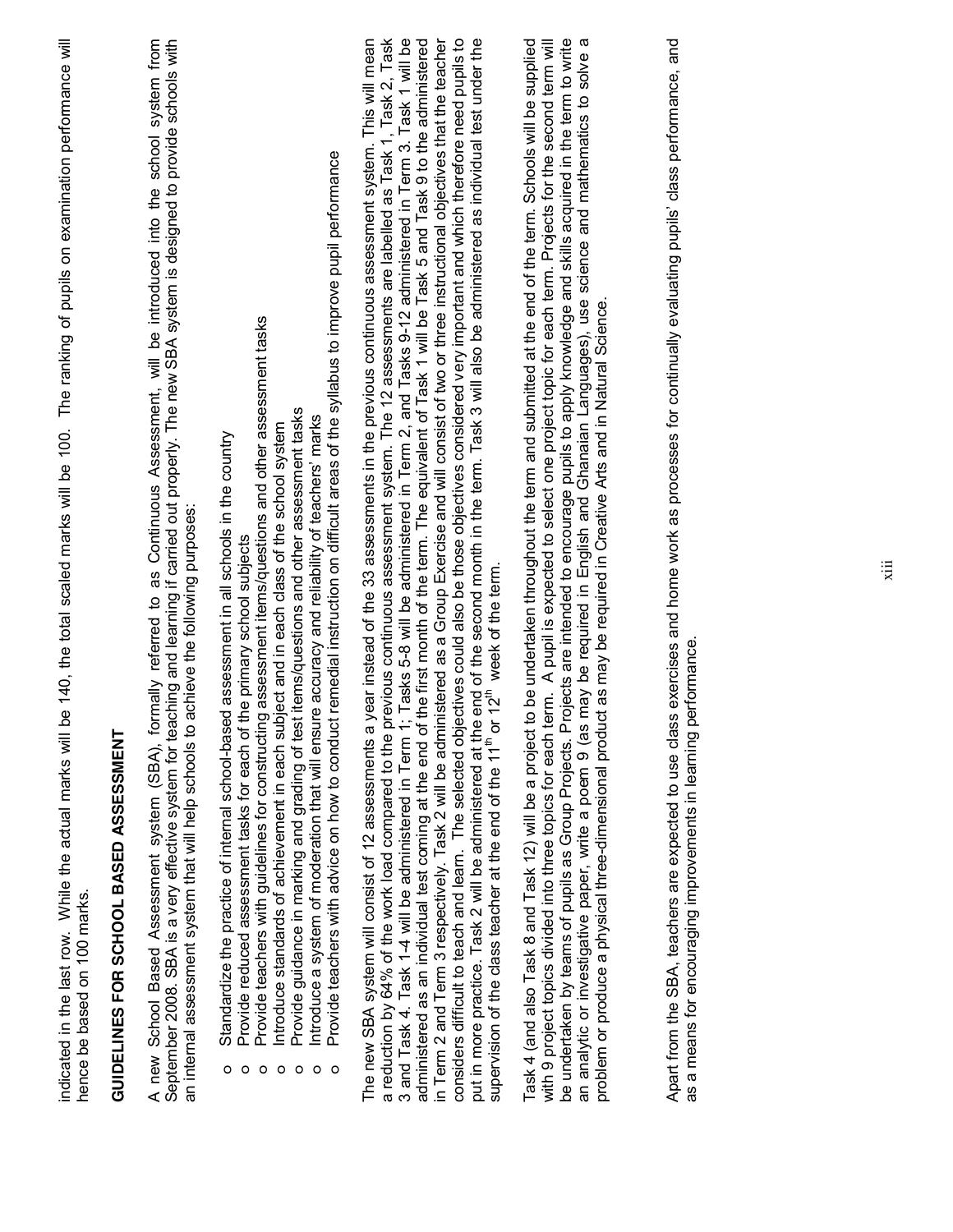indicated in the last row. While the actual marks will be 140, the total scaled marks will be 100. The ranking of pupils on examination performance will hence be based on 100 marks.

## GUIDELINES FOR SCHOOL BASED ASSESSMENT

A new School Based Assessment system (SBA), formally referred to as Continuous Assessment, will be introduced into the school system from September 2008. SBA is a very effective system for teaching and learning if carried out properly. The new SBA system is designed to provide schools with an internal assessment system that will help schools to achieve the following purposes:

- Standardize the practice of internal school-based assessment in all schools in the country
- Provide reduced assessment tasks for each of the primary school subjects
- Provide teachers with guidelines for constructing assessment items/questions and other assessment tasks
- Introduce standards of achievement in each subject and in each class of the school system
- Provide guidance in marking and grading of test items/questions and other assessment tasks
- Introduce a system of moderation that will ensure accuracy and reliability of teachers' marks
- Provide teachers with advice on how to conduct remedial instruction on difficult areas of the syllabus to improve pupil performance

The new SBA system will consist of 12 assessments a year instead of the 33 assessments in the previous continuous assessment system. This will mean a reduction by 64% of the work load compared to the previous continuous assessment system. The 12 assessments are labelled as Task 1, Task 2, Task 3 and Task 4. Task 1-4 will be administered in Term 1; Tasks 5-8 will be administered in Term 2, and Tasks 9-12 administered in Term 3. Task 1 will be administered as an individual test coming at the end of the first month of the term. The equivalent of Task 1 will be Task 5 and Task 9 to the administered in Term 2 and Term 3 respectively. Task 2 will be administered as a Group Exercise and will consist of two or three instructional objectives that the teacher considers difficult to teach and learn. The selected objectives could also be those objectives considered very important and which therefore need pupils to put in more practice. Task 2 will be administered at the end of the second month in the term. Task 3 will also be administered as individual test under the supervision of the class teacher at the end of the 11th or 12th week of the term.

Task 4 (and also Task 8 and Task 12) will be a project to be undertaken throughout the term and submitted at the end of the term. Schools will be supplied with 9 project topics divided into three topics for each term. A pupil is expected to select one project topic for each term. Projects for the second term will be undertaken by teams of pupils as Group Projects. Projects are intended to encourage pupils to apply knowledge and skills acquired in the term to write an analytic or investigative paper, write a poem 9 (as may be required in English and Ghanaian Languages), use science and mathematics to solve a problem or produce a physical three-dimensional product as may be required in Creative Arts and in Natural Science.

Apart from the SBA, teachers are expected to use class exercises and home work as processes for continually evaluating pupils' class performance, and as a means for encouraging improvements in learning performance.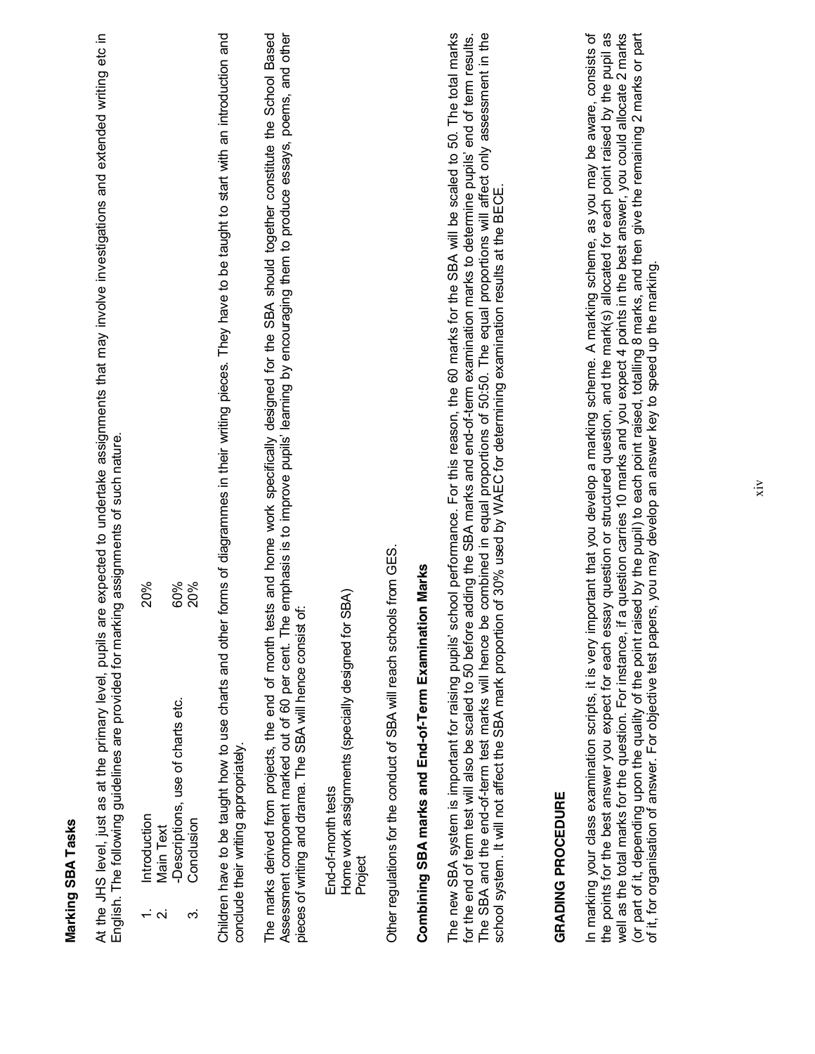## Marking SBA Tasks

At the JHS level, just as at the primary level, pupils are expected to undertake assignments that may involve investigations and extended writing etc in English. The following guidelines are provided for marking assignments of such nature.

| | | |
|---|---|---|
| 1. | Introduction | 20% |
| 2. | Main Text | |
| | -Descriptions, use of charts etc. | 60% |
| 3. | Conclusion | 20% |

Children have to be taught how to use charts and other forms of diagrammes in their writing pieces. They have to be taught to start with an introduction and conclude their writing appropriately.

The marks derived from projects, the end of month tests and home work specifically designed for the SBA should together constitute the School Based Assessment component marked out of 60 per cent. The emphasis is to improve pupils' learning by encouraging them to produce essays, poems, and other pieces of writing and drama. The SBA will hence consist of:

- End-of-month tests
- Home work assignments (specially designed for SBA)
- Project

Other regulations for the conduct of SBA will reach schools from GES.

## Combining SBA marks and End-of-Term Examination Marks

The new SBA system is important for raising pupils' school performance. For this reason, the 60 marks for the SBA will be scaled to 50. The total marks for the end of term test will also be scaled to 50 before adding the SBA marks and end-of-term examination marks to determine pupils' end of term results. The SBA and the end-of-term test marks will hence be combined in equal proportions of 50:50. The equal proportions will affect only assessment in the school system. It will not affect the SBA mark proportion of 30% used by WAEC for determining examination results at the BECE.

## GRADING PROCEDURE

In marking your class examination scripts, it is very important that you develop a marking scheme. A marking scheme, as you may be aware, consists of the points for the best answer you expect for each essay question or structured question, and the mark(s) allocated for each point raised by the pupil as well as the total marks for the question. For instance, if a question carries 10 marks and you expect 4 points in the best answer, you could allocate 2 marks (or part of it, depending upon the quality of the point raised by the pupil) to each point raised, totalling 8 marks, and then give the remaining 2 marks or part of it, for organisation of answer. For objective test papers, you may develop an answer key to speed up the marking.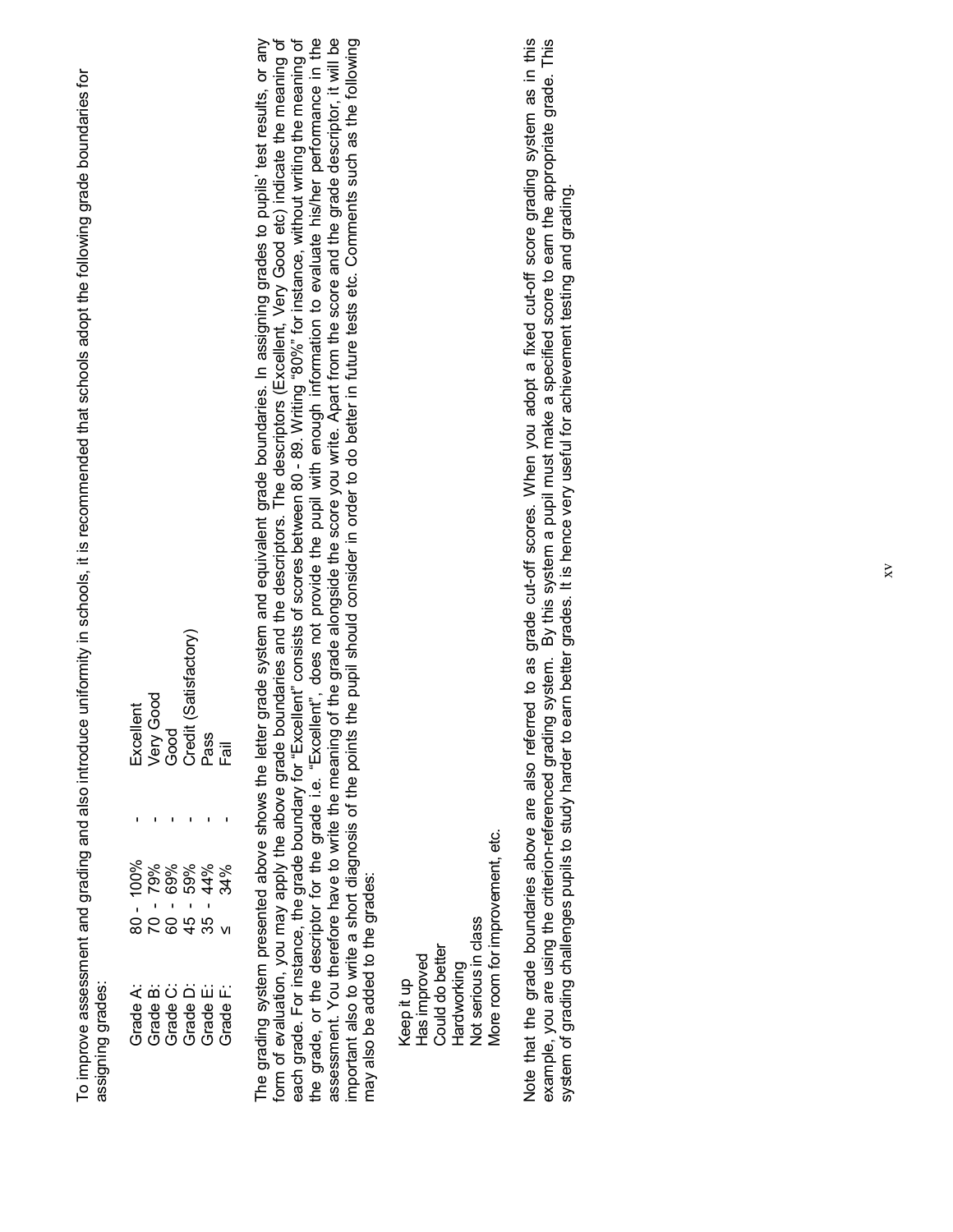To improve assessment and grading and also introduce uniformity in schools, it is recommended that schools adopt the following grade boundaries for assigning grades:

| | | | |
|---|---|---|---|
| Grade A: | 80 - 100% | - | Excellent |
| Grade B: | 70 - 79% | - | Very Good |
| Grade C: | 60 - 69% | - | Good |
| Grade D: | 45 - 59% | - | Credit (Satisfactory) |
| Grade E: | 35 - 44% | - | Pass |
| Grade F: | ≤ 34% | - | Fail |

The grading system presented above shows the letter grade system and equivalent grade boundaries. In assigning grades to pupils' test results, or any form of evaluation, you may apply the above grade boundaries and the descriptors. The descriptors (Excellent, Very Good etc) indicate the meaning of each grade. For instance, the grade boundary for "Excellent" consists of scores between 80 - 89. Writing "80%" for instance, without writing the meaning of the grade, or the descriptor for the grade i.e. "Excellent", does not provide the pupil with enough information to evaluate his/her performance in the assessment. You therefore have to write the meaning of the grade alongside the score you write. Apart from the score and the grade descriptor, it will be important also to write a short diagnosis of the points the pupil should consider in order to do better in future tests etc. Comments such as the following may also be added to the grades:

Keep it up
Has improved
Could do better
Hardworking
Not serious in class
More room for improvement, etc.

Note that the grade boundaries above are also referred to as grade cut-off scores. When you adopt a fixed cut-off score grading system as in this example, you are using the criterion-referenced grading system. By this system a pupil must make a specified score to earn the appropriate grade. This system of grading challenges pupils to study harder to earn better grades. It is hence very useful for achievement testing and grading.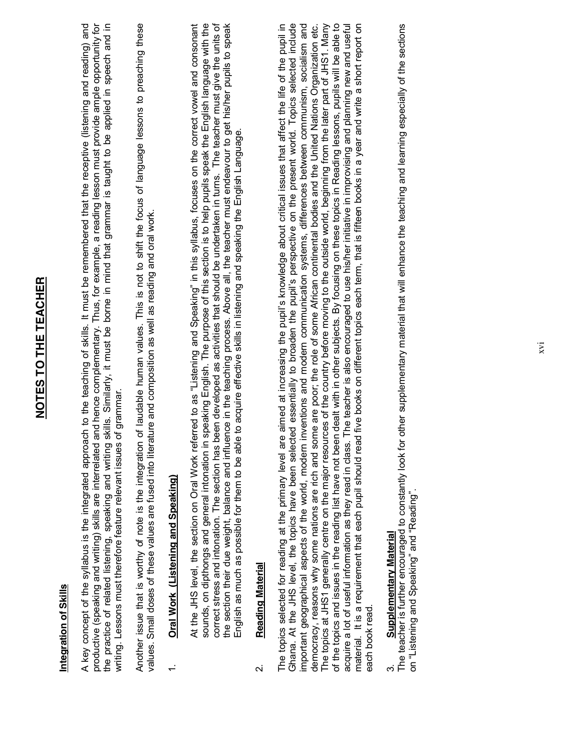# NOTES TO THE TEACHER

## Integration of Skills

A key concept of the syllabus is the integrated approach to the teaching of skills. It must be remembered that the receptive (listening and reading) and productive (speaking and writing) skills are interrelated and hence complementary. Thus, for example, a reading lesson must provide ample opportunity for the practice of related listening, speaking and writing skills. Similarly, it must be borne in mind that grammar is taught to be applied in speech and in writing. Lessons must therefore feature relevant issues of grammar.

Another issue that is worthy of note is the integration of laudable human values. This is not to shift the focus of language lessons to preaching these values. Small doses of these values are fused into literature and composition as well as reading and oral work.

1. **Oral Work (Listening and Speaking)**

At the JHS level, the section on Oral Work referred to as "Listening and Speaking" in this syllabus, focuses on the correct vowel and consonant sounds, on dipthongs and general intonation in speaking English. The purpose of this section is to help pupils speak the English language with the correct stress and intonation. The section has been developed as activities that should be undertaken in turns. The teacher must give the units of the section their due weight, balance and influence in the teaching process. Above all, the teacher must endeavour to get his/her pupils to speak English as much as possible for them to be able to acquire effective skills in listening and speaking the English Language.

2. **Reading Material**

The topics selected for reading at the primary level are aimed at increasing the pupil's knowledge about critical issues that affect the life of the pupil in Ghana. At the JHS level, the topics have been selected essentially to broaden the pupil's perspective on the present world. Topics selected include important geographical aspects of the world, modern inventions and modern communication systems, differences between communism, socialism and democracy, reasons why some nations are rich and some are poor; the role of some African continental bodies and the United Nations Organization etc. The topics at JHS1 generally centre on the major resources of the country before moving to the outside world, beginning from the later part of JHS1. Many of the topics and issues in the reading list have not been dealt with in other subjects. By focusing on these topics in Reading lessons, pupils will be able to acquire a lot of useful information as they read in class. The teacher is also encouraged to use his/her initiative in improvising and planning new and useful material. It is a requirement that each pupil should read five books on different topics each term, that is fifteen books in a year and write a short report on each book read.

3. **Supplementary Material**

The teacher is further encouraged to constantly look for other supplementary material that will enhance the teaching and learning especially of the sections on "Listening and Speaking" and "Reading".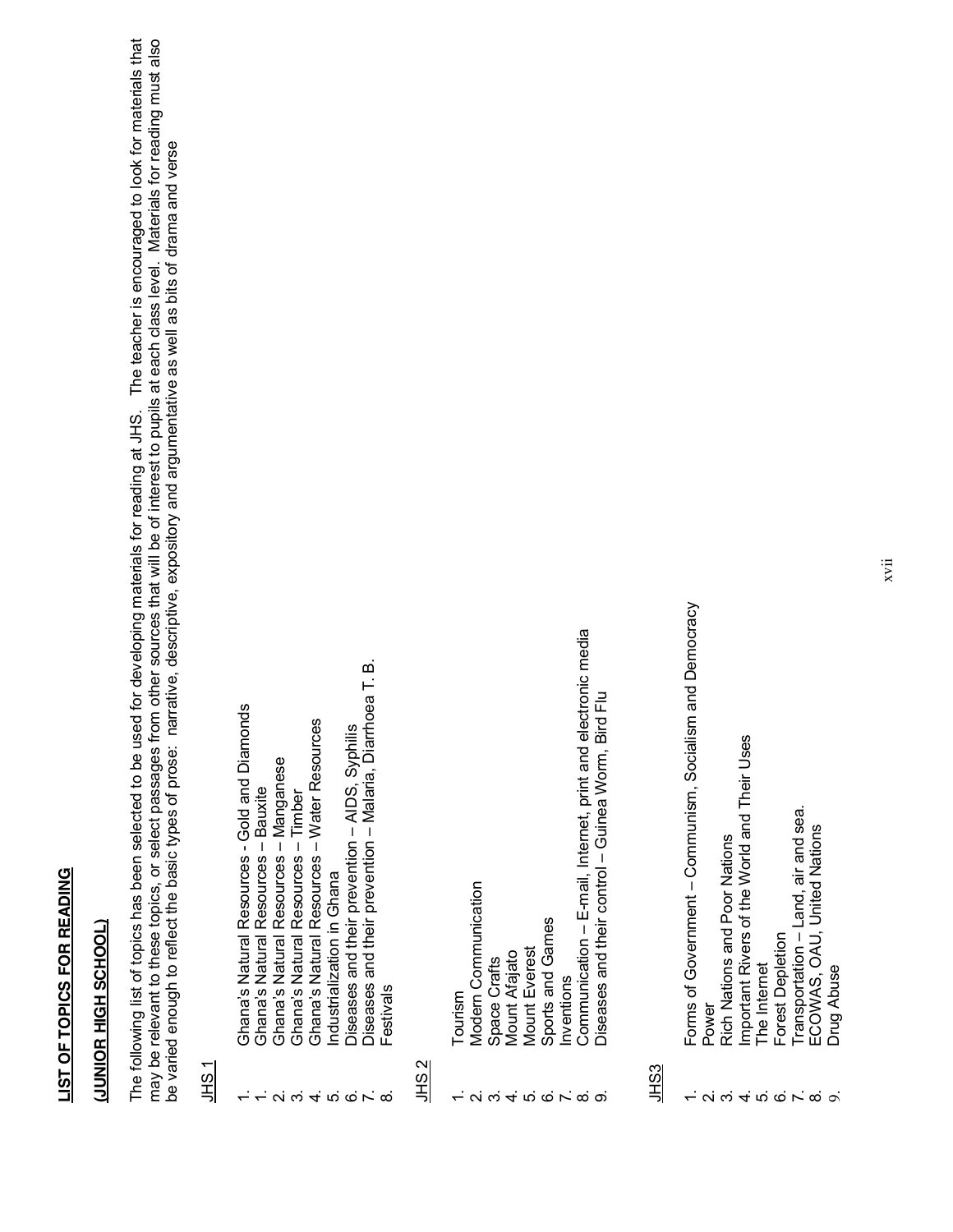# LIST OF TOPICS FOR READING

## (JUNIOR HIGH SCHOOL)

The following list of topics has been selected to be used for developing materials for reading at JHS. The teacher is encouraged to look for materials that may be relevant to these topics, or select passages from other sources that will be of interest to pupils at each class level. Materials for reading must also be varied enough to reflect the basic types of prose: narrative, descriptive, expository and argumentative as well as bits of drama and verse

### JHS 1

1. Ghana's Natural Resources - Gold and Diamonds
1. Ghana's Natural Resources – Bauxite
2. Ghana's Natural Resources – Manganese
3. Ghana's Natural Resources – Timber
4. Ghana's Natural Resources – Water Resources
5. Industrialization in Ghana
6. Diseases and their prevention – AIDS, Syphilis
7. Diseases and their prevention – Malaria, Diarrhoea T. B.
8. Festivals

### JHS 2

1. Tourism
2. Modern Communication
3. Space Crafts
4. Mount Afajato
5. Mount Everest
6. Sports and Games
7. Inventions
8. Communication – E-mail, Internet, print and electronic media
9. Diseases and their control – Guinea Worm, Bird Flu

### JHS3

1. Forms of Government – Communism, Socialism and Democracy
2. Power
3. Rich Nations and Poor Nations
4. Important Rivers of the World and Their Uses
5. The Internet
6. Forest Depletion
7. Transportation – Land, air and sea.
8. ECOWAS, OAU, United Nations
9. Drug Abuse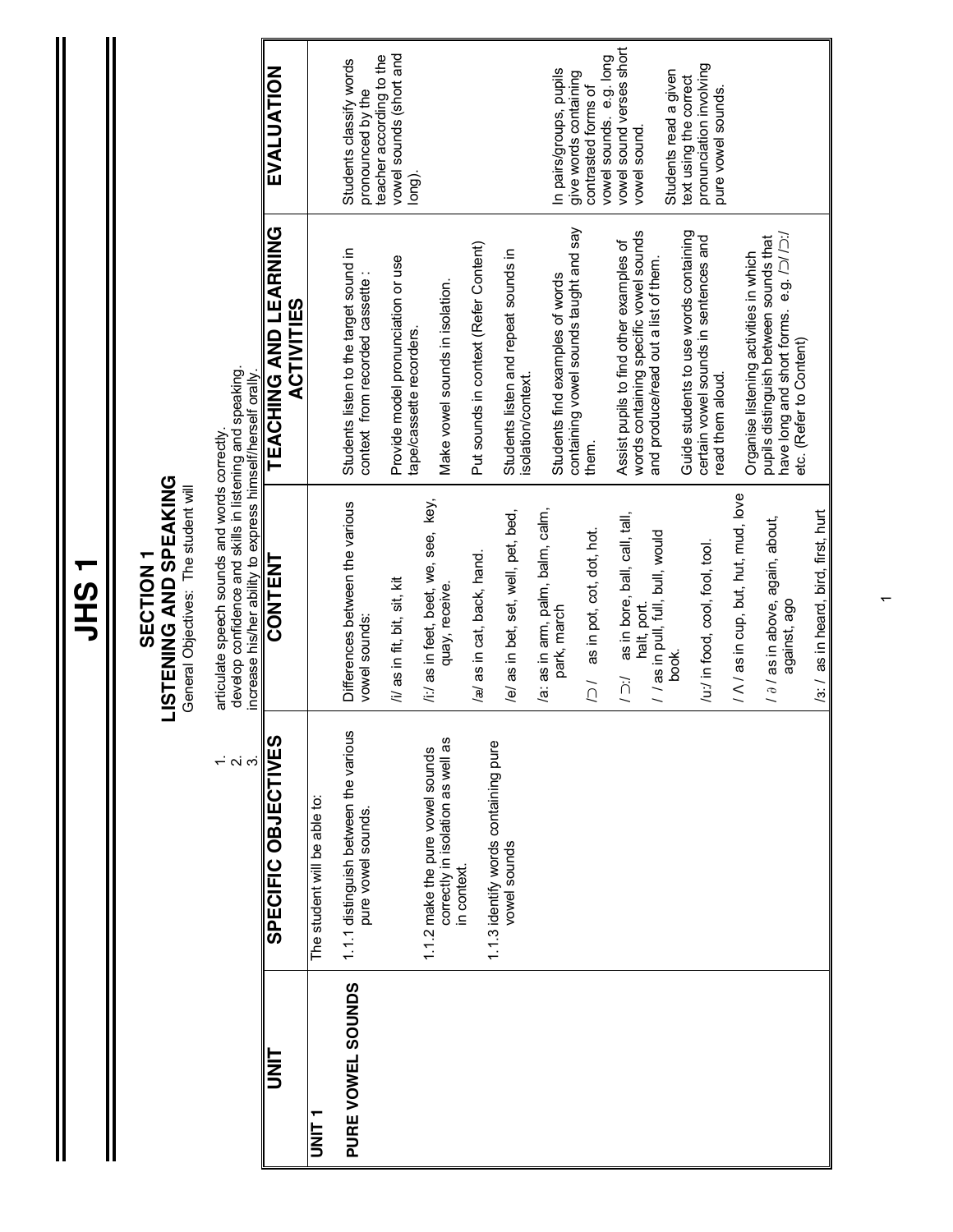# JHS 1

## SECTION 1
## LISTENING AND SPEAKING

General Objectives: The student will

1. articulate speech sounds and words correctly.
2. develop confidence and skills in listening and speaking.
3. increase his/her ability to express himself/herself orally.

| UNIT | SPECIFIC OBJECTIVES | CONTENT | TEACHING AND LEARNING ACTIVITIES | EVALUATION |
|---|---|---|---|---|
| **UNIT 1**<br><br>**PURE VOWEL SOUNDS** | The student will be able to:<br><br>1.1.1 distinguish between the various pure vowel sounds.<br><br>1.1.2 make the pure vowel sounds correctly in isolation as well as in context.<br><br>1.1.3 identify words containing pure vowel sounds | Differences between the various vowel sounds:<br><br>/i/ as in fit, bit, sit, kit<br><br>/i:/ as in feet, beet, we, see, key, quay, receive.<br><br>/æ/ as in cat, back, hand.<br><br>/e/ as in bet, set, well, pet, bed,<br><br>/a: as in arm, palm, balm, calm, park, march<br><br>/ɒ/ as in pot, cot, dot, hot.<br><br>/ɔ:/ as in bore, ball, call, tall, halt, port.<br><br>/ / as in pull, full, bull, would book.<br><br>/u:/ in food, cool, fool, tool.<br><br>/ʌ/ as in cup, but, hut, mud, love<br><br>/ə/ as in above, again, about, against, ago<br><br>/ɜ:/ as in heard, bird, first, hurt | Students listen to the target sound in context from recorded cassette :<br><br>Provide model pronunciation or use tape/cassette recorders.<br><br>Make vowel sounds in isolation.<br><br>Put sounds in context (Refer Content)<br><br>Students listen and repeat sounds in isolation/context.<br><br>Students find examples of words containing vowel sounds taught and say them.<br><br>Assist pupils to find other examples of words containing specific vowel sounds and produce/read out a list of them.<br><br>Guide students to use words containing certain vowel sounds in sentences and read them aloud.<br><br>Organise listening activities in which pupils distinguish between sounds that have long and short forms. e.g. /ɒ/ /ɔ:/ etc. (Refer to Content) | Students classify words pronounced by the teacher according to the vowel sounds (short and long).<br><br>In pairs/groups, pupils give words containing contrasted forms of vowel sounds. e.g. long vowel sound verses short vowel sound.<br><br>Students read a given text using the correct pronunciation involving pure vowel sounds. |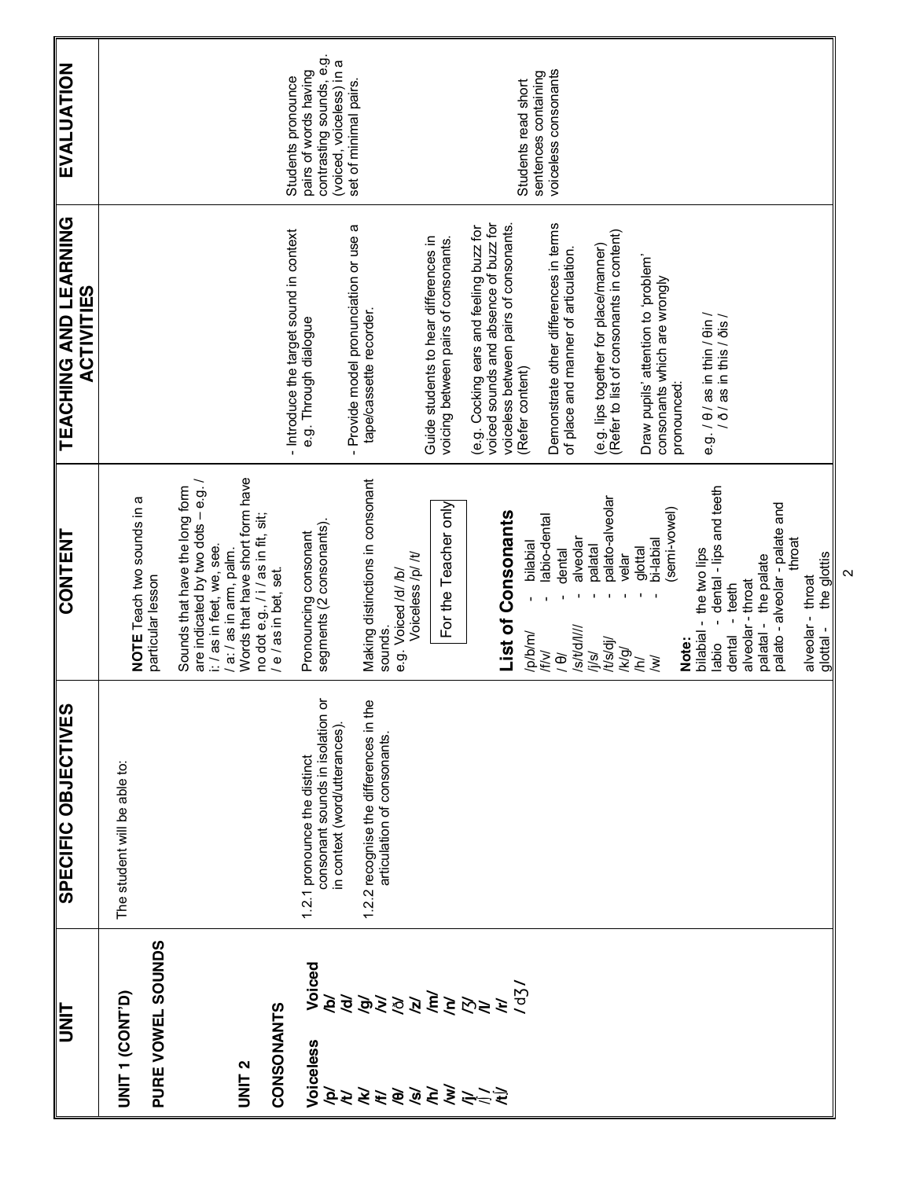| UNIT | SPECIFIC OBJECTIVES | CONTENT | TEACHING AND LEARNING ACTIVITIES | EVALUATION |
|---|---|---|---|---|
| **UNIT 1 (CONT'D)**<br><br>**PURE VOWEL SOUNDS** | The student will be able to: | **NOTE** Teach two sounds in a particular lesson<br><br>Sounds that have the long form are indicated by two dots – e.g. / i: / as in feet, we, see.<br>/ a: / as in arm, palm.<br>Words that have short form have no dot e.g., / i / as in fit, sit; / e / as in bet, set. | | |
| **UNIT 2**<br><br>**CONSONANTS**<br><br>**Voiceless** / **Voiced**<br>/p/ /b/<br>/t/ /d/<br>/k/ /g/<br>/f/ /v/<br>/θ/ /ð/<br>/s/ /z/<br>/h/ /m/<br>/w/ /n/<br>/ʃ/ /ʒ/<br>/j/ /l/<br>/tʃ/ /r/<br>/dʒ/ | 1.2.1 pronounce the distinct consonant sounds in isolation or in context (word/utterances).<br><br>1.2.2 recognise the differences in the articulation of consonants. | Pronouncing consonant segments (2 consonants).<br><br>Making distinctions in consonant sounds.<br>e.g. Voiced /d/ /b/<br>Voiceless /p/ /t/<br><br>For the Teacher only<br><br>**List of Consonants**<br>/p/b/m/ - bilabial<br>/f/v/ - labio-dental<br>/ θ/ - dental<br>/s/t/d/l/ - alveolar<br>/j/s/ - palatal<br>/t/s/dj/ - palato-alveolar<br>/k/g/ - velar<br>/h/ - glottal<br>/w/ - bi-labial (semi-vowel)<br><br>**Note:**<br>bilabial - the two lips<br>labio - dental - lips and teeth<br>dental - teeth<br>alveolar - throat<br>palatal - the palate<br>palato - alveolar - palate and throat<br>alveolar - throat<br>glottal - the glottis | - Introduce the target sound in context e.g. Through dialogue<br><br>- Provide model pronunciation or use a tape/cassette recorder.<br><br>Guide students to hear differences in voicing between pairs of consonants.<br><br>(e.g. Cocking ears and feeling buzz for voiced sounds and absence of buzz for voiceless between pairs of consonants. (Refer content)<br><br>Demonstrate other differences in terms of place and manner of articulation.<br><br>(e.g. lips together for place/manner) (Refer to list of consonants in content)<br><br>Draw pupils' attention to 'problem' consonants which are wrongly pronounced:<br><br>e.g. / θ/ as in thin / θin /<br>/ ð/ as in this / ðis / | Students pronounce pairs of words having contrasting sounds, e.g. (voiced, voiceless) in a set of minimal pairs.<br><br>Students read short sentences containing voiceless consonants |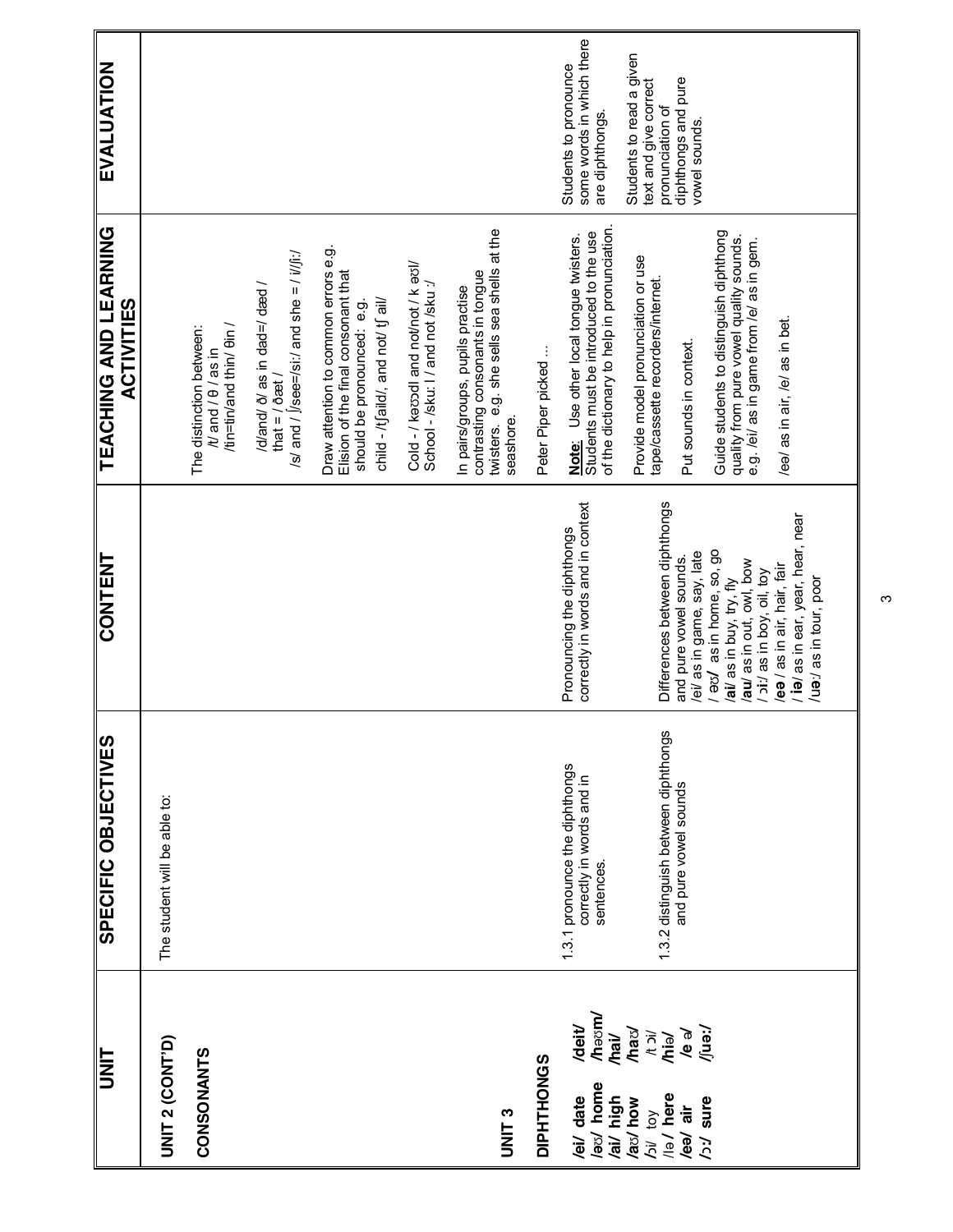| UNIT | SPECIFIC OBJECTIVES | CONTENT | TEACHING AND LEARNING ACTIVITIES | EVALUATION |
|---|---|---|---|---|
| **UNIT 2 (CONT'D)**<br><br>**CONSONANTS** | The student will be able to: | | The distinction between:<br>/t/ and / θ / as in<br>/tin=tin/and thin/ θin /<br><br>/d/and/ ð/ as in dad=/ dæd /<br>that = / ðæt /<br>/s/ and / ʃsee=/si:/ and she = / i/ʃi:/<br><br>Draw attention to common errors e.g. Elision of the final consonant that should be pronounced: e.g.<br>child - /tʃaild/, and not/ tʃ ail/<br><br>Cold - / kəʊdl and not/not / k əʊl/<br>School - /sku: l / and not /sku :/<br><br>In pairs/groups, pupils practise contrasting consonants in tongue twisters. e.g. she sells sea shells at the seashore.<br><br>Peter Piper picked ... | |
| **UNIT 3**<br><br>**DIPHTHONGS**<br><br>**/ei/ date /deit/**<br>**/əʊ/ home /həʊm/**<br>**/ai/ high /hai/**<br>**/aʊ/ how /haʊ/**<br>/ɔi/ toy /t ɔi/<br>/iə / **here /hiə/**<br>**/eə/ air /e ə/**<br>**/ɔ:/ sure /ʃuə:/** | 1.3.1 pronounce the diphthongs correctly in words and in sentences.<br><br>1.3.2 distinguish between diphthongs and pure vowel sounds | Pronouncing the diphthongs correctly in words and in context<br><br>Differences between diphthongs and pure vowel sounds.<br>/ei/ as in game, say, late<br>/ **əʊ/** as in home, so, go<br>**/ai/** as in buy, try, fly<br>**/au/** as in out, owl, bow<br>/ **ɔi:/** as in boy, oil, toy<br>**/eə** / as in air, hair, fair<br>/ **iə/** as in ear, year, hear, near<br>/**uə:**/ as in tour, poor | **Note**: Use other local tongue twisters. Students must be introduced to the use of the dictionary to help in pronunciation.<br><br>Provide model pronunciation or use tape/cassette recorders/internet.<br><br>Put sounds in context.<br><br>Guide students to distinguish diphthong quality from pure vowel quality sounds. e.g. /ei/ as in game from /e/ as in gem.<br><br>/eə/ as in air, /e/ as in bet. | Students to pronounce some words in which there are diphthongs.<br><br>Students to read a given text and give correct pronunciation of diphthongs and pure vowel sounds. |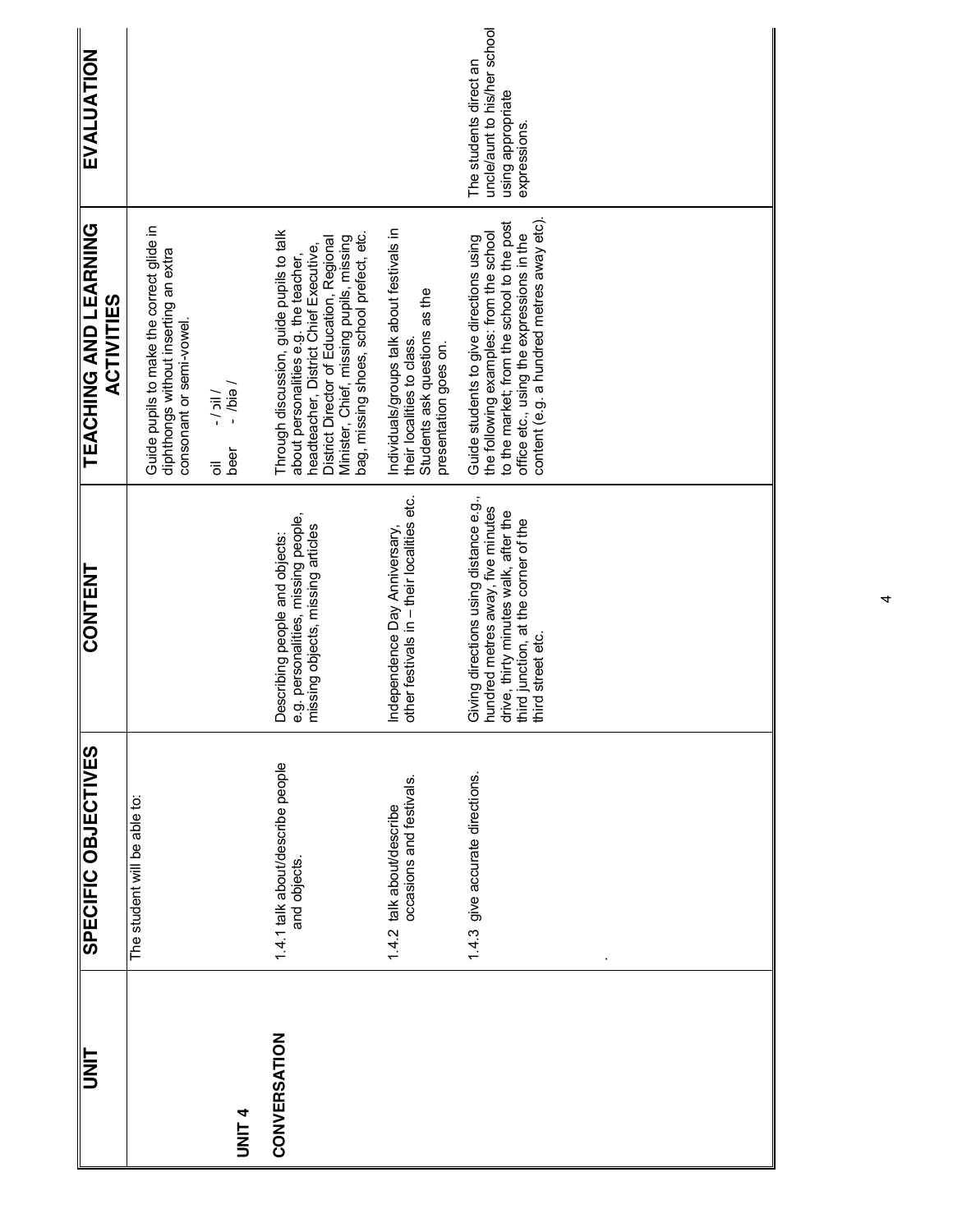| UNIT | SPECIFIC OBJECTIVES | CONTENT | TEACHING AND LEARNING ACTIVITIES | EVALUATION |
|---|---|---|---|---|
| | The student will be able to: | | Guide pupils to make the correct glide in diphthongs without inserting an extra consonant or semi-vowel.<br><br>oil - /ɔil /<br>beer - /biə / | |
| **UNIT 4**<br><br>**CONVERSATION** | 1.4.1 talk about/describe people and objects. | Describing people and objects: e.g. personalities, missing people, missing objects, missing articles | Through discussion, guide pupils to talk about personalities e.g. the teacher, headteacher, District Chief Executive, District Director of Education, Regional Minister, Chief, missing pupils, missing bag, missing shoes, school prefect, etc. | |
| | 1.4.2 talk about/describe occasions and festivals. | Independence Day Anniversary, other festivals in – their localities etc. | Individuals/groups talk about festivals in their localities to class.<br>Students ask questions as the presentation goes on. | |
| | 1.4.3 give accurate directions. | Giving directions using distance e.g., hundred metres away, five minutes drive, thirty minutes walk, after the third junction, at the corner of the third street etc. | Guide students to give directions using the following examples: from the school to the market; from the school to the post office etc., using the expressions in the content (e.g. a hundred metres away etc). | The students direct an uncle/aunt to his/her school using appropriate expressions. |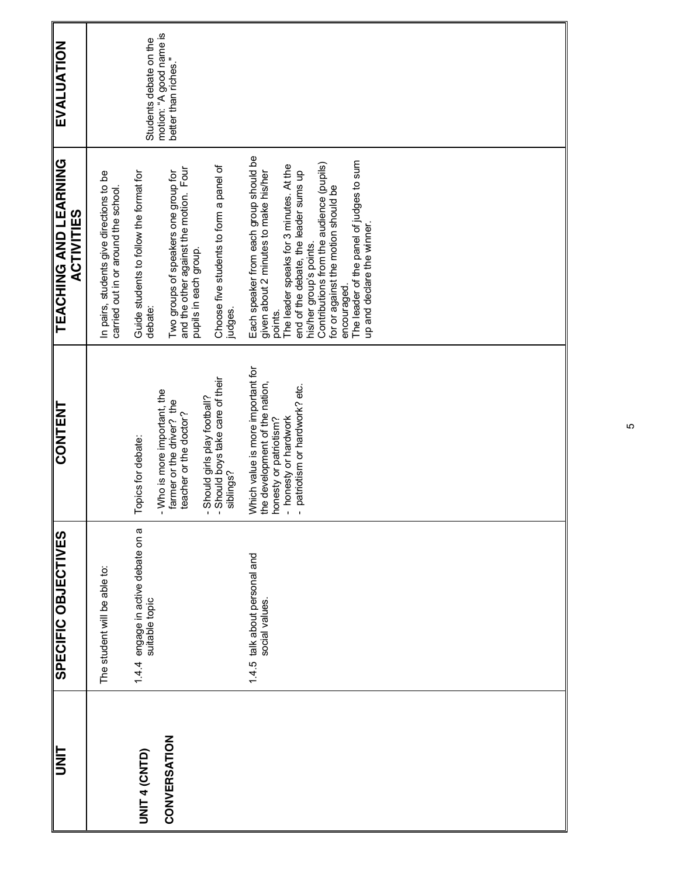| UNIT | SPECIFIC OBJECTIVES | CONTENT | TEACHING AND LEARNING ACTIVITIES | EVALUATION |
|---|---|---|---|---|
| **UNIT 4 (CNTD)**<br><br>**CONVERSATION** | The student will be able to:<br><br>1.4.4 engage in active debate on a suitable topic<br><br>1.4.5 talk about personal and social values. | Topics for debate:<br><br>- Who is more important, the farmer or the driver? the teacher or the doctor?<br><br>- Should girls play football?<br>- Should boys take care of their siblings?<br><br>Which value is more important for the development of the nation, honesty or patriotism?<br>- honesty or hardwork<br>- patriotism or hardwork? etc. | In pairs, students give directions to be carried out in or around the school.<br><br>Guide students to follow the format for debate:<br><br>Two groups of speakers one group for and the other against the motion. Four pupils in each group.<br><br>Choose five students to form a panel of judges.<br><br>Each speaker from each group should be given about 2 minutes to make his/her points.<br>The leader speaks for 3 minutes. At the end of the debate, the leader sums up his/her group's points.<br>Contributions from the audience (pupils) for or against the motion should be encouraged.<br>The leader of the panel of judges to sum up and declare the winner. | Students debate on the motion: "A good name is better than riches." |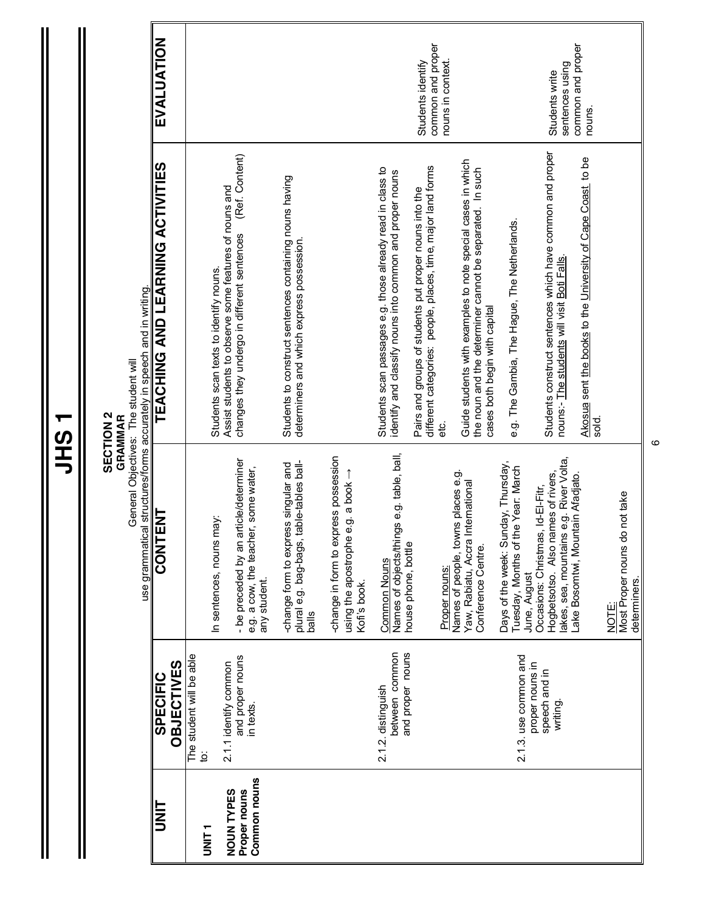# JHS 1

## SECTION 2
### GRAMMAR

General Objectives: The student will
use grammatical structures/forms accurately in speech and in writing.

| UNIT | SPECIFIC OBJECTIVES | CONTENT | TEACHING AND LEARNING ACTIVITIES | EVALUATION |
|---|---|---|---|---|
| **UNIT 1**<br><br>**NOUN TYPES Proper nouns Common nouns** | The student will be able to:<br><br>2.1.1 identify common and proper nouns in texts. | In sentences, nouns may:<br><br>- be preceded by an article/determiner e.g. a cow, the teacher, some water, any student.<br><br>-change form to express singular and plural e.g. bag-bags, table-tables ball-balls<br><br>-change in form to express possession using the apostrophe e.g. a book → Kofi's book. | Students scan texts to identify nouns.<br>Assist students to observe some features of nouns and changes they undergo in different sentences (Ref. Content)<br><br>Students to construct sentences containing nouns having determiners and which express possession. | |
| | 2.1.2. distinguish between common and proper nouns | <u>Common Nouns</u><br>Names of objects/things e.g. table, ball, house phone, bottle<br><br><u>Proper nouns:</u><br>Names of people, towns places e.g. Yaw, Rabiatu, Accra International Conference Centre.<br><br>Days of the week: Sunday, Thursday, Tuesday, Months of the Year: March June, August<br>Occasions: Christmas, Id-El-Fitr, Hogbetsotso. Also names of rivers, lakes, sea, mountains e.g. River Volta, Lake Bosomtwi, Mountain Afadjato. | Students scan passages e.g. those already read in class to identify and classify nouns into common and proper nouns<br><br>Pairs and groups of students put proper nouns into the different categories: people, places, time, major land forms etc.<br><br>Guide students with examples to note special cases in which the noun and the determiner cannot be separated. In such cases both begin with capital<br><br>e.g. The Gambia, The Hague, The Netherlands. | Students identify common and proper nouns in context. |
| | 2.1.3. use common and proper nouns in speech and in writing. | <u>NOTE:</u><br>Most Proper nouns do not take determiners. | Students construct sentences which have common and proper nouns:- <u>The students</u> will visit <u>Boti Falls</u>.<br><br><u>Akosua</u> sent <u>the books</u> to the <u>University of Cape Coast</u> to be sold. | Students write sentences using common and proper nouns. |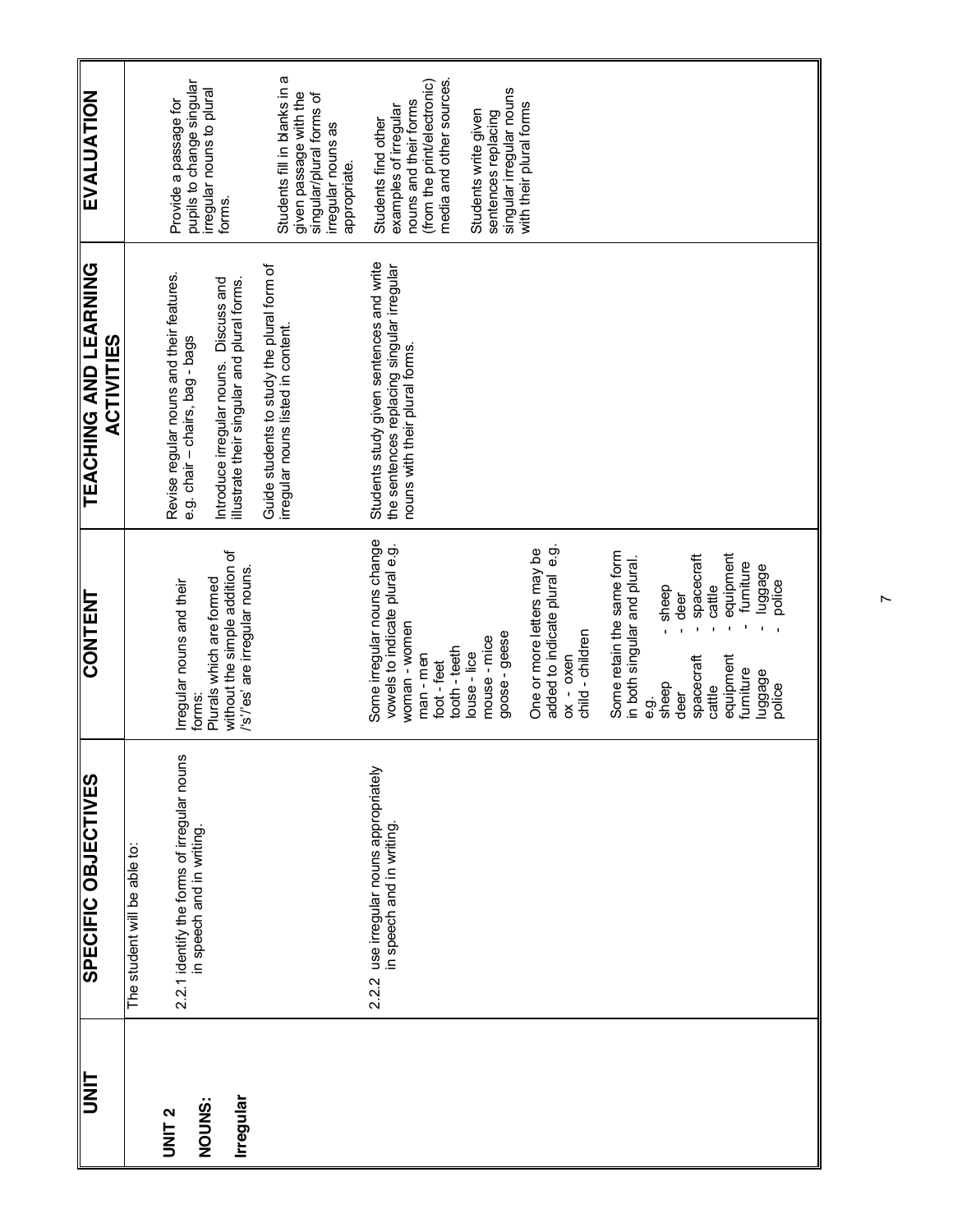| UNIT | SPECIFIC OBJECTIVES | CONTENT | TEACHING AND LEARNING ACTIVITIES | EVALUATION |
|---|---|---|---|---|
| **UNIT 2**<br>**NOUNS:**<br>**Irregular** | The student will be able to:<br><br>2.2.1 identify the forms of irregular nouns in speech and in writing. | Irregular nouns and their forms:<br>Plurals which are formed without the simple addition of /'s'/'es' are irregular nouns. | Revise regular nouns and their features.<br>e.g. chair – chairs, bag - bags<br><br>Introduce irregular nouns. Discuss and illustrate their singular and plural forms.<br><br>Guide students to study the plural form of irregular nouns listed in content. | Provide a passage for pupils to change singular irregular nouns to plural forms.<br><br>Students fill in blanks in a given passage with the singular/plural forms of irregular nouns as appropriate. |
| | 2.2.2 use irregular nouns appropriately in speech and in writing. | Some irregular nouns change vowels to indicate plural e.g.<br>woman - women<br>man - men<br>foot - feet<br>tooth - teeth<br>louse - lice<br>mouse - mice<br>goose - geese<br><br>One or more letters may be added to indicate plural e.g.<br>ox - oxen<br>child - children<br><br>Some retain the same form in both singular and plural.<br>e.g.<br>sheep - sheep<br>deer - deer<br>spacecraft - spacecraft<br>cattle - cattle<br>equipment - equipment<br>furniture - furniture<br>luggage - luggage<br>police - police | Students study given sentences and write the sentences replacing singular irregular nouns with their plural forms. | Students find other examples of irregular nouns and their forms (from the print/electronic) media and other sources.<br><br>Students write given sentences replacing singular irregular nouns with their plural forms |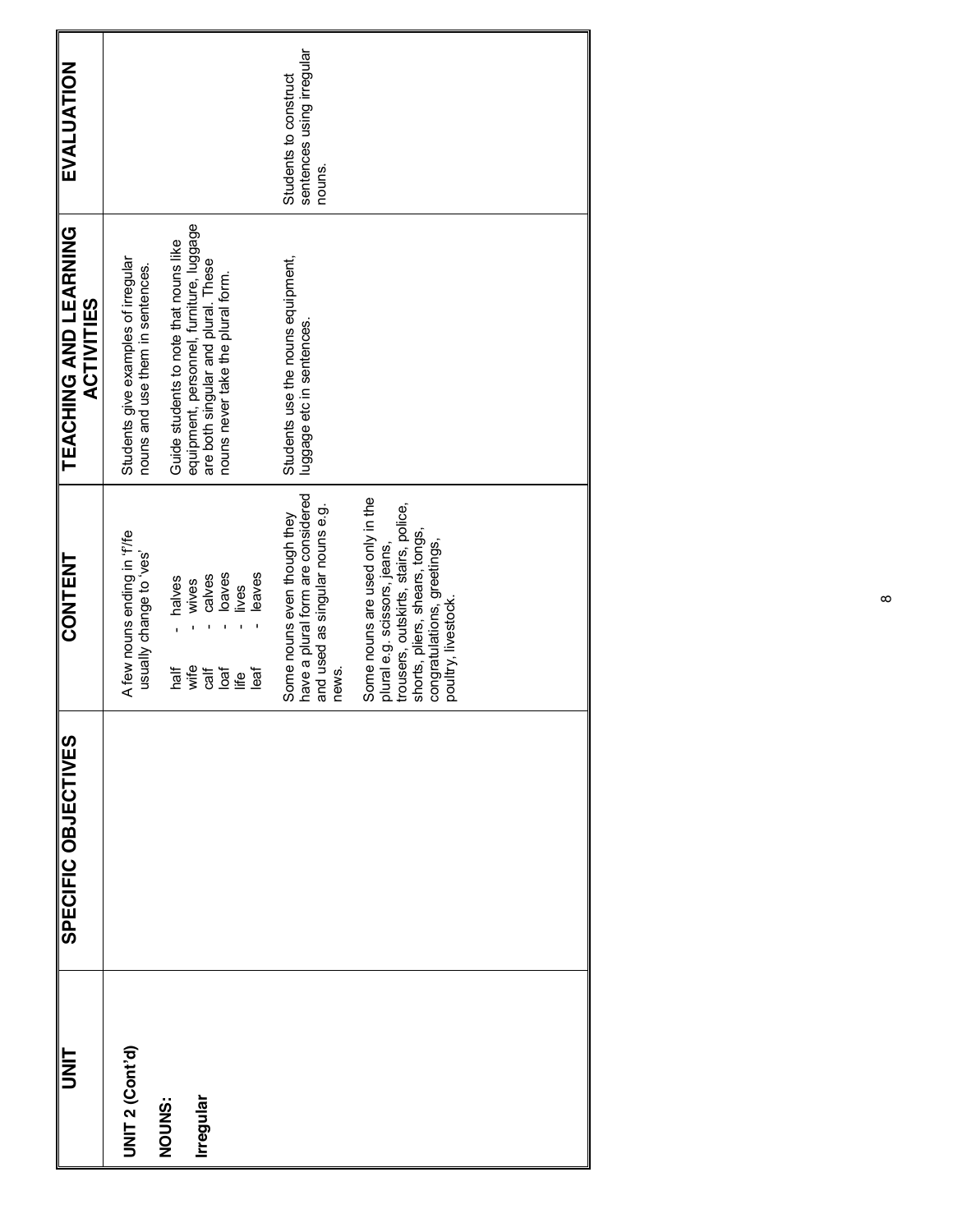| UNIT | SPECIFIC OBJECTIVES | CONTENT | TEACHING AND LEARNING ACTIVITIES | EVALUATION |
| --- | --- | --- | --- | --- |
| **UNIT 2 (Cont'd)**<br><br>**NOUNS:**<br><br>**Irregular** | | A few nouns ending in 'f'/fe usually change to 'ves'<br><br>half - halves<br>wife - wives<br>calf - calves<br>loaf - loaves<br>life - lives<br>leaf - leaves | Students give examples of irregular nouns and use them in sentences.<br><br>Guide students to note that nouns like equipment, personnel, furniture, luggage are both singular and plural. These nouns never take the plural form. | |
| | | Some nouns even though they have a plural form are considered and used as singular nouns e.g. news.<br><br>Some nouns are used only in the plural e.g. scissors, jeans, trousers, outskirts, stairs, police, shorts, pliers, shears, tongs, congratulations, greetings, poultry, livestock. | Students use the nouns equipment, luggage etc in sentences. | Students to construct sentences using irregular nouns. |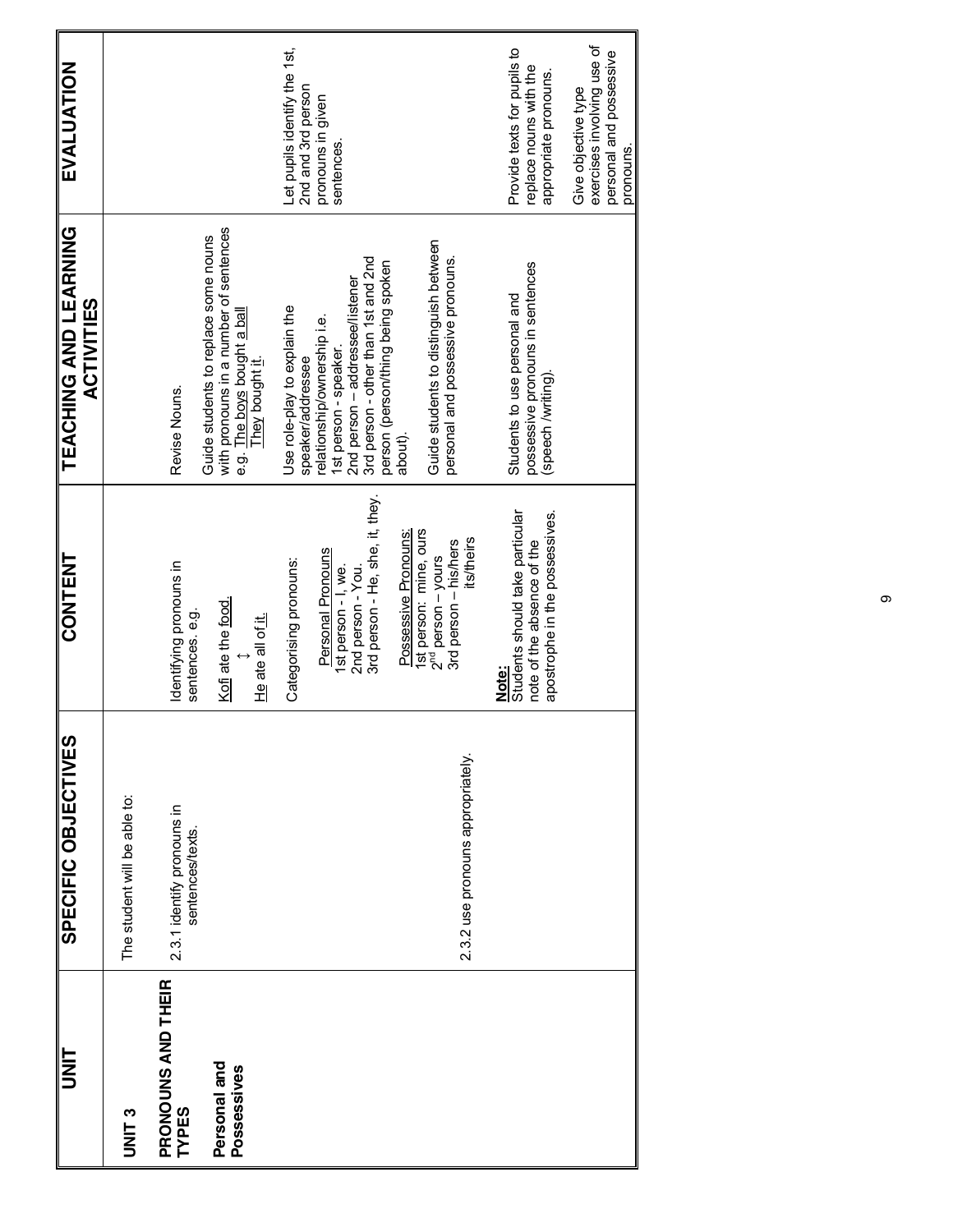| UNIT | SPECIFIC OBJECTIVES | CONTENT | TEACHING AND LEARNING ACTIVITIES | EVALUATION |
|---|---|---|---|---|
| **UNIT 3**<br><br>**PRONOUNS AND THEIR TYPES**<br><br>**Personal and Possessives** | The student will be able to:<br><br>2.3.1 identify pronouns in sentences/texts.<br><br><br><br><br><br><br><br><br>2.3.2 use pronouns appropriately. | Identifying pronouns in sentences. e.g.<br><br><u>Kofi</u> ate the <u>food</u>.<br>↕<br><u>He</u> ate all of <u>it</u>.<br><br>Categorising pronouns:<br><br><u>Personal Pronouns</u><br>1st person - I, we.<br>2nd person - You.<br>3rd person - He, she, it, they.<br><br><u>Possessive Pronouns:</u><br>1st person: mine, ours<br>2nd person – yours<br>3rd person – his/hers<br>its/theirs<br><br>**Note:**<br>Students should take particular note of the absence of the apostrophe in the possessives. | Revise Nouns.<br><br>Guide students to replace some nouns with pronouns in a number of sentences e.g. <u>The boys</u> bought <u>a ball</u><br><u>They</u> bought <u>it</u>.<br><br>Use role-play to explain the speaker/addressee relationship/ownership i.e.<br>1st person - speaker.<br>2nd person – addressee/listener<br>3rd person - other than 1st and 2nd person (person/thing being spoken about).<br><br>Guide students to distinguish between personal and possessive pronouns.<br><br>Students to use personal and possessive pronouns in sentences (speech /writing). | <br><br><br><br><br><br>Let pupils identify the 1st, 2nd and 3rd person pronouns in given sentences.<br><br><br><br><br><br><br>Provide texts for pupils to replace nouns with the appropriate pronouns.<br><br>Give objective type exercises involving use of personal and possessive pronouns. |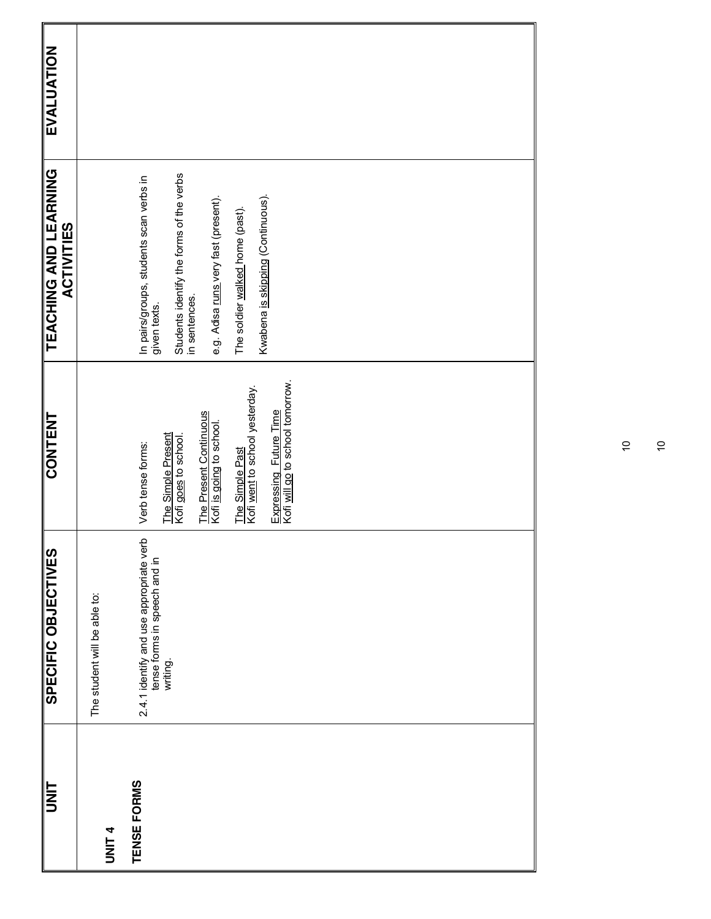| UNIT | SPECIFIC OBJECTIVES | CONTENT | TEACHING AND LEARNING ACTIVITIES | EVALUATION |
|---|---|---|---|---|
| **UNIT 4**<br><br>**TENSE FORMS** | The student will be able to:<br><br>2.4.1 identify and use appropriate verb tense forms in speech and in writing. | Verb tense forms:<br><br><u>The Simple Present</u><br>Kofi <u>goes</u> to school.<br><br><u>The Present Continuous</u><br>Kofi <u>is going</u> to school.<br><br><u>The Simple Past</u><br>Kofi <u>went</u> to school yesterday.<br><br><u>Expressing Future Time</u><br>Kofi <u>will go</u> to school tomorrow. | In pairs/groups, students scan verbs in given texts.<br><br>Students identify the forms of the verbs in sentences.<br><br>e.g. Adisa <u>runs</u> very fast (present).<br><br>The soldier <u>walked</u> home (past).<br><br>Kwabena <u>is skipping</u> (Continuous). | |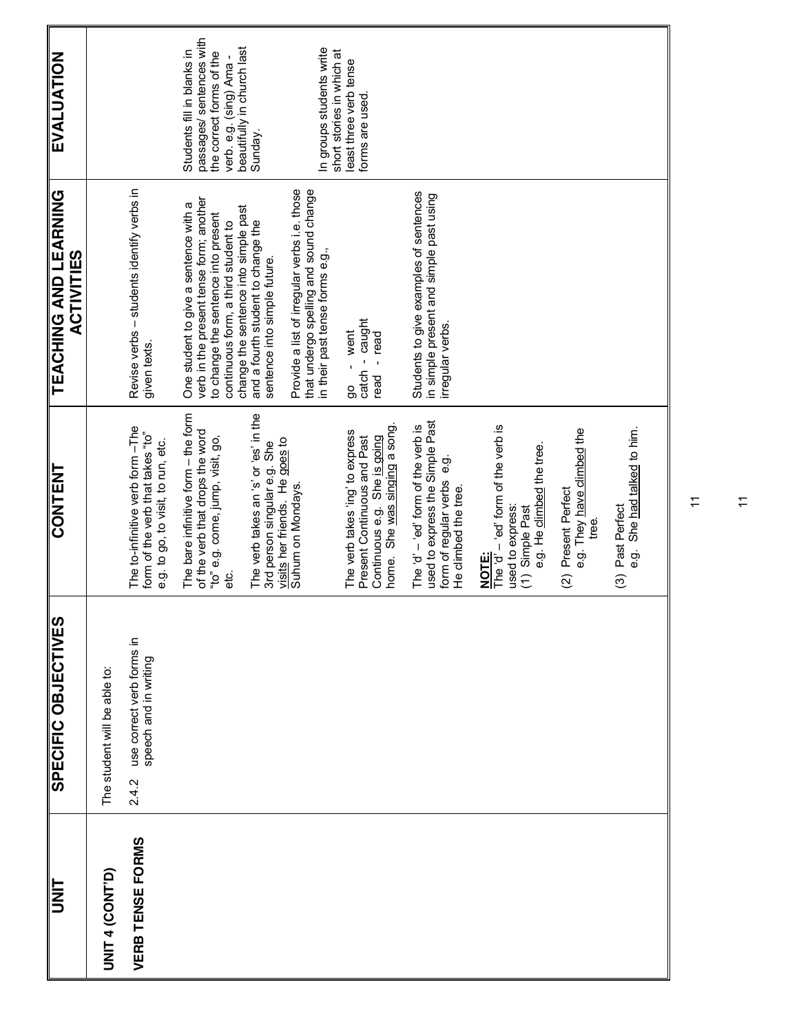| UNIT | SPECIFIC OBJECTIVES | CONTENT | TEACHING AND LEARNING ACTIVITIES | EVALUATION |
|---|---|---|---|---|
| **UNIT 4 (CONT'D)**<br><br>**VERB TENSE FORMS** | The student will be able to:<br><br>2.4.2 use correct verb forms in speech and in writing | The to-infinitive verb form –The form of the verb that takes "to" e.g. to go, to visit, to run, etc.<br><br>The bare infinitive form – the form of the verb that drops the word "to" e.g. come, jump, visit, go, etc.<br><br>The verb takes an 's' or 'es' in the 3rd person singular e.g. She visits her friends. He goes to Suhum on Mondays.<br><br>The verb takes 'ing' to express Present Continuous and Past Continuous e.g. She is going home. She was singing a song.<br><br>The 'd' – 'ed' form of the verb is used to express the Simple Past form of regular verbs e.g. He climbed the tree.<br><br>**NOTE:**<br>The 'd' – 'ed' form of the verb is used to express:<br>(1) Simple Past<br>e.g. He climbed the tree.<br><br>(2) Present Perfect<br>e.g. They have climbed the tree.<br><br>(3) Past Perfect<br>e.g. She had talked to him. | Revise verbs – students identify verbs in given texts.<br><br>One student to give a sentence with a verb in the present tense form; another to change the sentence into present continuous form, a third student to change the sentence into simple past and a fourth student to change the sentence into simple future.<br><br>Provide a list of irregular verbs i.e. those that undergo spelling and sound change in their past tense forms e.g.,<br><br>go - went<br>catch - caught<br>read - read<br><br>Students to give examples of sentences in simple present and simple past using irregular verbs. | Students fill in blanks in passages/ sentences with the correct forms of the verb. e.g. (sing) Ama - beautifully in church last Sunday.<br><br>In groups students write short stories in which at least three verb tense forms are used. |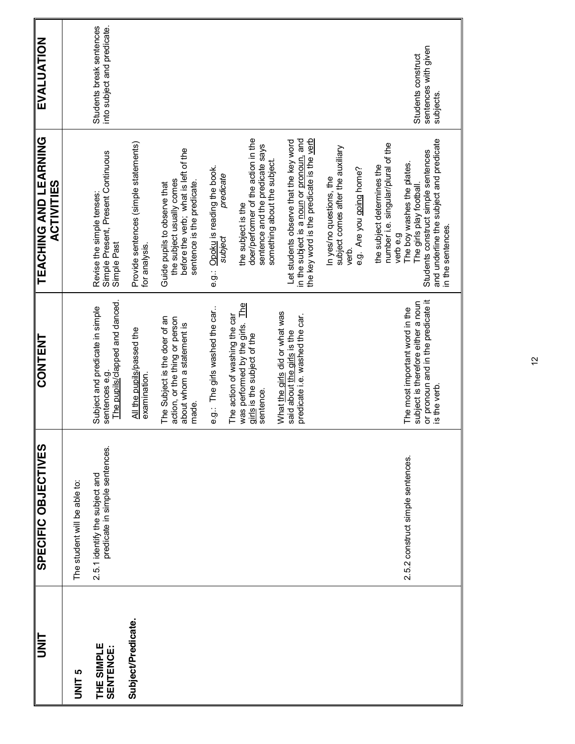| UNIT | SPECIFIC OBJECTIVES | CONTENT | TEACHING AND LEARNING ACTIVITIES | EVALUATION |
|---|---|---|---|---|
| **UNIT 5**<br><br>**THE SIMPLE SENTENCE:**<br><br>**Subject/Predicate.** | The student will be able to:<br><br>2.5.1 identify the subject and predicate in simple sentences. | Subject and predicate in simple sentences e.g.<br>The pupils/clapped and danced.<br><br>All the pupils/passed the examination.<br><br>The Subject is the doer of an action, or the thing or person about whom a statement is made.<br><br>e.g.: The girls washed the car..<br><br>The action of washing the car was performed by the girls. The girls is the subject of the sentence.<br><br>What the girls did or what was said about the girls is the predicate i.e. washed the car. | Revise the simple tenses: Simple Present, Present Continuous Simple Past<br><br>Provide sentences (simple statements) for analysis.<br><br>Guide pupils to observe that the subject usually comes before the verb; what is left of the sentence is the predicate.<br><br>e.g.: Opoku is reading the book.<br>*subject* *predicate*<br><br>the subject is the doer/performer of the action in the sentence and the predicate says something about the subject.<br><br>Let students observe that the key word in the subject is a noun or pronoun, and the key word is the predicate is the verb<br><br>In yes/no questions, the subject comes after the auxiliary verb.<br>e.g. Are you going home?<br><br>the subject determines the number i.e. singular/plural of the verb e.g<br>The boy washes the plates.<br>The girls play football. | Students break sentences into subject and predicate. |
| | 2.5.2 construct simple sentences. | The most important word in the subject is therefore either a noun or pronoun and in the predicate it is the verb. | Students construct simple sentences and underline the subject and predicate in the sentences. | Students construct sentences with given subjects. |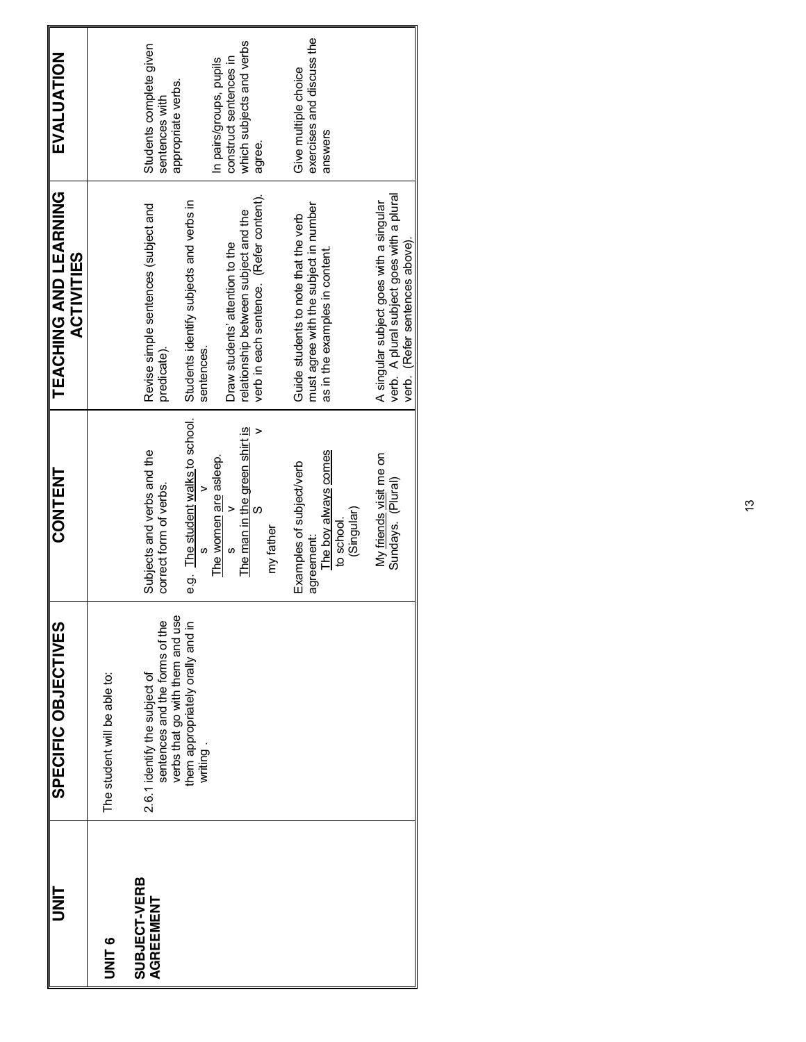| UNIT | SPECIFIC OBJECTIVES | CONTENT | TEACHING AND LEARNING ACTIVITIES | EVALUATION |
|---|---|---|---|---|
| **UNIT 6**<br><br>**SUBJECT-VERB AGREEMENT** | The student will be able to:<br><br>2.6.1 identify the subject of sentences and the forms of the verbs that go with them and use them appropriately orally and in writing . | Subjects and verbs and the correct form of verbs.<br><br>e.g. The student walks to school.<br>(s: The student; v: walks)<br>The women are asleep.<br>(s: The women; v: are)<br>The man in the green shirt is my father<br>(S: The man in the green shirt; v: is)<br><br>Examples of subject/verb agreement:<br>The boy always comes to school.<br>(Singular)<br><br>My friends visit me on Sundays. (Plural) | Revise simple sentences (subject and predicate).<br><br>Students identify subjects and verbs in sentences.<br><br>Draw students' attention to the relationship between subject and the verb in each sentence. (Refer content).<br><br>Guide students to note that the verb must agree with the subject in number as in the examples in content.<br><br>A singular subject goes with a singular verb. A plural subject goes with a plural verb. (Refer sentences above). | Students complete given sentences with appropriate verbs.<br><br>In pairs/groups, pupils construct sentences in which subjects and verbs agree.<br><br>Give multiple choice exercises and discuss the answers |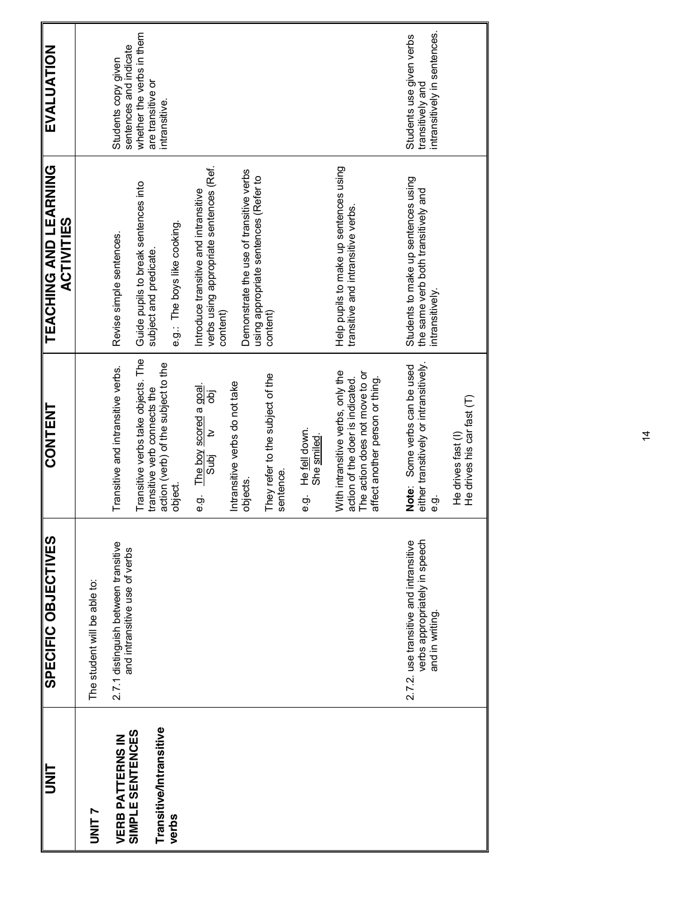| UNIT | SPECIFIC OBJECTIVES | CONTENT | TEACHING AND LEARNING ACTIVITIES | EVALUATION |
|---|---|---|---|---|
| **UNIT 7**<br><br>**VERB PATTERNS IN SIMPLE SENTENCES**<br><br>**Transitive/Intransitive verbs** | The student will be able to:<br><br>2.7.1 distinguish between transitive and intransitive use of verbs | Transitive and intransitive verbs.<br><br>Transitive verbs take objects. The transitive verb connects the action (verb) of the subject to the object.<br><br>e.g. The boy scored a goal.<br>(The boy = Subj; scored = tv; a goal = obj)<br><br>Intransitive verbs do not take objects.<br><br>They refer to the subject of the sentence.<br><br>e.g. He fell down.<br>She smiled.<br><br>With intransitive verbs, only the action of the doer is indicated. The action does not move to or affect another person or thing. | Revise simple sentences.<br><br>Guide pupils to break sentences into subject and predicate.<br><br>e.g.: The boys like cooking.<br><br>Introduce transitive and intransitive verbs using appropriate sentences (Ref. content)<br><br>Demonstrate the use of transitive verbs using appropriate sentences (Refer to content)<br><br>Help pupils to make up sentences using transitive and intransitive verbs. | Students copy given sentences and indicate whether the verbs in them are transitive or intransitive. |
| | 2.7.2. use transitive and intransitive verbs appropriately in speech and in writing. | **Note**: Some verbs can be used either transitively or intransitively.<br>e.g.<br><br>He drives fast (I)<br>He drives his car fast (T) | Students to make up sentences using the same verb both transitively and intransitively. | Students use given verbs transitively and intransitively in sentences. |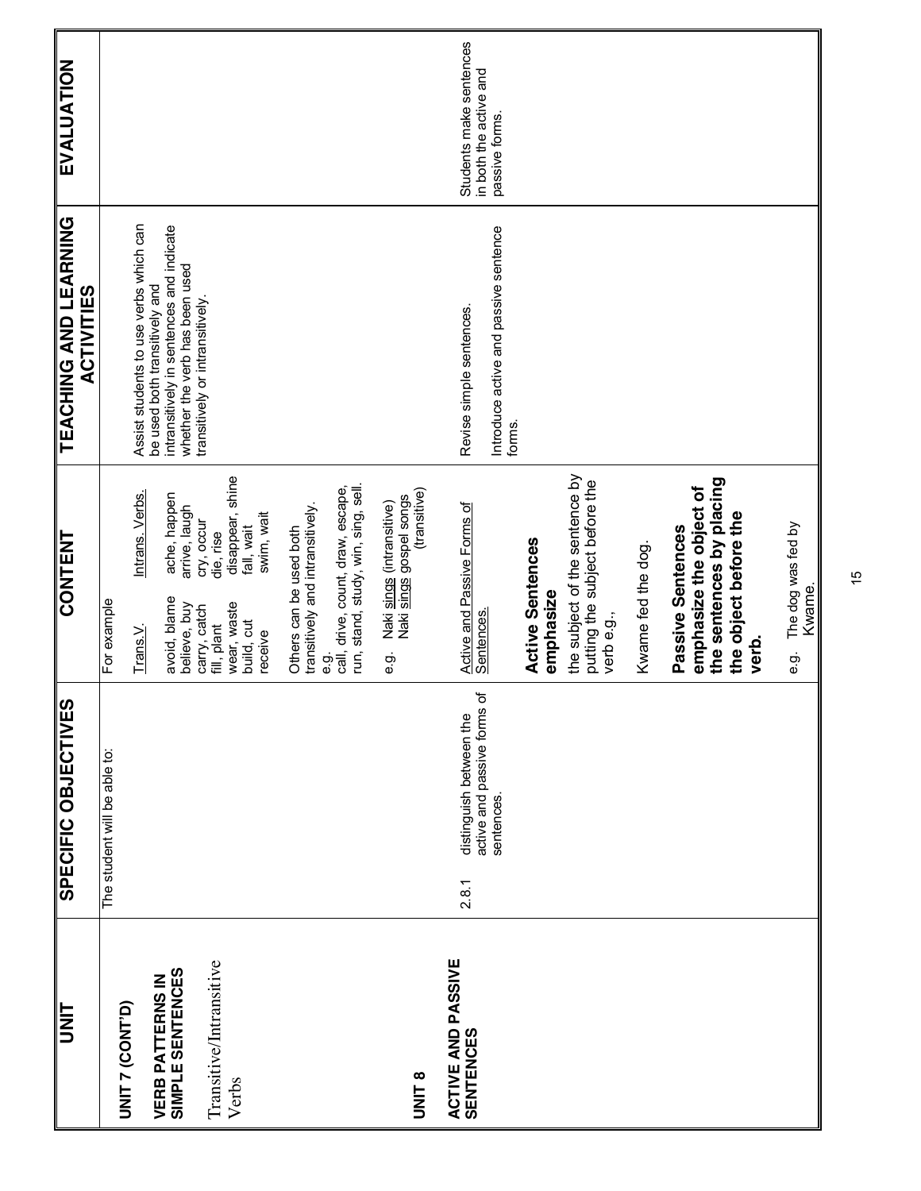| UNIT | SPECIFIC OBJECTIVES | CONTENT | TEACHING AND LEARNING ACTIVITIES | EVALUATION |
|---|---|---|---|---|
| **UNIT 7 (CONT'D)**<br><br>**VERB PATTERNS IN SIMPLE SENTENCES**<br><br>Transitive/Intransitive Verbs | The student will be able to: | For example<br><br><u>Trans.V.</u> — <u>Intrans. Verbs.</u><br>avoid, blame — ache, happen<br>believe, buy — arrive, laugh<br>carry, catch — cry, occur<br>fill, plant — die, rise<br>wear, waste — disappear, shine<br>build, cut — fall, wait<br>receive — swim, wait<br><br>Others can be used both transitively and intransitively.<br>e.g.<br>call, drive, count, draw, escape, run, stand, study, win, sing, sell.<br><br>e.g. Naki <u>sings</u> (intransitive)<br>Naki <u>sings</u> gospel songs (transitive) | Assist students to use verbs which can be used both transitively and intransitively in sentences and indicate whether the verb has been used transitively or intransitively. | |
| **UNIT 8**<br><br>**ACTIVE AND PASSIVE SENTENCES** | 2.8.1 distinguish between the active and passive forms of sentences. | <u>Active and Passive Forms of Sentences.</u><br><br>**Active Sentences emphasize** the subject of the sentence by putting the subject before the verb e.g.,<br><br>Kwame fed the dog.<br><br>**Passive Sentences emphasize the object of the sentences by placing the object before the verb.**<br><br>e.g. The dog was fed by Kwame. | Revise simple sentences.<br><br>Introduce active and passive sentence forms. | Students make sentences in both the active and passive forms. |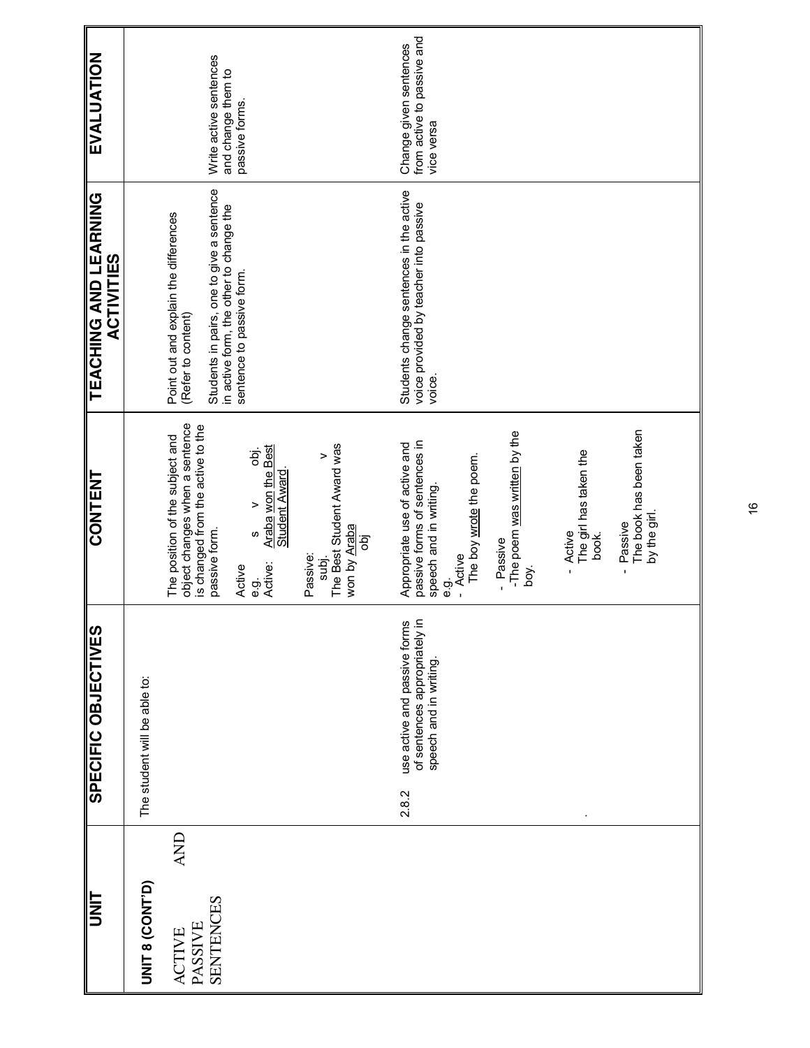| UNIT | SPECIFIC OBJECTIVES | CONTENT | TEACHING AND LEARNING ACTIVITIES | EVALUATION |
|---|---|---|---|---|
| **UNIT 8 (CONT'D)**<br><br>ACTIVE AND PASSIVE SENTENCES | The student will be able to: | The position of the subject and object changes when a sentence is changed from the active to the passive form.<br><br>Active<br>e.g. s v obj.<br>Active: <u>Araba won the Best Student Award</u>.<br><br>Passive:<br>subj. v<br>The Best Student Award was won by <u>Araba</u><br>obj | Point out and explain the differences (Refer to content)<br><br>Students in pairs, one to give a sentence in active form, the other to change the sentence to passive form. | Write active sentences and change them to passive forms. |
| | 2.8.2 use active and passive forms of sentences appropriately in speech and in writing. | Appropriate use of active and passive forms of sentences in speech and in writing.<br>e.g.<br>- Active<br>The boy <u>wrote</u> the poem.<br><br>- Passive<br>-The poem <u>was written</u> by the boy.<br><br>- Active<br>The girl has taken the book.<br><br>- Passive<br>The book has been taken by the girl. | Students change sentences in the active voice provided by teacher into passive voice. | Change given sentences from active to passive and vice versa |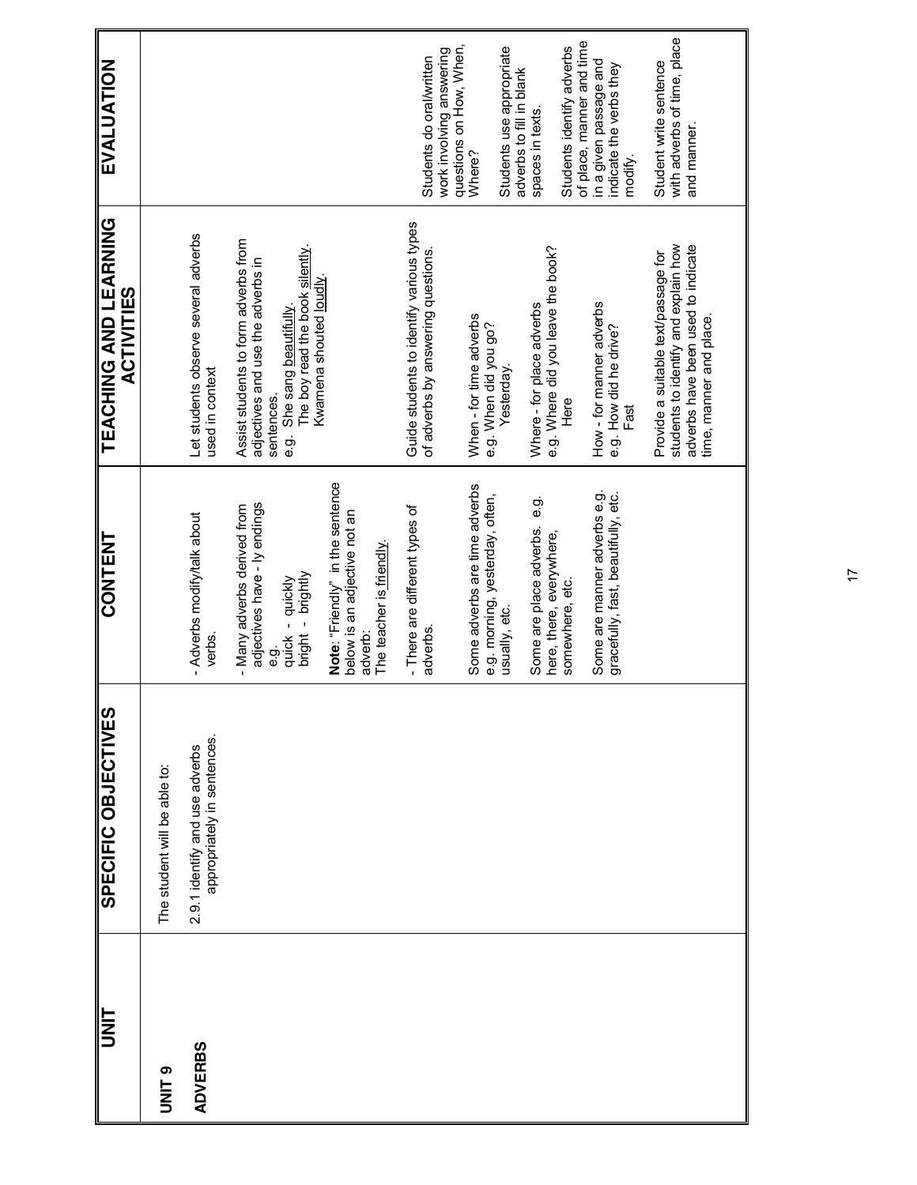| UNIT | SPECIFIC OBJECTIVES | CONTENT | TEACHING AND LEARNING ACTIVITIES | EVALUATION |
|---|---|---|---|---|
| **UNIT 9**<br><br>**ADVERBS** | The student will be able to:<br><br>2.9.1 identify and use adverbs appropriately in sentences. | - Adverbs modify/talk about verbs.<br><br>- Many adverbs derived from adjectives have - ly endings<br>e.g.<br>quick - quickly<br>bright - brightly<br><br>**Note**: "Friendly" in the sentence below is an adjective not an adverb:<br>The teacher is friendly.<br><br>- There are different types of adverbs.<br><br>Some adverbs are time adverbs e.g. morning, yesterday, often, usually, etc.<br><br>Some are place adverbs. e.g. here, there, everywhere, somewhere, etc.<br><br>Some are manner adverbs e.g. gracefully, fast, beautifully, etc. | Let students observe several adverbs used in context<br><br>Assist students to form adverbs from adjectives and use the adverbs in sentences.<br>e.g. She sang beautifully.<br>The boy read the book silently.<br>Kwamena shouted loudly.<br><br>Guide students to identify various types of adverbs by answering questions.<br><br>When - for time adverbs<br>e.g. When did you go?<br>Yesterday.<br><br>Where - for place adverbs<br>e.g. Where did you leave the book?<br>Here<br><br>How - for manner adverbs<br>e.g. How did he drive?<br>Fast<br><br>Provide a suitable text/passage for students to identify and explain how adverbs have been used to indicate time, manner and place. | Students do oral/written work involving answering questions on How, When, Where?<br><br>Students use appropriate adverbs to fill in blank spaces in texts.<br><br>Students identify adverbs of place, manner and time in a given passage and indicate the verbs they modify.<br><br>Student write sentence with adverbs of time, place and manner. |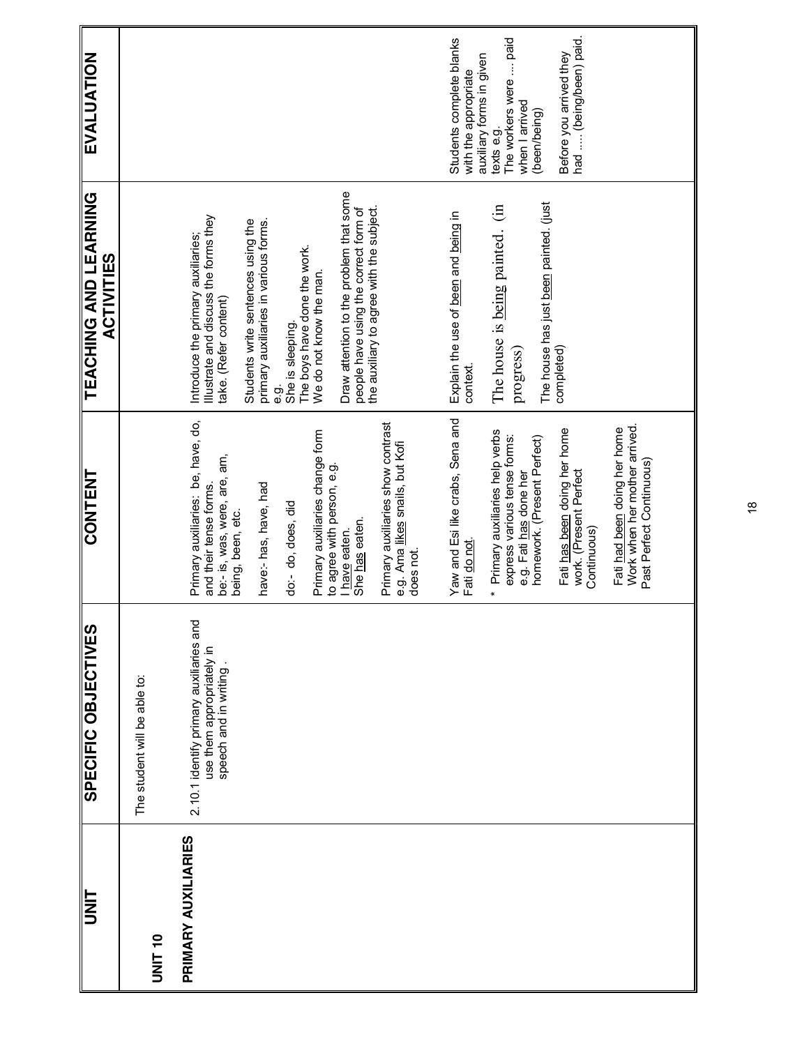| UNIT | SPECIFIC OBJECTIVES | CONTENT | TEACHING AND LEARNING ACTIVITIES | EVALUATION |
|---|---|---|---|---|
| **UNIT 10**<br><br>**PRIMARY AUXILIARIES** | The student will be able to:<br><br>2.10.1 identify primary auxiliaries and use them appropriately in speech and in writing . | Primary auxiliaries: be, have, do, and their tense forms.<br>be:- is, was, were, are, am, being, been, etc.<br><br>have:- has, have, had<br><br>do:- do, does, did<br><br>Primary auxiliaries change form to agree with person, e.g.<br>I have eaten.<br>She has eaten.<br><br>Primary auxiliaries show contrast e.g. Ama likes snails, but Kofi does not.<br><br>Yaw and Esi like crabs, Sena and Fati do not.<br><br>* Primary auxiliaries help verbs express various tense forms:<br>e.g. Fati has done her homework. (Present Perfect)<br><br>Fati has been doing her home work. (Present Perfect Continuous)<br><br>Fati had been doing her home Work when her mother arrived. Past Perfect Continuous) | Introduce the primary auxiliaries; Illustrate and discuss the forms they take. (Refer content)<br><br>Students write sentences using the primary auxiliaries in various forms.<br>e.g.<br>She is sleeping.<br>The boys have done the work.<br>We do not know the man.<br><br>Draw attention to the problem that some people have using the correct form of the auxiliary to agree with the subject.<br><br>Explain the use of been and being in context.<br><br>The house is being painted. (in progress)<br><br>The house has just been painted. (just completed) | Students complete blanks with the appropriate auxiliary forms in given texts e.g.<br>The workers were .... paid when I arrived<br>(been/being)<br><br>Before you arrived they had ..... (being/been) paid. |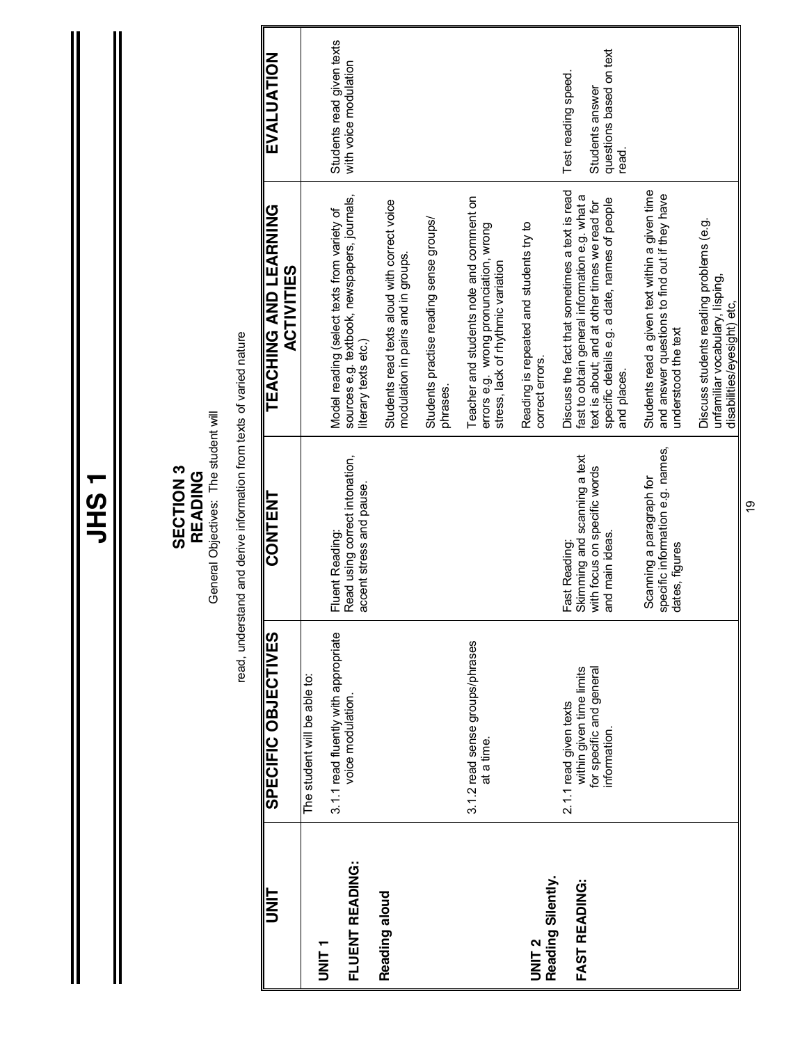# JHS 1

## SECTION 3
## READING

General Objectives: The student will

read, understand and derive information from texts of varied nature

| UNIT | SPECIFIC OBJECTIVES | CONTENT | TEACHING AND LEARNING ACTIVITIES | EVALUATION |
|---|---|---|---|---|
| **UNIT 1**<br><br>**FLUENT READING:**<br><br>**Reading aloud** | The student will be able to:<br><br>3.1.1 read fluently with appropriate voice modulation. | Fluent Reading:<br>Read using correct intonation, accent stress and pause. | Model reading (select texts from variety of sources e.g. textbook, newspapers, journals, literary texts etc.)<br><br>Students read texts aloud with correct voice modulation in pairs and in groups.<br><br>Students practise reading sense groups/ phrases. | Students read given texts with voice modulation |
| | 3.1.2 read sense groups/phrases at a time. | | Teacher and students note and comment on errors e.g. wrong pronunciation, wrong stress, lack of rhythmic variation<br><br>Reading is repeated and students try to correct errors. | |
| **UNIT 2**<br>**Reading Silently.**<br><br>**FAST READING:** | 2.1.1 read given texts within given time limits for specific and general information. | Fast Reading:<br>Skimming and scanning a text with focus on specific words and main ideas.<br><br>Scanning a paragraph for specific information e.g. names, dates, figures | Discuss the fact that sometimes a text is read fast to obtain general information e.g. what a text is about; and at other times we read for specific details e.g. a date, names of people and places.<br><br>Students read a given text within a given time and answer questions to find out if they have understood the text<br><br>Discuss students reading problems (e.g. unfamiliar vocabulary, lisping, disabilities/eyesight) etc, | Test reading speed.<br><br>Students answer questions based on text read. |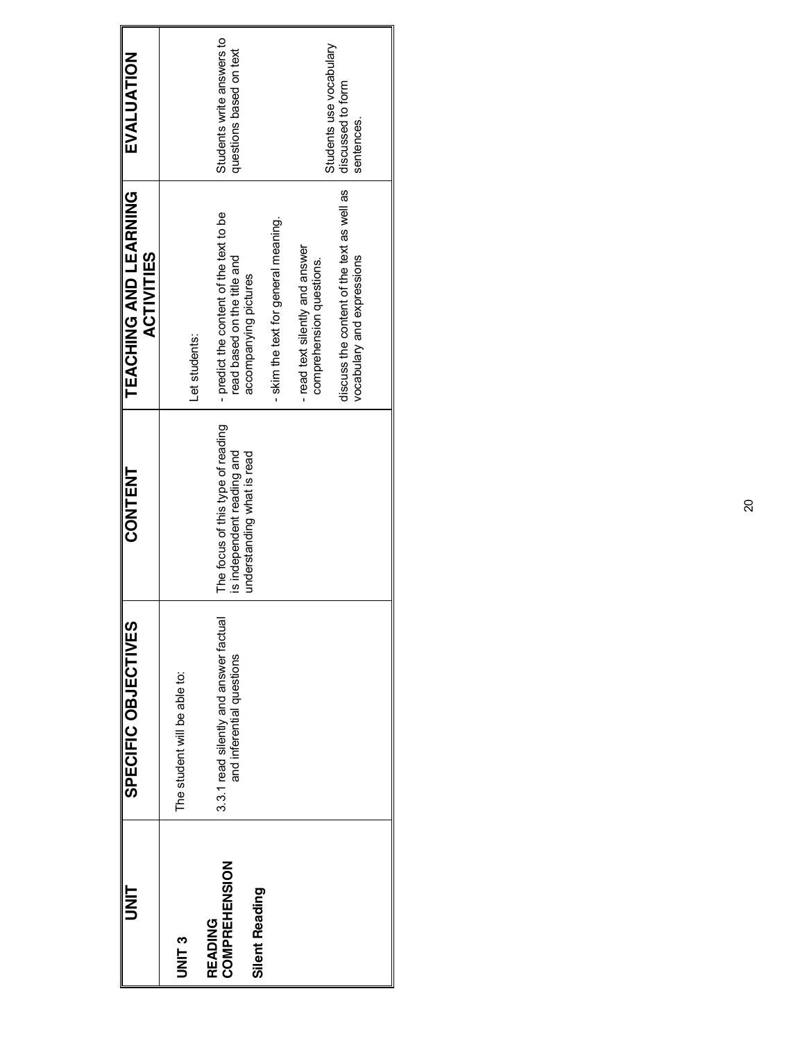| UNIT | SPECIFIC OBJECTIVES | CONTENT | TEACHING AND LEARNING ACTIVITIES | EVALUATION |
|---|---|---|---|---|
| **UNIT 3**<br><br>**READING COMPREHENSION**<br><br>**Silent Reading** | The student will be able to:<br><br>3.3.1 read silently and answer factual and inferential questions | The focus of this type of reading is independent reading and understanding what is read | Let students:<br><br>- predict the content of the text to be read based on the title and accompanying pictures<br><br>- skim the text for general meaning.<br><br>- read text silently and answer comprehension questions.<br><br>discuss the content of the text as well as vocabulary and expressions | Students write answers to questions based on text<br><br>Students use vocabulary discussed to form sentences. |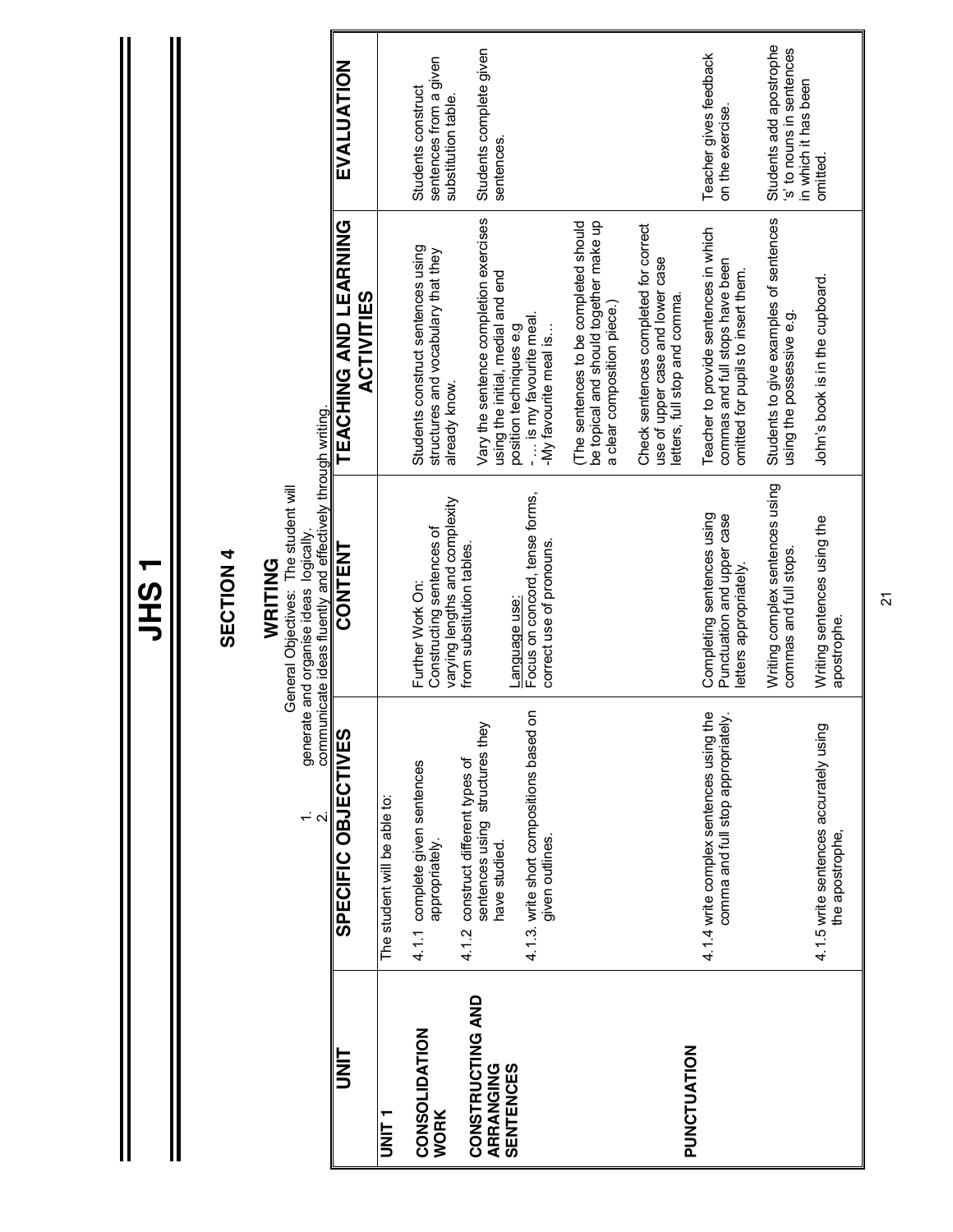# JHS 1

## SECTION 4

### WRITING

General Objectives: The student will

1. generate and organise ideas logically.
2. communicate ideas fluently and effectively through writing.

| UNIT | SPECIFIC OBJECTIVES | CONTENT | TEACHING AND LEARNING ACTIVITIES | EVALUATION |
|---|---|---|---|---|
| **UNIT 1**<br><br>**CONSOLIDATION WORK**<br><br>**CONSTRUCTING AND ARRANGING SENTENCES** | The student will be able to:<br><br>4.1.1 complete given sentences appropriately.<br><br>4.1.2 construct different types of sentences using structures they have studied.<br><br>4.1.3. write short compositions based on given outlines. | Further Work On:<br>Constructing sentences of varying lengths and complexity from substitution tables.<br><br>Language use:<br>Focus on concord, tense forms, correct use of pronouns. | Students construct sentences using structures and vocabulary that they already know.<br><br>Vary the sentence completion exercises using the initial, medial and end position techniques e.g<br>- … is my favourite meal.<br>-My favourite meal is…<br><br>(The sentences to be completed should be topical and should together make up a clear composition piece.)<br><br>Check sentences completed for correct use of upper case and lower case letters, full stop and comma. | Students construct sentences from a given substitution table.<br><br>Students complete given sentences. |
| **PUNCTUATION** | 4.1.4 write complex sentences using the comma and full stop appropriately.<br><br>4.1.5 write sentences accurately using the apostrophe, | Completing sentences using Punctuation and upper case letters appropriately.<br><br>Writing complex sentences using commas and full stops.<br><br>Writing sentences using the apostrophe. | Teacher to provide sentences in which commas and full stops have been omitted for pupils to insert them.<br><br>Students to give examples of sentences using the possessive e.g.<br><br>John's book is in the cupboard. | Teacher gives feedback on the exercise.<br><br>Students add apostrophe 's' to nouns in sentences in which it has been omitted. |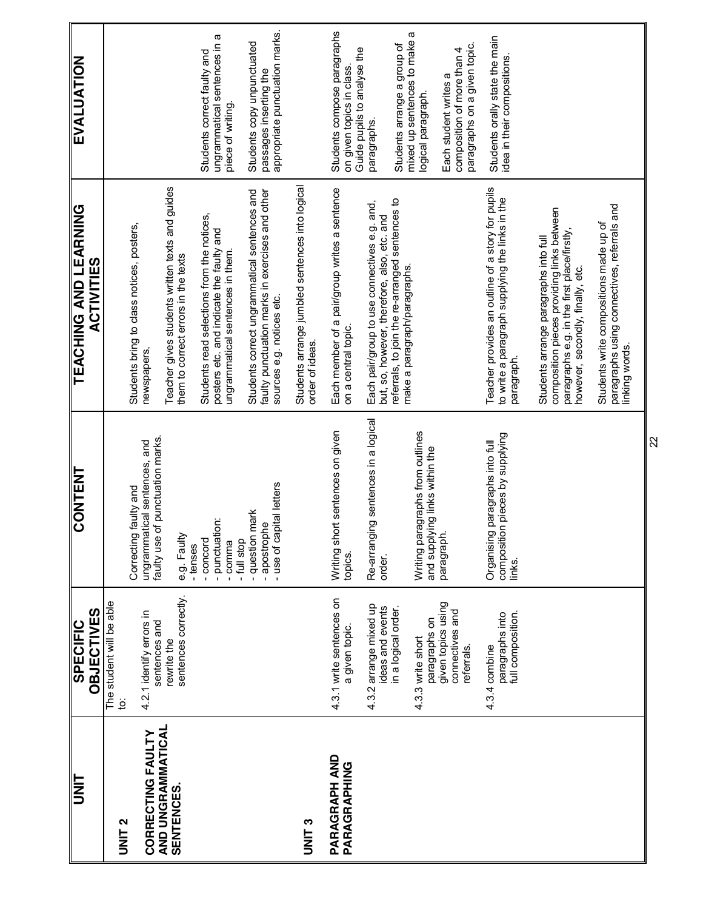| UNIT | SPECIFIC OBJECTIVES | CONTENT | TEACHING AND LEARNING ACTIVITIES | EVALUATION |
|---|---|---|---|---|
| **UNIT 2**<br><br>**CORRECTING FAULTY AND UNGRAMMATICAL SENTENCES.** | The student will be able to:<br><br>4.2.1 identify errors in sentences and rewrite the sentences correctly. | Correcting faulty and ungrammatical sentences, and faulty use of punctuation marks.<br><br>e.g. Faulty<br>- tenses<br>- concord<br>- punctuation:<br>- comma<br>- full stop<br>- question mark<br>- apostrophe<br>- use of capital letters | Students bring to class notices, posters, newspapers,<br><br>Teacher gives students written texts and guides them to correct errors in the texts<br><br>Students read selections from the notices, posters etc. and indicate the faulty and ungrammatical sentences in them.<br><br>Students correct ungrammatical sentences and faulty punctuation marks in exercises and other sources e.g. notices etc. | Students correct faulty and ungrammatical sentences in a piece of writing.<br><br>Students copy unpunctuated passages inserting the appropriate punctuation marks. |
| **UNIT 3**<br><br>**PARAGRAPH AND PARAGRAPHING** | 4.3.1 write sentences on a given topic.<br><br>4.3.2 arrange mixed up ideas and events in a logical order.<br><br>4.3.3 write short paragraphs on given topics using connectives and referrals.<br><br>4.3.4 combine paragraphs into full composition. | Writing short sentences on given topics.<br><br>Re-arranging sentences in a logical order.<br><br>Writing paragraphs from outlines and supplying links within the paragraph.<br><br>Organising paragraphs into full composition pieces by supplying links. | Students arrange jumbled sentences into logical order of ideas.<br><br>Each member of a pair/group writes a sentence on a central topic.<br><br>Each pair/group to use connectives e.g. and, but, so, however, therefore, also, etc. and referrals, to join the re-arranged sentences to make a paragraph/paragraphs.<br><br>Teacher provides an outline of a story for pupils to write a paragraph supplying the links in the paragraph.<br><br>Students arrange paragraphs into full composition pieces providing links between paragraphs e.g. in the first place/firstly, however, secondly, finally, etc.<br><br>Students write compositions made up of paragraphs using connectives, referrals and linking words. | Students compose paragraphs on given topics in class. Guide pupils to analyse the paragraphs.<br><br>Students arrange a group of mixed up sentences to make a logical paragraph.<br><br>Each student writes a composition of more than 4 paragraphs on a given topic.<br><br>Students orally state the main idea in their compositions. |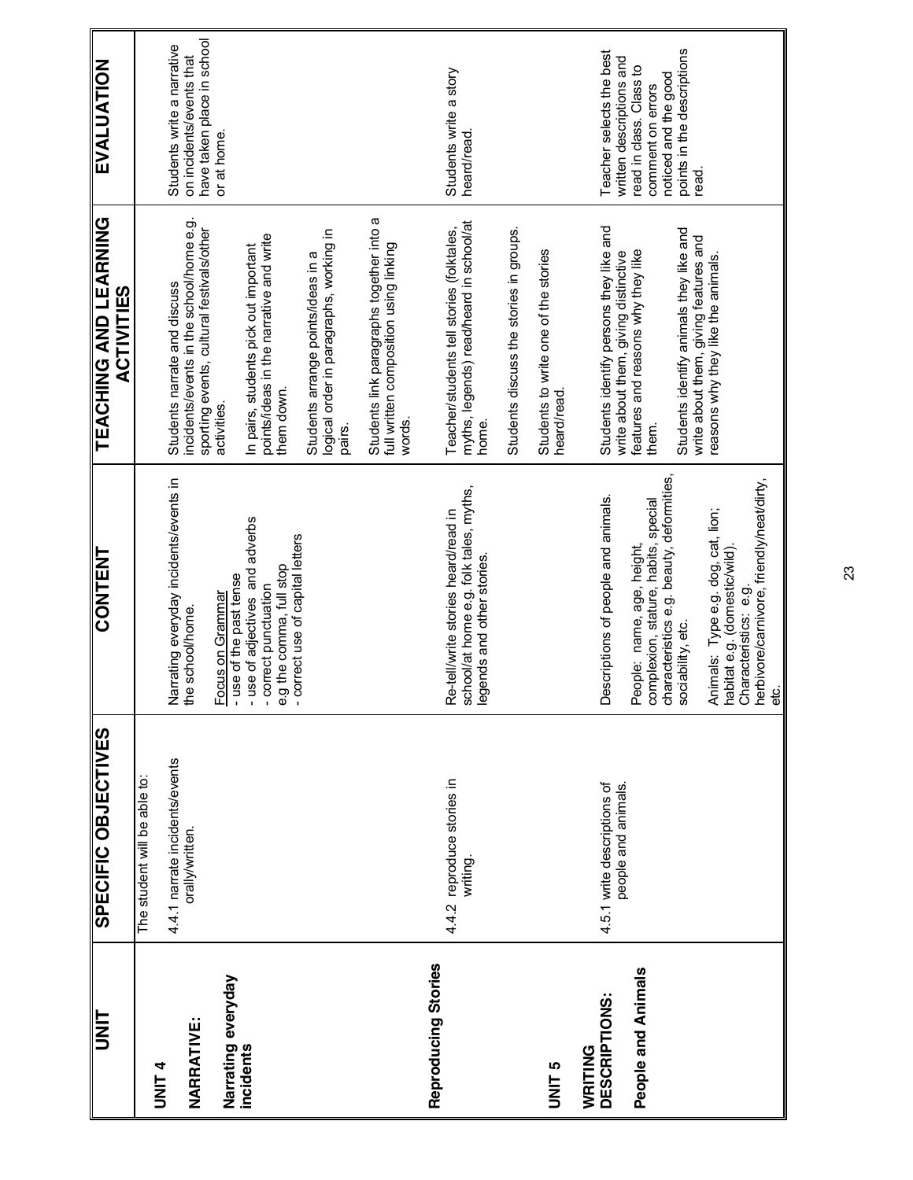| UNIT | SPECIFIC OBJECTIVES | CONTENT | TEACHING AND LEARNING ACTIVITIES | EVALUATION |
|---|---|---|---|---|
| **UNIT 4**<br><br>**NARRATIVE:**<br><br>**Narrating everyday incidents** | The student will be able to:<br><br>4.4.1 narrate incidents/events orally/written. | Narrating everyday incidents/events in the school/home.<br><br><u>Focus on Grammar</u><br>- use of the past tense<br>- use of adjectives and adverbs<br>- correct punctuation e.g the comma, full stop<br>- correct use of capital letters | Students narrate and discuss incidents/events in the school/home e.g. sporting events, cultural festivals/other activities.<br><br>In pairs, students pick out important points/ideas in the narrative and write them down.<br><br>Students arrange points/ideas in a logical order in paragraphs, working in pairs.<br><br>Students link paragraphs together into a full written composition using linking words. | Students write a narrative on incidents/events that have taken place in school or at home. |
| **Reproducing Stories** | 4.4.2 reproduce stories in writing. | Re-tell/write stories heard/read in school/at home e.g. folk tales, myths, legends and other stories. | Teacher/students tell stories (folktales, myths, legends) read/heard in school/at home.<br><br>Students discuss the stories in groups.<br><br>Students to write one of the stories heard/read. | Students write a story heard/read. |
| **UNIT 5**<br><br>**WRITING DESCRIPTIONS:**<br><br>**People and Animals** | 4.5.1 write descriptions of people and animals. | Descriptions of people and animals.<br><br>People: name, age, height, complexion, stature, habits, special characteristics e.g. beauty, deformities, sociability, etc.<br><br>Animals: Type e.g. dog, cat, lion; habitat e.g. (domestic/wild).<br>Characteristics: e.g. herbivore/carnivore, friendly/neat/dirty, etc. | Students identify persons they like and write about them, giving distinctive features and reasons why they like them.<br><br>Students identify animals they like and write about them, giving features and reasons why they like the animals. | Teacher selects the best written descriptions and read in class. Class to comment on errors noticed and the good points in the descriptions read. |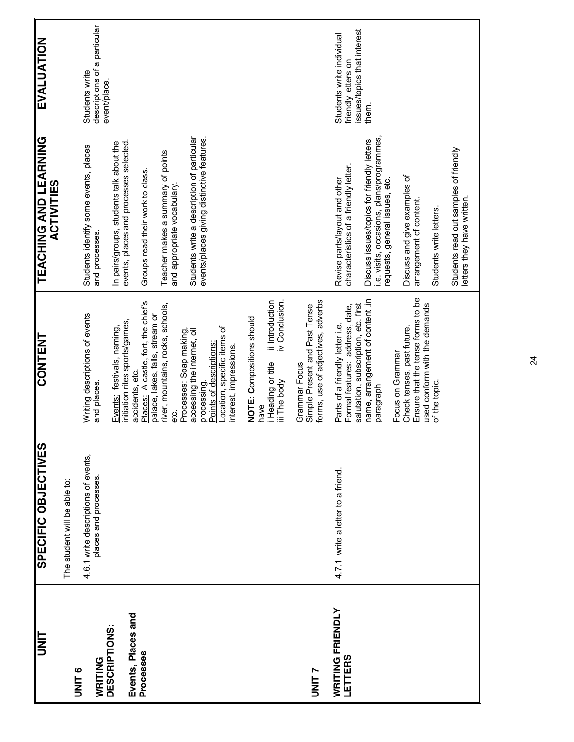| UNIT | SPECIFIC OBJECTIVES | CONTENT | TEACHING AND LEARNING ACTIVITIES | EVALUATION |
|---|---|---|---|---|
| **UNIT 6**<br><br>**WRITING DESCRIPTIONS:**<br><br>**Events, Places and Processes** | The student will be able to:<br><br>4.6.1 write descriptions of events, places and processes. | Writing descriptions of events and places.<br><br>Events: festivals, naming, initiation rites sports/games, accidents, etc.<br>Places: A castle, fort, the chief's palace, lakes, falls, stream or river, mountains, rocks, schools, etc.<br>Processes: Soap making, accessing the internet, oil processing.<br>Points of descriptions:<br>Location, specific items of interest, impressions.<br><br>**NOTE: C**ompositions should have<br>i Heading or title ii Introduction<br>iii The body iv Conclusion.<br><br>Grammar Focus<br>Simple Present and Past Tense forms, use of adjectives, adverbs | Students identify some events, places and processes.<br><br>In pairs/groups, students talk about the events, places and processes selected.<br><br>Groups read their work to class.<br><br>Teacher makes a summary of points and appropriate vocabulary.<br><br>Students write a description of particular events/places giving distinctive features. | Students write descriptions of a particular event/place. |
| **UNIT 7**<br><br>**WRITING FRIENDLY LETTERS** | 4.7.1 write a letter to a friend. | Parts of a friendly letter i.e. Formal features: address, date, salutation, subscription, etc. first name, arrangement of content .in paragraph<br><br>Focus on Grammar<br>Check tenses, past future.<br>Ensure that the tense forms to be used conform with the demands of the topic. | Revise parts/layout and other characteristics of a friendly letter.<br><br>Discuss issues/topics for friendly letters i.e. visits, occasions, plans/programmes, requests, general issues, etc.<br><br>Discuss and give examples of arrangement of content.<br><br>Students write letters.<br><br>Students read out samples of friendly letters they have written. | Students write individual friendly letters on issues/topics that interest them. |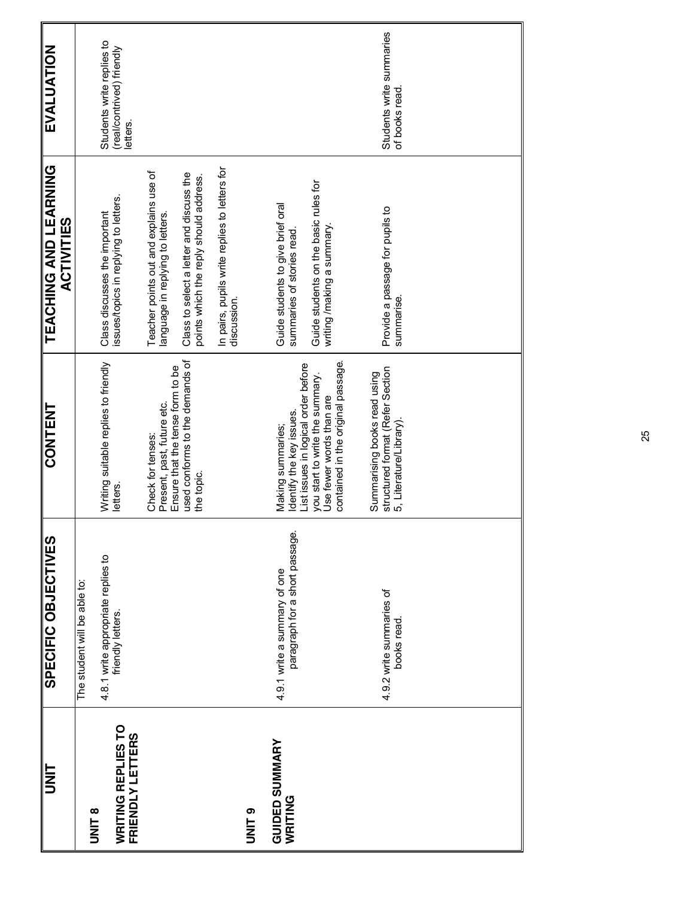| UNIT | SPECIFIC OBJECTIVES | CONTENT | TEACHING AND LEARNING ACTIVITIES | EVALUATION |
|---|---|---|---|---|
| **UNIT 8**<br><br>**WRITING REPLIES TO FRIENDLY LETTERS** | The student will be able to:<br><br>4.8.1 write appropriate replies to friendly letters. | Writing suitable replies to friendly letters.<br><br>Check for tenses:<br>Present, past, future etc.<br>Ensure that the tense form to be used conforms to the demands of the topic. | Class discusses the important issues/topics in replying to letters.<br><br>Teacher points out and explains use of language in replying to letters.<br><br>Class to select a letter and discuss the points which the reply should address.<br><br>In pairs, pupils write replies to letters for discussion. | Students write replies to (real/contrived) friendly letters. |
| **UNIT 9**<br><br>**GUIDED SUMMARY WRITING** | 4.9.1 write a summary of one paragraph for a short passage. | Making summaries;<br>Identify the key issues.<br>List issues in logical order before you start to write the summary.<br>Use fewer words than are contained in the original passage. | Guide students to give brief oral summaries of stories read.<br><br>Guide students on the basic rules for writing /making a summary. | |
| | 4.9.2 write summaries of books read. | Summarising books read using structured format (Refer Section 5, Literature/Library). | Provide a passage for pupils to summarise. | Students write summaries of books read. |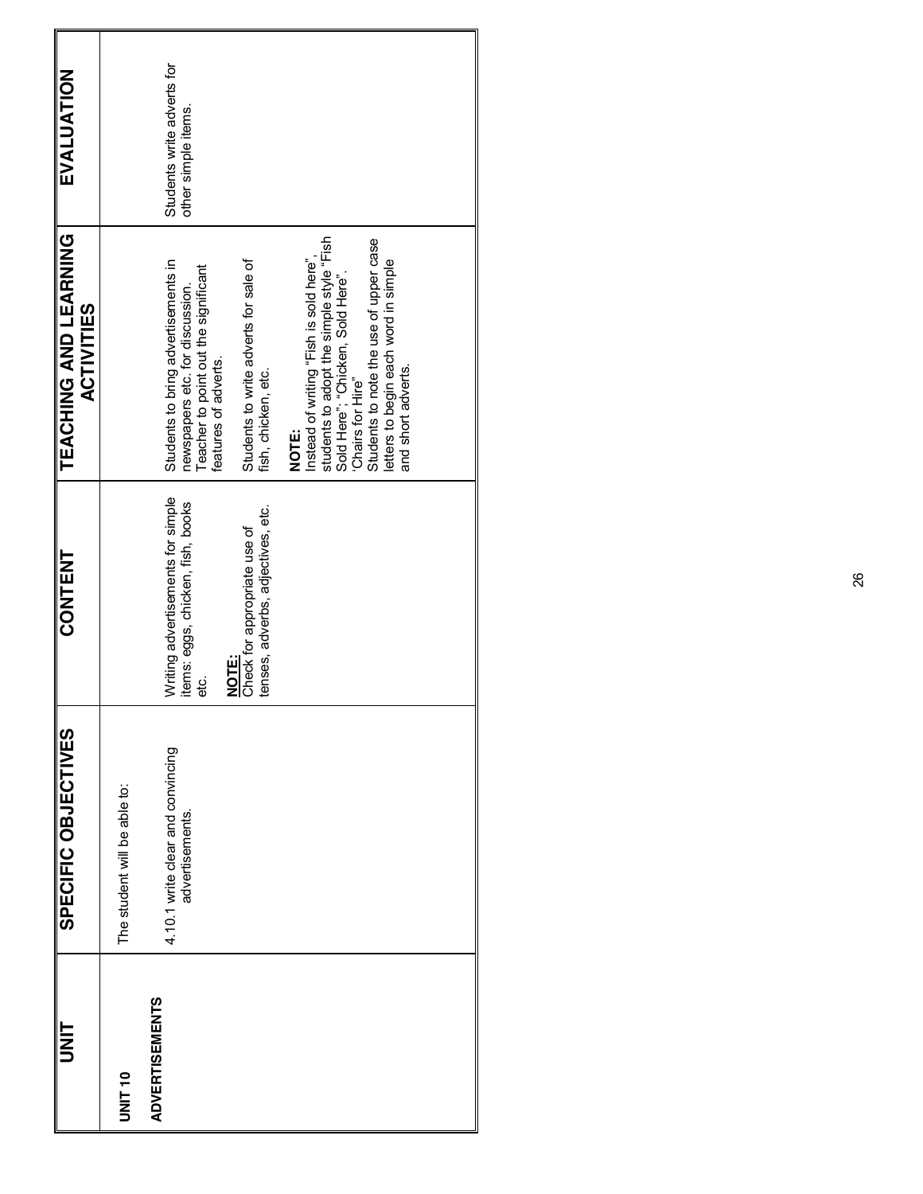| UNIT | SPECIFIC OBJECTIVES | CONTENT | TEACHING AND LEARNING ACTIVITIES | EVALUATION |
|---|---|---|---|---|
| **UNIT 10**<br><br>**ADVERTISEMENTS** | The student will be able to:<br><br>4.10.1 write clear and convincing advertisements. | Writing advertisements for simple items: eggs, chicken, fish, books etc.<br><br>**NOTE:**<br>Check for appropriate use of tenses, adverbs, adjectives, etc. | Students to bring advertisements in newspapers etc. for discussion. Teacher to point out the significant features of adverts.<br><br>Students to write adverts for sale of fish, chicken, etc.<br><br>**NOTE:**<br>Instead of writing "Fish is sold here", students to adopt the simple style "Fish Sold Here", "Chicken, Sold Here". 'Chairs for Hire"<br>Students to note the use of upper case letters to begin each word in simple and short adverts. | Students write adverts for other simple items. |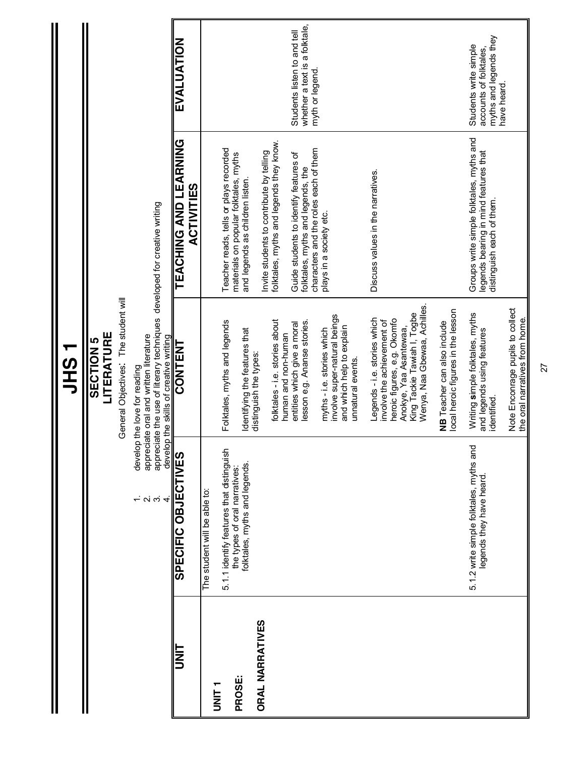# JHS 1

## SECTION 5
## LITERATURE

General Objectives: The student will

1. develop the love for reading
2. appreciate oral and written literature
3. appreciate the use of literary techniques developed for creative writing
4. develop the skills of creative writing

| UNIT | SPECIFIC OBJECTIVES | CONTENT | TEACHING AND LEARNING ACTIVITIES | EVALUATION |
|---|---|---|---|---|
| **UNIT 1**<br><br>**PROSE:**<br><br>**ORAL NARRATIVES** | The student will be able to:<br><br>5.1.1 identify features that distinguish the types of oral narratives: folktales, myths and legends. | Folktales, myths and legends<br><br>Identifying the features that distinguish the types:<br><br>folktales - i.e. stories about human and non-human entities which give a moral lesson e.g. Ananse stories.<br><br>myths - i.e. stories which involve super-natural beings and which help to explain unnatural events.<br><br>Legends - i.e. stories which involve the achievement of heroic figures, e.g. Okomfo Anokye, Yaa Asantewaa, King Tackie Tawiah I, Togbe Wenya, Naa Gbewaa, Achilles.<br><br>**NB** Teacher can also include local heroic figures in the lesson | Teacher reads, tells or plays recorded materials on popular folktales, myths and legends as children listen.<br><br>Invite students to contribute by telling folktales, myths and legends they know.<br><br>Guide students to identify features of folktales, myths and legends, the characters and the roles each of them plays in a society etc.<br><br>Discuss values in the narratives. | Students listen to and tell whether a text is a folktale, myth or legend. |
| | 5.1.2 write simple folktales, myths and legends they have heard. | Writing simple folktales, myths and legends using features identified.<br><br>Note Enconrage pupils to collect the oral narratives from home. | Groups write simple folktales, myths and legends bearing in mind features that distinguish each of them. | Students write simple accounts of folktales, myths and legends they have heard. |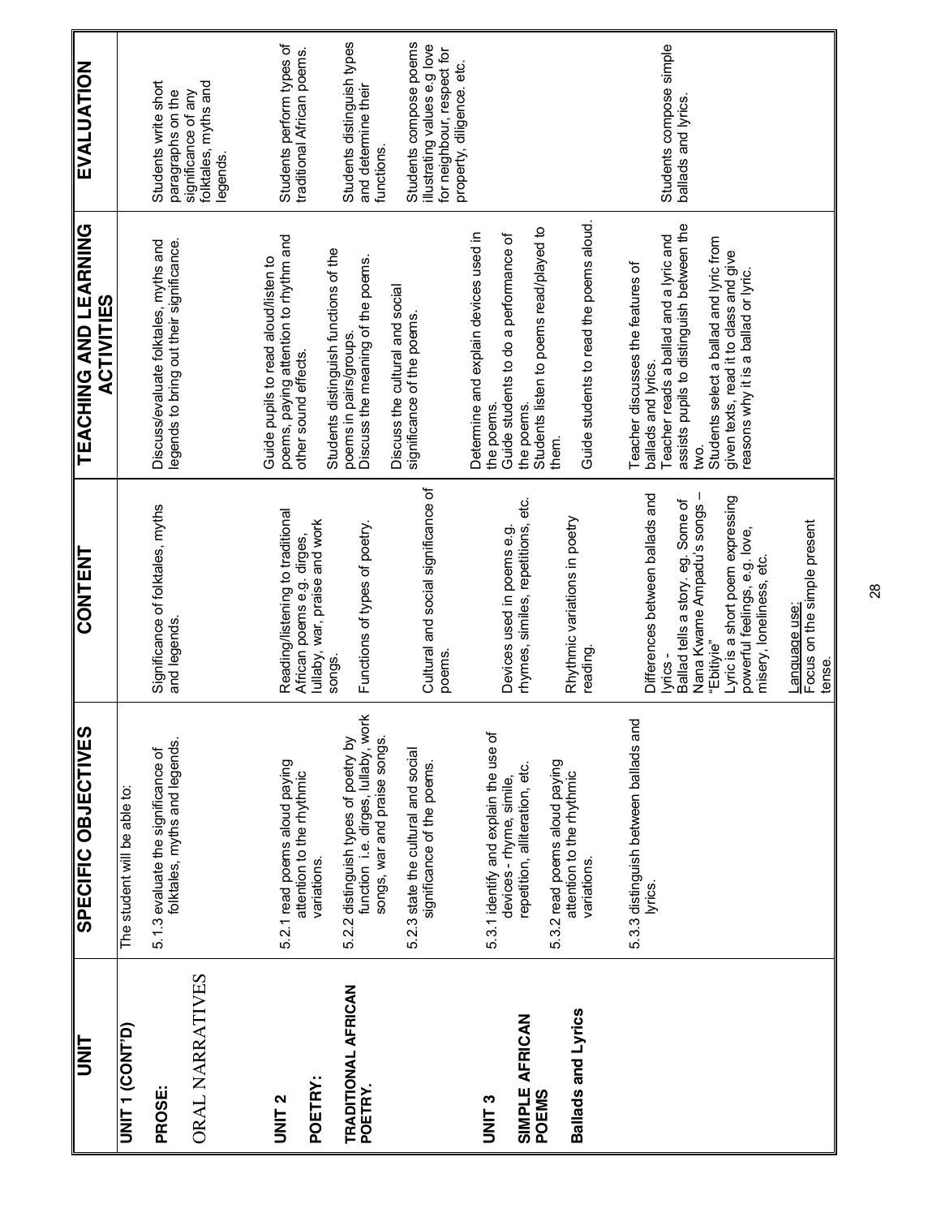| UNIT | SPECIFIC OBJECTIVES | CONTENT | TEACHING AND LEARNING ACTIVITIES | EVALUATION |
|---|---|---|---|---|
| **UNIT 1 (CONT'D)** | The student will be able to: | | | |
| **PROSE:** ORAL NARRATIVES | 5.1.3 evaluate the significance of folktales, myths and legends. | Significance of folktales, myths and legends. | Discuss/evaluate folktales, myths and legends to bring out their significance. | Students write short paragraphs on the significance of any folktales, myths and legends. |
| **UNIT 2** **POETRY:** **TRADITIONAL AFRICAN POETRY.** | 5.2.1 read poems aloud paying attention to the rhythmic variations. | Reading/listening to traditional African poems e.g. dirges, lullaby, war, praise and work songs. | Guide pupils to read aloud/listen to poems, paying attention to rhythm and other sound effects. | Students perform types of traditional African poems. |
| | 5.2.2 distinguish types of poetry by function i.e. dirges, lullaby, work songs, war and praise songs. | Functions of types of poetry. | Students distinguish functions of the poems in pairs/groups. Discuss the meaning of the poems. | Students distinguish types and determine their functions. |
| | 5.2.3 state the cultural and social significance of the poems. | Cultural and social significance of poems. | Discuss the cultural and social significance of the poems. | Students compose poems illustrating values e.g love for neighbour, respect for property, diligence. etc. |
| **UNIT 3** **SIMPLE AFRICAN POEMS** **Ballads and Lyrics** | 5.3.1 identify and explain the use of devices - rhyme, simile, repetition, alliteration, etc. | Devices used in poems e.g. rhymes, similes, repetitions, etc. | Determine and explain devices used in the poems. Guide students to do a performance of the poems. Students listen to poems read/played to them. | |
| | 5.3.2 read poems aloud paying attention to the rhythmic variations. | Rhythmic variations in poetry reading. | Guide students to read the poems aloud. | |
| | 5.3.3 distinguish between ballads and lyrics. | Differences between ballads and lyrics - Ballad tells a story. eg. Some of Nana Kwame Ampadu's songs – "Ebitiyie" Lyric is a short poem expressing powerful feelings, e.g. love, misery, loneliness, etc.<br><br><u>Language use:</u> Focus on the simple present tense. | Teacher discusses the features of ballads and lyrics. Teacher reads a ballad and a lyric and assists pupils to distinguish between the two. Students select a ballad and lyric from given texts, read it to class and give reasons why it is a ballad or lyric. | Students compose simple ballads and lyrics. |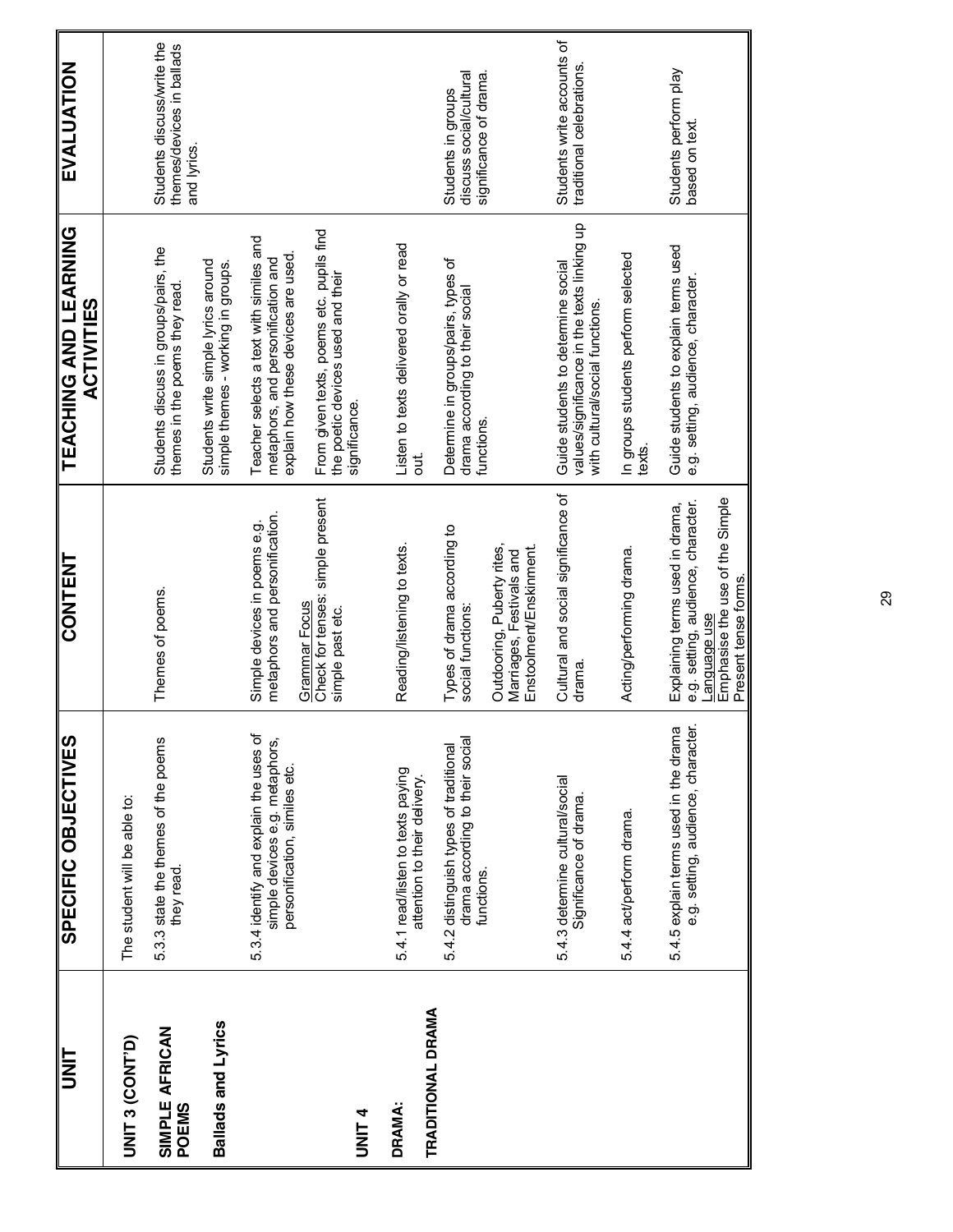| UNIT | SPECIFIC OBJECTIVES | CONTENT | TEACHING AND LEARNING ACTIVITIES | EVALUATION |
|---|---|---|---|---|
| **UNIT 3 (CONT'D)** | The student will be able to: | | | |
| **SIMPLE AFRICAN POEMS** | 5.3.3 state the themes of the poems they read. | Themes of poems. | Students discuss in groups/pairs, the themes in the poems they read. | Students discuss/write the themes/devices in ballads and lyrics. |
| **Ballads and Lyrics** | | | Students write simple lyrics around simple themes - working in groups. | |
| | 5.3.4 identify and explain the uses of simple devices e.g. metaphors, personification, similes etc. | Simple devices in poems e.g. metaphors and personification. | Teacher selects a text with similes and metaphors, and personification and explain how these devices are used. | |
| | | Grammar Focus<br>Check for tenses: simple present simple past etc. | From given texts, poems etc. pupils find the poetic devices used and their significance. | |
| **UNIT 4**<br>**DRAMA:**<br>**TRADITIONAL DRAMA** | 5.4.1 read/listen to texts paying attention to their delivery. | Reading/listening to texts. | Listen to texts delivered orally or read out. | |
| | 5.4.2 distinguish types of traditional drama according to their social functions. | Types of drama according to social functions:<br>Outdooring, Puberty rites, Marriages, Festivals and Enstoolment/Enskinment. | Determine in groups/pairs, types of drama according to their social functions. | Students in groups discuss social/cultural significance of drama. |
| | 5.4.3 determine cultural/social Significance of drama. | Cultural and social significance of drama. | Guide students to determine social values/significance in the texts linking up with cultural/social functions. | Students write accounts of traditional celebrations. |
| | 5.4.4 act/perform drama. | Acting/performing drama. | In groups students perform selected texts. | |
| | 5.4.5 explain terms used in the drama e.g. setting, audience, character. | Explaining terms used in drama, e.g. setting, audience, character.<br>Language use<br>Emphasise the use of the Simple Present tense forms. | Guide students to explain terms used e.g. setting, audience, character. | Students perform play based on text. |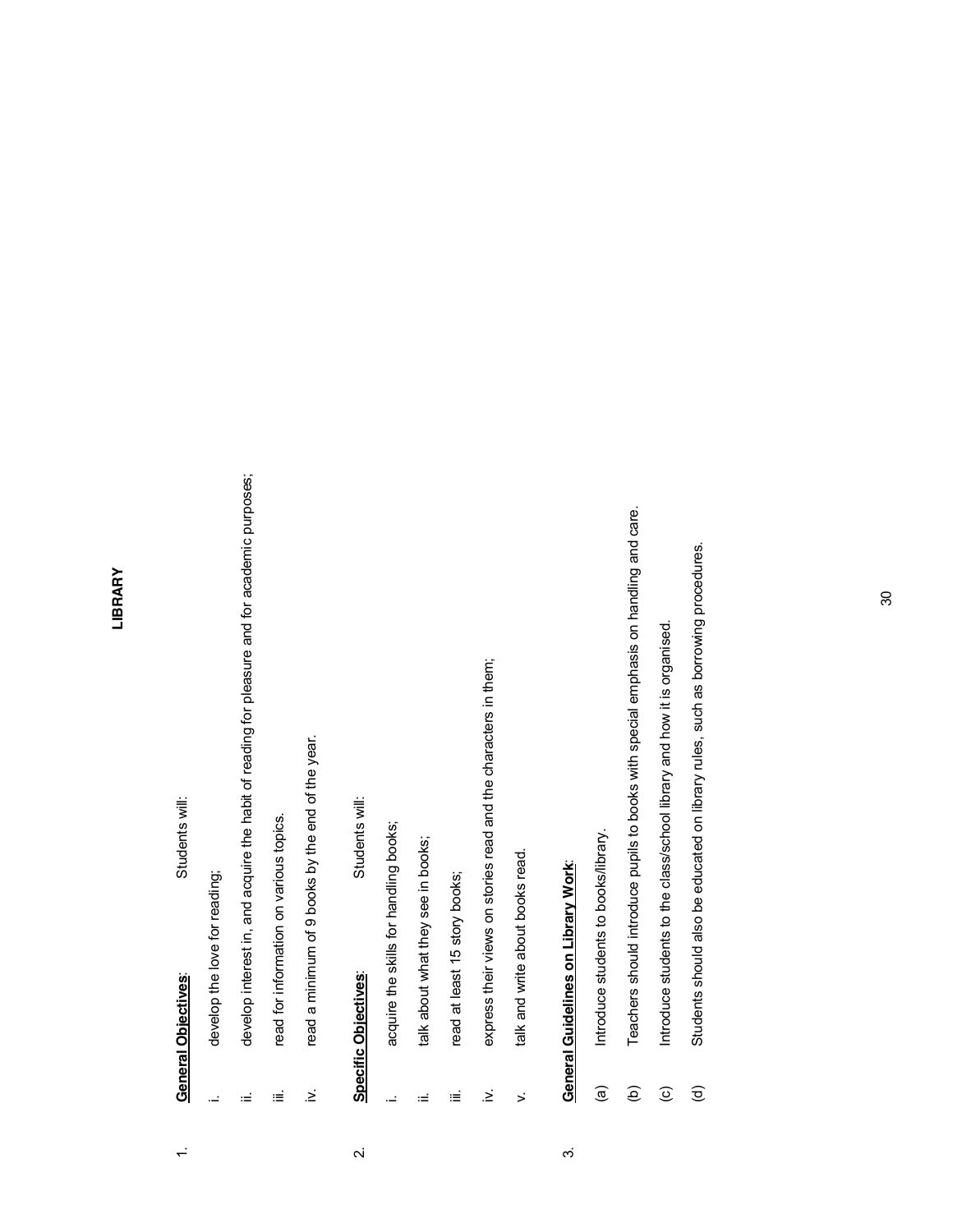# LIBRARY

1. **General Objectives**: Students will:

   i. develop the love for reading;

   ii. develop interest in, and acquire the habit of reading for pleasure and for academic purposes;

   iii. read for information on various topics.

   iv. read a minimum of 9 books by the end of the year.

2. **Specific Objectives**: Students will:

   i. acquire the skills for handling books;

   ii. talk about what they see in books;

   iii. read at least 15 story books;

   iv. express their views on stories read and the characters in them;

   v. talk and write about books read.

3. **General Guidelines on Library Work**:

   (a) Introduce students to books/library.

   (b) Teachers should introduce pupils to books with special emphasis on handling and care.

   (c) Introduce students to the class/school library and how it is organised.

   (d) Students should also be educated on library rules, such as borrowing procedures.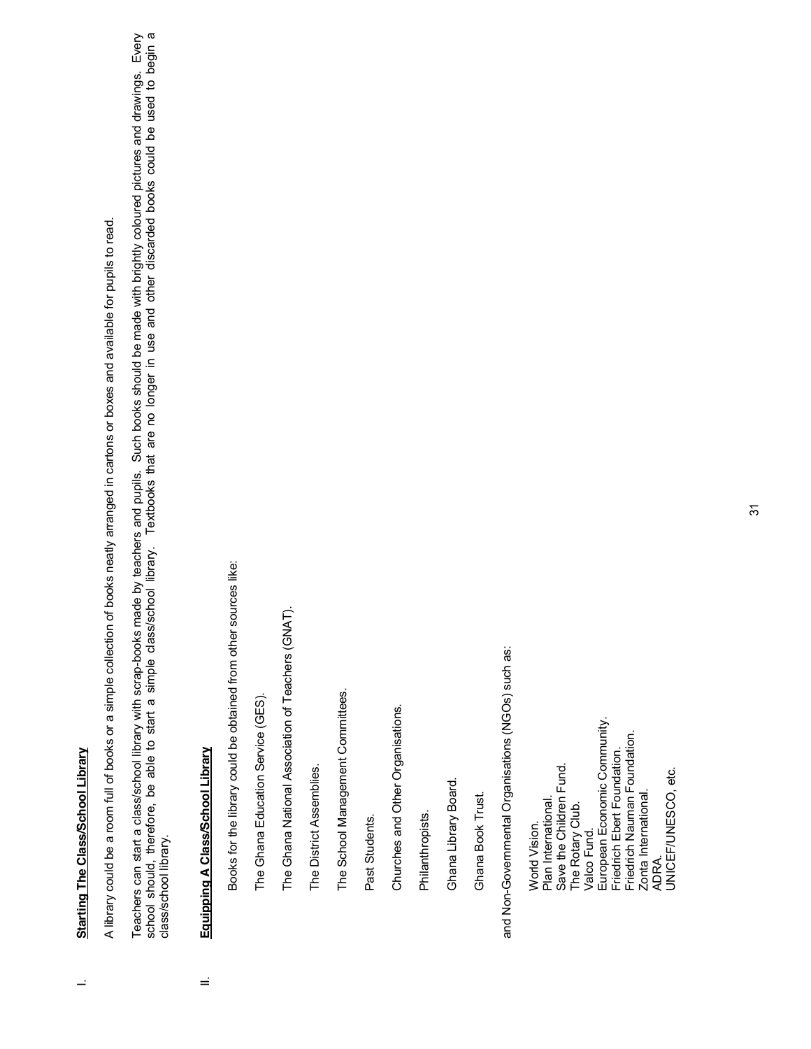I. **Starting The Class/School Library**

A library could be a room full of books or a simple collection of books neatly arranged in cartons or boxes and available for pupils to read.

Teachers can start a class/school library with scrap-books made by teachers and pupils. Such books should be made with brightly coloured pictures and drawings. Every school should, therefore, be able to start a simple class/school library. Textbooks that are no longer in use and other discarded books could be used to begin a class/school library.

II. **Equipping A Class/School Library**

Books for the library could be obtained from other sources like:

The Ghana Education Service (GES).

The Ghana National Association of Teachers (GNAT).

The District Assemblies.

The School Management Committees.

Past Students.

Churches and Other Organisations.

Philanthropists.

Ghana Library Board.

Ghana Book Trust.

and Non-Governmental Organisations (NGOs) such as:

World Vision.
Plan International.
Save the Children Fund.
The Rotary Club.
Valco Fund.
European Economic Community.
Friedrich Ebert Foundation.
Friedrich Nauman Foundation.
Zonta International.
ADRA.
UNICEF/UNESCO, etc.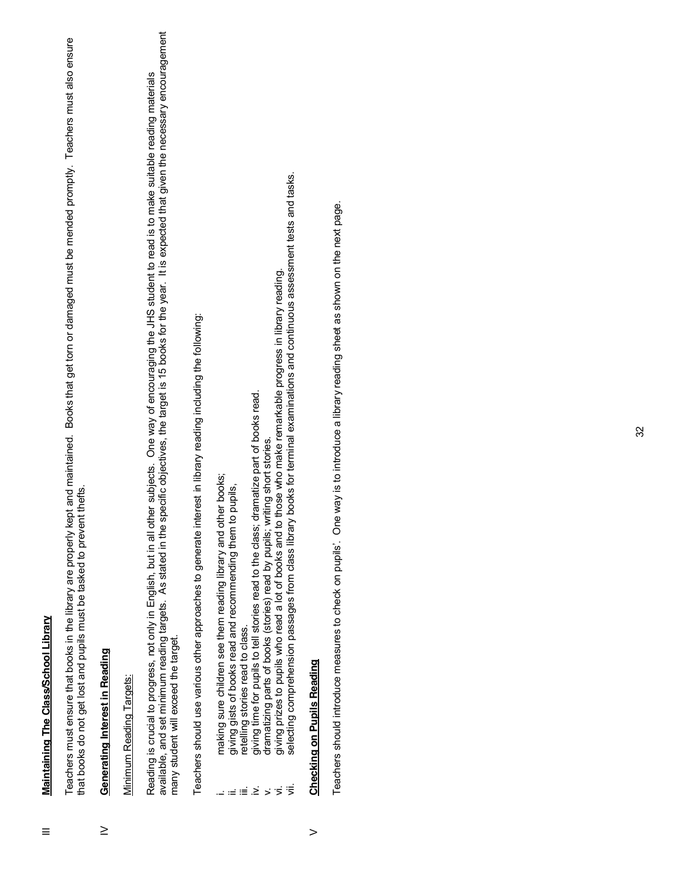## III Maintaining The Class/School Library

Teachers must ensure that books in the library are properly kept and maintained. Books that get torn or damaged must be mended promptly. Teachers must also ensure that books do not get lost and pupils must be tasked to prevent thefts.

## IV Generating Interest in Reading

Minimum Reading Targets:

Reading is crucial to progress, not only in English, but in all other subjects. One way of encouraging the JHS student to read is to make suitable reading materials available, and set minimum reading targets. As stated in the specific objectives, the target is 15 books for the year. It is expected that given the necessary encouragement many student will exceed the target.

Teachers should use various other approaches to generate interest in library reading including the following:

i. making sure children see them reading library and other books;
ii. giving gists of books read and recommending them to pupils,
iii. retelling stories read to class.
iv. giving time for pupils to tell stories read to the class; dramatize part of books read.
v. dramatizing parts of books (stories) read by pupils; writing short stories.
vi. giving prizes to pupils who read a lot of books and to those who make remarkable progress in library reading.
vii. selecting comprehension passages from class library books for terminal examinations and continuous assessment tests and tasks.

## V Checking on Pupils Reading

Teachers should introduce measures to check on pupils'. One way is to introduce a library reading sheet as shown on the next page.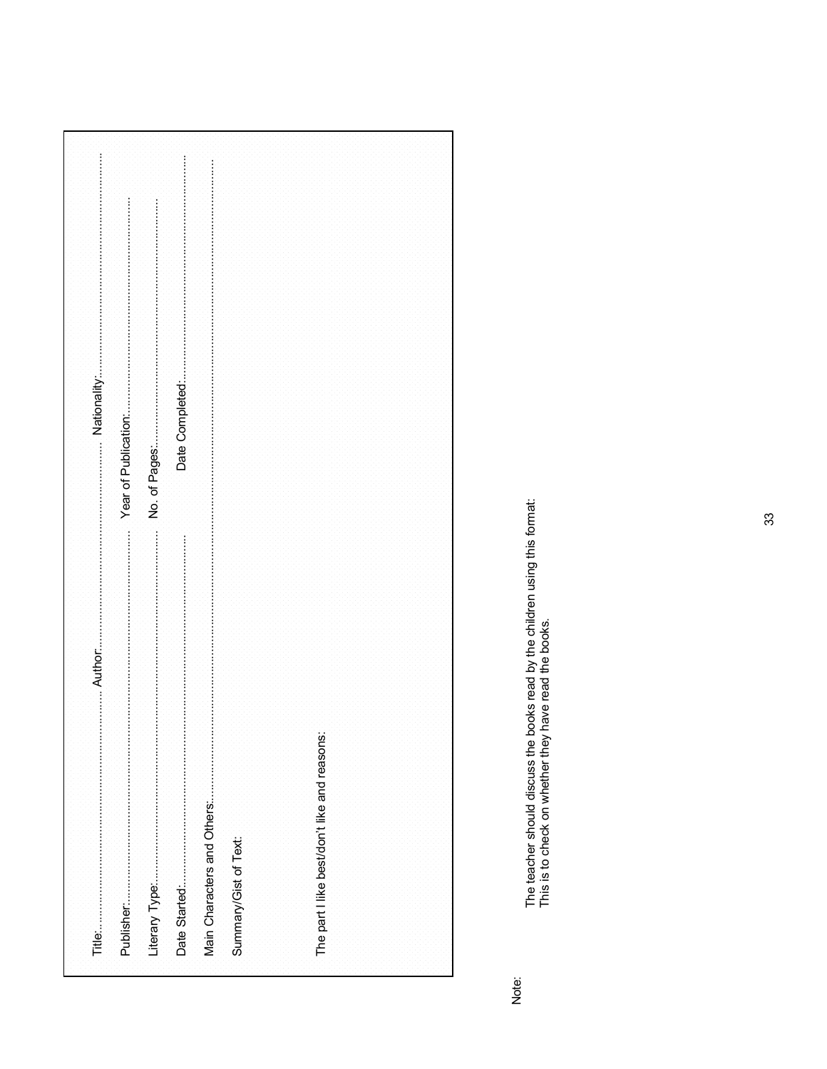Title:........................................................ Author:........................................................ Nationality:........................................................

Publisher:........................................................ Year of Publication:........................................................

Literary Type:........................................................ No. of Pages:........................................................

Date Started:........................................................ Date Completed:........................................................

Main Characters and Others:........................................................................................................................

Summary/Gist of Text:

The part I like best/don't like and reasons:

Note:

The teacher should discuss the books read by the children using this format:
This is to check on whether they have read the books.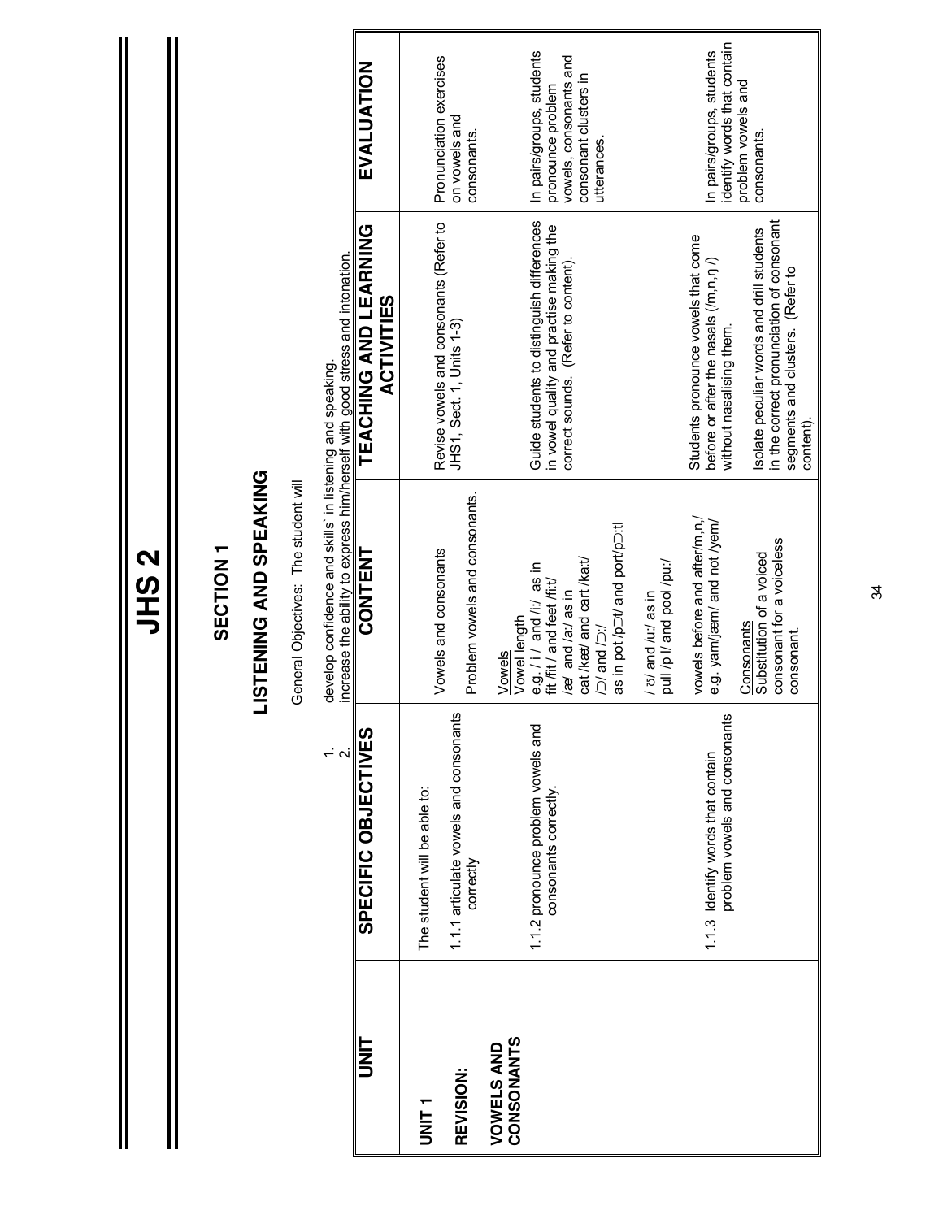# JHS 2

## SECTION 1

## LISTENING AND SPEAKING

General Objectives: The student will

1. develop confidence and skills' in listening and speaking.
2. increase the ability to express him/herself with good stress and intonation.

| UNIT | SPECIFIC OBJECTIVES | CONTENT | TEACHING AND LEARNING ACTIVITIES | EVALUATION |
|---|---|---|---|---|
| **UNIT 1**<br><br>**REVISION:**<br><br>**VOWELS AND CONSONANTS** | The student will be able to:<br><br>1.1.1 articulate vowels and consonants correctly | Vowels and consonants<br><br>Problem vowels and consonants. | Revise vowels and consonants (Refer to JHS1, Sect. 1, Units 1-3) | Pronunciation exercises on vowels and consonants. |
| | 1.1.2 pronounce problem vowels and consonants correctly. | Vowels<br>Vowel length<br>e.g. / i / and /i:/ as in fit /fit / and feet /fi:t/<br>/æ/ and /a:/ as in cat /kæt/ and cart /ka:t/<br>/ɔ/ and /ɔ:/<br>as in pot /pɔt/ and port/pɔ:tl<br><br>/ ʊ/ and /u:/ as in pull /p l/ and pool /pu:/ | Guide students to distinguish differences in vowel quality and practise making the correct sounds. (Refer to content). | In pairs/groups, students pronounce problem vowels, consonants and consonant clusters in utterances. |
| | 1.1.3 Identify words that contain problem vowels and consonants | vowels before and after/m,n,/<br>e.g. yam/jæm/ and not /yem/<br><br>Consonants<br>Substitution of a voiced consonant for a voiceless consonant. | Students pronounce vowels that come before or after the nasals (/m,n,ŋ /) without nasalising them.<br><br>Isolate peculiar words and drill students in the correct pronunciation of consonant segments and clusters. (Refer to content). | In pairs/groups, students identify words that contain problem vowels and consonants. |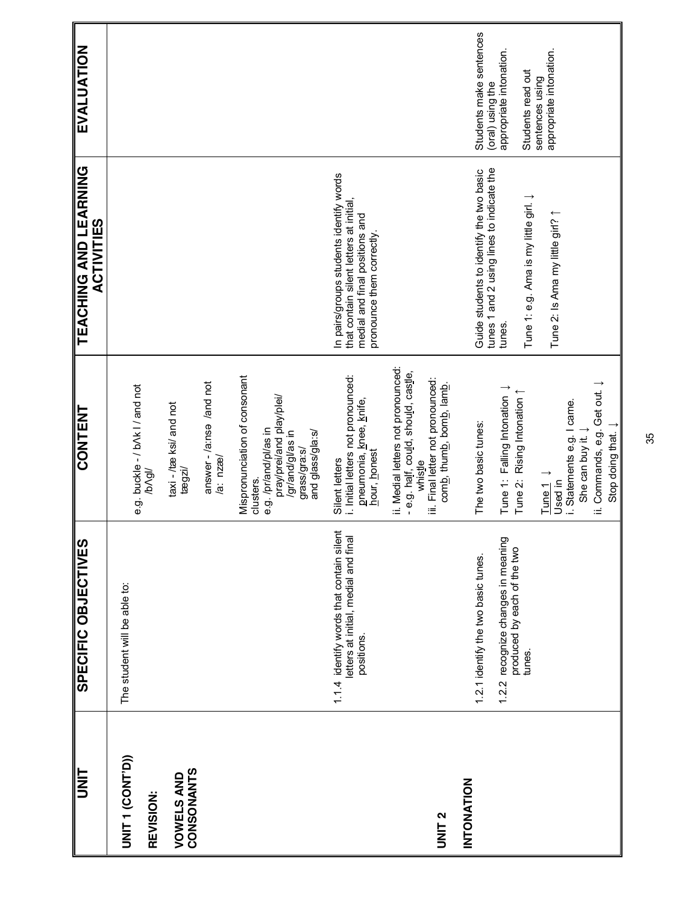| UNIT | SPECIFIC OBJECTIVES | CONTENT | TEACHING AND LEARNING ACTIVITIES | EVALUATION |
|---|---|---|---|---|
| **UNIT 1 (CONT'D))**<br><br>**REVISION:**<br><br>**VOWELS AND CONSONANTS** | The student will be able to: | e.g. buckle - / bʌk l / and not /bʌgl/<br><br>taxi - /tæ ksi/ and not tægzi/<br><br>answer - /a:nsə /and not /a: nzæ/<br><br>Mispronunciation of consonant clusters.<br>e.g. /pr/and/pl/as in pray/prei/and play/plei/<br>/gr/and/gl/as in grass/gra:s/ and glass/gla:s/ | | |
| | 1.1.4 identify words that contain silent letters at initial, medial and final positions. | Silent letters<br>i. Initial letters not pronounced: pneumonia, knee, knife, hour, honest<br><br>ii. Medial letters not pronounced: - e.g. half, could, should, castle, whistle<br><br>iii. Final letter not pronounced: comb, thumb, bomb, lamb. | In pairs/groups students identify words that contain silent letters at initial, medial and final positions and pronounce them correctly. | |
| **UNIT 2**<br><br>**INTONATION** | 1.2.1 identify the two basic tunes.<br><br>1.2.2 recognize changes in meaning produced by each of the two tunes. | The two basic tunes:<br><br>Tune 1: Falling Intonation ↓<br>Tune 2: Rising Intonation ↑<br><br>Tune 1 ↓<br>Used in<br>i. Statements e.g. I came. She can buy it. ↓<br>ii. Commands, e.g. Get out. ↓ Stop doing that. ↓ | Guide students to identify the two basic tunes 1 and 2 using lines to indicate the tunes.<br><br>Tune 1: e.g. Ama is my little girl. ↓<br><br>Tune 2: Is Ama my little girl? ↑ | Students make sentences (oral) using the appropriate intonation.<br><br>Students read out sentences using appropriate intonation. |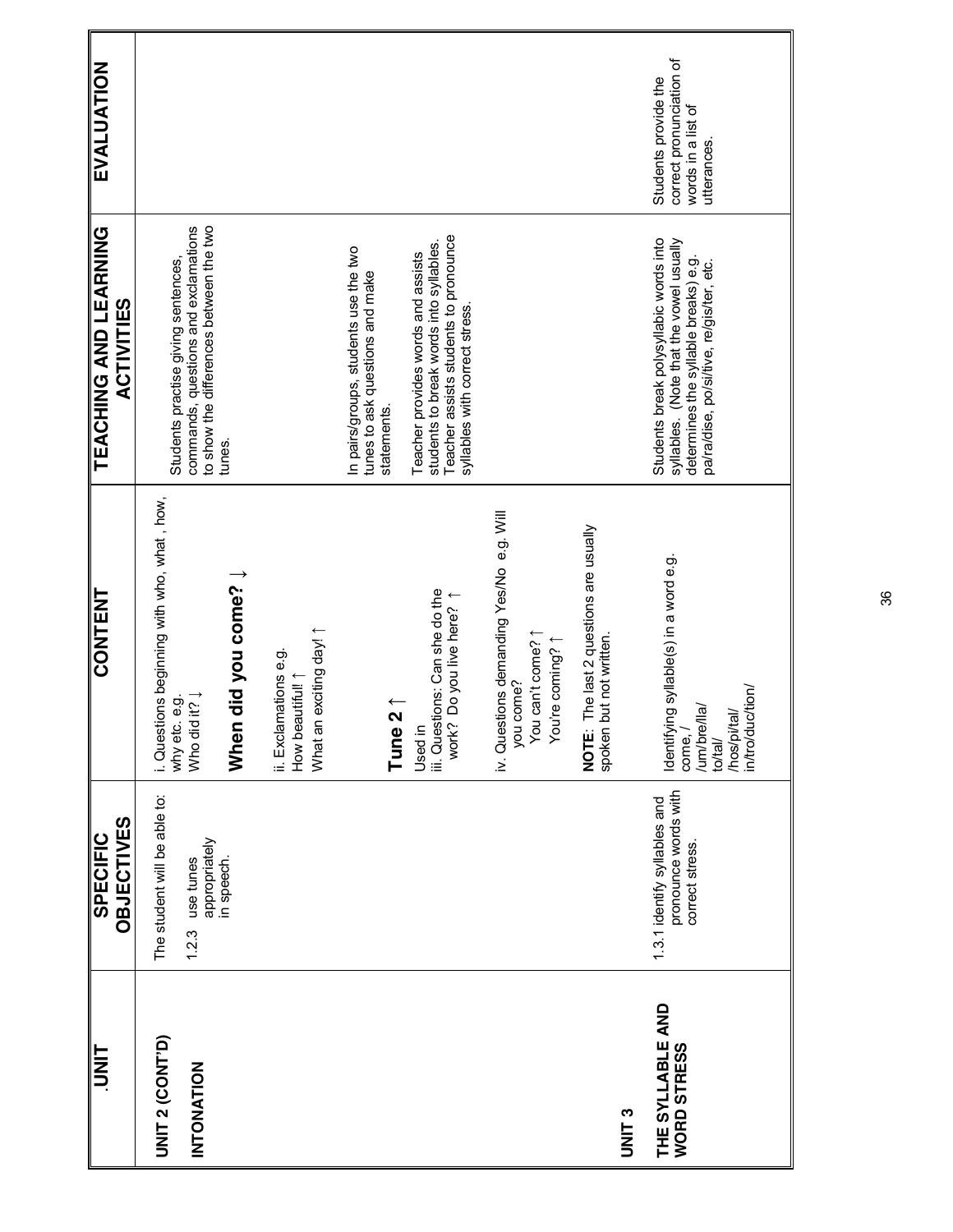| UNIT | SPECIFIC OBJECTIVES | CONTENT | TEACHING AND LEARNING ACTIVITIES | EVALUATION |
|---|---|---|---|---|
| **UNIT 2 (CONT'D)**<br><br>**INTONATION** | The student will be able to:<br><br>1.2.3 use tunes appropriately in speech. | i. Questions beginning with who, what , how, why etc. e.g.<br>Who did it? ↓<br><br>**When did you come? ↓**<br><br>ii. Exclamations e.g.<br>How beautiful! ↑<br>What an exciting day! ↑<br><br>**Tune 2** ↑<br><br>Used in<br>iii. Questions: Can she do the work? Do you live here? ↑<br><br>iv. Questions demanding Yes/No e.g. Will you come?<br>You can't come? ↑<br>You're coming? ↑<br><br>**NOTE**: The last 2 questions are usually spoken but not written. | Students practise giving sentences, commands, questions and exclamations to show the differences between the two tunes.<br><br>In pairs/groups, students use the two tunes to ask questions and make statements.<br><br>Teacher provides words and assists students to break words into syllables. Teacher assists students to pronounce syllables with correct stress. | |
| **UNIT 3**<br><br>**THE SYLLABLE AND WORD STRESS** | 1.3.1 identify syllables and pronounce words with correct stress. | Identifying syllable(s) in a word e.g.<br>come, /<br>/um/bre/lla/<br>to/tal/<br>/hos/pi/tal/<br>in/tro/duc/tion/ | Students break polysyllabic words into syllables. (Note that the vowel usually determines the syllable breaks) e.g. pa/ra/dise, po/si/tive, re/gis/ter, etc. | Students provide the correct pronunciation of words in a list of utterances. |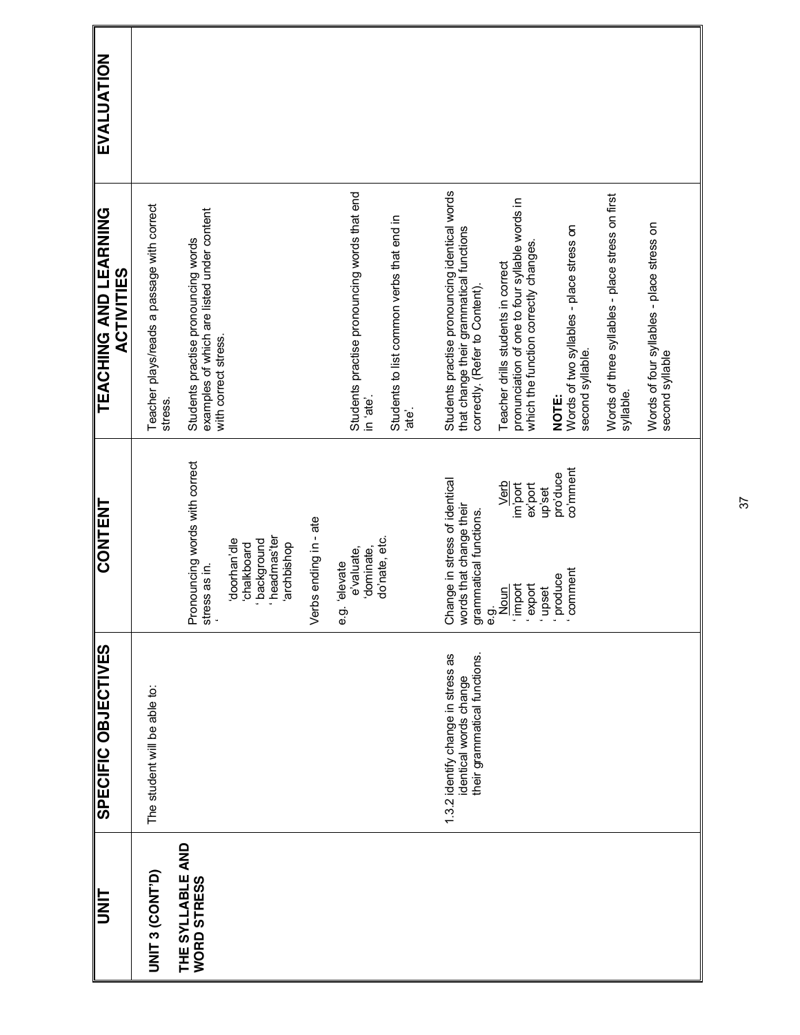| UNIT | SPECIFIC OBJECTIVES | CONTENT | TEACHING AND LEARNING ACTIVITIES | EVALUATION |
|---|---|---|---|---|
| **UNIT 3 (CONT'D)**<br><br>**THE SYLLABLE AND WORD STRESS** | The student will be able to: | Pronouncing words with correct stress as in.<br>'doorhan'dle<br>'chalkboard<br>'background<br>'headmas'ter<br>'archbishop<br><br>Verbs ending in - ate<br><br>e.g. 'elevate<br>e'valuate,<br>'dominate,<br>do'nate, etc. | Teacher plays/reads a passage with correct stress.<br><br>Students practise pronouncing words examples of which are listed under content with correct stress.<br><br>Students practise pronouncing words that end in 'ate'.<br><br>Students to list common verbs that end in 'ate'. | |
| | 1.3.2 identify change in stress as identical words change their grammatical functions. | Change in stress of identical words that change their grammatical functions.<br>e.g.<br>Noun / Verb<br>'import / im'port<br>'export / ex'port<br>'upset / up'set<br>'produce / pro'duce<br>'comment / co'mment | Students practise pronouncing identical words that change their grammatical functions correctly. (Refer to Content).<br><br>Teacher drills students in correct pronunciation of one to four syllable words in which the function correctly changes.<br><br>**NOTE:**<br>Words of two syllables - place stress on second syllable.<br><br>Words of three syllables - place stress on first syllable.<br><br>Words of four syllables - place stress on second syllable | |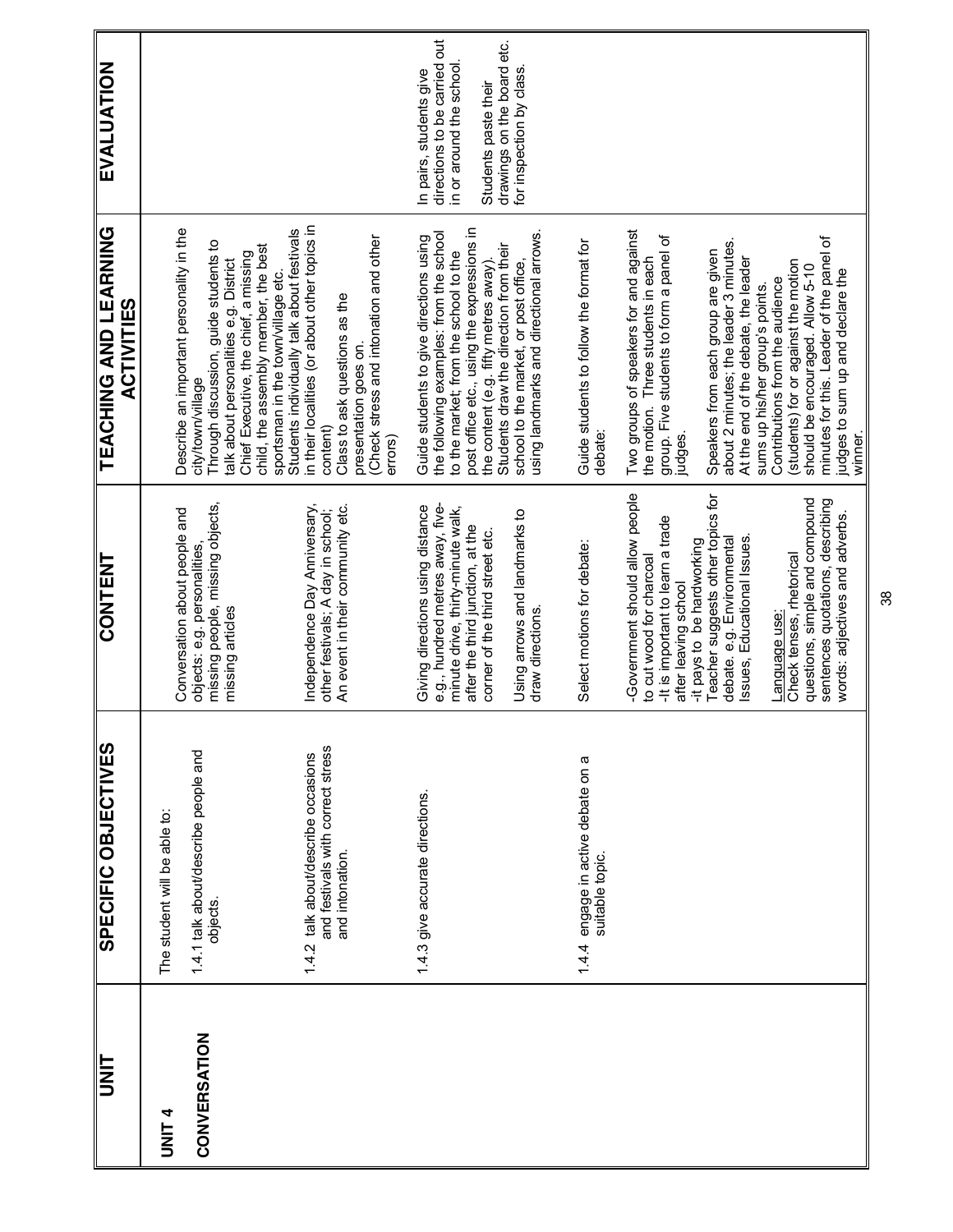| UNIT | SPECIFIC OBJECTIVES | CONTENT | TEACHING AND LEARNING ACTIVITIES | EVALUATION |
|---|---|---|---|---|
| **UNIT 4**<br><br>**CONVERSATION** | The student will be able to:<br><br>1.4.1 talk about/describe people and objects. | Conversation about people and objects: e.g. personalities, missing people, missing objects, missing articles | Describe an important personality in the city/town/village<br>Through discussion, guide students to talk about personalities e.g. District Chief Executive, the chief, a missing child, the assembly member, the best sportsman in the town/village etc. | |
| | 1.4.2 talk about/describe occasions and festivals with correct stress and intonation. | Independence Day Anniversary, other festivals; A day in school; An event in their community etc. | Students individually talk about festivals in their localities (or about other topics in content)<br>Class to ask questions as the presentation goes on.<br>(Check stress and intonation and other errors) | |
| | 1.4.3 give accurate directions. | Giving directions using distance e.g., hundred metres away, five-minute drive, thirty-minute walk, after the third junction, at the corner of the third street etc.<br><br>Using arrows and landmarks to draw directions. | Guide students to give directions using the following examples: from the school to the market; from the school to the post office etc., using the expressions in the content (e.g. fifty metres away).<br>Students draw the direction from their school to the market, or post office, using landmarks and directional arrows. | In pairs, students give directions to be carried out in or around the school.<br><br>Students paste their drawings on the board etc. for inspection by class. |
| | 1.4.4 engage in active debate on a suitable topic. | Select motions for debate:<br><br>-Government should allow people to cut wood for charcoal<br>-It is important to learn a trade after leaving school<br>-it pays to be hardworking<br>Teacher suggests other topics for debate. e.g. Environmental Issues, Educational Issues.<br><br><u>Language use:</u><br>Check tenses, rhetorical questions, simple and compound sentences quotations, describing words: adjectives and adverbs. | Guide students to follow the format for debate:<br><br>Two groups of speakers for and against the motion. Three students in each group. Five students to form a panel of judges.<br><br>Speakers from each group are given about 2 minutes; the leader 3 minutes. At the end of the debate, the leader sums up his/her group's points.<br>Contributions from the audience (students) for or against the motion should be encouraged. Allow 5-10 minutes for this. Leader of the panel of judges to sum up and declare the winner. | |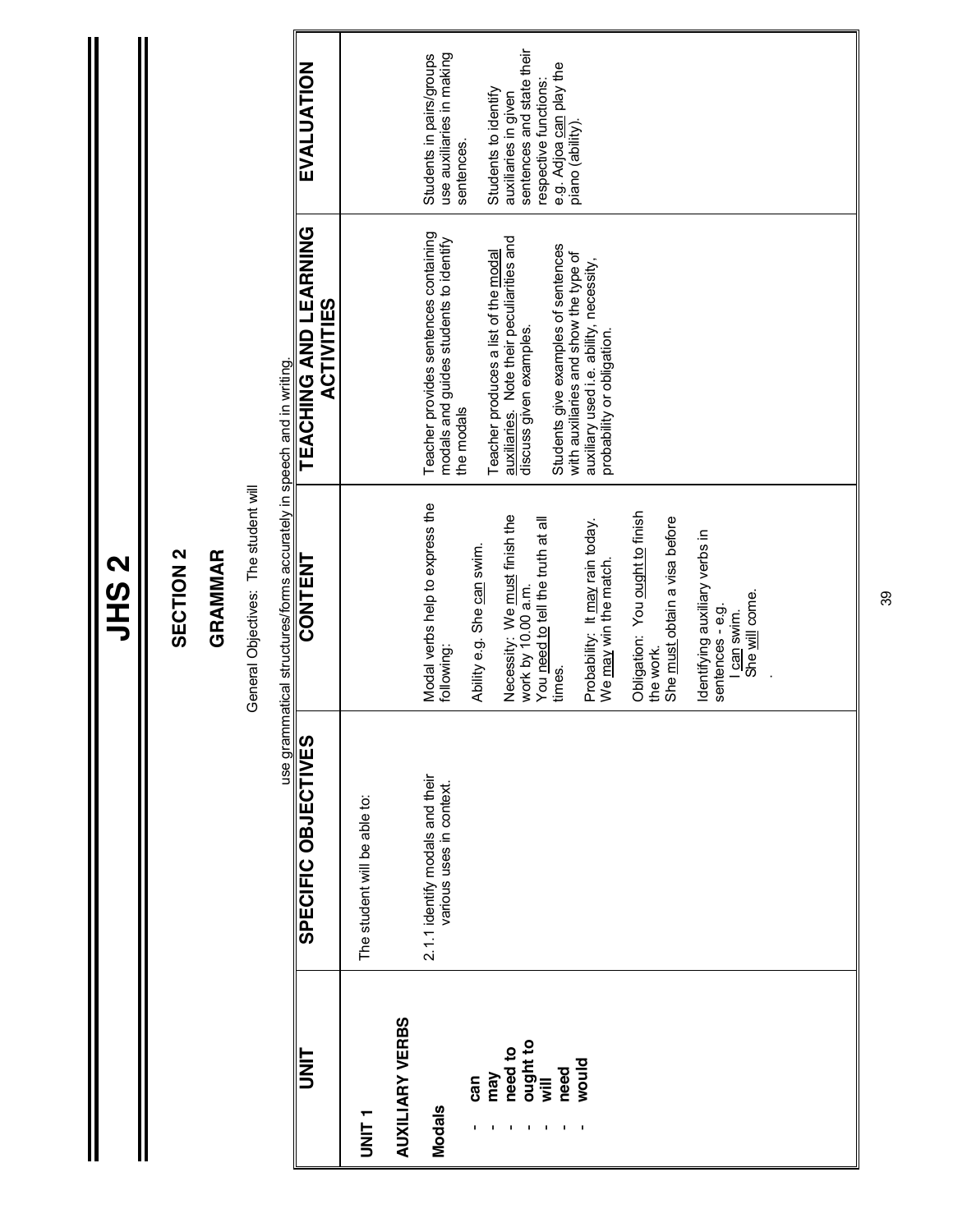# JHS 2

## SECTION 2

## GRAMMAR

General Objectives: The student will

use grammatical structures/forms accurately in speech and in writing.

| UNIT | SPECIFIC OBJECTIVES | CONTENT | TEACHING AND LEARNING ACTIVITIES | EVALUATION |
|---|---|---|---|---|
| **UNIT 1**<br><br>**AUXILIARY VERBS**<br><br>**Modals**<br>- **can**<br>- **may**<br>- **need to**<br>- **ought to**<br>- **will**<br>- **need**<br>- **would** | The student will be able to:<br><br>2.1.1 identify modals and their various uses in context. | Modal verbs help to express the following:<br><br>Ability e.g. She can swim.<br><br>Necessity: We must finish the work by 10.00 a.m.<br>You need to tell the truth at all times.<br><br>Probability: It may rain today.<br>We may win the match.<br><br>Obligation: You ought to finish the work.<br>She must obtain a visa before<br><br>Identifying auxiliary verbs in sentences - e.g.<br>I can swim.<br>She will come. | Teacher provides sentences containing modals and guides students to identify the modals<br><br>Teacher produces a list of the modal auxiliaries. Note their peculiarities and discuss given examples.<br><br>Students give examples of sentences with auxiliaries and show the type of auxiliary used i.e. ability, necessity, probability or obligation. | Students in pairs/groups use auxiliaries in making sentences.<br><br>Students to identify auxiliaries in given sentences and state their respective functions: e.g. Adjoa can play the piano (ability). |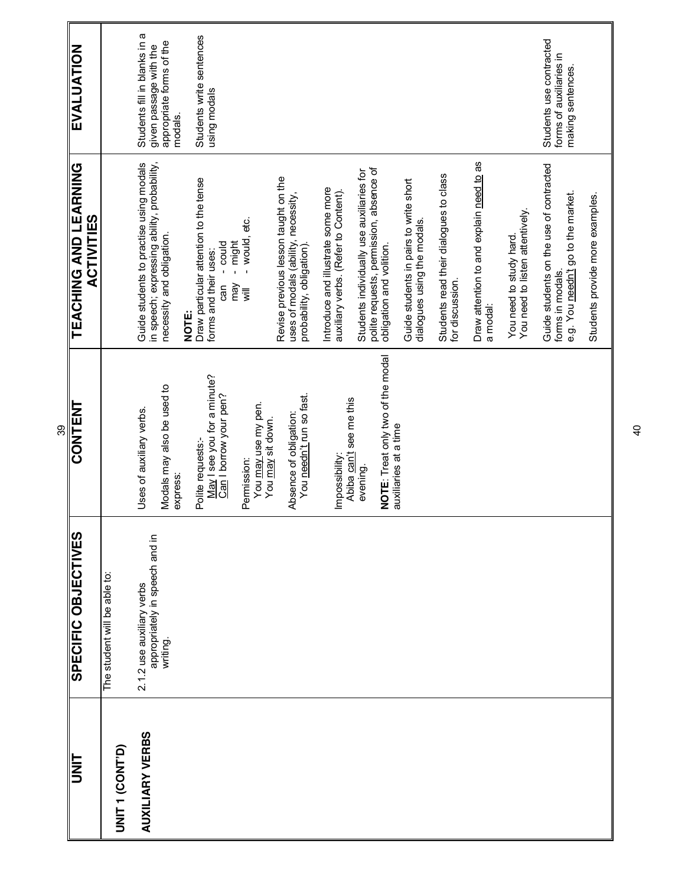| UNIT | SPECIFIC OBJECTIVES | CONTENT | TEACHING AND LEARNING ACTIVITIES | EVALUATION |
|---|---|---|---|---|
| UNIT 1 (CONT'D)<br><br>**AUXILIARY VERBS** | The student will be able to:<br><br>2.1.2 use auxiliary verbs appropriately in speech and in writing. | Uses of auxiliary verbs.<br><br>Modals may also be used to express:<br><br>Polite requests:-<br>May I see you for a minute?<br>Can I borrow your pen?<br><br>Permission:<br>You may use my pen.<br>You may sit down.<br><br>Absence of obligation:<br>You needn't run so fast.<br><br>Impossibility:<br>Abiba can't see me this evening.<br><br>**NOTE**: Treat only two of the modal auxiliaries at a time | Guide students to practise using modals in speech; expressing ability, probability, necessity and obligation.<br><br>**NOTE:**<br>Draw particular attention to the tense forms and their uses:<br>can - could<br>may - might<br>will - would, etc.<br><br>Revise previous lesson taught on the uses of modals (ability, necessity, probability, obligation).<br><br>Introduce and illustrate some more auxiliary verbs. (Refer to Content).<br><br>Students individually use auxiliaries for polite requests, permission, absence of obligation and volition.<br><br>Guide students in pairs to write short dialogues using the modals.<br><br>Students read their dialogues to class for discussion.<br><br>Draw attention to and explain need to as a modal:<br><br>You need to study hard.<br>You need to listen attentively.<br><br>Guide students on the use of contracted forms in modals.<br>e.g. You needn't go to the market.<br><br>Students provide more examples. | Students fill in blanks in a given passage with the appropriate forms of the modals.<br><br>Students write sentences using modals<br><br>Students use contracted forms of auxiliaries in making sentences. |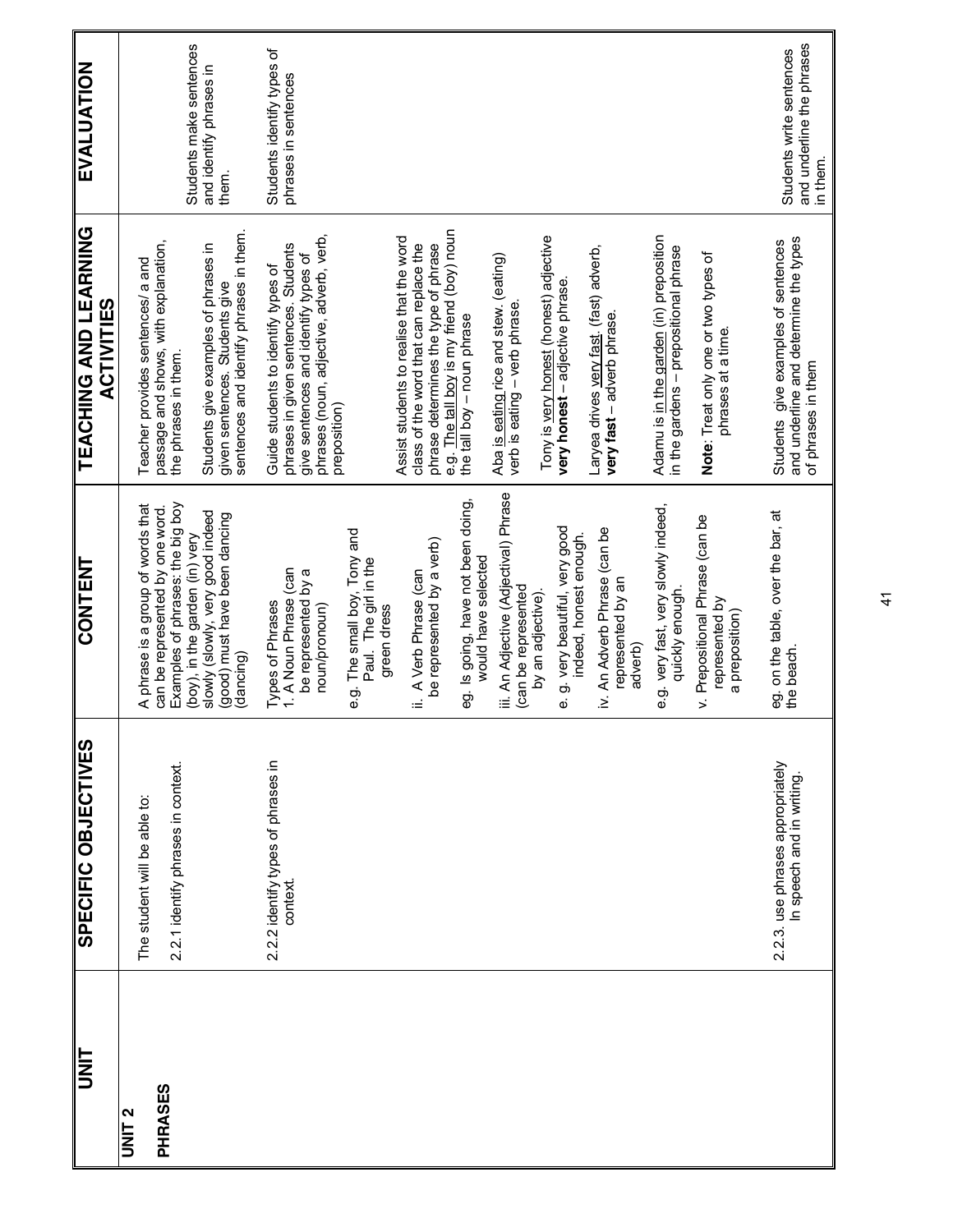| UNIT | SPECIFIC OBJECTIVES | CONTENT | TEACHING AND LEARNING ACTIVITIES | EVALUATION |
|---|---|---|---|---|
| **UNIT 2**<br><br>**PHRASES** | The student will be able to:<br><br>2.2.1 identify phrases in context. | A phrase is a group of words that can be represented by one word. Examples of phrases: the big boy (boy), in the garden (in) very slowly (slowly, very good indeed (good) must have been dancing (dancing) | Teacher provides sentences/ a and passage and shows, with explanation, the phrases in them.<br><br>Students give examples of phrases in given sentences. Students give sentences and identify phrases in them. | Students make sentences and identify phrases in them. |
| | 2.2.2 identify types of phrases in context. | Types of Phrases<br>1. A Noun Phrase (can be represented by a noun/pronoun)<br><br>e.g. The small boy, Tony and Paul. The girl in the green dress<br><br>ii. A Verb Phrase (can be represented by a verb)<br><br>eg. Is going, have not been doing, would have selected<br><br>iii. An Adjective (Adjectival) Phrase (can be represented by an adjective).<br><br>e. g. very beautiful, very good indeed, honest enough.<br><br>iv. An Adverb Phrase (can be represented by an adverb)<br><br>e.g. very fast, very slowly indeed, quickly enough.<br><br>v. Prepositional Phrase (can be represented by a preposition) | Guide students to identify types of phrases in given sentences. Students give sentences and identify types of phrases (noun, adjective, adverb, verb, preposition)<br><br>Assist students to realise that the word class of the word that can replace the phrase determines the type of phrase e.g. The tall boy is my friend (boy) noun the tall boy – noun phrase<br><br>Aba is eating rice and stew. (eating) verb is eating – verb phrase.<br><br>Tony is very honest (honest) adjective **very honest** – adjective phrase.<br><br>Laryea drives very fast. (fast) adverb, **very fast** – adverb phrase.<br><br>Adamu is in the garden (in) preposition in the gardens – prepositional phrase<br><br>**Note**: Treat only one or two types of phrases at a time. | Students identify types of phrases in sentences |
| | 2.2.3. use phrases appropriately In speech and in writing. | eg. on the table, over the bar, at the beach. | Students give examples of sentences and underline and determine the types of phrases in them | Students write sentences and underline the phrases in them. |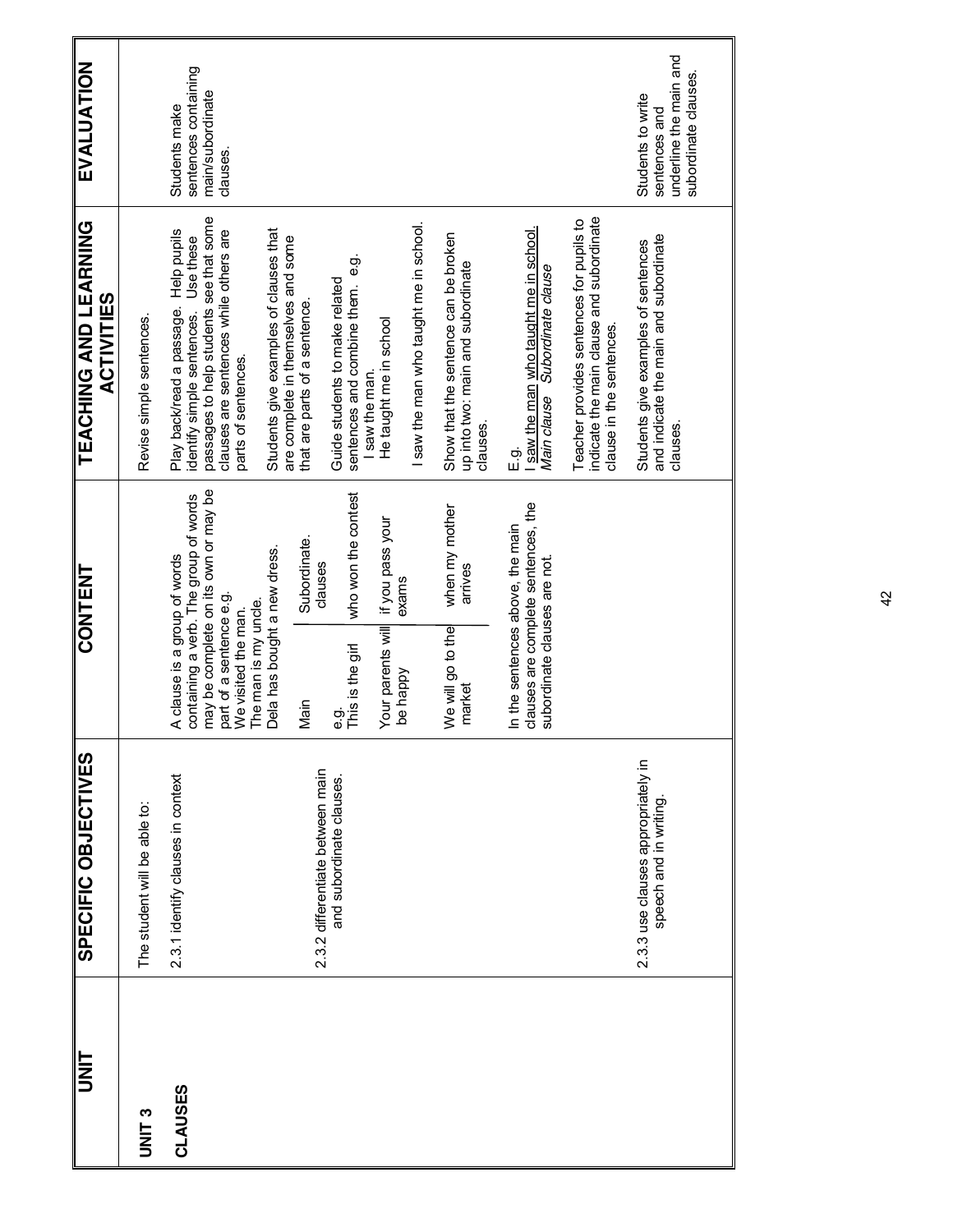| UNIT | SPECIFIC OBJECTIVES | CONTENT | TEACHING AND LEARNING ACTIVITIES | EVALUATION |
| --- | --- | --- | --- | --- |
| **UNIT 3**<br><br>**CLAUSES** | The student will be able to:<br><br>2.3.1 identify clauses in context<br><br>2.3.2 differentiate between main and subordinate clauses.<br><br>2.3.3 use clauses appropriately in speech and in writing. | A clause is a group of words containing a verb. The group of words may be complete on its own or may be part of a sentence e.g.<br>We visited the man.<br>The man is my uncle.<br>Dela has bought a new dress.<br><br>e.g.<br>Main / Subordinate clauses<br>This is the girl / who won the contest<br>Your parents will be happy / if you pass your exams<br>We will go to the market / when my mother arrives<br><br>In the sentences above, the main clauses are complete sentences, the subordinate clauses are not. | Revise simple sentences.<br><br>Play back/read a passage. Help pupils identify simple sentences. Use these passages to help students see that some clauses are sentences while others are parts of sentences.<br><br>Students give examples of clauses that are complete in themselves and some that are parts of a sentence.<br><br>Guide students to make related sentences and combine them. e.g.<br>I saw the man.<br>He taught me in school<br><br>I saw the man who taught me in school.<br><br>Show that the sentence can be broken up into two: main and subordinate clauses.<br><br>E.g.<br>I saw the man who taught me in school.<br>*Main clause* *Subordinate clause*<br><br>Teacher provides sentences for pupils to indicate the main clause and subordinate clause in the sentences.<br><br>Students give examples of sentences and indicate the main and subordinate clauses. | Students make sentences containing main/subordinate clauses.<br><br>Students to write sentences and underline the main and subordinate clauses. |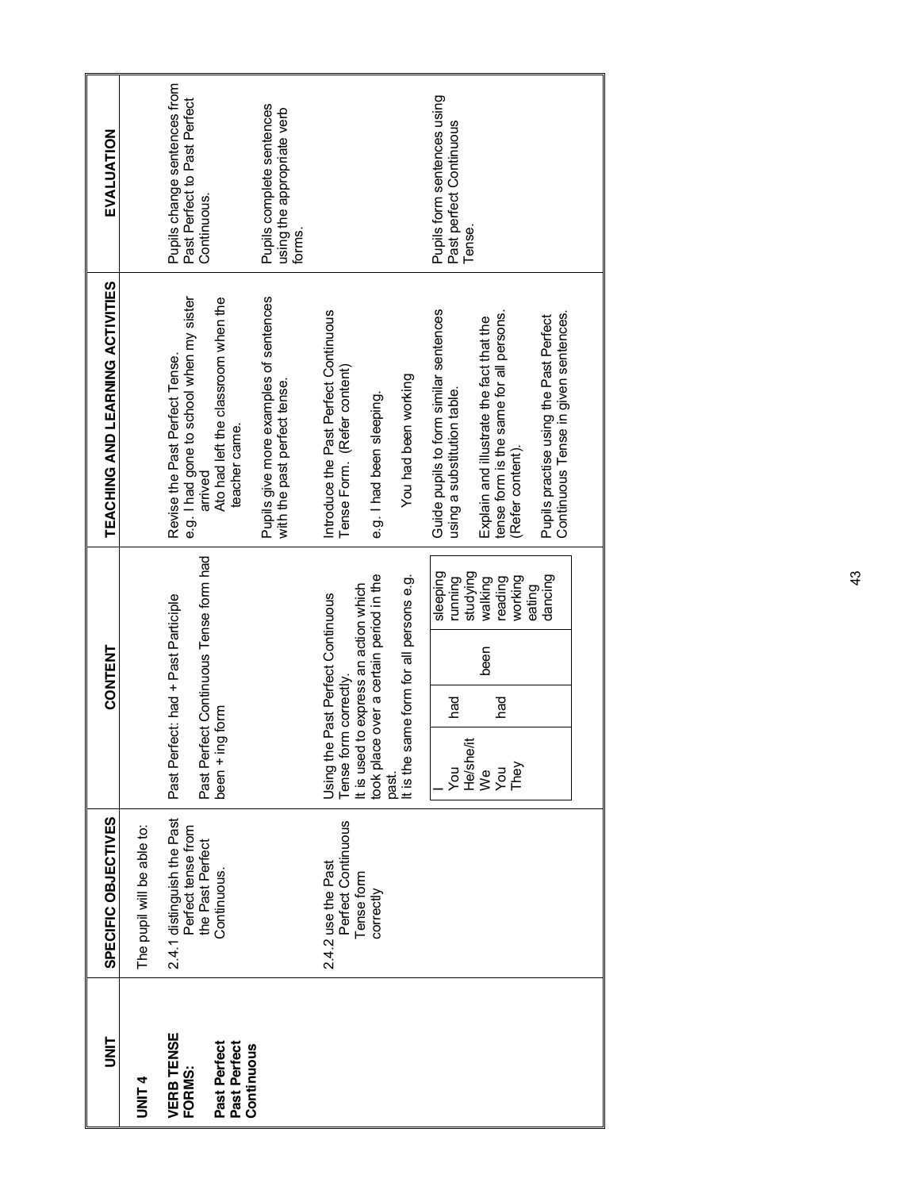| UNIT | SPECIFIC OBJECTIVES | CONTENT | TEACHING AND LEARNING ACTIVITIES | EVALUATION |
|---|---|---|---|---|
| **UNIT 4**<br><br>**VERB TENSE FORMS:**<br><br>**Past Perfect Past Perfect Continuous** | The pupil will be able to:<br><br>2.4.1 distinguish the Past Perfect tense from the Past Perfect Continuous. | Past Perfect: had + Past Participle<br><br>Past Perfect Continuous Tense form had been + ing form | Revise the Past Perfect Tense.<br>e.g. I had gone to school when my sister arrived<br>Ato had left the classroom when the teacher came.<br><br>Pupils give more examples of sentences with the past perfect tense. | Pupils change sentences from Past Perfect to Past Perfect Continuous.<br><br>Pupils complete sentences using the appropriate verb forms. |
| | 2.4.2 use the Past Perfect Continuous Tense form correctly | Using the Past Perfect Continuous Tense form correctly.<br>It is used to express an action which took place over a certain period in the past.<br>It is the same form for all persons e.g.<br><br>I / You / He/she/it / We / You / They — had — been — sleeping / running / studying / walking / reading / working / eating / dancing | Introduce the Past Perfect Continuous Tense Form. (Refer content)<br><br>e.g. I had been sleeping.<br><br>You had been working<br><br>Guide pupils to form similar sentences using a substitution table.<br><br>Explain and illustrate the fact that the tense form is the same for all persons. (Refer content).<br><br>Pupils practise using the Past Perfect Continuous Tense in given sentences. | Pupils form sentences using Past perfect Continuous Tense. |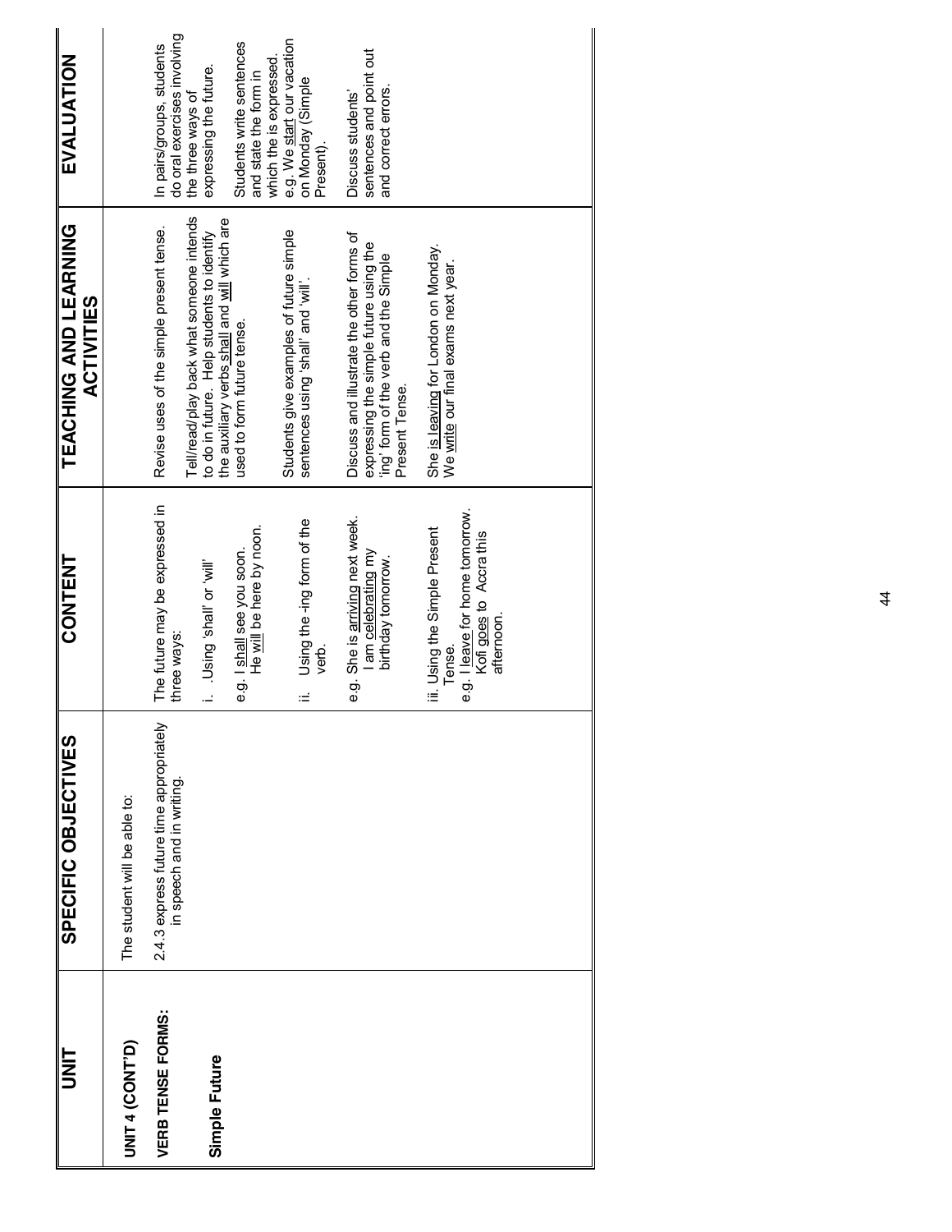| UNIT | SPECIFIC OBJECTIVES | CONTENT | TEACHING AND LEARNING ACTIVITIES | EVALUATION |
|---|---|---|---|---|
| **UNIT 4 (CONT'D)**<br><br>**VERB TENSE FORMS:**<br><br>**Simple Future** | The student will be able to:<br><br>2.4.3 express future time appropriately in speech and in writing. | The future may be expressed in three ways:<br><br>i. .Using 'shall' or 'will'<br><br>e.g. I shall see you soon. He will be here by noon.<br><br>ii. Using the -ing form of the verb.<br><br>e.g. She is arriving next week. I am celebrating my birthday tomorrow.<br><br>iii. Using the Simple Present Tense.<br>e.g. I leave for home tomorrow. Kofi goes to Accra this afternoon. | Revise uses of the simple present tense.<br><br>Tell/read/play back what someone intends to do in future. Help students to identify the auxiliary verbs shall and will which are used to form future tense.<br><br>Students give examples of future simple sentences using 'shall' and 'will'.<br><br>Discuss and illustrate the other forms of expressing the simple future using the 'ing' form of the verb and the Simple Present Tense.<br><br>She is leaving for London on Monday. We write our final exams next year. | In pairs/groups, students do oral exercises involving the three ways of expressing the future.<br><br>Students write sentences and state the form in which the is expressed. e.g. We start our vacation on Monday (Simple Present).<br><br>Discuss students' sentences and point out and correct errors. |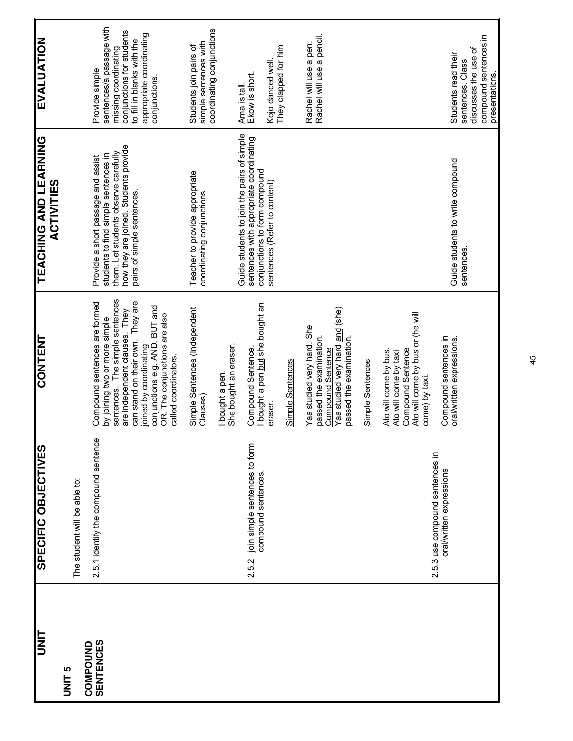| UNIT | SPECIFIC OBJECTIVES | CONTENT | TEACHING AND LEARNING ACTIVITIES | EVALUATION |
|---|---|---|---|---|
| **UNIT 5**<br><br>**COMPOUND SENTENCES** | The student will be able to:<br><br>2.5.1 identify the compound sentence | Compound sentences are formed by joining two or more simple sentences. The simple sentences are independent clauses. They can stand on their own. They are joined by coordinating conjunctions e.g. AND, BUT and OR. The conjunctions are also called coordinators. | Provide a short passage and assist students to find simple sentences in them. Let students observe carefully how they are joined. Students provide pairs of simple sentences. | Provide simple sentences/a passage with missing coordinating conjunctions for students to fill in blanks with the appropriate coordinating conjunctions. |
| | | Simple Sentences (Independent Clauses)<br><br>I bought a pen.<br>She bought an eraser. | Teacher to provide appropriate coordinating conjunctions. | Students join pairs of simple sentences with coordinating conjunctions<br><br>Ama is tall.<br>Ekow is short. |
| | 2.5.2 join simple sentences to form compound sentences. | <u>Compound Sentence.</u><br>I bought a pen <u>but</u> she bought an eraser.<br><br><u>Simple Sentences</u><br><br>Yaa studied very hard. She passed the examination.<br><u>Compound Sentence</u><br>Yaa studied very hard <u>and</u> (she) passed the examination.<br><br><u>Simple Sentences</u><br><br>Ato will come by bus.<br>Ato will come by taxi<br><u>Compound Sentence</u><br>Ato will come by bus or (he will come) by taxi. | Guide students to join the pairs of simple sentences with appropriate coordinating conjunctions to form compound sentences (Refer to content) | Kojo danced well.<br>They clapped for him<br><br>Rachel will use a pen.<br>Rachel will use a pencil. |
| | 2.5.3 use compound sentences in oral/written expressions | Compound sentences in oral/written expressions. | Guide students to write compound sentences. | Students read their sentences. Class discusses the use of compound sentences in presentations. |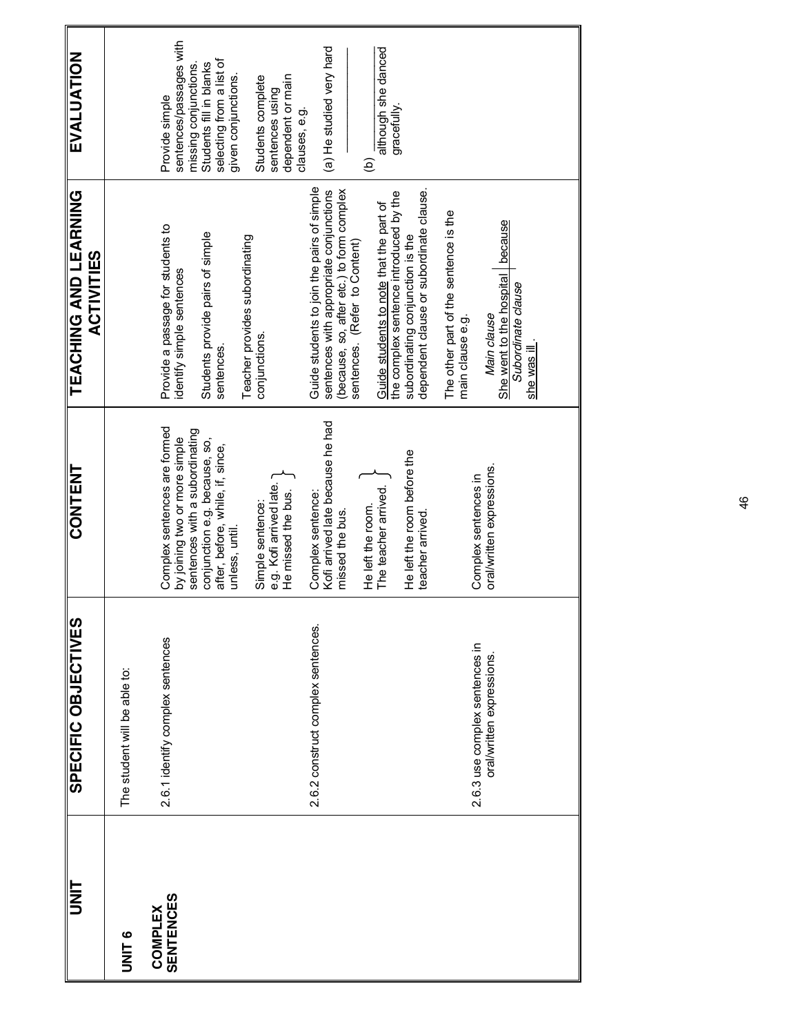| UNIT | SPECIFIC OBJECTIVES | CONTENT | TEACHING AND LEARNING ACTIVITIES | EVALUATION |
|---|---|---|---|---|
| **UNIT 6**<br><br>**COMPLEX SENTENCES** | The student will be able to:<br><br>2.6.1 identify complex sentences | Complex sentences are formed by joining two or more simple sentences with a subordinating conjunction e.g. because, so, after, before, while, if, since, unless, until.<br><br>Simple sentence:<br>e.g. Kofi arrived late. }<br>He missed the bus. } | Provide a passage for students to identify simple sentences<br><br>Students provide pairs of simple sentences.<br><br>Teacher provides subordinating conjunctions. | Provide simple sentences/passages with missing conjunctions. Students fill in blanks selecting from a list of given conjunctions.<br><br>Students complete sentences using dependent or main clauses, e.g. |
| | 2.6.2 construct complex sentences. | Complex sentence:<br>Kofi arrived late because he had missed the bus.<br><br>He left the room. }<br>The teacher arrived. }<br><br>He left the room before the teacher arrived. | Guide students to join the pairs of simple sentences with appropriate conjunctions (because, so, after etc.) to form complex sentences. (Refer to Content)<br><br>Guide students to note that the part of the complex sentence introduced by the subordinating conjunction is the dependent clause or subordinate clause.<br><br>The other part of the sentence is the main clause e.g.<br><br>*Main clause*<br>She went to the hospital \| because<br>*Subordinate clause*<br>she was ill. | (a) He studied very hard ____________<br><br>(b) ____________ although she danced gracefully. |
| | 2.6.3 use complex sentences in oral/written expressions. | Complex sentences in oral/written expressions. | | |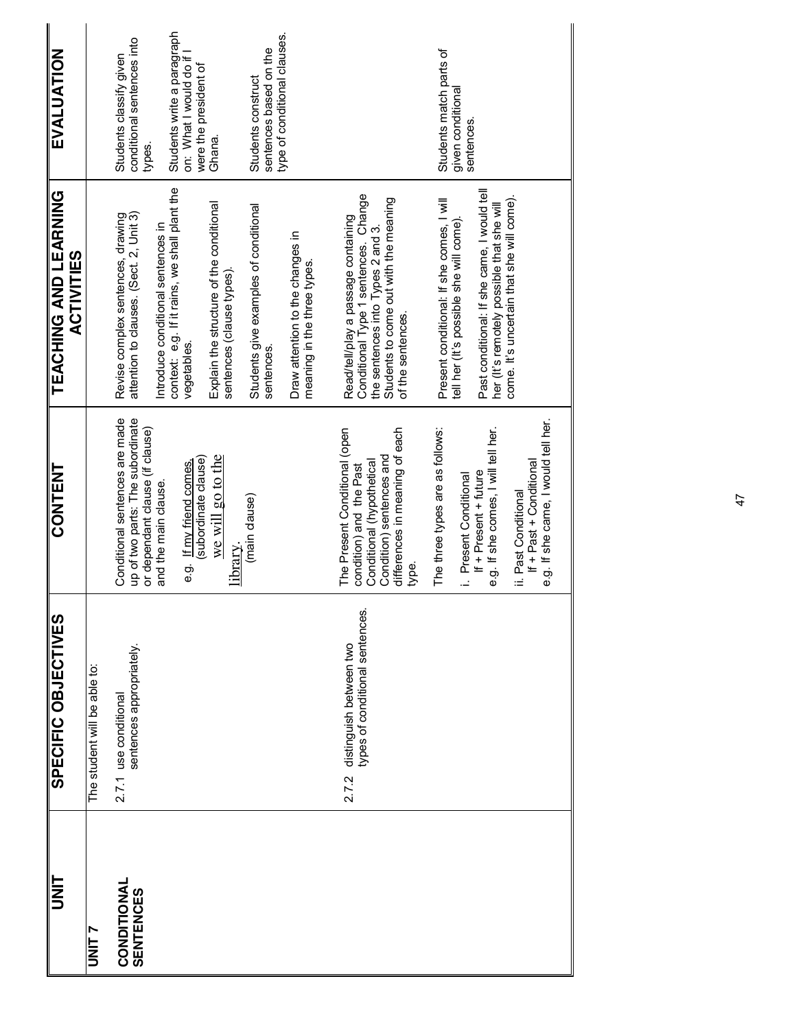| UNIT | SPECIFIC OBJECTIVES | CONTENT | TEACHING AND LEARNING ACTIVITIES | EVALUATION |
|---|---|---|---|---|
| **UNIT 7**<br><br>**CONDITIONAL SENTENCES** | The student will be able to:<br><br>2.7.1 use conditional sentences appropriately. | Conditional sentences are made up of two parts: The subordinate or dependant clause (if clause) and the main clause.<br><br>e.g. If my friend comes, (subordinate clause) we will go to the library. (main clause) | Revise complex sentences, drawing attention to clauses. (Sect. 2, Unit 3)<br><br>Introduce conditional sentences in context: e.g. If it rains, we shall plant the vegetables.<br><br>Explain the structure of the conditional sentences (clause types).<br><br>Students give examples of conditional sentences.<br><br>Draw attention to the changes in meaning in the three types. | Students classify given conditional sentences into types.<br><br>Students write a paragraph on: What I would do if I were the president of Ghana.<br><br>Students construct sentences based on the type of conditional clauses. |
| | 2.7.2 distinguish between two types of conditional sentences. | The Present Conditional (open condition) and the Past Conditional (hypothetical Condition) sentences and differences in meaning of each type.<br><br>The three types are as follows:<br><br>i. Present Conditional<br>If + Present + future<br>e.g. If she comes, I will tell her.<br><br>ii. Past Conditional<br>If + Past + Conditional<br>e.g. If she came, I would tell her. | Read/tell/play a passage containing Conditional Type 1 sentences. Change the sentences into Types 2 and 3. Students to come out with the meaning of the sentences.<br><br>Present conditional: If she comes, I will tell her (It's possible she will come).<br><br>Past conditional: If she came, I would tell her (It's remotely possible that she will come. It's uncertain that she will come). | Students match parts of given conditional sentences. |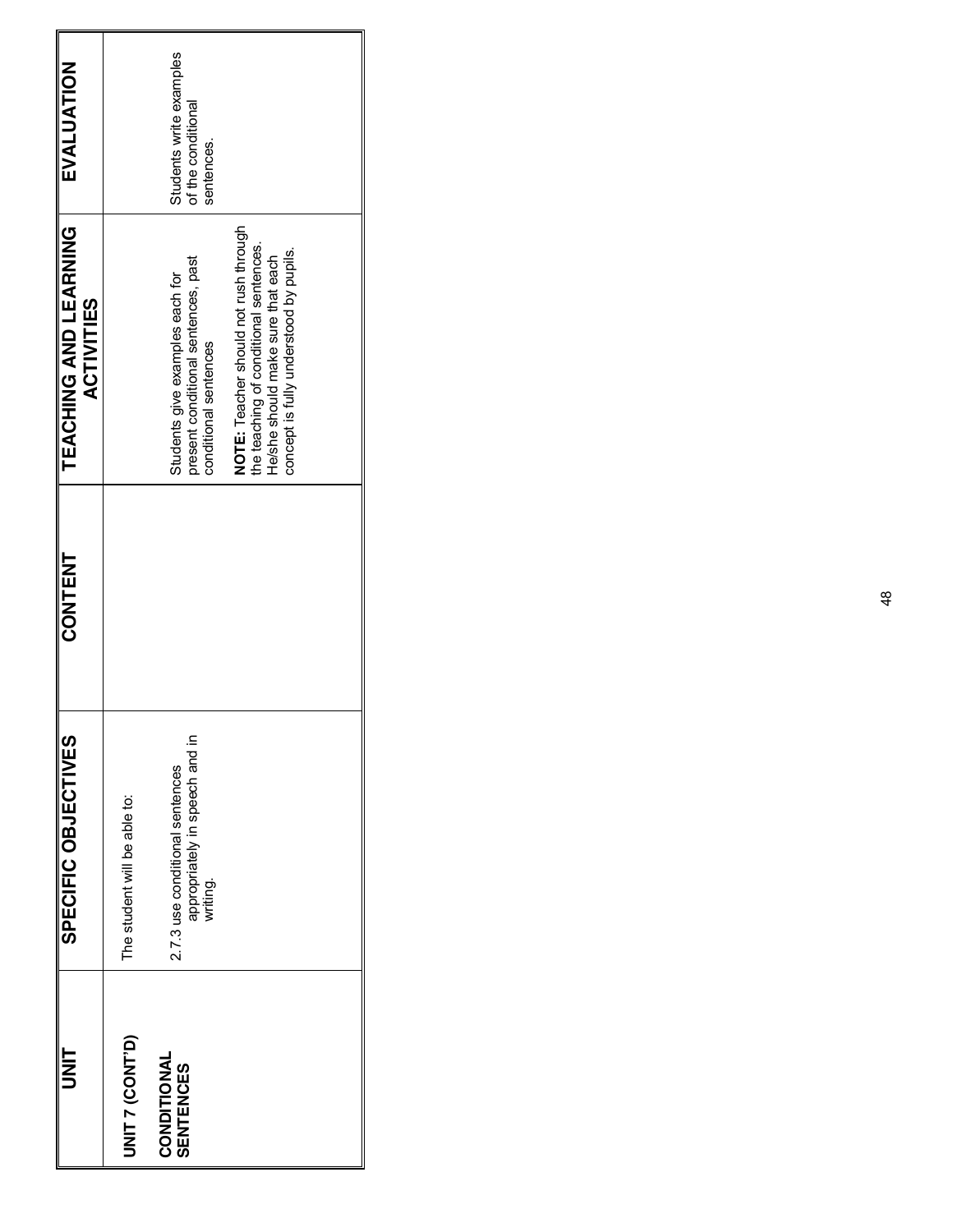| UNIT | SPECIFIC OBJECTIVES | CONTENT | TEACHING AND LEARNING ACTIVITIES | EVALUATION |
|---|---|---|---|---|
| **UNIT 7 (CONT'D)**<br><br>**CONDITIONAL SENTENCES** | The student will be able to:<br><br>2.7.3 use conditional sentences appropriately in speech and in writing. | | Students give examples each for present conditional sentences, past conditional sentences<br><br>**NOTE:** Teacher should not rush through the teaching of conditional sentences. He/she should make sure that each concept is fully understood by pupils. | Students write examples of the conditional sentences. |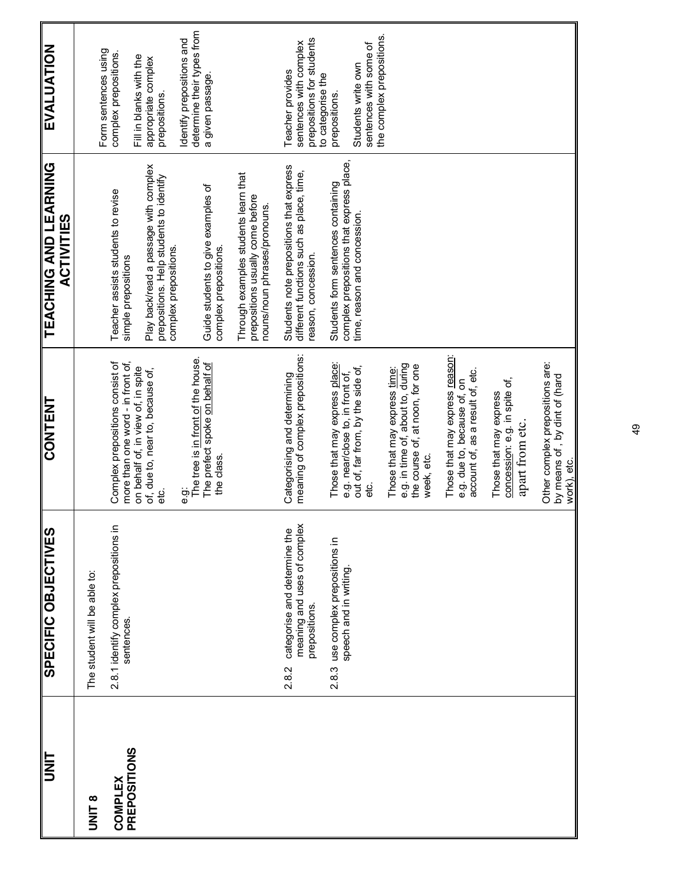| UNIT | SPECIFIC OBJECTIVES | CONTENT | TEACHING AND LEARNING ACTIVITIES | EVALUATION |
|---|---|---|---|---|
| **UNIT 8**<br><br>**COMPLEX PREPOSITIONS** | The student will be able to:<br><br>2.8.1 identify complex prepositions in sentences. | Complex prepositions consist of more than one word - in front of, on behalf of, in view of, in spite of, due to, near to, because of, etc.<br><br>e.g:<br>The tree is in front of the house.<br>The prefect spoke <u>on behalf of</u> the class. | Teacher assists students to revise simple prepositions<br><br>Play back/read a passage with complex prepositions. Help students to identify complex prepositions.<br><br>Guide students to give examples of complex prepositions.<br><br>Through examples students learn that prepositions usually come before nouns/noun phrases/pronouns. | Form sentences using complex prepositions.<br><br>Fill in blanks with the appropriate complex prepositions.<br><br>Identify prepositions and determine their types from a given passage. |
| | 2.8.2 categorise and determine the meaning and uses of complex prepositions.<br><br>2.8.3 use complex prepositions in speech and in writing. | Categorising and determining meaning of complex prepositions:<br><br>Those that may express <u>place</u>: e.g. near/close to, in front of, out of, far from, by the side of, etc.<br><br>Those that may express <u>time</u>: e.g. in time of, about to, during the course of, at noon, for one week, etc.<br><br>Those that may express <u>reason</u>: e.g. due to, because of, on account of, as a result of, etc.<br><br>Those that may express <u>concession</u>: e.g. in spite of, apart from etc.<br><br>Other complex prepositions are: by means of , by dint of (hard work), etc. | Students note prepositions that express different functions such as place, time, reason, concession.<br><br>Students form sentences containing complex prepositions that express place, time, reason and concession. | Teacher provides sentences with complex prepositions for students to categorise the prepositions.<br><br>Students write own sentences with some of the complex prepositions. |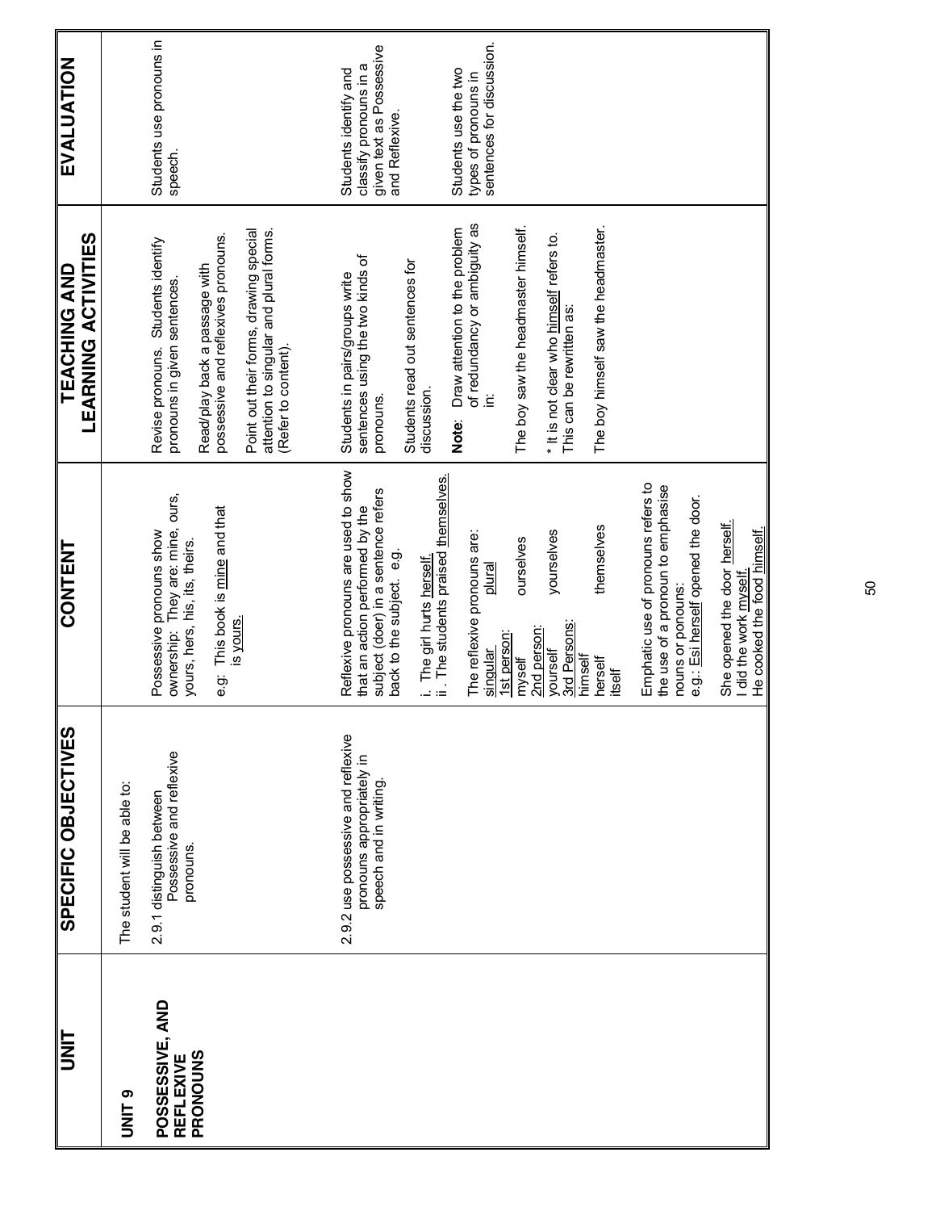| UNIT | SPECIFIC OBJECTIVES | CONTENT | TEACHING AND LEARNING ACTIVITIES | EVALUATION |
|---|---|---|---|---|
| **UNIT 9**<br><br>**POSSESSIVE, AND REFLEXIVE PRONOUNS** | The student will be able to:<br><br>2.9.1 distinguish between Possessive and reflexive pronouns. | Possessive pronouns show ownership: They are: mine, ours, yours, hers, his, its, theirs.<br><br>e.g: This book is <u>mine</u> and that is <u>yours.</u> | Revise pronouns. Students identify pronouns in given sentences.<br><br>Read/play back a passage with possessive and reflexives pronouns.<br><br>Point out their forms, drawing special attention to singular and plural forms. (Refer to content). | Students use pronouns in speech. |
| | 2.9.2 use possessive and reflexive pronouns appropriately in speech and in writing. | Reflexive pronouns are used to show that an action performed by the subject (doer) in a sentence refers back to the subject. e.g.<br><br>i. The girl hurts <u>herself.</u><br>ii. The students praised <u>themselves.</u><br><br>The reflexive pronouns are:<br><u>singular</u> — <u>plural</u><br><u>1st person:</u><br>myself — ourselves<br><u>2nd person:</u><br>yourself — yourselves<br><u>3rd Persons:</u><br>himself<br>herself — themselves<br>itself<br><br>Emphatic use of pronouns refers to the use of a pronoun to emphasise nouns or pronouns:<br>e.g.: <u>Esi herself</u> opened the door.<br><br>She opened the door <u>herself.</u><br>I did the work <u>myself.</u><br>He cooked the food <u>himself.</u> | Students in pairs/groups write sentences using the two kinds of pronouns.<br><br>Students read out sentences for discussion.<br><br>**Note**: Draw attention to the problem of redundancy or ambiguity as in:<br><br>The boy saw the headmaster himself.<br><br>* It is not clear who <u>himself</u> refers to. This can be rewritten as:<br><br>The boy himself saw the headmaster. | Students identify and classify pronouns in a given text as Possessive and Reflexive.<br><br>Students use the two types of pronouns in sentences for discussion. |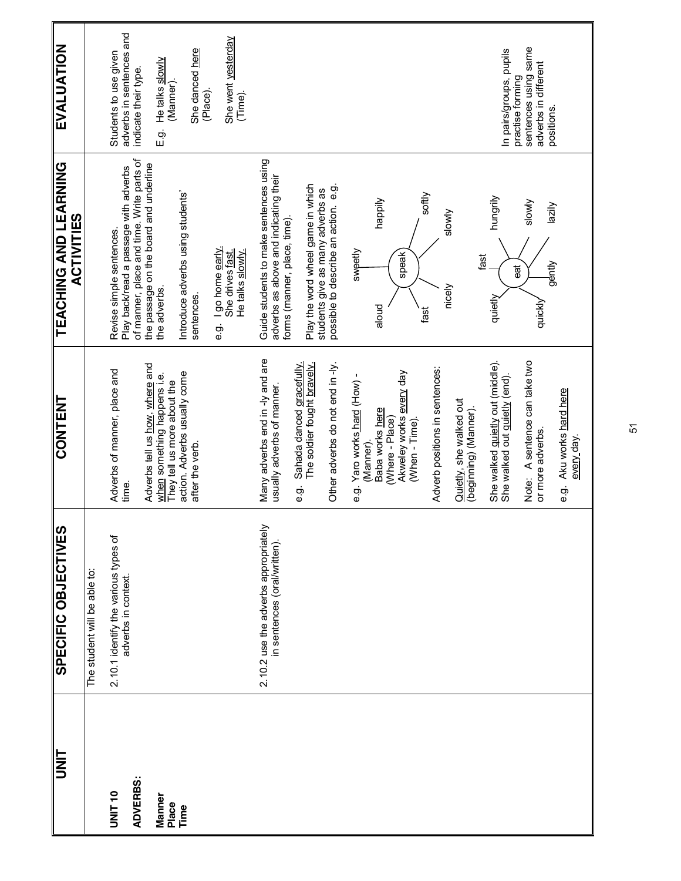| UNIT | SPECIFIC OBJECTIVES | CONTENT | TEACHING AND LEARNING ACTIVITIES | EVALUATION |
|---|---|---|---|---|
| | The student will be able to: | | | |
| **UNIT 10**<br><br>**ADVERBS:**<br><br>**Manner**<br>**Place**<br>**Time** | 2.10.1 identify the various types of adverbs in context. | Adverbs of manner, place and time.<br><br>Adverbs tell us how, where and when something happens i.e. They tell us more about the action. Adverbs usually come after the verb. | Revise simple sentences.<br>Play back/read a passage with adverbs of manner, place and time. Write parts of the passage on the board and underline the adverbs.<br><br>Introduce adverbs using students' sentences.<br><br>e.g. I go home early.<br>She drives fast.<br>He talks slowly. | Students to use given adverbs in sentences and indicate their type.<br><br>E.g. He talks slowly (Manner).<br><br>She danced here (Place).<br><br>She went yesterday (Time). |
| | 2.10.2 use the adverbs appropriately in sentences (oral/written). | Many adverbs end in -ly and are usually adverbs of manner.<br><br>e.g. Sahada danced gracefully.<br>The soldier fought bravely.<br><br>Other adverbs do not end in -ly.<br><br>e.g. Yaro works hard (How) - (Manner).<br>Baba works here (Where - Place)<br>Akweley works every day (When - Time).<br><br>Adverb positions in sentences:<br><br>Quietly, she walked out (beginning) (Manner).<br><br>She walked quietly out (middle).<br>She walked out quietly (end).<br><br>Note: A sentence can take two or more adverbs.<br><br>e.g. Aku works hard here every day. | Guide students to make sentences using adverbs as above and indicating their forms (manner, place, time).<br><br>Play the word wheel game in which students give as many adverbs as possible to describe an action. e.g.<br><br>speak: sweetly, happily, softly, slowly, nicely, fast, aloud<br><br>eat: fast, hungrily, slowly, lazily, gently, quickly, quietly | In pairs/groups, pupils practise forming sentences using same adverbs in different positions. |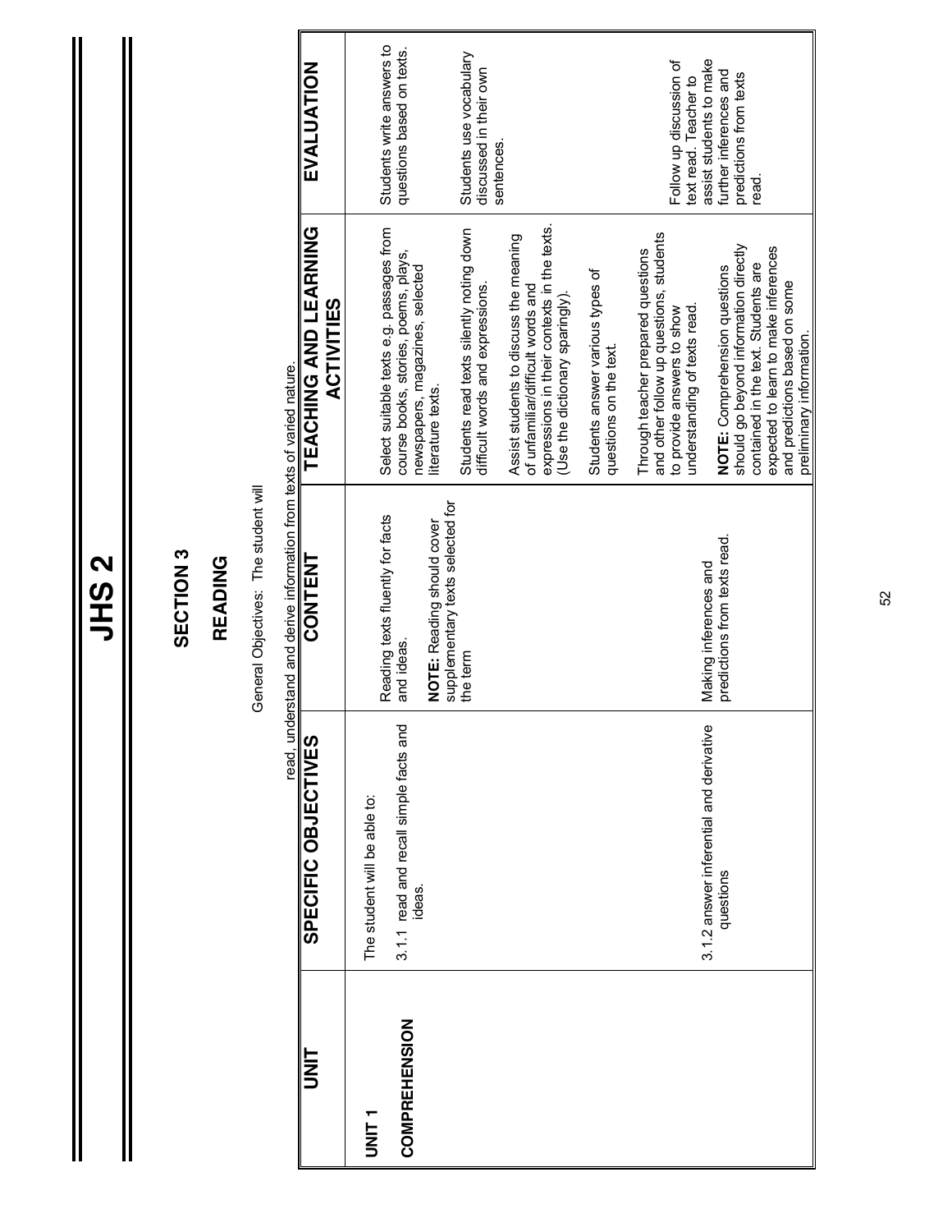# JHS 2

## SECTION 3

## READING

General Objectives: The student will read, understand and derive information from texts of varied nature.

| UNIT | SPECIFIC OBJECTIVES | CONTENT | TEACHING AND LEARNING ACTIVITIES | EVALUATION |
|---|---|---|---|---|
| **UNIT 1**<br><br>**COMPREHENSION** | The student will be able to:<br><br>3.1.1 read and recall simple facts and ideas. | Reading texts fluently for facts and ideas.<br><br>**NOTE:** Reading should cover supplementary texts selected for the term | Select suitable texts e.g. passages from course books, stories, poems, plays, newspapers, magazines, selected literature texts.<br><br>Students read texts silently noting down difficult words and expressions.<br><br>Assist students to discuss the meaning of unfamiliar/difficult words and expressions in their contexts in the texts. (Use the dictionary sparingly).<br><br>Students answer various types of questions on the text. | Students write answers to questions based on texts.<br><br>Students use vocabulary discussed in their own sentences. |
| | 3.1.2 answer inferential and derivative questions | Making inferences and predictions from texts read. | Through teacher prepared questions and other follow up questions, students to provide answers to show understanding of texts read.<br><br>**NOTE:** Comprehension questions should go beyond information directly contained in the text. Students are expected to learn to make inferences and predictions based on some preliminary information. | Follow up discussion of text read. Teacher to assist students to make further inferences and predictions from texts read. |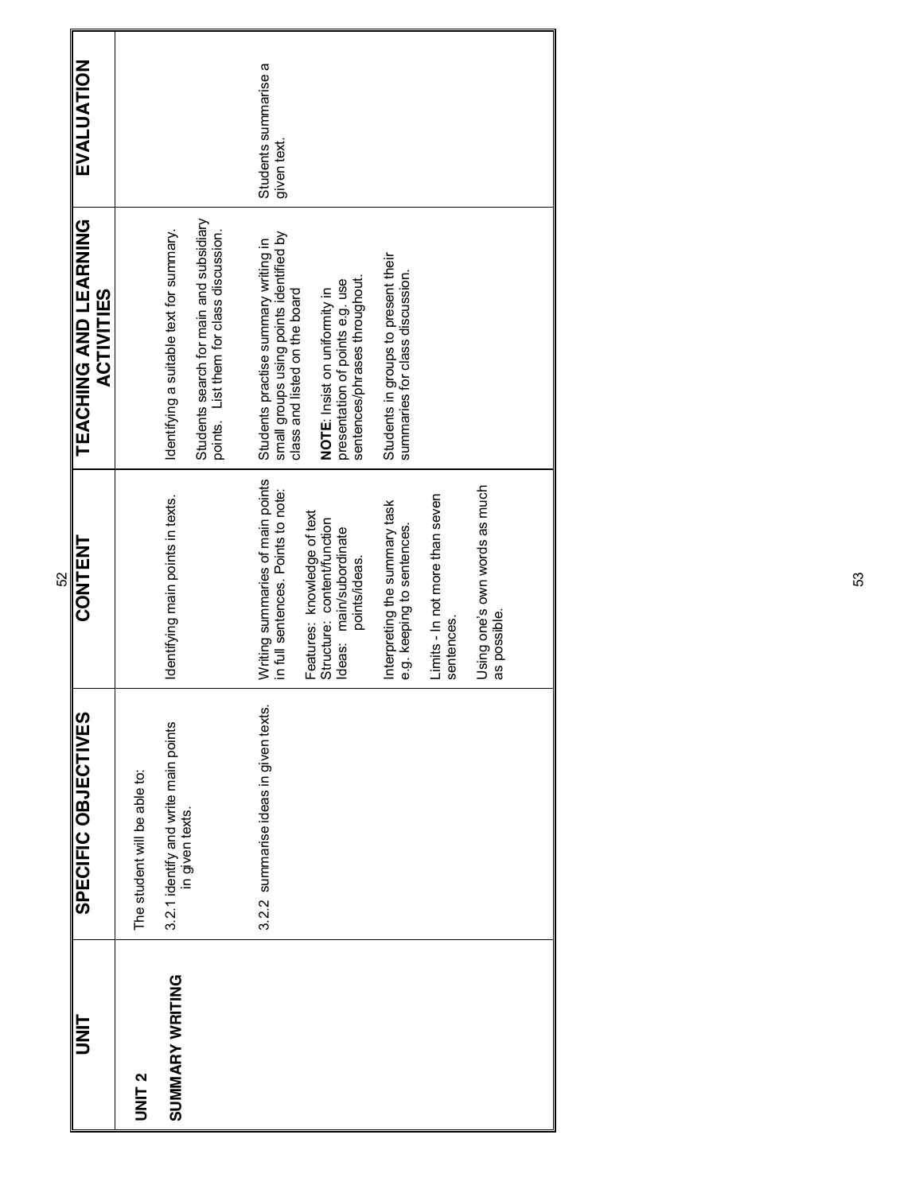| UNIT | SPECIFIC OBJECTIVES | CONTENT | TEACHING AND LEARNING ACTIVITIES | EVALUATION |
|---|---|---|---|---|
| **UNIT 2** | The student will be able to: | | | |
| **SUMMARY WRITING** | 3.2.1 identify and write main points in given texts. | Identifying main points in texts. | Identifying a suitable text for summary.<br><br>Students search for main and subsidiary points. List them for class discussion. | |
| | 3.2.2 summarise ideas in given texts. | Writing summaries of main points in full sentences. Points to note:<br><br>Features: knowledge of text<br>Structure: content/function<br>Ideas: main/subordinate points/ideas.<br><br>Interpreting the summary task e.g. keeping to sentences.<br><br>Limits - In not more than seven sentences.<br><br>Using one's own words as much as possible. | Students practise summary writing in small groups using points identified by class and listed on the board<br><br>**NOTE**: Insist on uniformity in presentation of points e.g. use sentences/phrases throughout.<br><br>Students in groups to present their summaries for class discussion. | Students summarise a given text. |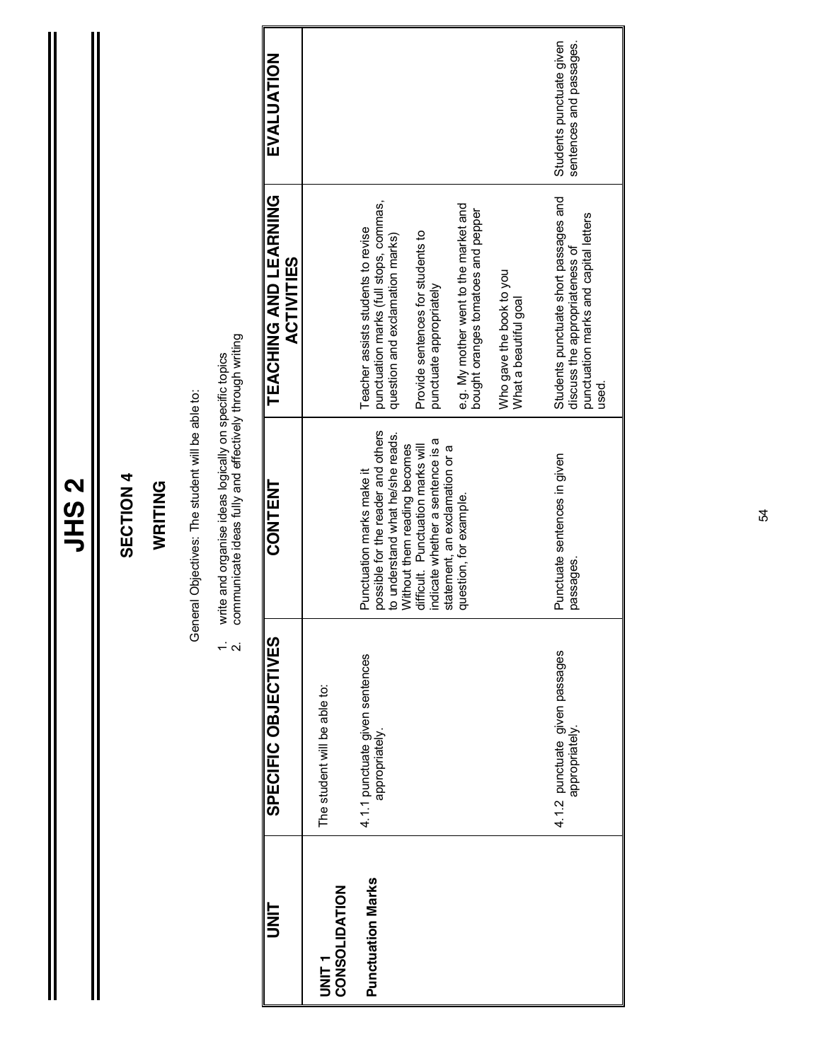# JHS 2

## SECTION 4

## WRITING

General Objectives: The student will be able to:

1. write and organise ideas logically on specific topics
2. communicate ideas fully and effectively through writing

| UNIT | SPECIFIC OBJECTIVES | CONTENT | TEACHING AND LEARNING ACTIVITIES | EVALUATION |
|---|---|---|---|---|
| **UNIT 1 CONSOLIDATION**<br><br>**Punctuation Marks** | The student will be able to:<br><br>4.1.1 punctuate given sentences appropriately. | Punctuation marks make it possible for the reader and others to understand what he/she reads. Without them reading becomes difficult. Punctuation marks will indicate whether a sentence is a statement, an exclamation or a question, for example. | Teacher assists students to revise punctuation marks (full stops, commas, question and exclamation marks)<br><br>Provide sentences for students to punctuate appropriately<br><br>e.g. My mother went to the market and bought oranges tomatoes and pepper<br><br>Who gave the book to you<br>What a beautiful goal | |
| | 4.1.2 punctuate given passages appropriately. | Punctuate sentences in given passages. | Students punctuate short passages and discuss the appropriateness of punctuation marks and capital letters used. | Students punctuate given sentences and passages. |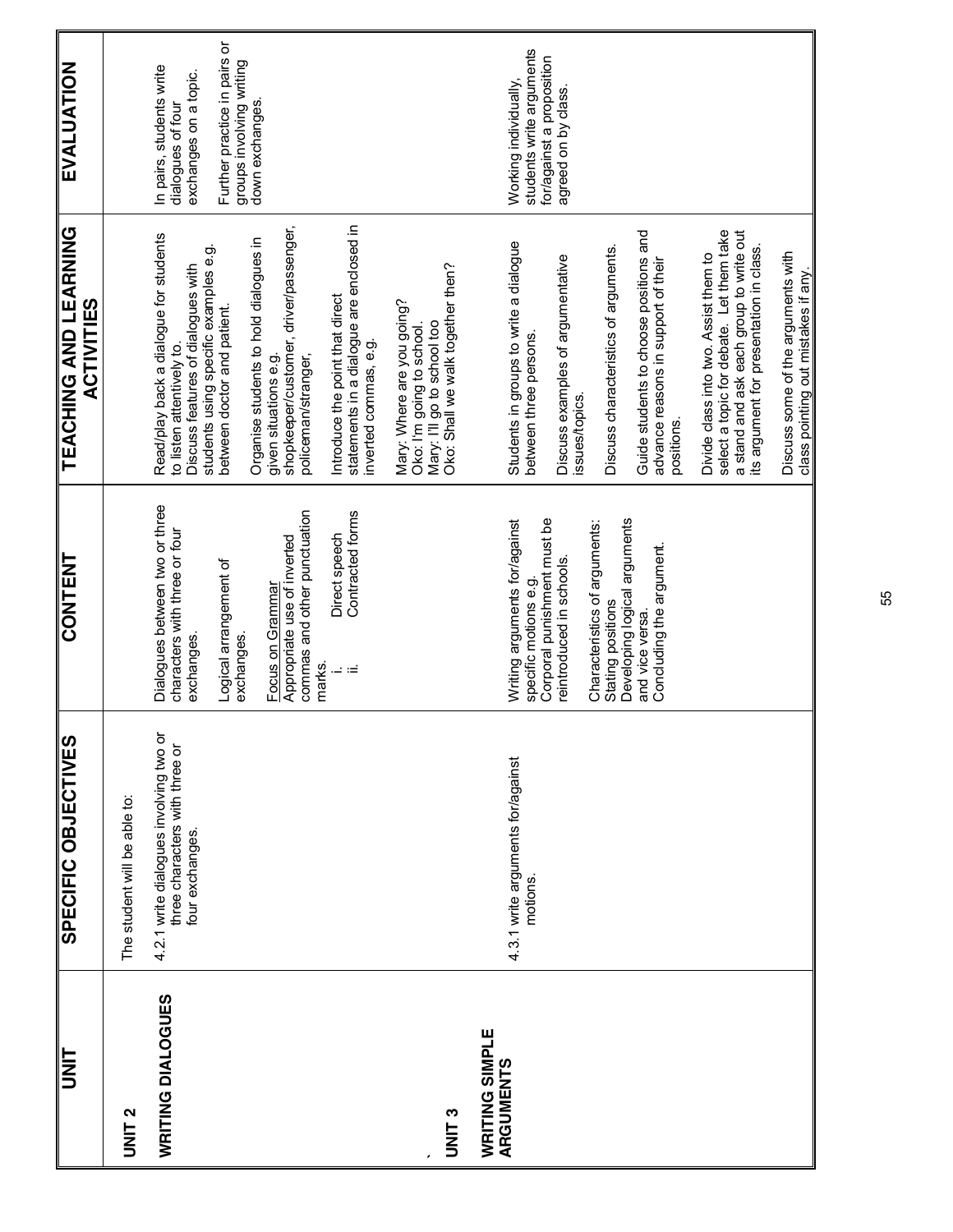| UNIT | SPECIFIC OBJECTIVES | CONTENT | TEACHING AND LEARNING ACTIVITIES | EVALUATION |
|---|---|---|---|---|
| **UNIT 2**<br><br>**WRITING DIALOGUES** | The student will be able to:<br><br>4.2.1 write dialogues involving two or three characters with three or four exchanges. | Dialogues between two or three characters with three or four exchanges.<br><br>Logical arrangement of exchanges.<br><br>Focus on Grammar<br>Appropriate use of inverted commas and other punctuation marks.<br>i. Direct speech<br>ii. Contracted forms | Read/play back a dialogue for students to listen attentively to.<br>Discuss features of dialogues with students using specific examples e.g. between doctor and patient.<br><br>Organise students to hold dialogues in given situations e.g. shopkeeper/customer, driver/passenger, policeman/stranger,<br><br>Introduce the point that direct statements in a dialogue are enclosed in inverted commas, e.g.<br><br>Mary: Where are you going?<br>Oko: I'm going to school.<br>Mary: I'll go to school too<br>Oko: Shall we walk together then? | In pairs, students write dialogues of four exchanges on a topic.<br><br>Further practice in pairs or groups involving writing down exchanges. |
| **UNIT 3**<br><br>**WRITING SIMPLE ARGUMENTS** | 4.3.1 write arguments for/against motions. | Writing arguments for/against specific motions e.g. Corporal punishment must be reintroduced in schools.<br><br>Characteristics of arguments:<br>Stating positions<br>Developing logical arguments and vice versa.<br>Concluding the argument. | Students in groups to write a dialogue between three persons.<br><br>Discuss examples of argumentative issues/topics.<br><br>Discuss characteristics of arguments.<br><br>Guide students to choose positions and advance reasons in support of their positions.<br><br>Divide class into two. Assist them to select a topic for debate. Let them take a stand and ask each group to write out its argument for presentation in class.<br><br>Discuss some of the arguments with class pointing out mistakes if any. | Working individually, students write arguments for/against a proposition agreed on by class. |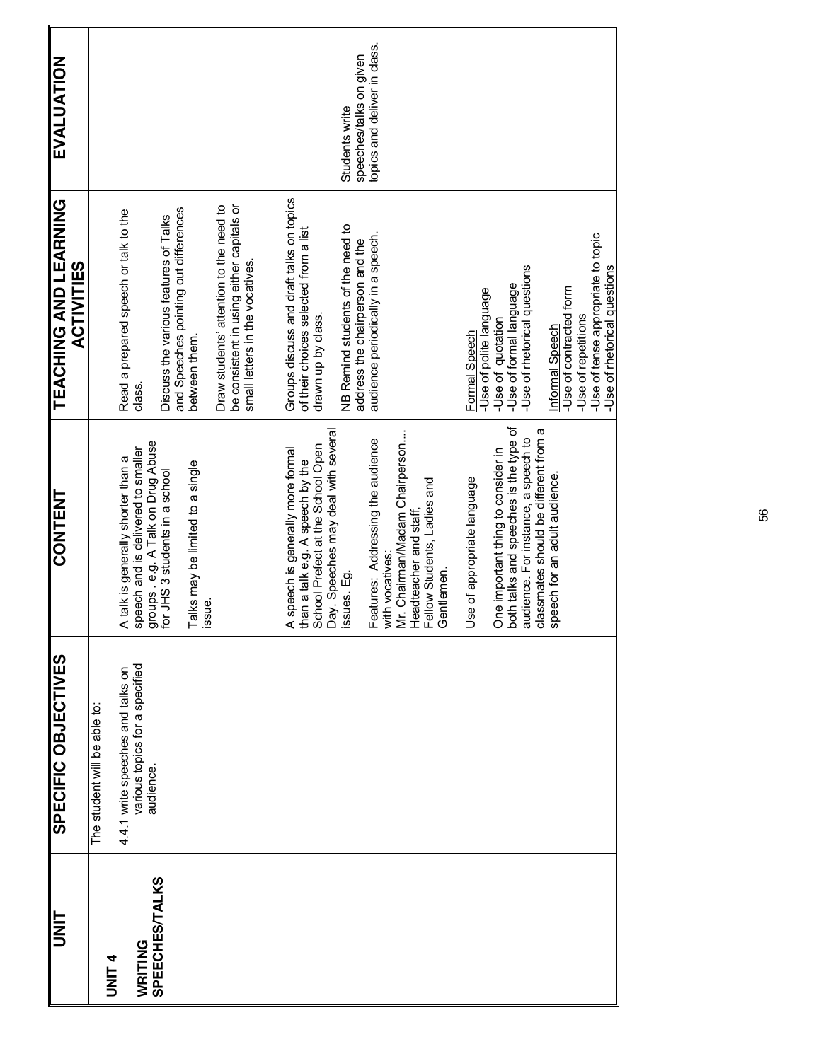| UNIT | SPECIFIC OBJECTIVES | CONTENT | TEACHING AND LEARNING ACTIVITIES | EVALUATION |
|---|---|---|---|---|
| **UNIT 4**<br><br>**WRITING SPEECHES/TALKS** | The student will be able to:<br><br>4.4.1 write speeches and talks on various topics for a specified audience. | A talk is generally shorter than a speech and is delivered to smaller groups . e.g. A Talk on Drug Abuse for JHS 3 students in a school<br><br>Talks may be limited to a single issue.<br><br>A speech is generally more formal than a talk e.g. A speech by the School Prefect at the School Open Day. Speeches may deal with several issues. Eg.<br><br>Features: Addressing the audience with vocatives:<br>Mr. Chairman/Madam Chairperson....<br>Headteacher and staff,<br>Fellow Students, Ladies and Gentlemen.<br><br>Use of appropriate language<br><br>One important thing to consider in both talks and speeches is the type of audience. For instance, a speech to classmates should be different from a speech for an adult audience. | Read a prepared speech or talk to the class.<br><br>Discuss the various features of Talks and Speeches pointing out differences between them.<br><br>Draw students' attention to the need to be consistent in using either capitals or small letters in the vocatives.<br><br>Groups discuss and draft talks on topics of their choices selected from a list drawn up by class.<br><br>NB Remind students of the need to address the chairperson and the audience periodically in a speech.<br><br><u>Formal Speech</u><br>-Use of polite language<br>-Use of quotation<br>-Use of formal language<br>-Use of rhetorical questions<br><br><u>Informal Speech</u><br>-Use of contracted form<br>-Use of repetitions<br>-Use of tense appropriate to topic<br>-Use of rhetorical questions | Students write speeches/talks on given topics and deliver in class. |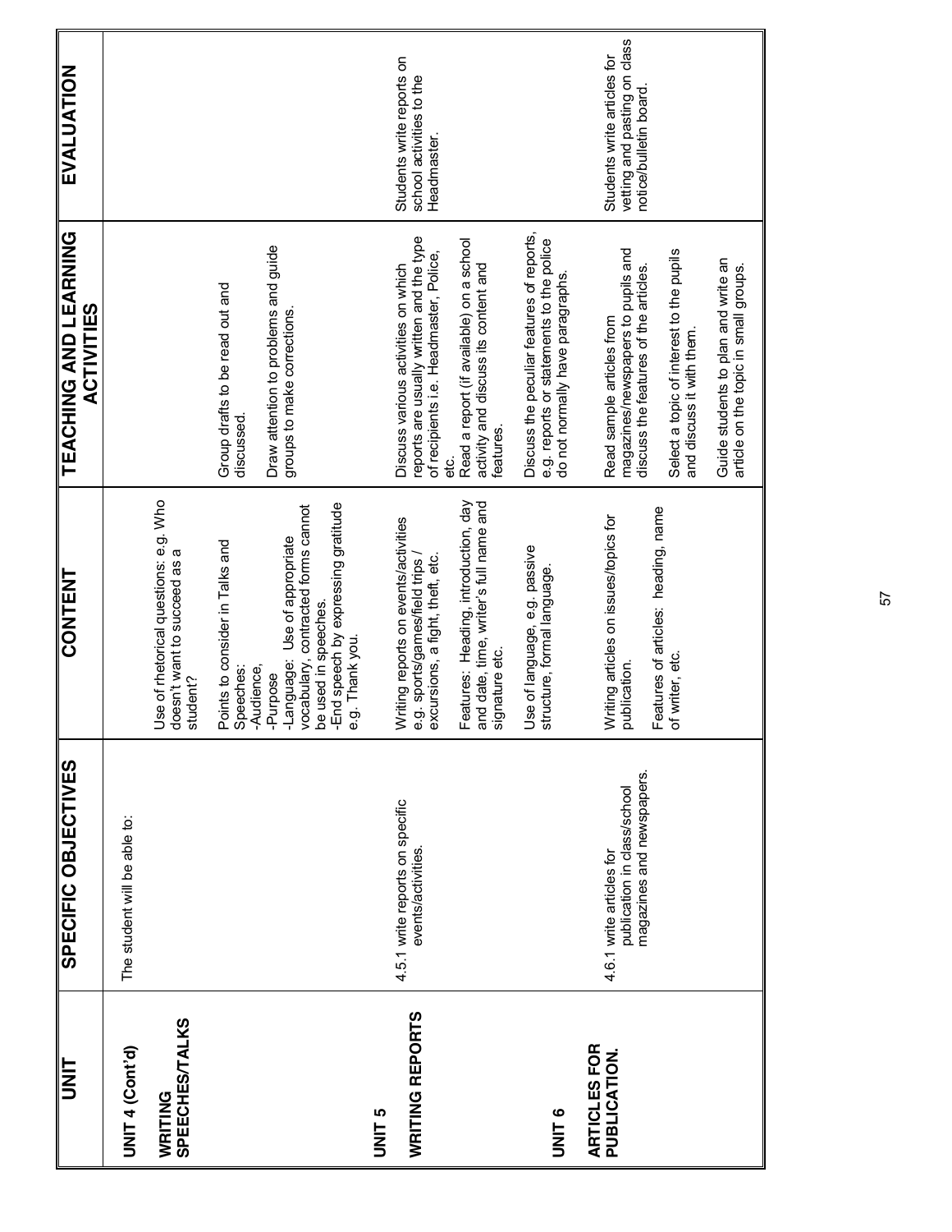| UNIT | SPECIFIC OBJECTIVES | CONTENT | TEACHING AND LEARNING ACTIVITIES | EVALUATION |
|---|---|---|---|---|
| **UNIT 4 (Cont'd)**<br><br>**WRITING SPEECHES/TALKS** | The student will be able to: | Use of rhetorical questions: e.g. Who doesn't want to succeed as a student?<br><br>Points to consider in Talks and Speeches:<br>-Audience,<br>-Purpose<br>-Language: Use of appropriate vocabulary, contracted forms cannot be used in speeches.<br>-End speech by expressing gratitude e.g. Thank you. | Group drafts to be read out and discussed.<br><br>Draw attention to problems and guide groups to make corrections. | |
| **UNIT 5**<br><br>**WRITING REPORTS** | 4.5.1 write reports on specific events/activities. | Writing reports on events/activities e.g. sports/games/field trips / excursions, a fight, theft, etc.<br><br>Features: Heading, introduction, day and date, time, writer's full name and signature etc.<br><br>Use of language, e.g. passive structure, formal language. | Discuss various activities on which reports are usually written and the type of recipients i.e. Headmaster, Police, etc.<br><br>Read a report (if available) on a school activity and discuss its content and features.<br><br>Discuss the peculiar features of reports, e.g. reports or statements to the police do not normally have paragraphs. | Students write reports on school activities to the Headmaster. |
| **UNIT 6**<br><br>**ARTICLES FOR PUBLICATION.** | 4.6.1 write articles for publication in class/school magazines and newspapers. | Writing articles on issues/topics for publication.<br><br>Features of articles: heading, name of writer, etc. | Read sample articles from magazines/newspapers to pupils and discuss the features of the articles.<br><br>Select a topic of interest to the pupils and discuss it with them.<br><br>Guide students to plan and write an article on the topic in small groups. | Students write articles for vetting and pasting on class notice/bulletin board. |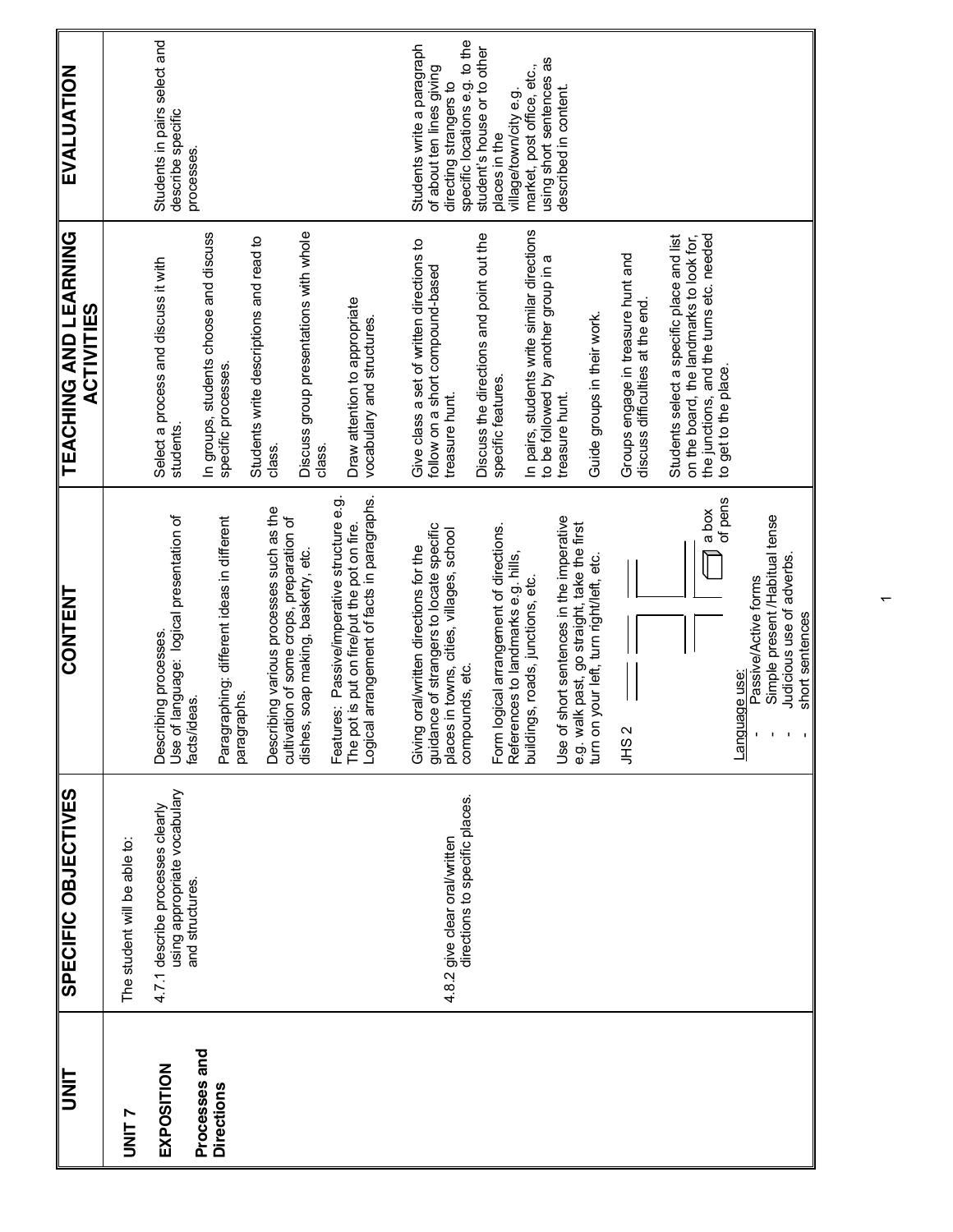| UNIT | SPECIFIC OBJECTIVES | CONTENT | TEACHING AND LEARNING ACTIVITIES | EVALUATION |
|---|---|---|---|---|
| **UNIT 7**<br><br>**EXPOSITION**<br><br>**Processes and Directions** | The student will be able to:<br><br>4.7.1 describe processes clearly using appropriate vocabulary and structures. | Describing processes.<br>Use of language: logical presentation of facts/ideas.<br><br>Paragraphing: different ideas in different paragraphs.<br><br>Describing various processes such as the cultivation of some crops, preparation of dishes, soap making, basketry, etc.<br><br>Features: Passive/imperative structure e.g. The pot is put on fire/put the pot on fire.<br>Logical arrangement of facts in paragraphs. | Select a process and discuss it with students.<br><br>In groups, students choose and discuss specific processes.<br><br>Students write descriptions and read to class.<br><br>Discuss group presentations with whole class.<br><br>Draw attention to appropriate vocabulary and structures. | Students in pairs select and describe specific processes. |
| | 4.8.2 give clear oral/written directions to specific places. | Giving oral/written directions for the guidance of strangers to locate specific places in towns, cities, villages, school compounds, etc.<br><br>Form logical arrangement of directions. References to landmarks e.g. hills, buildings, roads, junctions, etc.<br><br>Use of short sentences in the imperative e.g. walk past, go straight, take the first turn on your left, turn right/left, etc.<br><br>JHS 2<br><br>a box of pens<br><br>Language use:<br>- Passive/Active forms<br>- Simple present /Habitual tense<br>- Judicious use of adverbs.<br>- short sentences | Give class a set of written directions to follow on a short compound-based treasure hunt.<br><br>Discuss the directions and point out the specific features.<br><br>In pairs, students write similar directions to be followed by another group in a treasure hunt.<br><br>Guide groups in their work.<br><br>Groups engage in treasure hunt and discuss difficulties at the end.<br><br>Students select a specific place and list on the board, the landmarks to look for, the junctions, and the turns etc. needed to get to the place. | Students write a paragraph of about ten lines giving directing strangers to specific locations e.g. to the student's house or to other places in the village/town/city e.g. market, post office, etc., using short sentences as described in content. |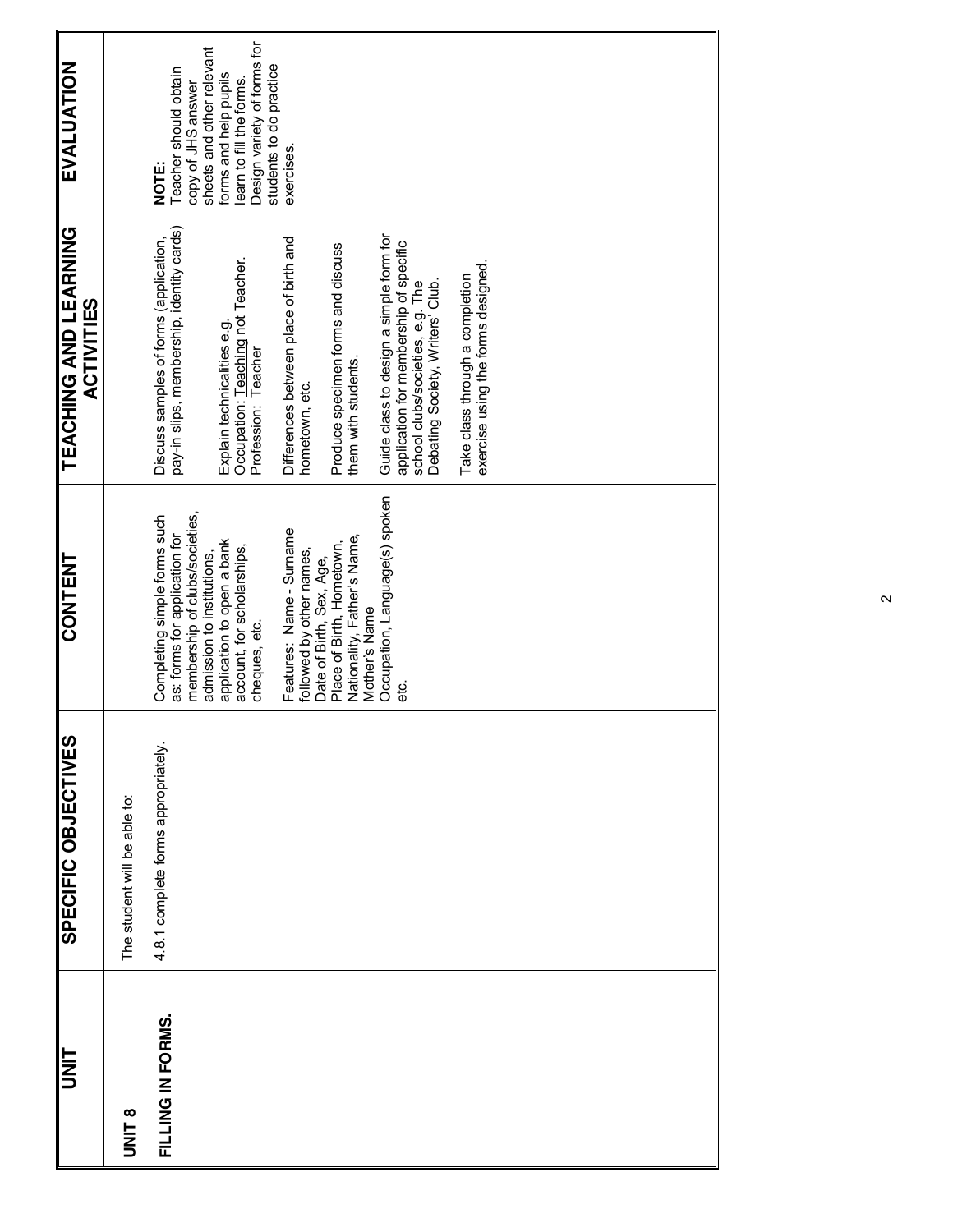| UNIT | SPECIFIC OBJECTIVES | CONTENT | TEACHING AND LEARNING ACTIVITIES | EVALUATION |
|---|---|---|---|---|
| **UNIT 8**<br><br>**FILLING IN FORMS.** | The student will be able to:<br><br>4.8.1 complete forms appropriately. | Completing simple forms such as: forms for application for membership of clubs/societies, admission to institutions, application to open a bank account, for scholarships, cheques, etc.<br><br>Features: Name - Surname followed by other names, Date of Birth, Sex, Age, Place of Birth, Hometown, Nationality, Father's Name, Mother's Name Occupation, Language(s) spoken etc. | Discuss samples of forms (application, pay-in slips, membership, identity cards)<br><br>Explain technicalities e.g. Occupation: Teaching not Teacher. Profession: Teacher<br><br>Differences between place of birth and hometown, etc.<br><br>Produce specimen forms and discuss them with students.<br><br>Guide class to design a simple form for application for membership of specific school clubs/societies, e.g. The Debating Society, Writers' Club.<br><br>Take class through a completion exercise using the forms designed. | **NOTE:**<br>Teacher should obtain copy of JHS answer sheets and other relevant forms and help pupils learn to fill the forms.<br>Design variety of forms for students to do practice exercises. |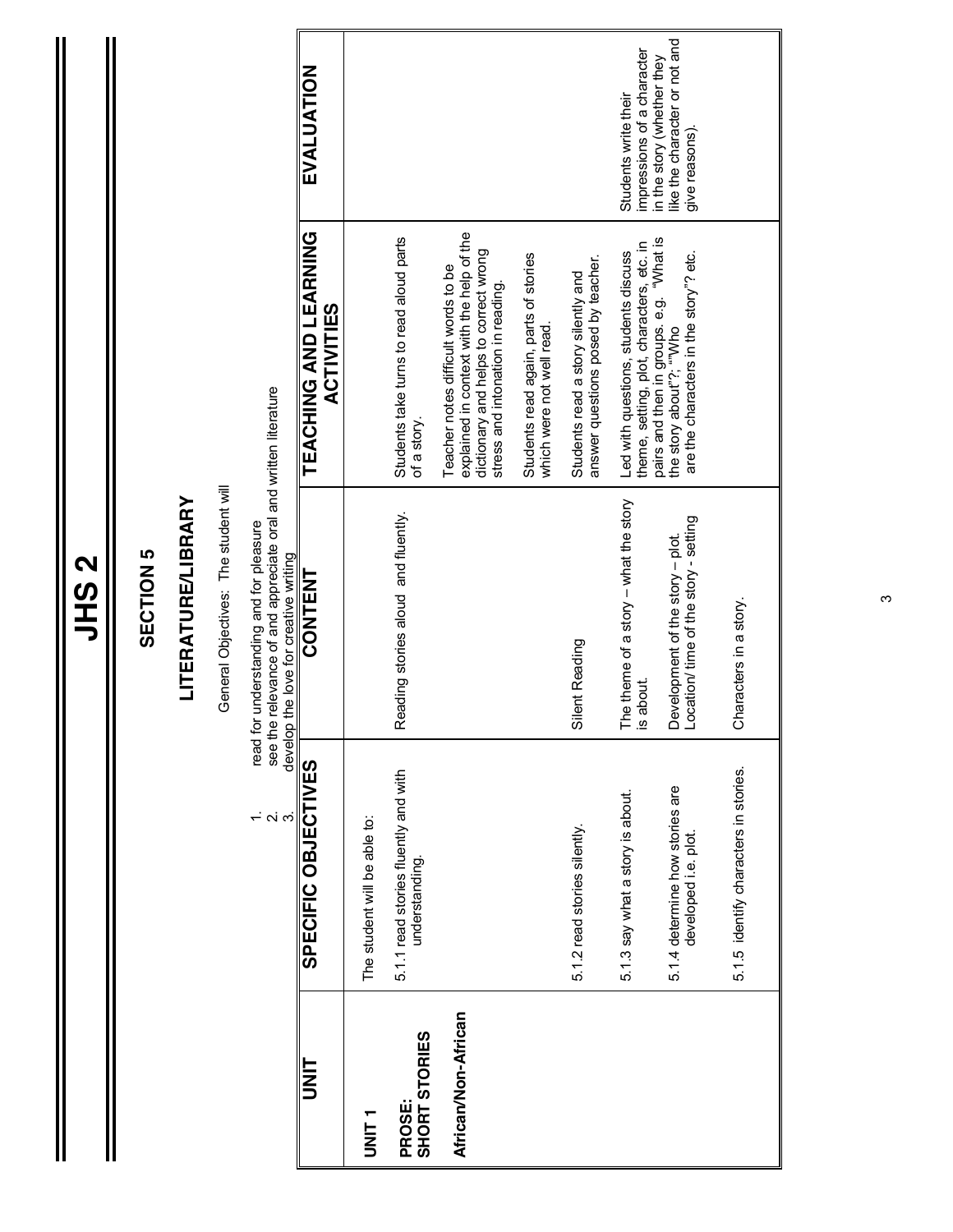# JHS 2

## SECTION 5

## LITERATURE/LIBRARY

General Objectives: The student will

1. read for understanding and for pleasure
2. see the relevance of and appreciate oral and written literature
3. develop the love for creative writing

| UNIT | SPECIFIC OBJECTIVES | CONTENT | TEACHING AND LEARNING ACTIVITIES | EVALUATION |
|---|---|---|---|---|
| **UNIT 1**<br><br>**PROSE: SHORT STORIES**<br><br>**African/Non-African** | The student will be able to:<br><br>5.1.1 read stories fluently and with understanding. | Reading stories aloud and fluently. | Students take turns to read aloud parts of a story.<br><br>Teacher notes difficult words to be explained in context with the help of the dictionary and helps to correct wrong stress and intonation in reading.<br><br>Students read again, parts of stories which were not well read. | |
| | 5.1.2 read stories silently. | Silent Reading | Students read a story silently and answer questions posed by teacher. | |
| | 5.1.3 say what a story is about.<br><br>5.1.4 determine how stories are developed i.e. plot.<br><br>5.1.5 identify characters in stories. | The theme of a story – what the story is about.<br><br>Development of the story – plot.<br>Location/ time of the story - setting<br><br>Characters in a story. | Led with questions, students discuss theme, setting, plot, characters, etc. in pairs and then in groups. e.g. "What is the story about"?; ""Who are the characters in the story"? etc. | Students write their impressions of a character in the story (whether they like the character or not and give reasons). |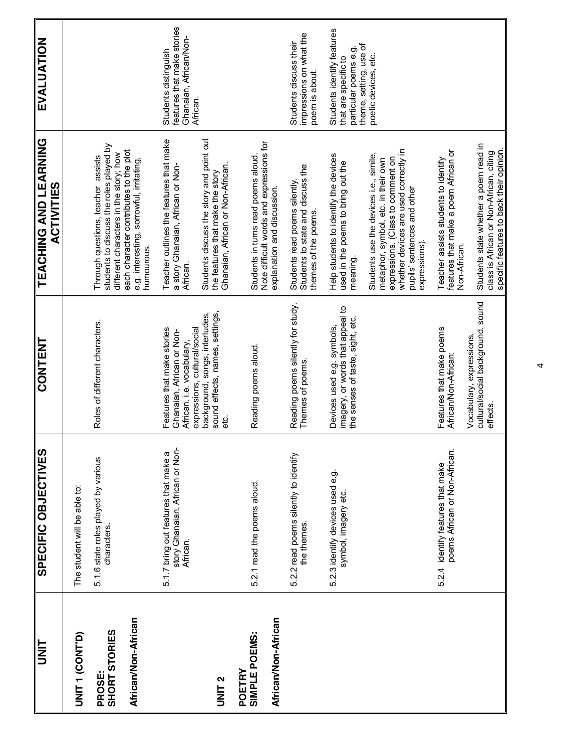| UNIT | SPECIFIC OBJECTIVES | CONTENT | TEACHING AND LEARNING ACTIVITIES | EVALUATION |
|---|---|---|---|---|
| **UNIT 1 (CONT'D)**<br><br>**PROSE: SHORT STORIES**<br><br>**African/Non-African** | The student will be able to:<br><br>5.1.6 state roles played by various characters. | Roles of different characters. | Through questions, teacher assists students to discuss the roles played by different characters in the story; how each character contributes to the plot e.g. interesting, sorrowful, irritating, humourous. | |
| | 5.1.7 bring out features that make a story Ghanaian, African or Non-African. | Features that make stories Ghanaian, African or Non-African. i.e. vocabulary, expressions, cultural/social background, songs, interludes, sound effects, names, settings, etc. | Teacher outlines the features that make a story Ghanaian, African or Non-African.<br><br>Students discuss the story and point out the features that make the story Ghanaian, African or Non-African. | Students distinguish features that make stories Ghanaian, African/Non-African. |
| **UNIT 2**<br><br>**POETRY SIMPLE POEMS:**<br><br>**African/Non-African** | 5.2.1 read the poems aloud. | Reading poems aloud. | Students in turns read poems aloud. Note difficult words and expressions for explanation and discussion. | |
| | 5.2.2 read poems silently to identify the themes. | Reading poems silently for study. Themes of poems. | Students read poems silently. Students to state and discuss the themes of the poems. | Students discuss their impressions on what the poem is about. |
| | 5.2.3 identify devices used e.g. symbol, imagery etc. | Devices used e.g. symbols, imagery, or words that appeal to the senses of taste, sight, etc. | Help students to identify the devices used in the poems to bring out the meaning.<br><br>Students use the devices i.e., simile, metaphor, symbol, etc. in their own expressions. (Class to comment on whether devices are used correctly in pupils' sentences and other expressions). | Students identify features that are specific to particular poems e.g. theme, setting, use of poetic devices, etc. |
| | 5.2.4 identify features that make poems African or Non-African. | Features that make poems African/Non-African:<br><br>Vocabulary, expressions, cultural/social background, sound effects. | Teacher assists students to identify features that make a poem African or Non-African.<br><br>Students state whether a poem read in class is African or Non-African, citing specific features to back their opinion. | |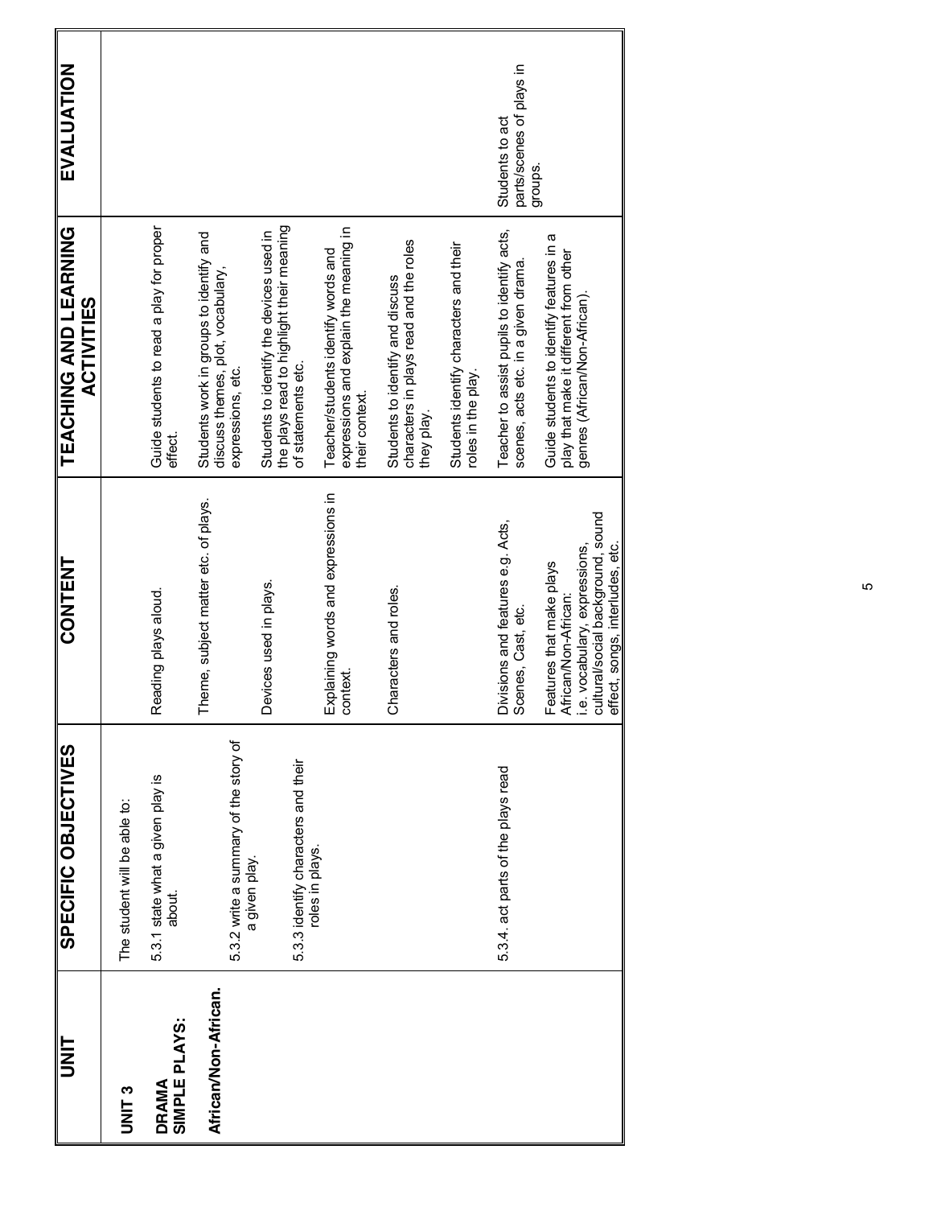| UNIT | SPECIFIC OBJECTIVES | CONTENT | TEACHING AND LEARNING ACTIVITIES | EVALUATION |
|---|---|---|---|---|
| **UNIT 3**<br><br>**DRAMA SIMPLE PLAYS:**<br><br>**African/Non-African.** | The student will be able to:<br><br>5.3.1 state what a given play is about. | Reading plays aloud. | Guide students to read a play for proper effect. | |
| | 5.3.2 write a summary of the story of a given play. | Theme, subject matter etc. of plays. | Students work in groups to identify and discuss themes, plot, vocabulary, expressions, etc. | |
| | 5.3.3 identify characters and their roles in plays. | Devices used in plays. | Students to identify the devices used in the plays read to highlight their meaning of statements etc. | |
| | | Explaining words and expressions in context. | Teacher/students identify words and expressions and explain the meaning in their context. | |
| | | Characters and roles. | Students to identify and discuss characters in plays read and the roles they play. | |
| | | | Students identify characters and their roles in the play. | |
| | 5.3.4. act parts of the plays read | Divisions and features e.g. Acts, Scenes, Cast, etc. | Teacher to assist pupils to identify acts, scenes, acts etc. in a given drama. | Students to act parts/scenes of plays in groups. |
| | | Features that make plays African/Non-African:<br>i.e. vocabulary, expressions, cultural/social background, sound effect, songs, interludes, etc. | Guide students to identify features in a play that make it different from other genres (African/Non-African). | |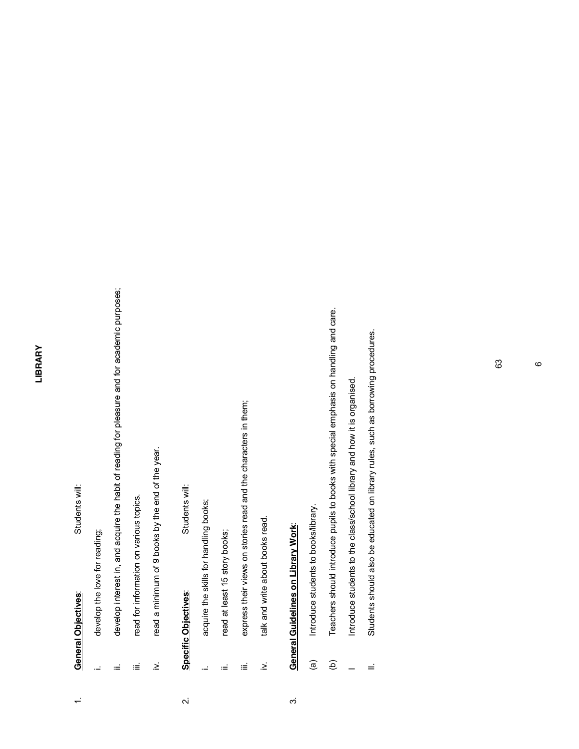# LIBRARY

1. **General Objectives**: Students will:

   i. develop the love for reading;

   ii. develop interest in, and acquire the habit of reading for pleasure and for academic purposes;

   iii. read for information on various topics.

   iv. read a minimum of 9 books by the end of the year.

2. **Specific Objectives**: Students will:

   i. acquire the skills for handling books;

   ii. read at least 15 story books;

   iii. express their views on stories read and the characters in them;

   iv. talk and write about books read.

3. **General Guidelines on Library Work**:

   (a) Introduce students to books/library.

   (b) Teachers should introduce pupils to books with special emphasis on handling and care.

   I Introduce students to the class/school library and how it is organised.

   II. Students should also be educated on library rules, such as borrowing procedures.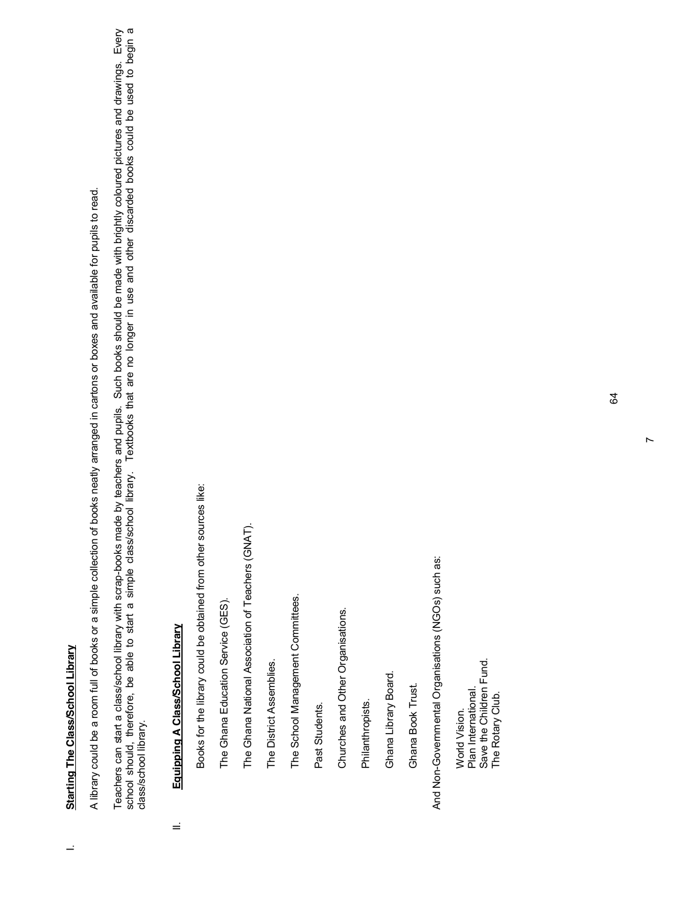I. **Starting The Class/School Library**

A library could be a room full of books or a simple collection of books neatly arranged in cartons or boxes and available for pupils to read.

Teachers can start a class/school library with scrap-books made by teachers and pupils. Such books should be made with brightly coloured pictures and drawings. Every school should, therefore, be able to start a simple class/school library. Textbooks that are no longer in use and other discarded books could be used to begin a class/school library.

II. **Equipping A Class/School Library**

Books for the library could be obtained from other sources like:

The Ghana Education Service (GES).

The Ghana National Association of Teachers (GNAT).

The District Assemblies.

The School Management Committees.

Past Students.

Churches and Other Organisations.

Philanthropists.

Ghana Library Board.

Ghana Book Trust.

And Non-Governmental Organisations (NGOs) such as:

World Vision.
Plan International.
Save the Children Fund.
The Rotary Club.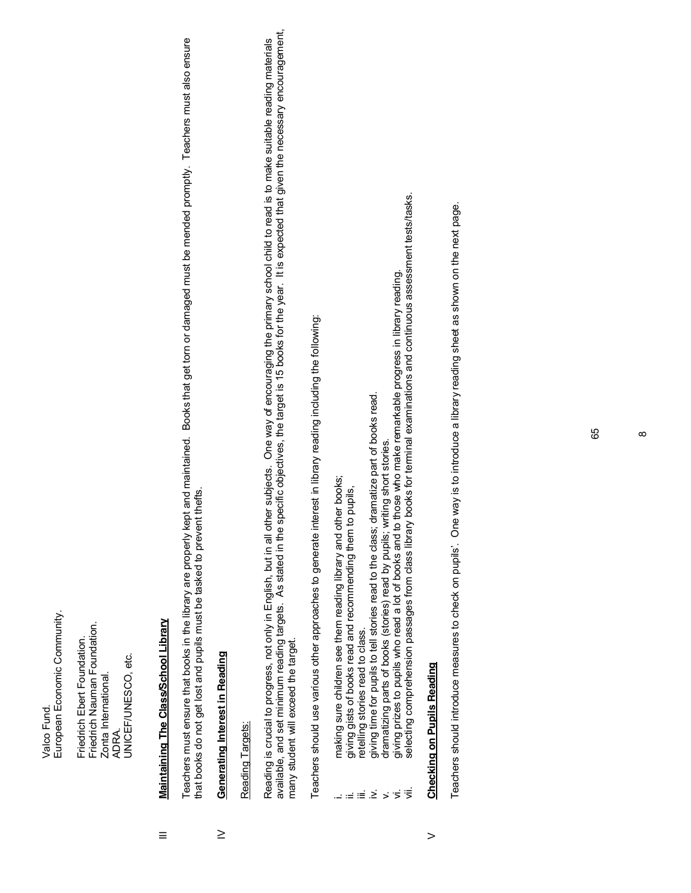Valco Fund.
European Economic Community.

Friedrich Ebert Foundation.
Friedrich Nauman Foundation.
Zonta International.
ADRA.
UNICEF/UNESCO, etc.

III **Maintaining The Class/School Library**

Teachers must ensure that books in the library are properly kept and maintained. Books that get torn or damaged must be mended promptly. Teachers must also ensure that books do not get lost and pupils must be tasked to prevent thefts.

IV **Generating Interest in Reading**

Reading Targets:

Reading is crucial to progress, not only in English, but in all other subjects. One way of encouraging the primary school child to read is to make suitable reading materials available, and set minimum reading targets. As stated in the specific objectives, the target is 15 books for the year. It is expected that given the necessary encouragement, many student will exceed the target.

Teachers should use various other approaches to generate interest in library reading including the following:

i. making sure children see them reading library and other books;
ii. giving gists of books read and recommending them to pupils,
iii. retelling stories read to class.
iv. giving time for pupils to tell stories read to the class; dramatize part of books read.
v. dramatizing parts of books (stories) read by pupils; writing short stories.
vi. giving prizes to pupils who read a lot of books and to those who make remarkable progress in library reading.
vii. selecting comprehension passages from class library books for terminal examinations and continuous assessment tests/tasks.

V **Checking on Pupils Reading**

Teachers should introduce measures to check on pupils'. One way is to introduce a library reading sheet as shown on the next page.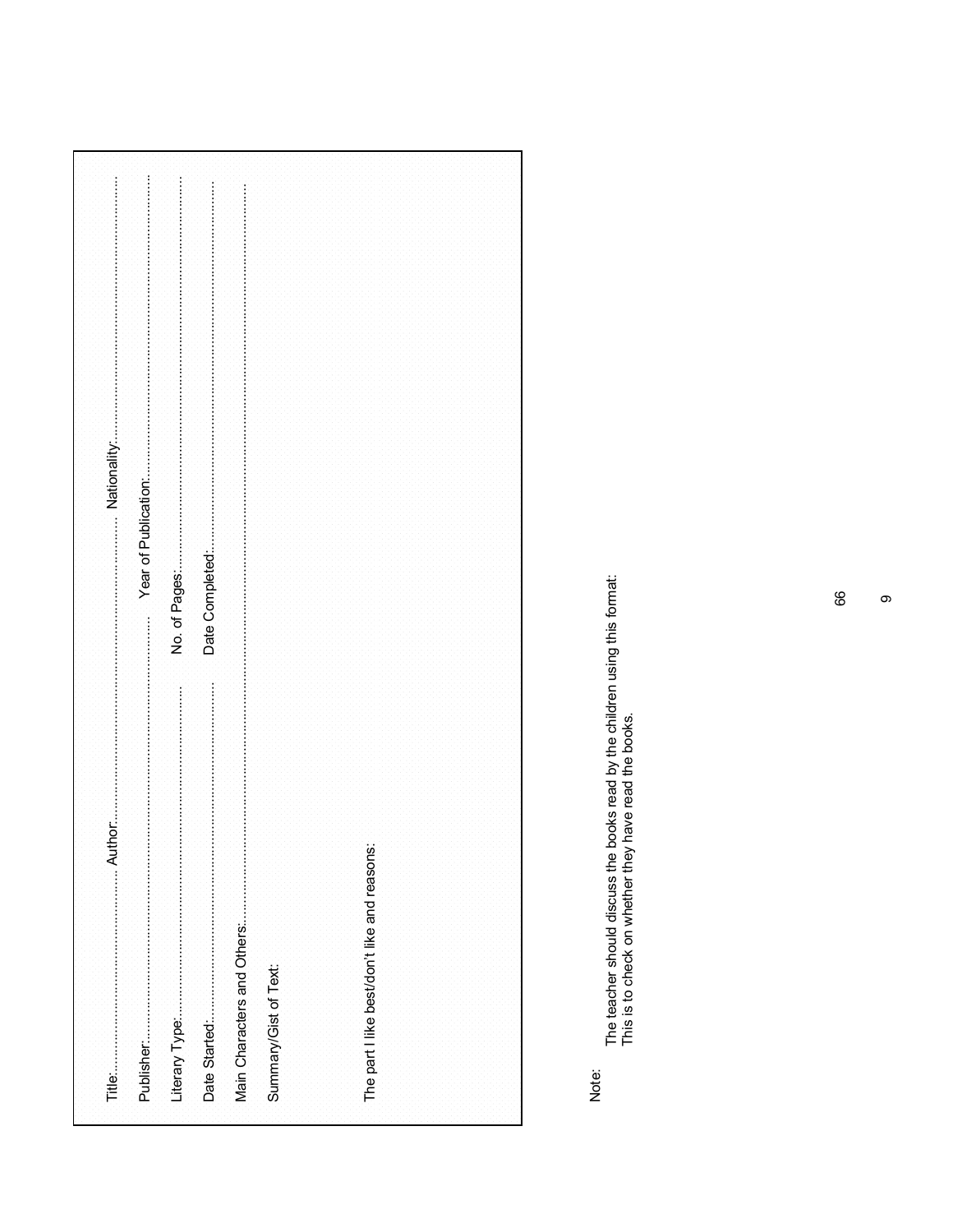Title:.................................................... Author:.................................................... Nationality:....................................................

Publisher:.................................................... Year of Publication:....................................................

Literary Type:.................................................... No. of Pages:....................................................

Date Started:.................................................... Date Completed:....................................................

Main Characters and Others:....................................................

Summary/Gist of Text:

The part I like best/don't like and reasons:

Note:

The teacher should discuss the books read by the children using this format:
This is to check on whether they have read the books.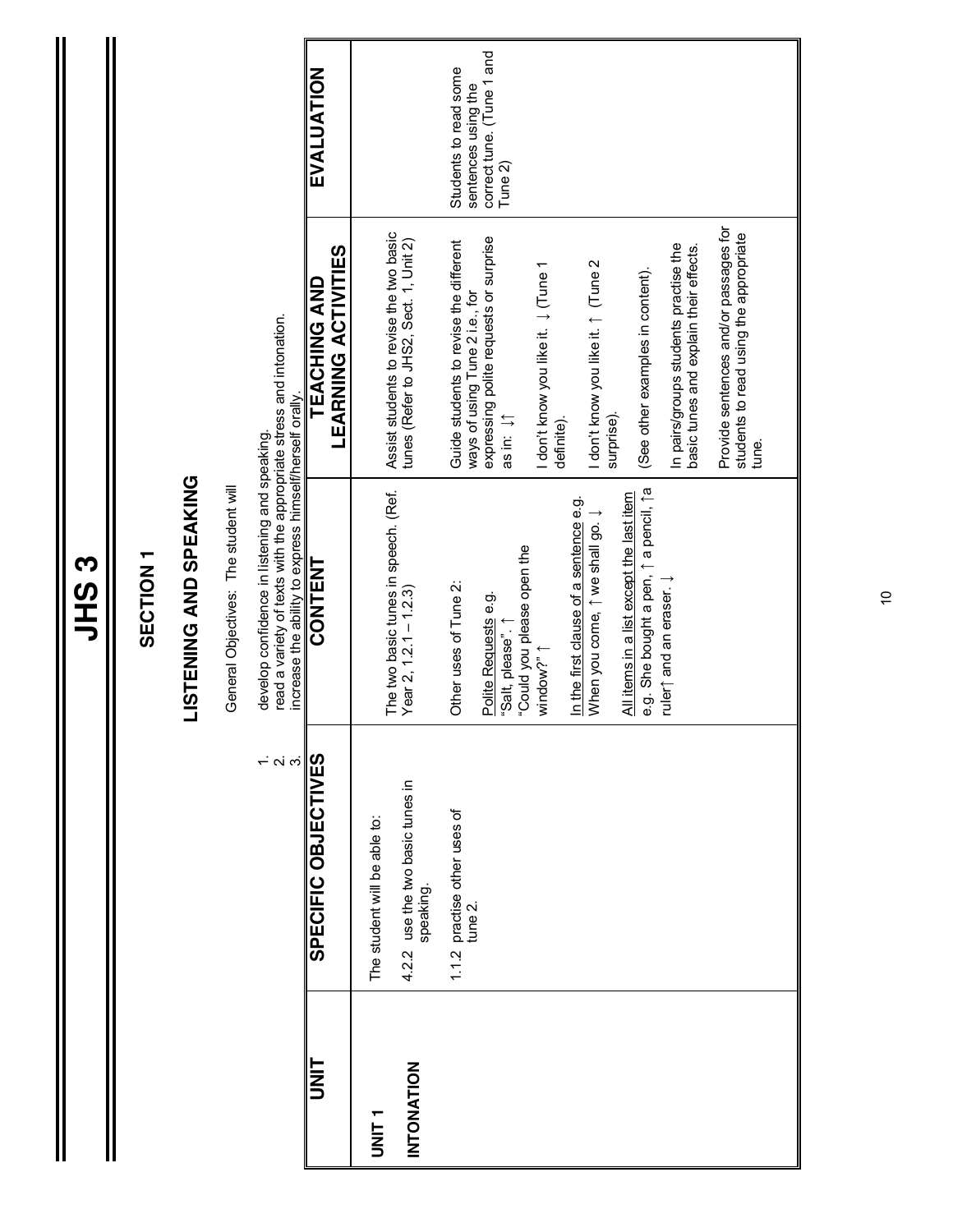# JHS 3

## SECTION 1

## LISTENING AND SPEAKING

General Objectives: The student will

1. develop confidence in listening and speaking.
2. read a variety of texts with the appropriate stress and intonation.
3. increase the ability to express himself/herself orally.

| UNIT | SPECIFIC OBJECTIVES | CONTENT | TEACHING AND LEARNING ACTIVITIES | EVALUATION |
|---|---|---|---|---|
| **UNIT 1**<br><br>**INTONATION** | The student will be able to:<br><br>4.2.2 use the two basic tunes in speaking.<br><br>1.1.2 practise other uses of tune 2. | The two basic tunes in speech. (Ref. Year 2, 1.2.1 – 1.2.3)<br><br>Other uses of Tune 2:<br><br><u>Polite Requests</u> e.g.<br>"Salt, please". ↑<br>"Could you please open the window?" ↑<br><br><u>In the first clause of a sentence</u> e.g.<br>When you come, ↑ we shall go. ↓<br><br><u>All items in a list except the last item</u><br>e.g. She bought a pen, ↑ a pencil, ↑a ruler↑ and an eraser. ↓ | Assist students to revise the two basic tunes (Refer to JHS2, Sect. 1, Unit 2)<br><br>Guide students to revise the different ways of using Tune 2 i.e., for expressing polite requests or surprise as in: ↓↑<br><br>I don't know you like it. ↓ (Tune 1 definite).<br><br>I don't know you like it. ↑ (Tune 2 surprise).<br><br>(See other examples in content).<br><br>In pairs/groups students practise the basic tunes and explain their effects.<br><br>Provide sentences and/or passages for students to read using the appropriate tune. | Students to read some sentences using the correct tune. (Tune 1 and Tune 2) |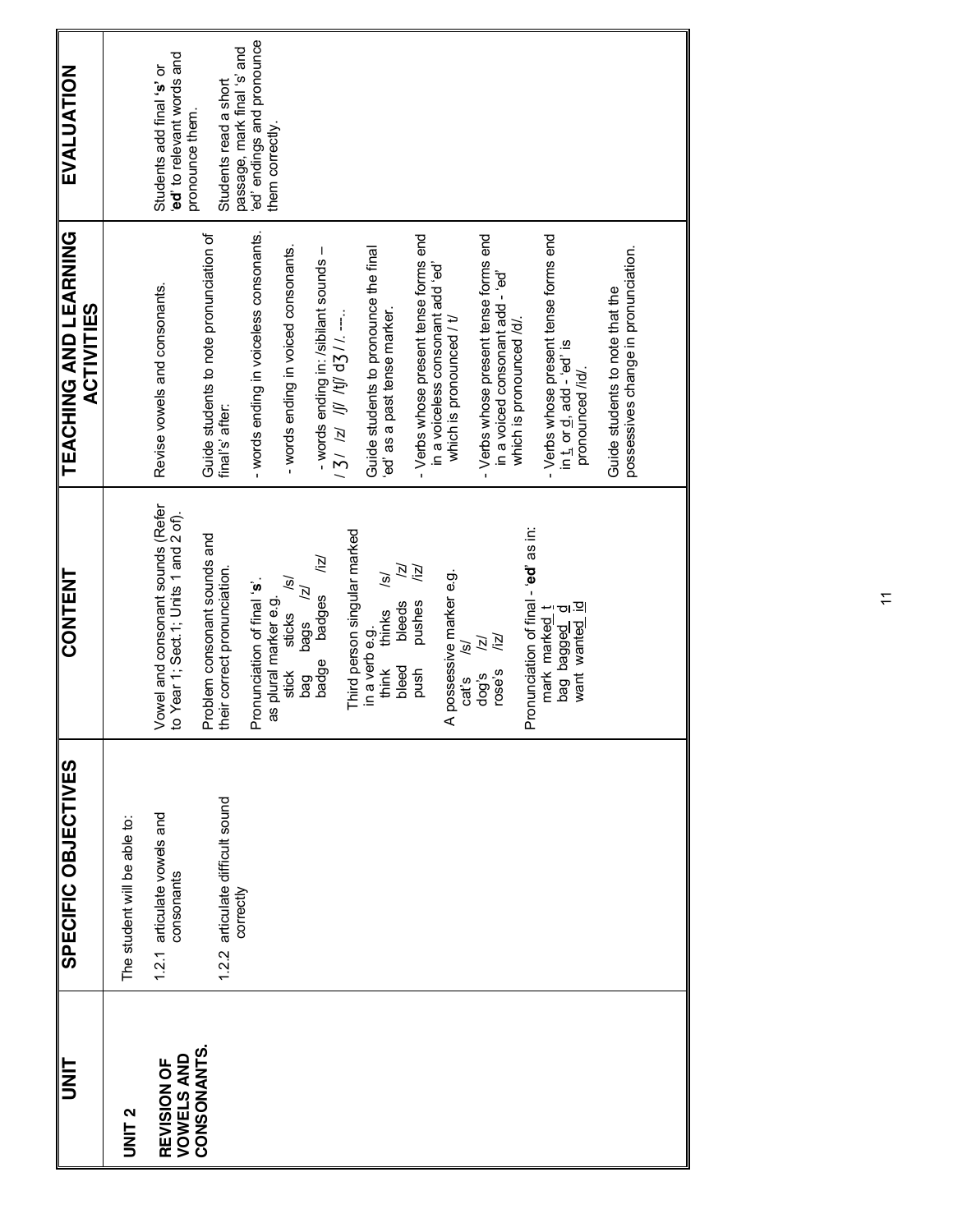| UNIT | SPECIFIC OBJECTIVES | CONTENT | TEACHING AND LEARNING ACTIVITIES | EVALUATION |
|---|---|---|---|---|
| **UNIT 2**<br><br>**REVISION OF VOWELS AND CONSONANTS.** | The student will be able to:<br><br>1.2.1 articulate vowels and consonants<br><br>1.2.2 articulate difficult sound correctly | Vowel and consonant sounds (Refer to Year 1; Sect.1; Units 1 and 2 of).<br><br>Problem consonant sounds and their correct pronunciation.<br><br>Pronunciation of final '**s**'.<br>as plural marker e.g.<br>stick sticks /s/<br>bag bags /z/<br>badge badges /iz/<br><br>Third person singular marked in a verb e.g.<br>think thinks /s/<br>bleed bleeds /z/<br>push pushes /iz/<br><br>A possessive marker e.g.<br>cat's /s/<br>dog's /z/<br>rose's /iz/<br><br>Pronunciation of final - '**ed**' as in:<br>mark marked t<br>bag bagged d<br>want wanted id | Revise vowels and consonants.<br><br>Guide students to note pronunciation of final's' after:<br><br>- words ending in voiceless consonants.<br><br>- words ending in voiced consonants.<br><br>- words ending in: /sibilant sounds – / ʒ / /z/ /ʃ/ /ʧ/ dʒ / /. —.<br><br>Guide students to pronounce the final 'ed' as a past tense marker.<br><br>- Verbs whose present tense forms end in a voiceless consonant add 'ed' which is pronounced / t/<br><br>- Verbs whose present tense forms end in a voiced consonant add - 'ed' which is pronounced /d/.<br><br>- Verbs whose present tense forms end in t or d, add - 'ed' is pronounced /id/.<br><br>Guide students to note that the possessives change in pronunciation. | Students add final '**s**' or '**ed**' to relevant words and pronounce them.<br><br>Students read a short passage, mark final 's' and 'ed' endings and pronounce them correctly. |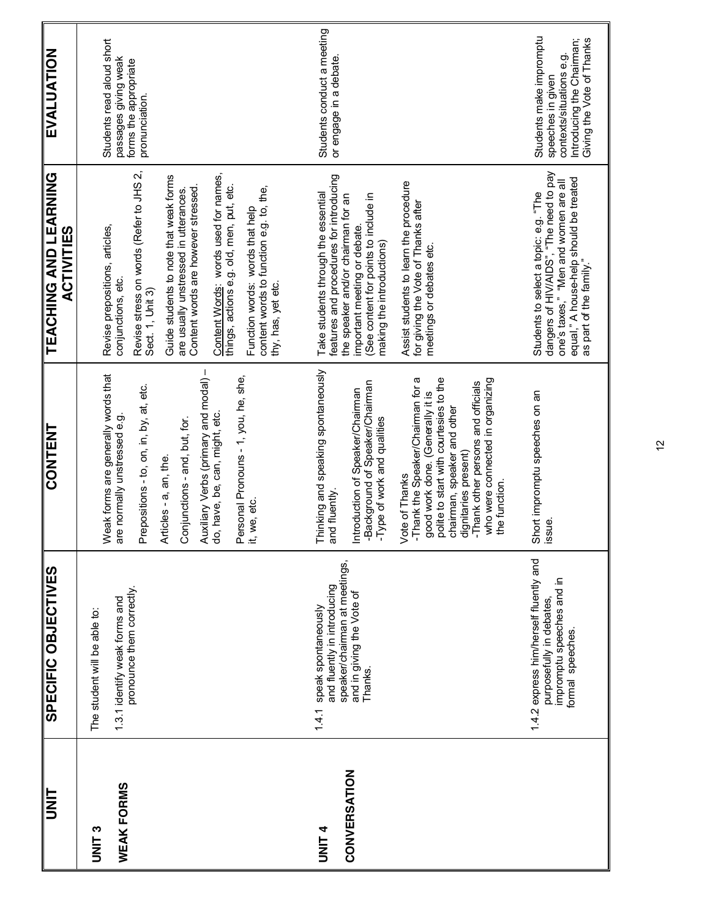| UNIT | SPECIFIC OBJECTIVES | CONTENT | TEACHING AND LEARNING ACTIVITIES | EVALUATION |
|---|---|---|---|---|
| **UNIT 3**<br><br>**WEAK FORMS** | The student will be able to:<br><br>1.3.1 identify weak forms and pronounce them correctly. | Weak forms are generally words that are normally unstressed e.g.<br><br>Prepositions - to, on, in, by, at, etc.<br><br>Articles - a, an, the.<br><br>Conjunctions - and, but, for.<br><br>Auxiliary Verbs (primary and modal) – do, have, be, can, might, etc.<br><br>Personal Pronouns - 1, you, he, she, it, we, etc. | Revise prepositions, articles, conjunctions, etc.<br><br>Revise stress on words (Refer to JHS 2, Sect. 1, Unit 3)<br><br>Guide students to note that weak forms are usually unstressed in utterances. Content words are however stressed.<br><br>Content Words: words used for names, things, actions e.g. old, men, put, etc.<br><br>Function words: words that help content words to function e.g. to, the, thy, has, yet etc. | Students read aloud short passages giving weak forms the appropriate pronunciation. |
| **UNIT 4**<br><br>**CONVERSATION** | 1.4.1 speak spontaneously and fluently in introducing speaker/chairman at meetings, and in giving the Vote of Thanks. | Thinking and speaking spontaneously and fluently.<br><br>Introduction of Speaker/Chairman<br>-Background of Speaker/Chairman<br>-Type of work and qualities<br><br>Vote of Thanks<br>-Thank the Speaker/Chairman for a good work done. (Generally it is polite to start with courtesies to the chairman, speaker and other dignitaries present)<br>-Thank other persons and officials who were connected in organizing the function. | Take students through the essential features and procedures for introducing the speaker and/or chairman for an important meeting or debate.<br>(See content for points to include in making the introductions)<br><br>Assist students to learn the procedure for giving the Vote of Thanks after meetings or debates etc. | Students conduct a meeting or engage in a debate. |
| | 1.4.2 express him/herself fluently and purposefully in debates, impromptu speeches and in formal speeches. | Short impromptu speeches on an issue. | Students to select a topic: e.g. "The dangers of HIV/AIDS", "The need to pay one's taxes," "Men and women are all equal," A house-help should be treated as part of the family." | Students make impromptu speeches in given contexts/situations e.g. Introducing the Chairman; Giving the Vote of Thanks |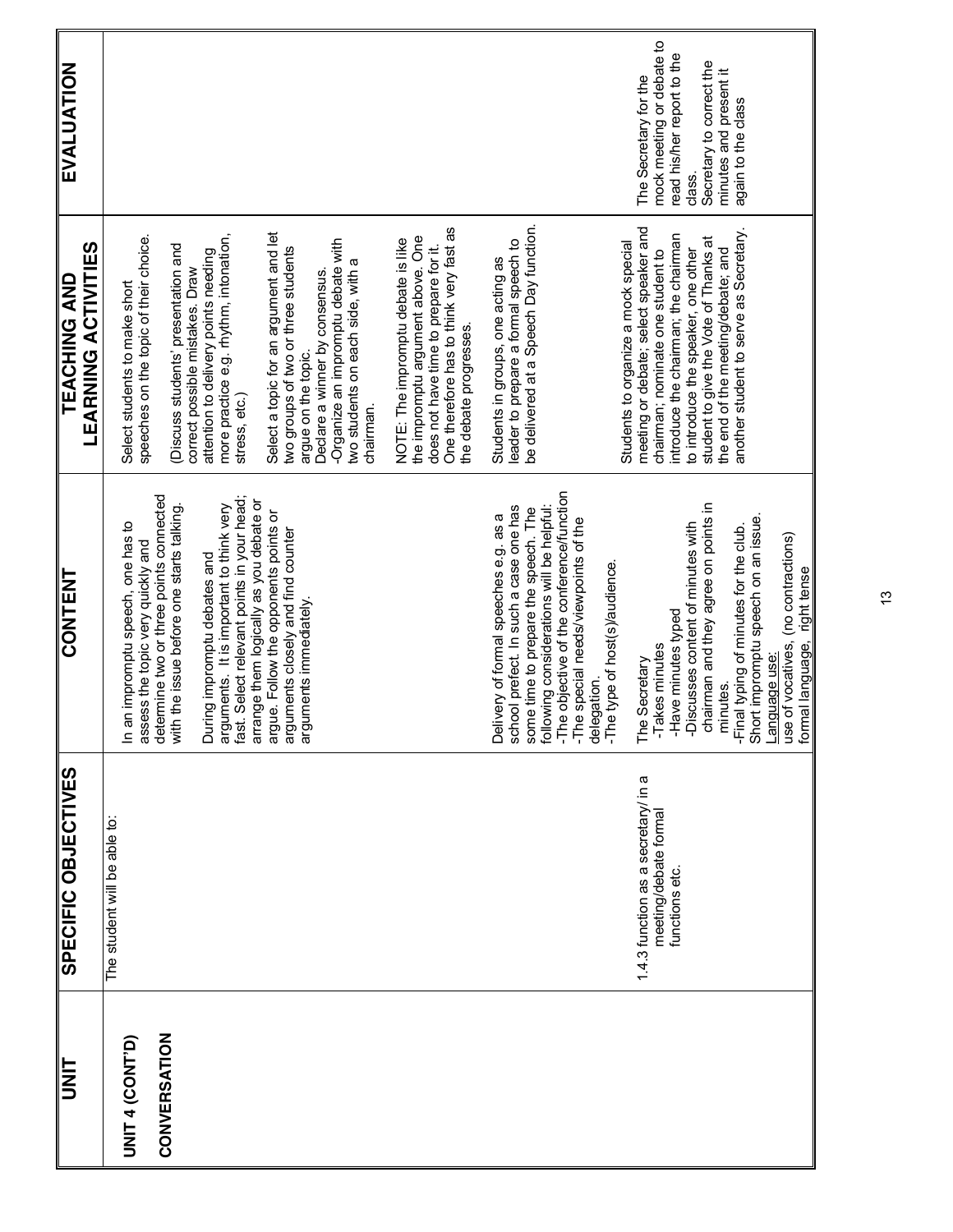| UNIT | SPECIFIC OBJECTIVES | CONTENT | TEACHING AND LEARNING ACTIVITIES | EVALUATION |
|---|---|---|---|---|
| UNIT 4 (CONT'D)<br><br>CONVERSATION | The student will be able to: | In an impromptu speech, one has to assess the topic very quickly and determine two or three points connected with the issue before one starts talking.<br><br>During impromptu debates and arguments. It is important to think very fast. Select relevant points in your head; arrange them logically as you debate or argue. Follow the opponents points or arguments closely and find counter arguments immediately. | Select students to make short speeches on the topic of their choice.<br><br>(Discuss students' presentation and correct possible mistakes. Draw attention to delivery points needing more practice e.g. rhythm, intonation, stress, etc.)<br><br>Select a topic for an argument and let two groups of two or three students argue on the topic.<br>Declare a winner by consensus.<br>-Organize an impromptu debate with two students on each side, with a chairman.<br><br>NOTE: The impromptu debate is like the impromptu argument above. One does not have time to prepare for it. One therefore has to think very fast as the debate progresses. | |
| | | Delivery of formal speeches e.g. as a school prefect. In such a case one has some time to prepare the speech. The following considerations will be helpful:<br>-The objective of the conference/function<br>-The special needs/viewpoints of the delegation.<br>-The type of host(s)/audience. | Students in groups, one acting as leader to prepare a formal speech to be delivered at a Speech Day function. | |
| | 1.4.3 function as a secretary/ in a meeting/debate formal functions etc. | The Secretary<br>-Takes minutes<br>-Have minutes typed<br>-Discusses content of minutes with chairman and they agree on points in minutes.<br>-Final typing of minutes for the club.<br>Short impromptu speech on an issue.<br>Language use:<br>use of vocatives, (no contractions)<br>formal language, right tense | Students to organize a mock special meeting or debate; select speaker and chairman; nominate one student to introduce the chairman; the chairman to introduce the speaker, one other student to give the Vote of Thanks at the end of the meeting/debate; and another student to serve as Secretary. | The Secretary for the mock meeting or debate to read his/her report to the class.<br>Secretary to correct the minutes and present it again to the class |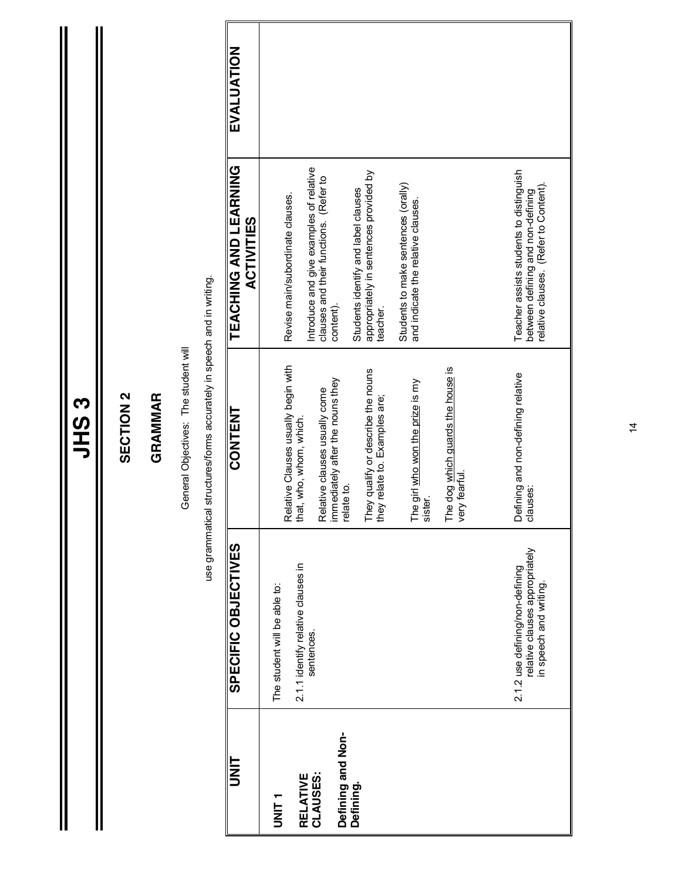# JHS 3

## SECTION 2

## GRAMMAR

General Objectives: The student will

use grammatical structures/forms accurately in speech and in writing.

| UNIT | SPECIFIC OBJECTIVES | CONTENT | TEACHING AND LEARNING ACTIVITIES | EVALUATION |
|---|---|---|---|---|
| **UNIT 1**<br><br>**RELATIVE CLAUSES:**<br><br>**Defining and Non-Defining.** | The student will be able to:<br><br>2.1.1 identify relative clauses in sentences. | Relative Clauses usually begin with that, who, whom, which.<br><br>Relative clauses usually come immediately after the nouns they relate to.<br><br>They qualify or describe the nouns they relate to. Examples are;<br><br>The girl who won the prize is my sister.<br><br>The dog which guards the house is very fearful. | Revise main/subordinate clauses.<br><br>Introduce and give examples of relative clauses and their functions. (Refer to content).<br><br>Students identify and label clauses appropriately in sentences provided by teacher.<br><br>Students to make sentences (orally) and indicate the relative clauses. | |
| | 2.1.2 use defining/non-defining relative clauses appropriately in speech and writing. | Defining and non-defining relative clauses: | Teacher assists students to distinguish between defining and non-defining relative clauses. (Refer to Content). | |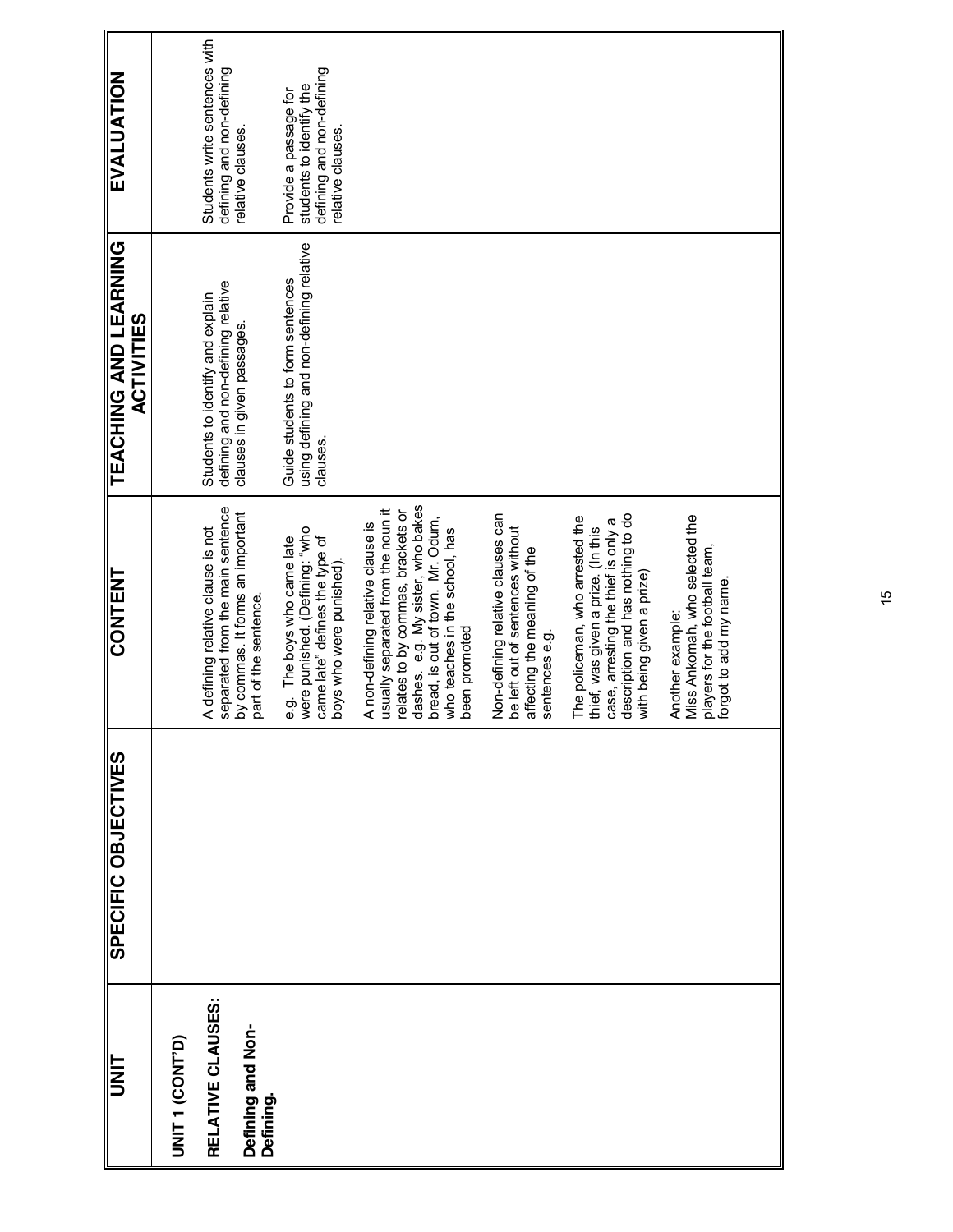| UNIT | SPECIFIC OBJECTIVES | CONTENT | TEACHING AND LEARNING ACTIVITIES | EVALUATION |
|---|---|---|---|---|
| **UNIT 1 (CONT'D)**<br><br>**RELATIVE CLAUSES:**<br><br>**Defining and Non-Defining.** | | A defining relative clause is not separated from the main sentence by commas. It forms an important part of the sentence.<br><br>e.g. The boys who came late were punished. (Defining: "who came late" defines the type of boys who were punished).<br><br>A non-defining relative clause is usually separated from the noun it relates to by commas, brackets or dashes. e.g. My sister, who bakes bread, is out of town. Mr. Odum, who teaches in the school, has been promoted<br><br>Non-defining relative clauses can be left out of sentences without affecting the meaning of the sentences e.g.<br><br>The policeman, who arrested the thief, was given a prize. (In this case, arresting the thief is only a description and has nothing to do with being given a prize)<br><br>Another example:<br>Miss Ankomah, who selected the players for the football team, forgot to add my name. | Students to identify and explain defining and non-defining relative clauses in given passages.<br><br>Guide students to form sentences using defining and non-defining relative clauses. | Students write sentences with defining and non-defining relative clauses.<br><br>Provide a passage for students to identify the defining and non-defining relative clauses. |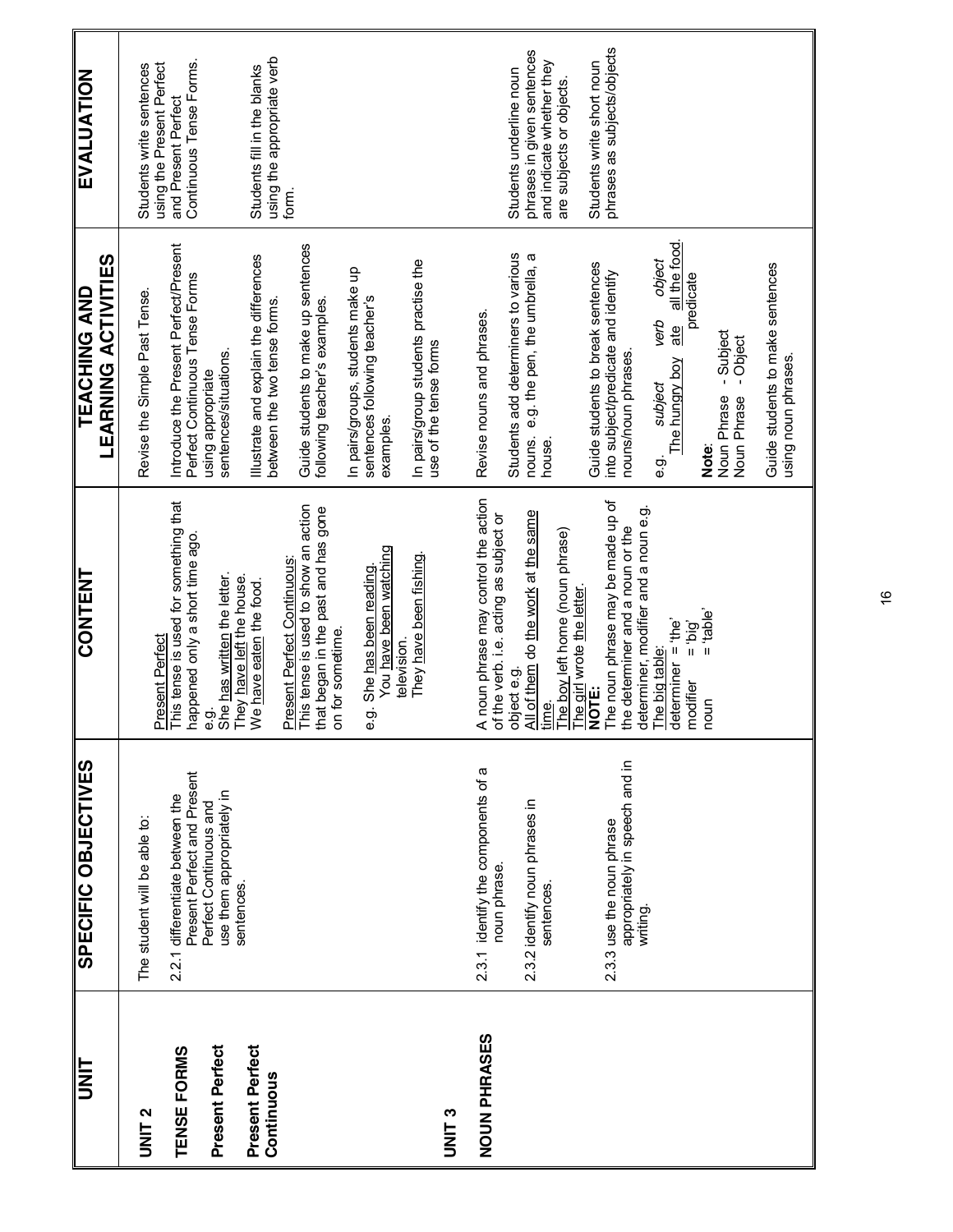| UNIT | SPECIFIC OBJECTIVES | CONTENT | TEACHING AND LEARNING ACTIVITIES | EVALUATION |
|---|---|---|---|---|
| **UNIT 2**<br><br>**TENSE FORMS**<br><br>**Present Perfect**<br><br>**Present Perfect Continuous** | The student will be able to:<br><br>2.2.1 differentiate between the Present Perfect and Present Perfect Continuous and use them appropriately in sentences. | Present Perfect<br>This tense is used for something that happened only a short time ago.<br>e.g.<br>She has written the letter.<br>They have left the house.<br>We have eaten the food.<br><br>Present Perfect Continuous:<br>This tense is used to show an action that began in the past and has gone on for sometime.<br><br>e.g. She has been reading.<br>You have been watching television.<br>They have been fishing. | Revise the Simple Past Tense.<br><br>Introduce the Present Perfect/Present Perfect Continuous Tense Forms using appropriate sentences/situations.<br><br>Illustrate and explain the differences between the two tense forms.<br><br>Guide students to make up sentences following teacher's examples.<br><br>In pairs/groups, students make up sentences following teacher's examples.<br><br>In pairs/group students practise the use of the tense forms | Students write sentences using the Present Perfect and Present Perfect Continuous Tense Forms.<br><br>Students fill in the blanks using the appropriate verb form. |
| **UNIT 3**<br><br>**NOUN PHRASES** | 2.3.1 identify the components of a noun phrase.<br><br>2.3.2 identify noun phrases in sentences.<br><br>2.3.3 use the noun phrase appropriately in speech and in writing. | A noun phrase may control the action of the verb. i.e. acting as subject or object e.g.<br>All of them do the work at the same time.<br>The boy left home (noun phrase)<br>The girl wrote the letter.<br>**NOTE:**<br>The noun phrase may be made up of the determiner and a noun or the determiner, modifier and a noun e.g.<br>The big table:<br>determiner = 'the'<br>modifier = 'big'<br>noun = 'table' | Revise nouns and phrases.<br><br>Students add determiners to various nouns. e.g. the pen, the umbrella, a house.<br><br>Guide students to break sentences into subject/predicate and identify nouns/noun phrases.<br><br>e.g. *subject* *verb* *object*<br>The hungry boy ate all the food.<br>predicate<br><br>**Note**:<br>Noun Phrase - Subject<br>Noun Phrase - Object<br><br>Guide students to make sentences using noun phrases. | Students underline noun phrases in given sentences and indicate whether they are subjects or objects.<br><br>Students write short noun phrases as subjects/objects |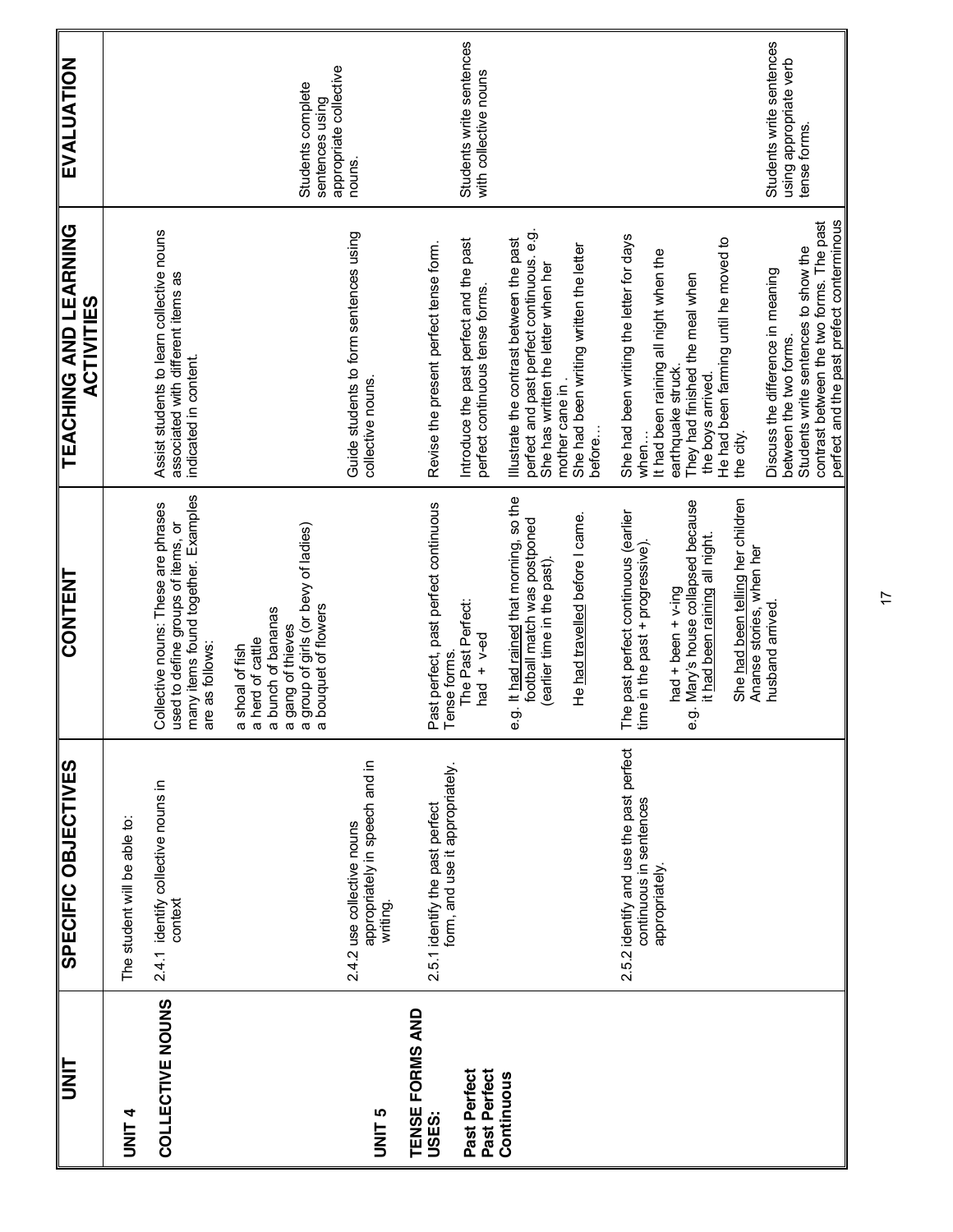| UNIT | SPECIFIC OBJECTIVES | CONTENT | TEACHING AND LEARNING ACTIVITIES | EVALUATION |
|---|---|---|---|---|
| **UNIT 4** **COLLECTIVE NOUNS** | The student will be able to: 2.4.1 identify collective nouns in context | Collective nouns: These are phrases used to define groups of items, or many items found together. Examples are as follows: a shoal of fish a herd of cattle a bunch of bananas a gang of thieves a group of girls (or bevy of ladies) a bouquet of flowers | Assist students to learn collective nouns associated with different items as indicated in content. | Students complete sentences using appropriate collective nouns. |
| | 2.4.2 use collective nouns appropriately in speech and in writing. | | Guide students to form sentences using collective nouns. | Students write sentences with collective nouns |
| **UNIT 5** **TENSE FORMS AND USES:** **Past Perfect** **Past Perfect Continuous** | 2.5.1 identify the past perfect form, and use it appropriately. | Past perfect, past perfect continuous Tense forms. The Past Perfect: had + v-ed e.g. It had rained that morning, so the football match was postponed (earlier time in the past). He had travelled before I came. | Revise the present perfect tense form. Introduce the past perfect and the past perfect continuous tense forms. Illustrate the contrast between the past perfect and past perfect continuous. e.g. She has written the letter when her mother cane in . She had been writing written the letter before… | |
| | 2.5.2 identify and use the past perfect continuous in sentences appropriately. | The past perfect continuous (earlier time in the past + progressive). had + been + v-ing e.g. Mary's house collapsed because it had been raining all night. She had been telling her children Ananse stories, when her husband arrived. | She had been writing the letter for days when… It had been raining all night when the earthquake struck. They had finished the meal when the boys arrived. He had been farming until he moved to the city. Discuss the difference in meaning between the two forms. Students write sentences to show the contrast between the two forms. The past perfect and the past prefect conterminous | Students write sentences using appropriate verb tense forms. |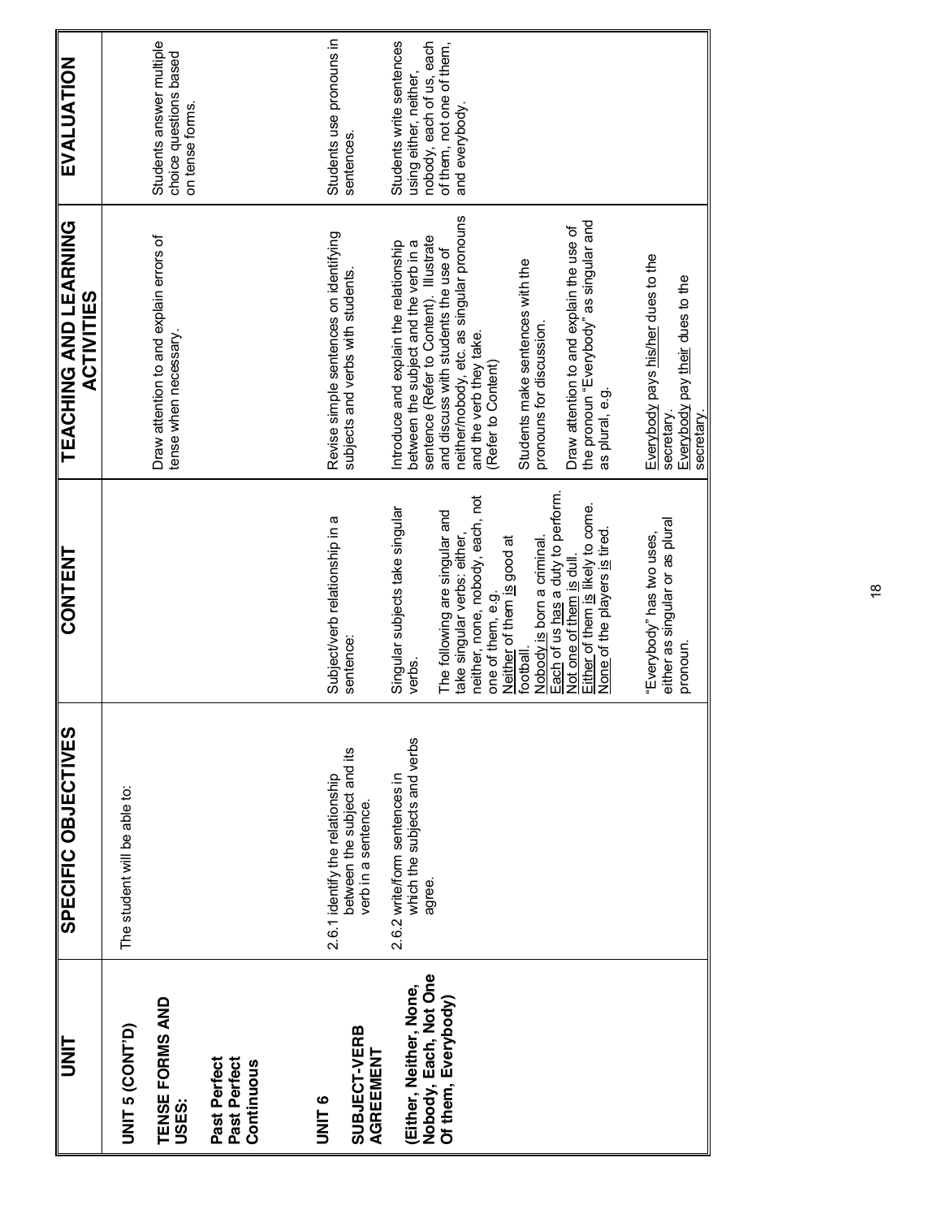| UNIT | SPECIFIC OBJECTIVES | CONTENT | TEACHING AND LEARNING ACTIVITIES | EVALUATION |
|---|---|---|---|---|
| **UNIT 5 (CONT'D)**<br><br>**TENSE FORMS AND USES:**<br><br>**Past Perfect**<br>**Past Perfect Continuous** | The student will be able to: | | Draw attention to and explain errors of tense when necessary. | Students answer multiple choice questions based on tense forms. |
| **UNIT 6**<br><br>**SUBJECT-VERB AGREEMENT**<br><br>**(Either, Neither, None, Nobody, Each, Not One Of them, Everybody)** | 2.6.1 identify the relationship between the subject and its verb in a sentence. | Subject/verb relationship in a sentence: | Revise simple sentences on identifying subjects and verbs with students. | Students use pronouns in sentences. |
| | 2.6.2 write/form sentences in which the subjects and verbs agree. | Singular subjects take singular verbs.<br><br>The following are singular and take singular verbs: either, neither, none, nobody, each, not one of them, e.g.<br><u>Neither</u> of them <u>is</u> good at football.<br><u>Nobody</u> <u>is</u> born a criminal.<br><u>Each</u> of us <u>has</u> a duty to perform.<br><u>Not one of them</u> <u>is</u> dull.<br><u>Either</u> of them <u>is</u> likely to come.<br><u>None</u> of the players <u>is</u> tired.<br><br>"Everybody" has two uses, either as singular or as plural pronoun. | Introduce and explain the relationship between the subject and the verb in a sentence (Refer to Content). Illustrate and discuss with students the use of neither/nobody, etc. as singular pronouns and the verb they take.<br>(Refer to Content)<br><br>Students make sentences with the pronouns for discussion.<br><br>Draw attention to and explain the use of the pronoun "Everybody" as singular and as plural, e.g.<br><br><u>Everybody</u> pays <u>his/her</u> dues to the secretary.<br><u>Everybody</u> pay <u>their</u> dues to the secretary. | Students write sentences using either, neither, nobody, each of us, each of them, not one of them, and everybody. |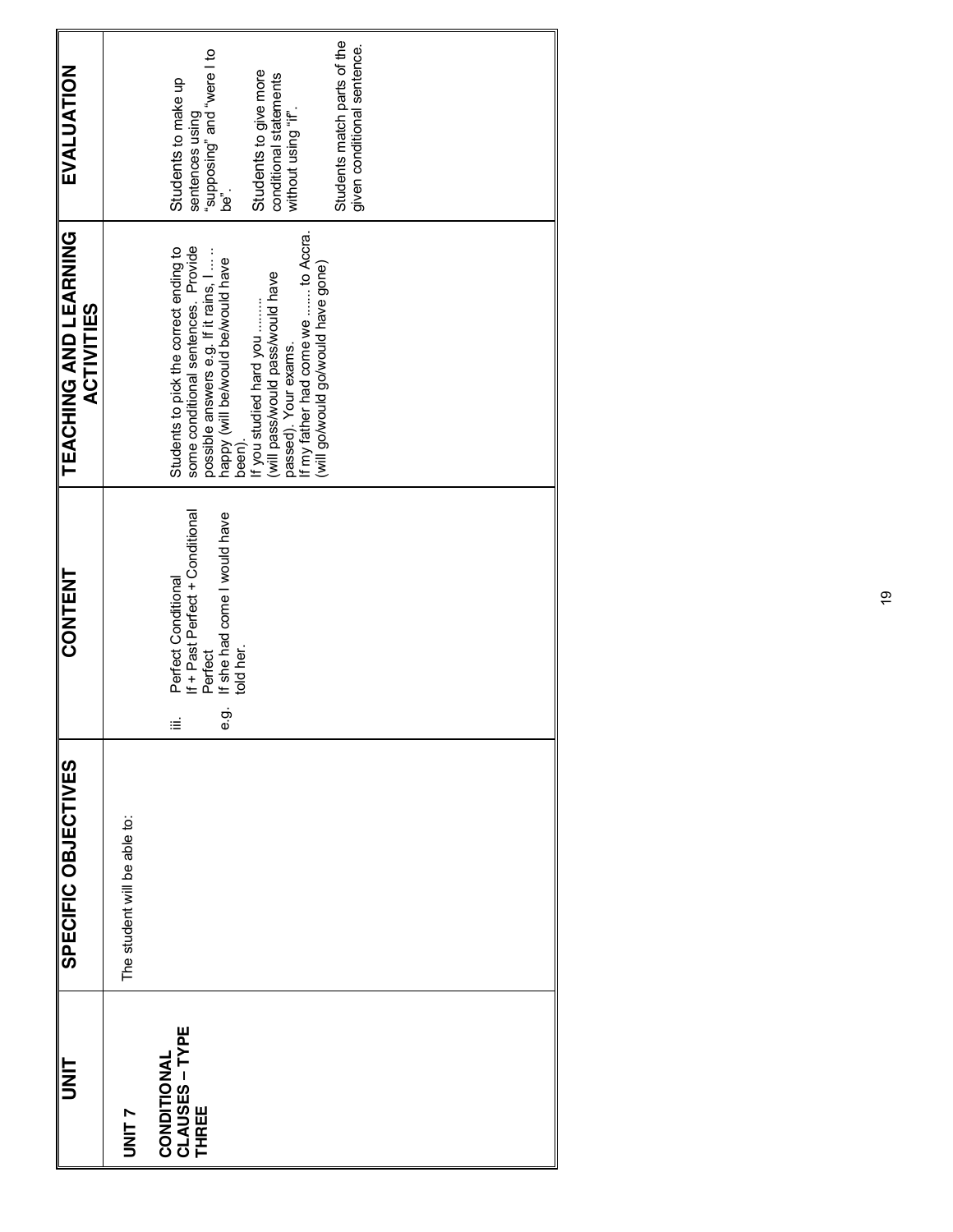| UNIT | SPECIFIC OBJECTIVES | CONTENT | TEACHING AND LEARNING ACTIVITIES | EVALUATION |
| --- | --- | --- | --- | --- |
| **UNIT 7**<br><br>**CONDITIONAL CLAUSES – TYPE THREE** | The student will be able to: | iii. Perfect Conditional<br>If + Past Perfect + Conditional Perfect<br>e.g. If she had come I would have told her. | Students to pick the correct ending to some conditional sentences. Provide possible answers e.g. If it rains, I ….. happy (will be/would be/would have been).<br>If you studied hard you ……..<br>(will pass/would pass/would have passed). Your exams.<br>If my father had come we ……. to Accra.<br>(will go/would go/would have gone) | Students to make up sentences using "supposing" and "were I to be".<br><br>Students to give more conditional statements without using "if".<br><br>Students match parts of the given conditional sentence. |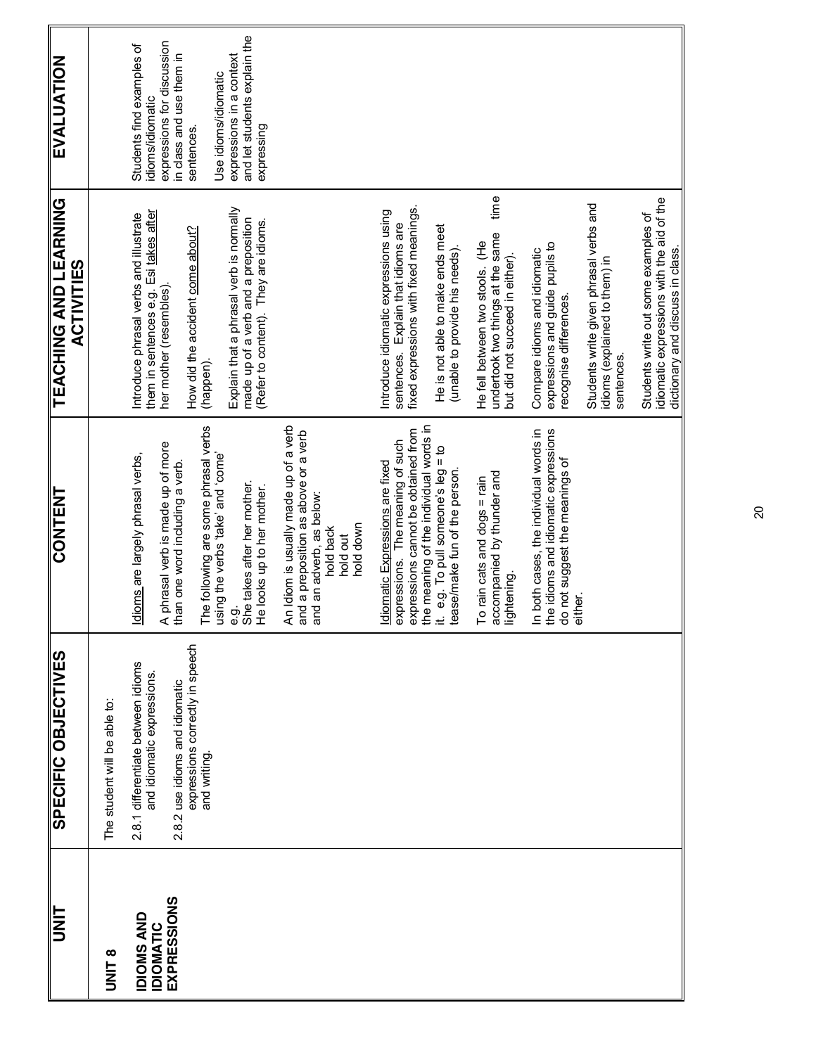| UNIT | SPECIFIC OBJECTIVES | CONTENT | TEACHING AND LEARNING ACTIVITIES | EVALUATION |
|---|---|---|---|---|
| **UNIT 8**<br><br>**IDIOMS AND IDIOMATIC EXPRESSIONS** | The student will be able to:<br><br>2.8.1 differentiate between idioms and idiomatic expressions.<br><br>2.8.2 use idioms and idiomatic expressions correctly in speech and writing. | Idioms are largely phrasal verbs,<br><br>A phrasal verb is made up of more than one word including a verb.<br><br>The following are some phrasal verbs using the verbs 'take' and 'come'<br>e.g.<br>She takes after her mother.<br>He looks up to her mother.<br><br>An Idiom is usually made up of a verb and a preposition as above or a verb and an adverb, as below:<br>hold back<br>hold out<br>hold down<br><br>Idiomatic Expressions are fixed expressions. The meaning of such expressions cannot be obtained from the meaning of the individual words in it. e.g. To pull someone's leg = to tease/make fun of the person.<br><br>To rain cats and dogs = rain accompanied by thunder and lightening.<br><br>In both cases, the individual words in the idioms and idiomatic expressions do not suggest the meanings of either. | Introduce phrasal verbs and illustrate them in sentences e.g. Esi takes after her mother (resembles).<br><br>How did the accident come about? (happen).<br><br>Explain that a phrasal verb is normally made up of a verb and a preposition (Refer to content). They are idioms.<br><br>Introduce idiomatic expressions using sentences. Explain that idioms are fixed expressions with fixed meanings.<br><br>He is not able to make ends meet (unable to provide his needs).<br><br>He fell between two stools. (He undertook two things at the same time but did not succeed in either).<br><br>Compare idioms and idiomatic expressions and guide pupils to recognise differences.<br><br>Students write given phrasal verbs and idioms (explained to them) in sentences.<br><br>Students write out some examples of idiomatic expressions with the aid of the dictionary and discuss in class. | Students find examples of idioms/idiomatic expressions for discussion in class and use them in sentences.<br><br>Use idioms/idiomatic expressions in a context and let students explain the expressing |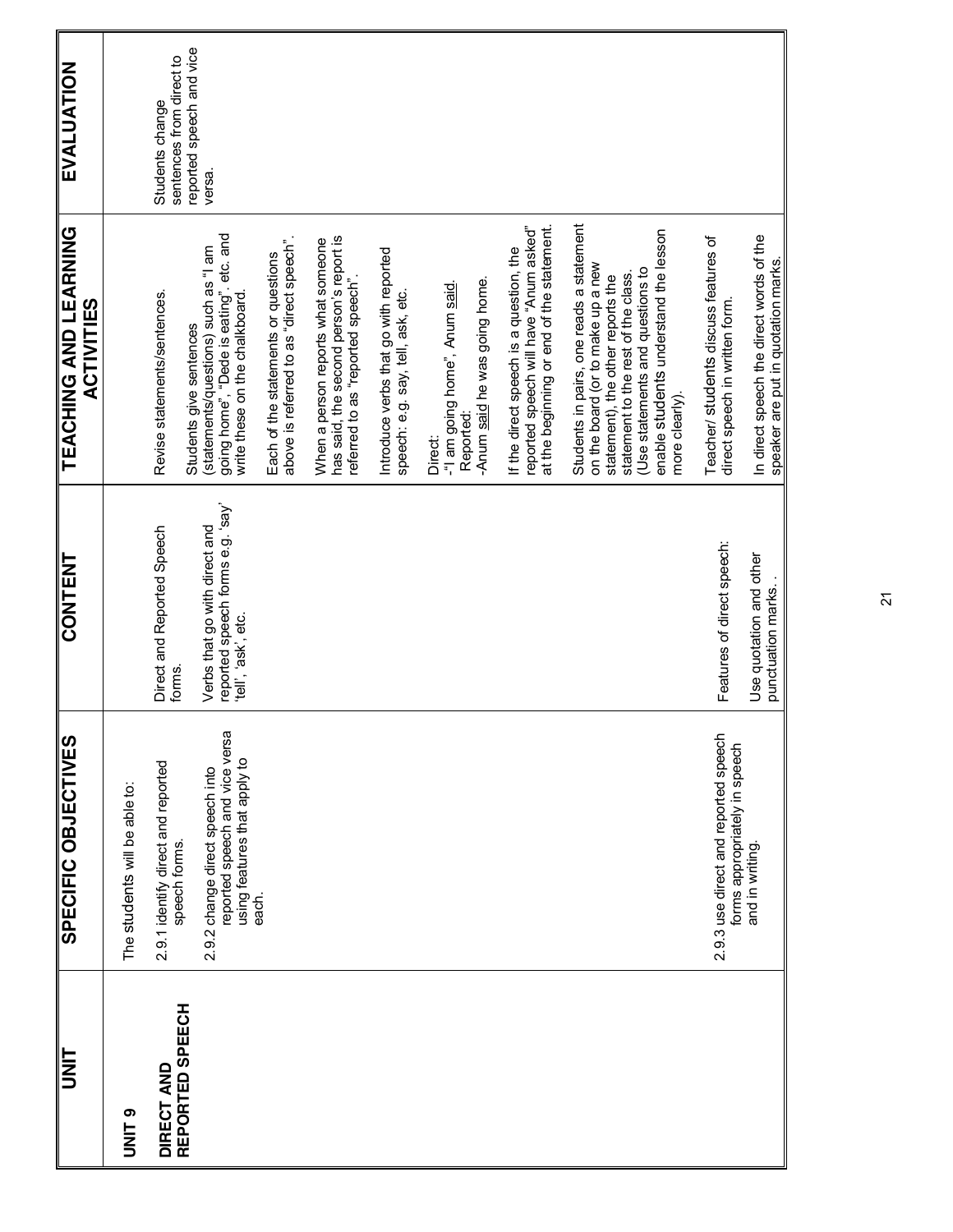| UNIT | SPECIFIC OBJECTIVES | CONTENT | TEACHING AND LEARNING ACTIVITIES | EVALUATION |
|---|---|---|---|---|
| **UNIT 9**<br><br>**DIRECT AND REPORTED SPEECH** | The students will be able to:<br><br>2.9.1 identify direct and reported speech forms.<br><br>2.9.2 change direct speech into reported speech and vice versa using features that apply to each. | Direct and Reported Speech forms.<br><br>Verbs that go with direct and reported speech forms e.g. 'say' 'tell', 'ask', etc. | Revise statements/sentences.<br><br>Students give sentences (statements/questions) such as "I am going home", "Dede is eating", etc. and write these on the chalkboard.<br><br>Each of the statements or questions above is referred to as "direct speech".<br><br>When a person reports what someone has said, the second person's report is referred to as "reported speech".<br><br>Introduce verbs that go with reported speech: e.g. say, tell, ask, etc.<br><br>Direct:<br>-"I am going home", Anum <u>said</u>.<br>Reported:<br>-Anum <u>said</u> he was going home.<br><br>If the direct speech is a question, the reported speech will have "Anum asked" at the beginning or end of the statement.<br><br>Students in pairs, one reads a statement on the board (or to make up a new statement), the other reports the statement to the rest of the class. (Use statements and questions to enable students understand the lesson more clearly). | Students change sentences from direct to reported speech and vice versa. |
| | 2.9.3 use direct and reported speech forms appropriately in speech and in writing. | Features of direct speech:<br><br>Use quotation and other punctuation marks. . | Teacher/ students discuss features of direct speech in written form.<br><br>In direct speech the direct words of the speaker are put in quotation marks. | |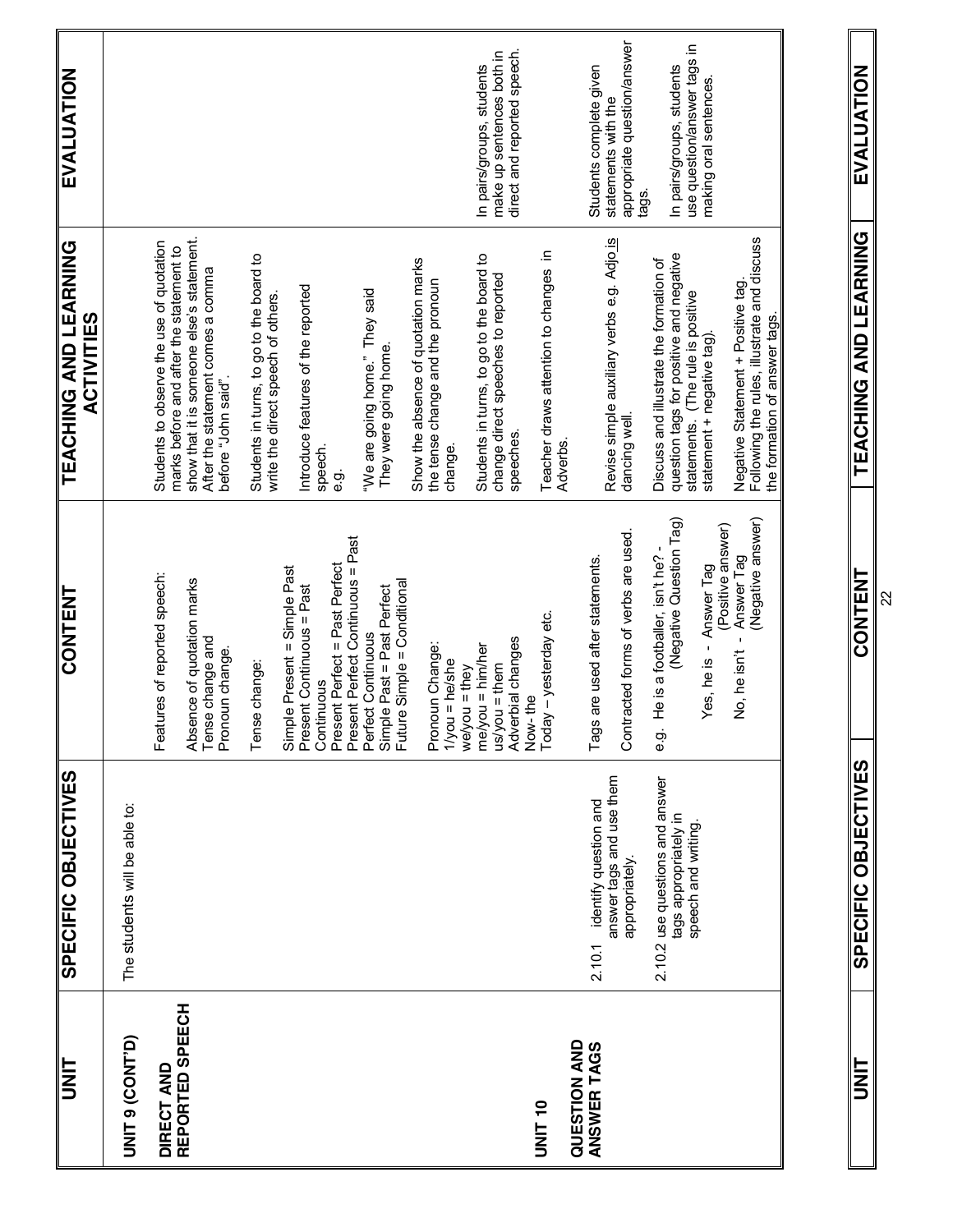| UNIT | SPECIFIC OBJECTIVES | CONTENT | TEACHING AND LEARNING ACTIVITIES | EVALUATION |
|---|---|---|---|---|
| **UNIT 9 (CONT'D)**<br><br>**DIRECT AND REPORTED SPEECH** | The students will be able to: | Features of reported speech:<br><br>Absence of quotation marks<br>Tense change and<br>Pronoun change.<br><br>Tense change:<br><br>Simple Present = Simple Past<br>Present Continuous = Past Continuous<br>Present Perfect = Past Perfect<br>Present Perfect Continuous = Past Perfect Continuous<br>Simple Past = Past Perfect<br>Future Simple = Conditional<br><br>Pronoun Change:<br>1/you = he/she<br>we/you = they<br>me/you = him/her<br>us/you = them<br>Adverbial changes<br>Now- the<br>Today – yesterday etc. | Students to observe the use of quotation marks before and after the statement to show that it is someone else's statement. After the statement comes a comma before "John said".<br><br>Students in turns, to go to the board to write the direct speech of others.<br><br>Introduce features of the reported speech.<br>e.g.<br><br>"We are going home." They said<br>They were going home.<br><br>Show the absence of quotation marks the tense change and the pronoun change.<br><br>Students in turns, to go to the board to change direct speeches to reported speeches.<br><br>Teacher draws attention to changes in Adverbs. | In pairs/groups, students make up sentences both in direct and reported speech. |
| **UNIT 10**<br><br>**QUESTION AND ANSWER TAGS** | 2.10.1 identify question and answer tags and use them appropriately.<br><br>2.10.2 use questions and answer tags appropriately in speech and writing. | Tags are used after statements.<br><br>Contracted forms of verbs are used.<br><br>e.g. He is a footballer, isn't he? - (Negative Question Tag)<br><br>Yes, he is - Answer Tag (Positive answer)<br><br>No, he isn't - Answer Tag (Negative answer) | Revise simple auxiliary verbs e.g. Adjo is dancing well.<br><br>Discuss and illustrate the formation of question tags for positive and negative statements. (The rule is positive statement + negative tag).<br><br>Negative Statement + Positive tag.<br>Following the rules, illustrate and discuss the formation of answer tags. | Students complete given statements with the appropriate question/answer tags.<br><br>In pairs/groups, students use question/answer tags in making oral sentences. |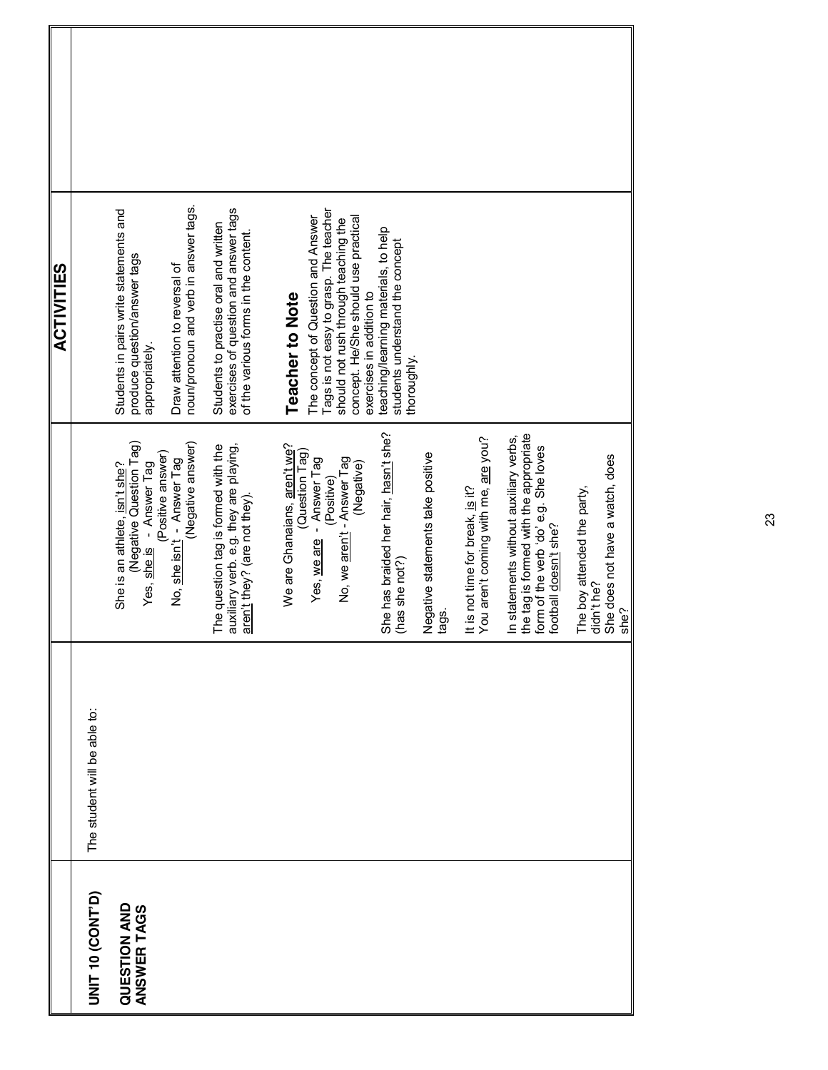| UNIT | SPECIFIC OBJECTIVES | CONTENT | ACTIVITIES | EVALUATION |
|---|---|---|---|---|
| UNIT 10 (CONT'D)<br><br>**QUESTION AND ANSWER TAGS** | The student will be able to: | She is an athlete, isn't she? (Negative Question Tag)<br>Yes, she is - Answer Tag (Positive answer)<br>No, she isn't - Answer Tag (Negative answer)<br><br>The question tag is formed with the auxiliary verb. e.g. they are playing, aren't they? (are not they).<br><br>We are Ghanaians, aren't we? (Question Tag)<br>Yes, we are - Answer Tag (Positive)<br>No, we aren't - Answer Tag (Negative)<br><br>She has braided her hair, hasn't she? (has she not?)<br><br>Negative statements take positive tags.<br><br>It is not time for break, is it?<br>You aren't coming with me, are you?<br><br>In statements without auxiliary verbs, the tag is formed with the appropriate form of the verb 'do' e.g. She loves football doesn't she?<br><br>The boy attended the party, didn't he?<br>She does not have a watch, does she? | Students in pairs write statements and produce question/answer tags appropriately.<br><br>Draw attention to reversal of noun/pronoun and verb in answer tags.<br><br>Students to practise oral and written exercises of question and answer tags of the various forms in the content.<br><br>**Teacher to Note**<br>The concept of Question and Answer Tags is not easy to grasp. The teacher should not rush through teaching the concept. He/She should use practical exercises in addition to teaching/learning materials, to help students understand the concept thoroughly. | |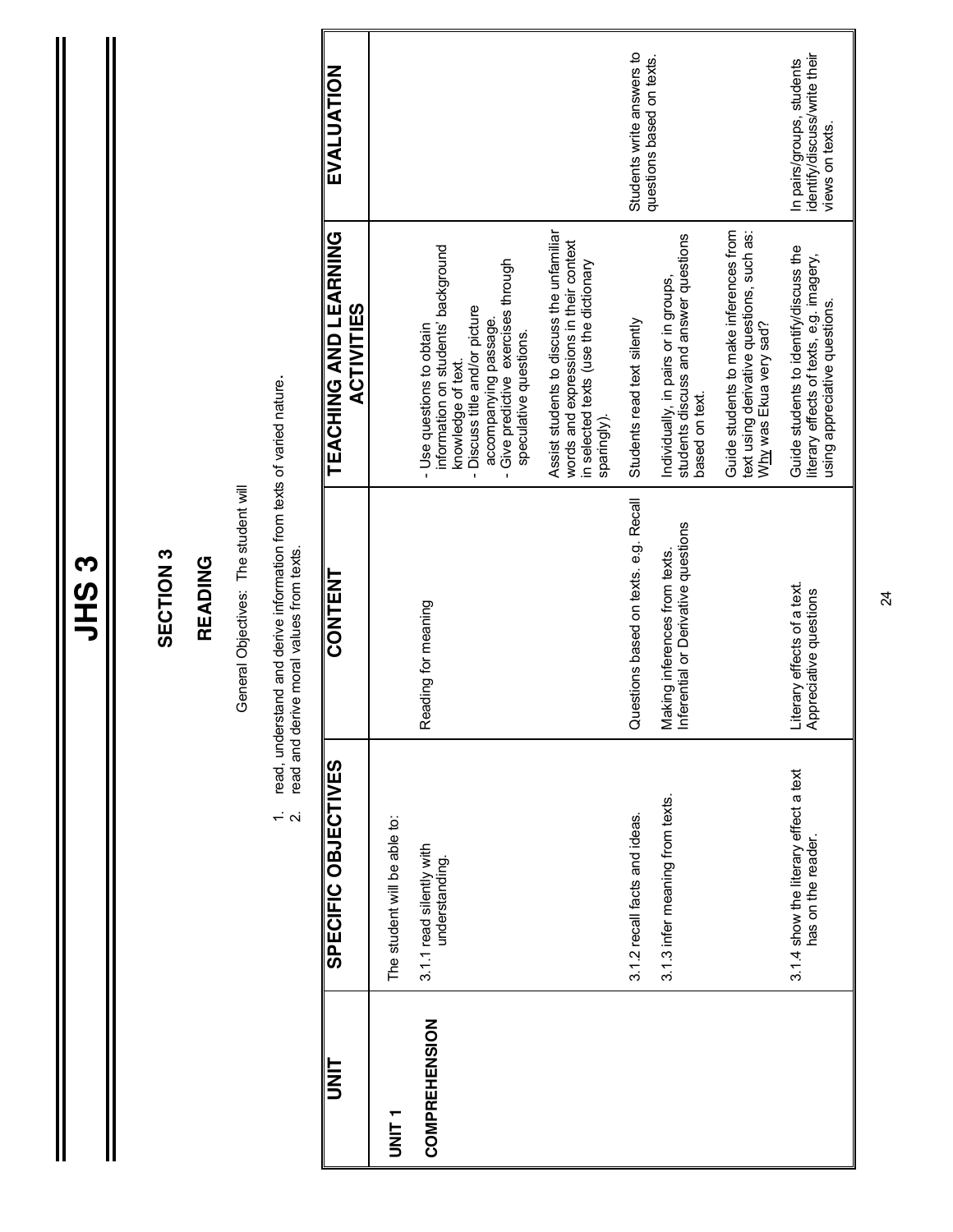# JHS 3

## SECTION 3

## READING

General Objectives: The student will

1. read, understand and derive information from texts of varied nature.
2. read and derive moral values from texts.

| UNIT | SPECIFIC OBJECTIVES | CONTENT | TEACHING AND LEARNING ACTIVITIES | EVALUATION |
|---|---|---|---|---|
| **UNIT 1**<br><br>**COMPREHENSION** | The student will be able to:<br><br>3.1.1 read silently with understanding. | Reading for meaning | - Use questions to obtain information on students' background knowledge of text.<br>- Discuss title and/or picture accompanying passage.<br>- Give predictive exercises through speculative questions.<br><br>Assist students to discuss the unfamiliar words and expressions in their context in selected texts (use the dictionary sparingly). | |
| | 3.1.2 recall facts and ideas. | Questions based on texts. e.g. Recall | Students read text silently | Students write answers to questions based on texts. |
| | 3.1.3 infer meaning from texts. | Making inferences from texts. Inferential or Derivative questions | Individually, in pairs or in groups, students discuss and answer questions based on text.<br><br>Guide students to make inferences from text using derivative questions, such as: Why was Ekua very sad? | |
| | 3.1.4 show the literary effect a text has on the reader. | Literary effects of a text. Appreciative questions | Guide students to identify/discuss the literary effects of texts, e.g. imagery, using appreciative questions. | In pairs/groups, students identify/discuss/write their views on texts. |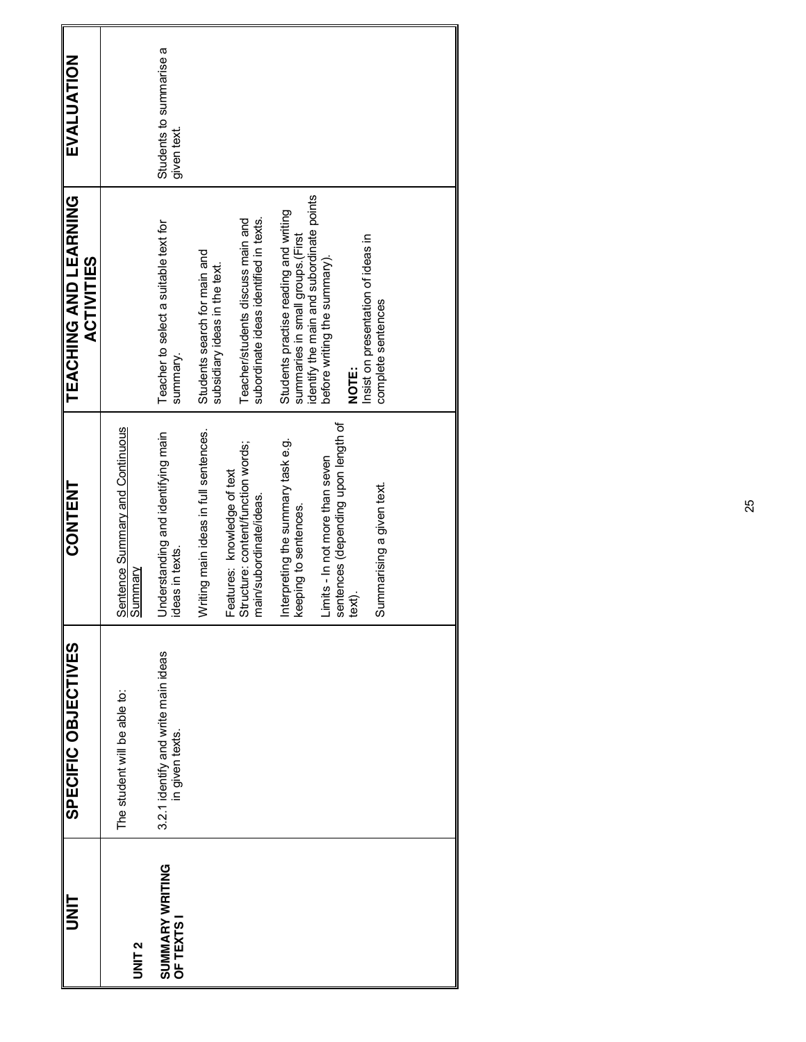| UNIT | SPECIFIC OBJECTIVES | CONTENT | TEACHING AND LEARNING ACTIVITIES | EVALUATION |
|---|---|---|---|---|
| **UNIT 2**<br><br>**SUMMARY WRITING OF TEXTS I** | The student will be able to:<br><br>3.2.1 identify and write main ideas in given texts. | Sentence Summary and Continuous Summary<br><br>Understanding and identifying main ideas in texts.<br><br>Writing main ideas in full sentences.<br><br>Features: knowledge of text Structure: content/function words; main/subordinate/ideas.<br><br>Interpreting the summary task e.g. keeping to sentences.<br><br>Limits - In not more than seven sentences (depending upon length of text).<br><br>Summarising a given text. | Teacher to select a suitable text for summary.<br><br>Students search for main and subsidiary ideas in the text.<br><br>Teacher/students discuss main and subordinate ideas identified in texts.<br><br>Students practise reading and writing summaries in small groups.(First identify the main and subordinate points before writing the summary).<br><br>**NOTE:**<br>Insist on presentation of ideas in complete sentences | Students to summarise a given text. |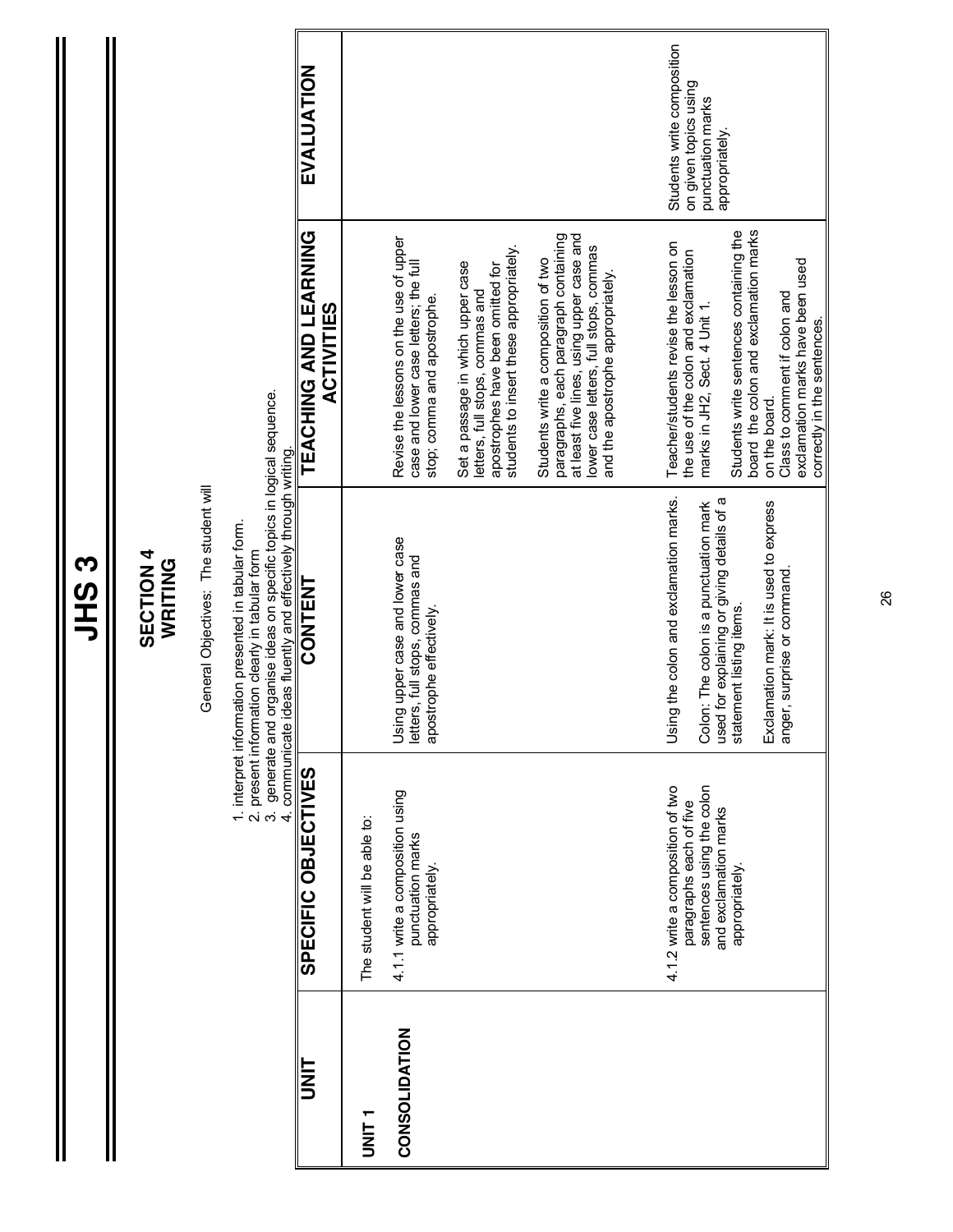# JHS 3

## SECTION 4
## WRITING

General Objectives: The student will

1. interpret information presented in tabular form.
2. present information clearly in tabular form
3. generate and organise ideas on specific topics in logical sequence.
4. communicate ideas fluently and effectively through writing.

| UNIT | SPECIFIC OBJECTIVES | CONTENT | TEACHING AND LEARNING ACTIVITIES | EVALUATION |
|---|---|---|---|---|
| **UNIT 1**<br><br>**CONSOLIDATION** | The student will be able to:<br><br>4.1.1 write a composition using punctuation marks appropriately. | Using upper case and lower case letters, full stops, commas and apostrophe effectively. | Revise the lessons on the use of upper case and lower case letters; the full stop; comma and apostrophe.<br><br>Set a passage in which upper case letters, full stops, commas and apostrophes have been omitted for students to insert these appropriately.<br><br>Students write a composition of two paragraphs, each paragraph containing at least five lines, using upper case and lower case letters, full stops, commas and the apostrophe appropriately. | |
| | 4.1.2 write a composition of two paragraphs each of five sentences using the colon and exclamation marks appropriately. | Using the colon and exclamation marks.<br><br>Colon: The colon is a punctuation mark used for explaining or giving details of a statement listing items.<br><br>Exclamation mark: It is used to express anger, surprise or command. | Teacher/students revise the lesson on the use of the colon and exclamation marks in JH2, Sect. 4 Unit 1.<br><br>Students write sentences containing the board the colon and exclamation marks on the board.<br>Class to comment if colon and exclamation marks have been used correctly in the sentences. | Students write composition on given topics using punctuation marks appropriately. |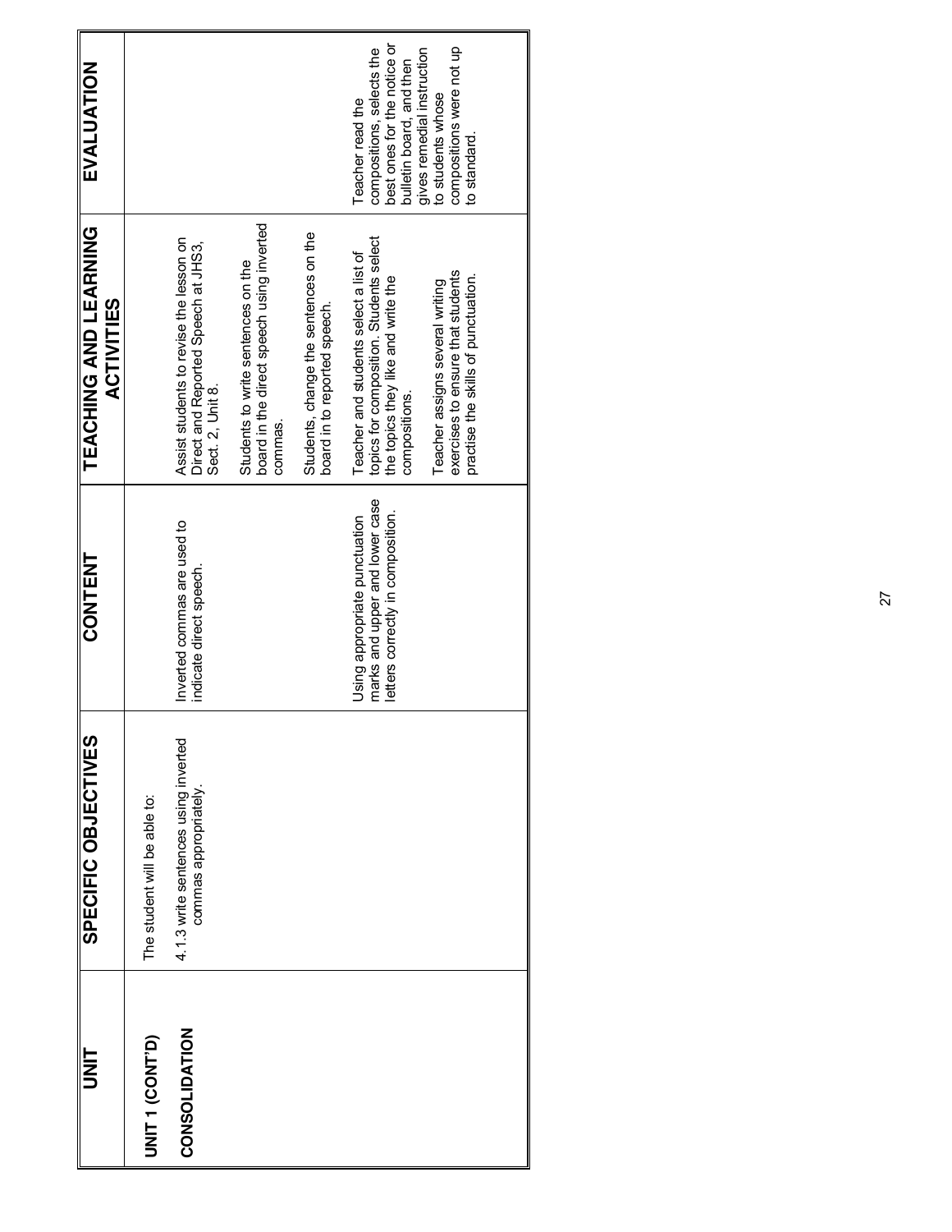| UNIT | SPECIFIC OBJECTIVES | CONTENT | TEACHING AND LEARNING ACTIVITIES | EVALUATION |
|---|---|---|---|---|
| **UNIT 1 (CONT'D)**<br><br>**CONSOLIDATION** | The student will be able to:<br><br>4.1.3 write sentences using inverted commas appropriately. | Inverted commas are used to indicate direct speech.<br><br>Using appropriate punctuation marks and upper and lower case letters correctly in composition. | Assist students to revise the lesson on Direct and Reported Speech at JHS3, Sect. 2, Unit 8.<br><br>Students to write sentences on the board in the direct speech using inverted commas.<br><br>Students, change the sentences on the board in to reported speech.<br><br>Teacher and students select a list of topics for composition. Students select the topics they like and write the compositions.<br><br>Teacher assigns several writing exercises to ensure that students practise the skills of punctuation. | Teacher read the compositions, selects the best ones for the notice or bulletin board, and then gives remedial instruction to students whose compositions were not up to standard. |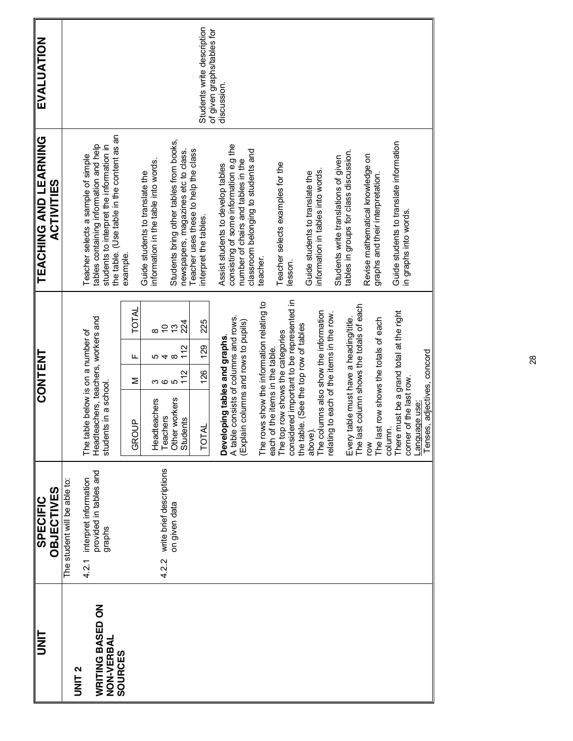| UNIT | SPECIFIC OBJECTIVES | CONTENT | TEACHING AND LEARNING ACTIVITIES | EVALUATION |
|---|---|---|---|---|
| **UNIT 2**<br><br>**WRITING BASED ON NON-VERBAL SOURCES** | The student will be able to:<br><br>4.2.1 interpret information provided in tables and graphs<br><br>4.2.2 write brief descriptions on given data | The table below is on a number of Headteachers, teachers, workers and students in a school.<br><br>(see table below)<br><br>**Developing tables and graphs**.<br>A table consists of columns and rows. (Explain columns and rows to pupils)<br><br>The rows show the information relating to each of the items in the table.<br>The top row shows the categories considered important to be represented in the table. (See the top row of tables above).<br>The columns also show the information relating to each of the items in the row.<br><br>Every table must have a heading/title.<br>The last column shows the totals of each row<br>The last row shows the totals of each column.<br>There must be a grand total at the right corner of the last row.<br>Language use:<br>Tenses, adjectives, concord | Teacher selects a sample of simple tables containing information and help students to interpret the information in the table. (Use table in the content as an example.<br><br>Guide students to translate the information in the table into words.<br><br>Students bring other tables from books, newspapers, magazines etc to class. Teacher uses these to help the class interpret the tables.<br><br>Assist students to develop tables consisting of some information e.g the number of chairs and tables in the classroom belonging to students and teacher.<br><br>Teacher selects examples for the lesson.<br><br>Guide students to translate the information in tables into words.<br><br>Students write translations of given tables in groups for class discussion.<br><br>Revise mathematical knowledge on graphs and their interpretation.<br><br>Guide students to translate information in graphs into words. | Students write description of given graphs/tables for discussion. |

| GROUP | M | F | TOTAL |
|---|---|---|---|
| Headteachers | 3 | 5 | 8 |
| Teachers | 6 | 4 | 10 |
| Other workers | 5 | 8 | 13 |
| Students | 112 | 112 | 224 |
| TOTAL | 126 | 129 | 225 |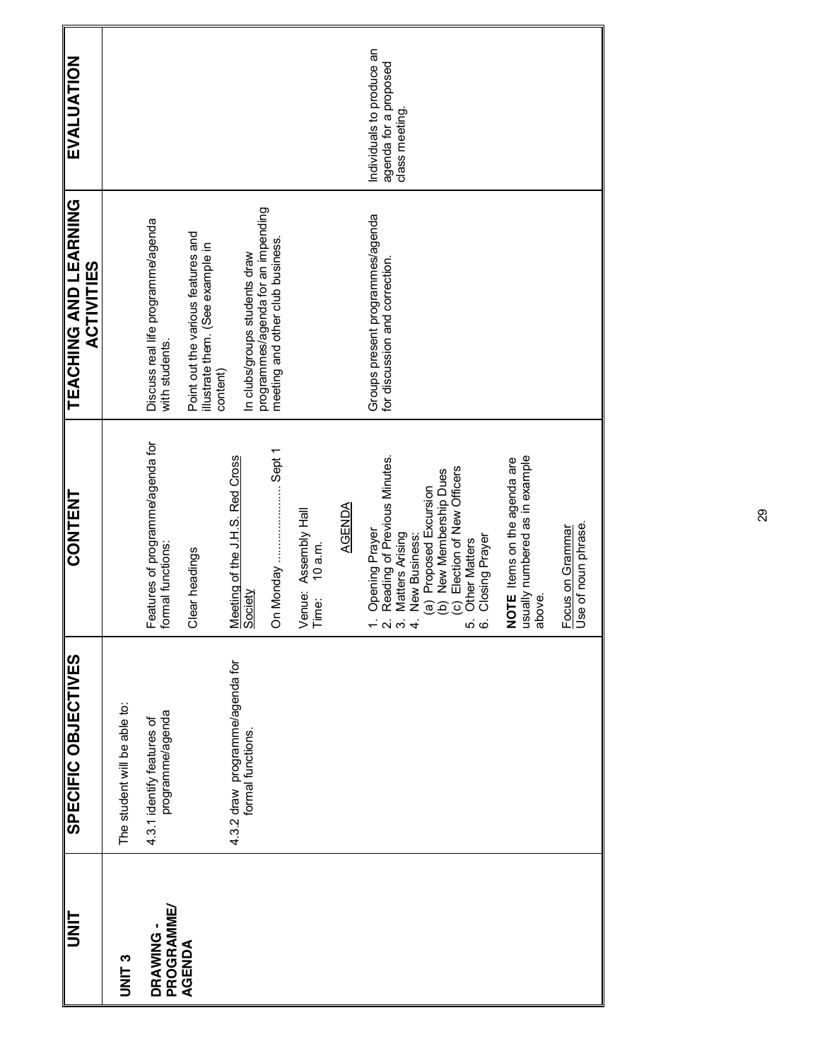| UNIT | SPECIFIC OBJECTIVES | CONTENT | TEACHING AND LEARNING ACTIVITIES | EVALUATION |
|---|---|---|---|---|
| **UNIT 3**<br><br>**DRAWING - PROGRAMME/ AGENDA** | The student will be able to:<br><br>4.3.1 identify features of programme/agenda<br><br>4.3.2 draw programme/agenda for formal functions. | Features of programme/agenda for formal functions:<br><br>Clear headings<br><br><u>Meeting of the J.H.S. Red Cross Society</u><br><br>On Monday ……………………. Sept 1<br><br>Venue: Assembly Hall<br>Time: 10 a.m.<br><br><u>AGENDA</u><br><br>1. Opening Prayer<br>2. Reading of Previous Minutes.<br>3. Matters Arising<br>4. New Business:<br>(a) Proposed Excursion<br>(b) New Membership Dues<br>(c) Election of New Officers<br>5. Other Matters<br>6. Closing Prayer<br><br>**NOTE** Items on the agenda are usually numbered as in example above.<br><br><u>Focus on Grammar</u><br>Use of noun phrase. | Discuss real life programme/agenda with students.<br><br>Point out the various features and illustrate them. (See example in content)<br><br>In clubs/groups students draw programmes/agenda for an impending meeting and other club business.<br><br>Groups present programmes/agenda for discussion and correction. | Individuals to produce an agenda for a proposed class meeting. |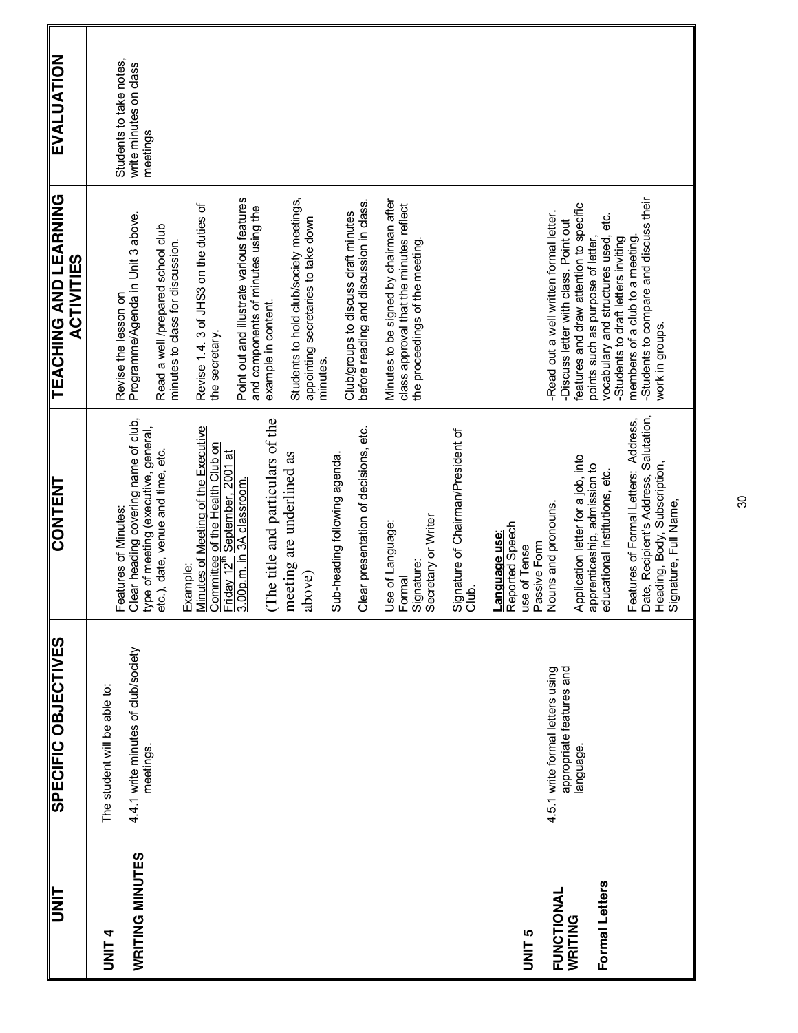| UNIT | SPECIFIC OBJECTIVES | CONTENT | TEACHING AND LEARNING ACTIVITIES | EVALUATION |
|---|---|---|---|---|
| **UNIT 4**<br><br>**WRITING MINUTES** | The student will be able to:<br><br>4.4.1 write minutes of club/society meetings. | Features of Minutes:<br>Clear heading covering name of club, type of meeting (executive, general, etc.), date, venue and time, etc.<br><br>Example:<br>Minutes of Meeting of the Executive Committee of the Health Club on Friday 12th September, 2001 at 3.00p.m. in 3A classroom.<br><br>(The title and particulars of the meeting are underlined as above)<br><br>Sub-heading following agenda.<br><br>Clear presentation of decisions, etc.<br><br>Use of Language:<br>Formal<br>Signature:<br>Secretary or Writer<br><br>Signature of Chairman/President of Club.<br><br>**Language use**:<br>Reported Speech<br>use of Tense<br>Passive Form | Revise the lesson on Programme/Agenda in Unit 3 above.<br><br>Read a well /prepared school club minutes to class for discussion.<br><br>Revise 1.4. 3 of JHS3 on the duties of the secretary.<br><br>Point out and illustrate various features and components of minutes using the example in content.<br><br>Students to hold club/society meetings, appointing secretaries to take down minutes.<br><br>Club/groups to discuss draft minutes before reading and discussion in class.<br><br>Minutes to be signed by chairman after class approval that the minutes reflect the proceedings of the meeting. | Students to take notes, write minutes on class meetings |
| **UNIT 5**<br><br>**FUNCTIONAL WRITING**<br><br>**Formal Letters** | 4.5.1 write formal letters using appropriate features and language. | Nouns and pronouns.<br><br>Application letter for a job, into apprenticeship, admission to educational institutions, etc.<br><br>Features of Formal Letters: Address, Date, Recipient's Address, Salutation, Heading, Body, Subscription, Signature, Full Name, | -Read out a well written formal letter.<br>-Discuss letter with class. Point out features and draw attention to specific points such as purpose of letter, vocabulary and structures used, etc.<br>-Students to draft letters inviting members of a club to a meeting.<br>-Students to compare and discuss their work in groups. | |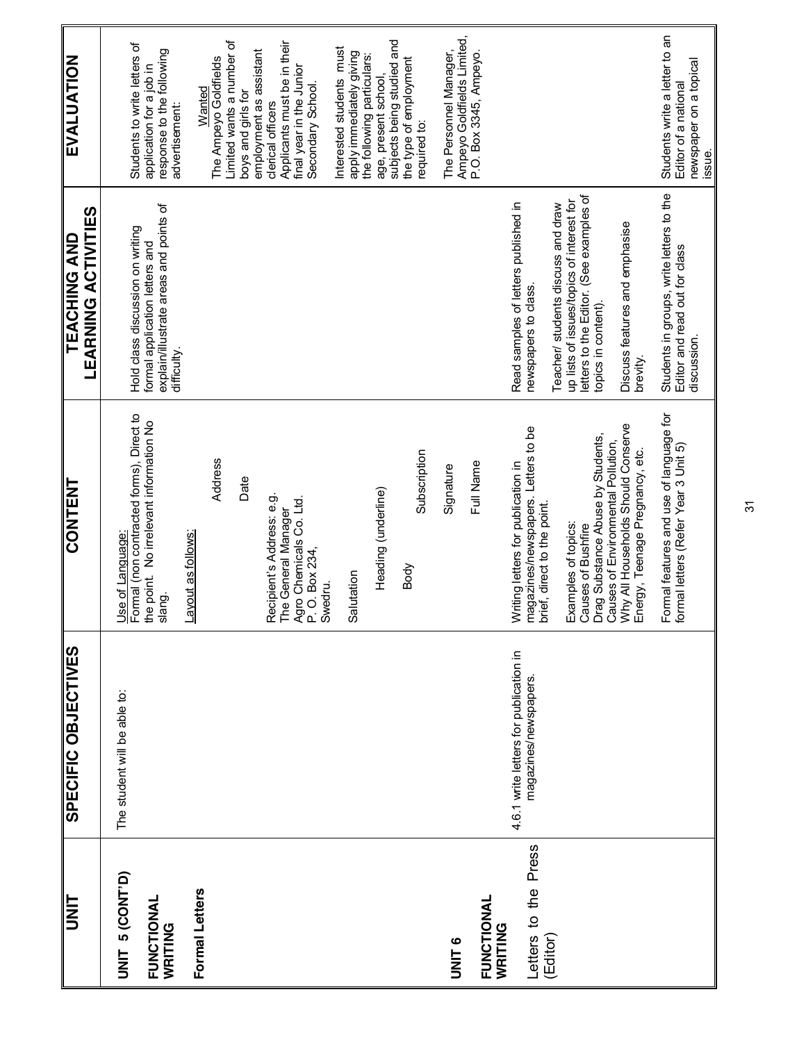| UNIT | SPECIFIC OBJECTIVES | CONTENT | TEACHING AND LEARNING ACTIVITIES | EVALUATION |
|---|---|---|---|---|
| **UNIT 5 (CONT'D)**<br><br>**FUNCTIONAL WRITING**<br><br>**Formal Letters** | The student will be able to: | Use of Language:<br>Formal (non contracted forms), Direct to the point. No irrelevant information No slang.<br><br>Layout as follows:<br><br>Address<br><br>Date<br><br>Recipient's Address: e.g.<br>The General Manager<br>Agro Chemicals Co. Ltd.<br>P. O. Box 234,<br>Swedru.<br><br>Salutation<br><br>Heading (underline)<br><br>Body<br><br>Subscription<br><br>Signature<br><br>Full Name | Hold class discussion on writing formal application letters and explain/illustrate areas and points of difficulty. | Students to write letters of application for a job in response to the following advertisement:<br><br>Wanted<br>The Ampeyo Goldfields Limited wants a number of boys and girls for employment as assistant clerical officers<br>Applicants must be in their final year in the Junior Secondary School.<br><br>Interested students must apply immediately giving the following particulars: age, present school, subjects being studied and the type of employment required to:<br><br>The Personnel Manager, Ampeyo Goldfields Limited, P.O. Box 3345, Ampeyo. |
| **UNIT 6**<br><br>**FUNCTIONAL WRITING**<br><br>Letters to the Press (Editor) | 4.6.1 write letters for publication in magazines/newspapers. | Writing letters for publication in magazines/newspapers. Letters to be brief, direct to the point.<br><br>Examples of topics:<br>Causes of Bushfire<br>Drag Substance Abuse by Students,<br>Causes of Environmental Pollution,<br>Why All Households Should Conserve Energy, Teenage Pregnancy, etc.<br><br>Formal features and use of language for formal letters (Refer Year 3 Unit 5) | Read samples of letters published in newspapers to class.<br><br>Teacher/ students discuss and draw up lists of issues/topics of interest for letters to the Editor. (See examples of topics in content).<br><br>Discuss features and emphasise brevity.<br><br>Students in groups, write letters to the Editor and read out for class discussion. | Students write a letter to an Editor of a national newspaper on a topical issue. |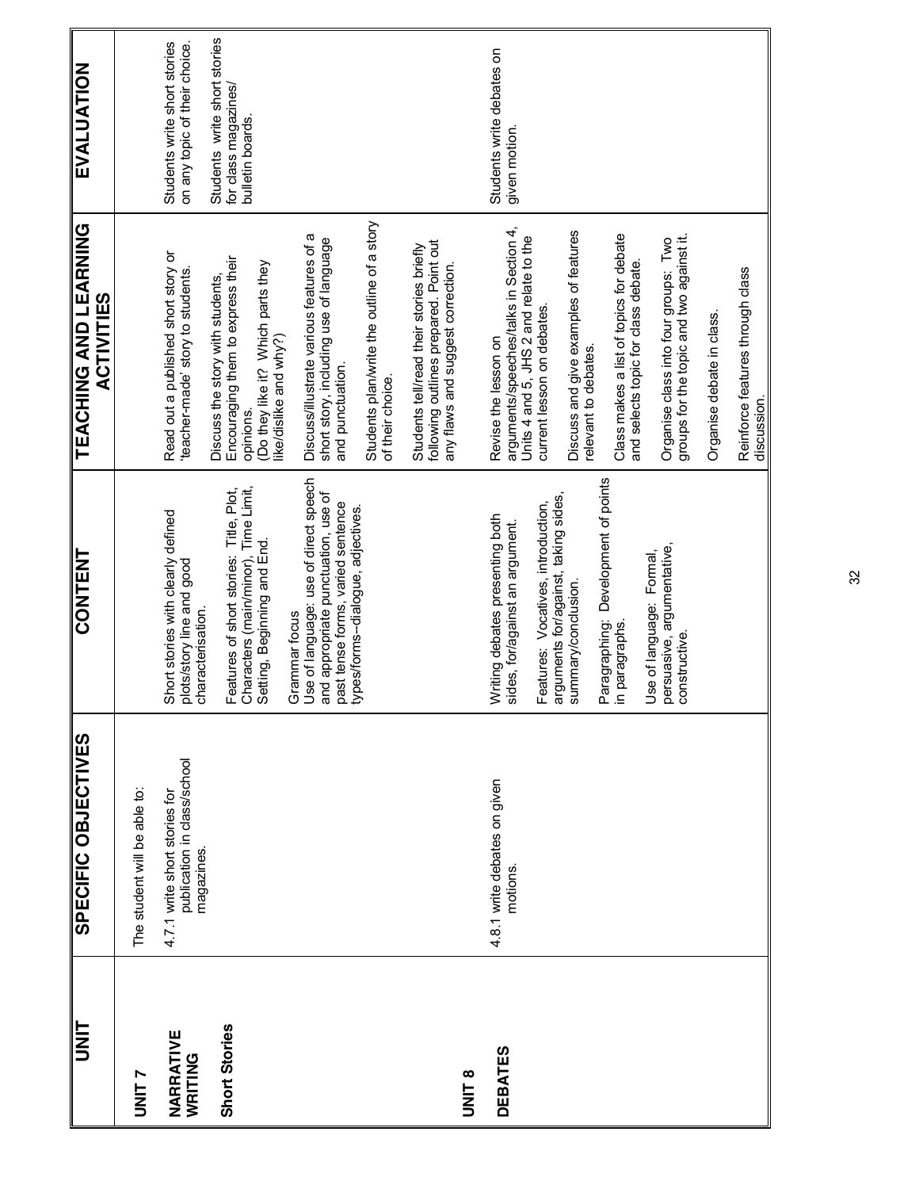| UNIT | SPECIFIC OBJECTIVES | CONTENT | TEACHING AND LEARNING ACTIVITIES | EVALUATION |
|---|---|---|---|---|
| **UNIT 7**<br><br>**NARRATIVE WRITING**<br><br>**Short Stories** | The student will be able to:<br><br>4.7.1 write short stories for publication in class/school magazines. | Short stories with clearly defined plots/story line and good characterisation.<br><br>Features of short stories: Title, Plot, Characters (main/minor), Time Limit, Setting, Beginning and End.<br><br>Grammar focus<br>Use of language: use of direct speech and appropriate punctuation, use of past tense forms, varied sentence types/forms--dialogue, adjectives. | Read out a published short story or 'teacher-made' story to students.<br><br>Discuss the story with students, Encouraging them to express their opinions.<br>(Do they like it? Which parts they like/dislike and why?)<br><br>Discuss/illustrate various features of a short story, including use of language and punctuation.<br><br>Students plan/write the outline of a story of their choice.<br><br>Students tell/read their stories briefly following outlines prepared. Point out any flaws and suggest correction. | Students write short stories on any topic of their choice.<br><br>Students write short stories for class magazines/ bulletin boards. |
| **UNIT 8**<br><br>**DEBATES** | 4.8.1 write debates on given motions. | Writing debates presenting both sides, for/against an argument.<br><br>Features: Vocatives, introduction, arguments for/against, taking sides, summary/conclusion.<br><br>Paragraphing: Development of points in paragraphs.<br><br>Use of language: Formal, persuasive, argumentative, constructive. | Revise the lesson on arguments/speeches/talks in Section 4, Units 4 and 5, JHS 2 and relate to the current lesson on debates.<br><br>Discuss and give examples of features relevant to debates.<br><br>Class makes a list of topics for debate and selects topic for class debate.<br><br>Organise class into four groups: Two groups for the topic and two against it.<br><br>Organise debate in class.<br><br>Reinforce features through class discussion. | Students write debates on given motion. |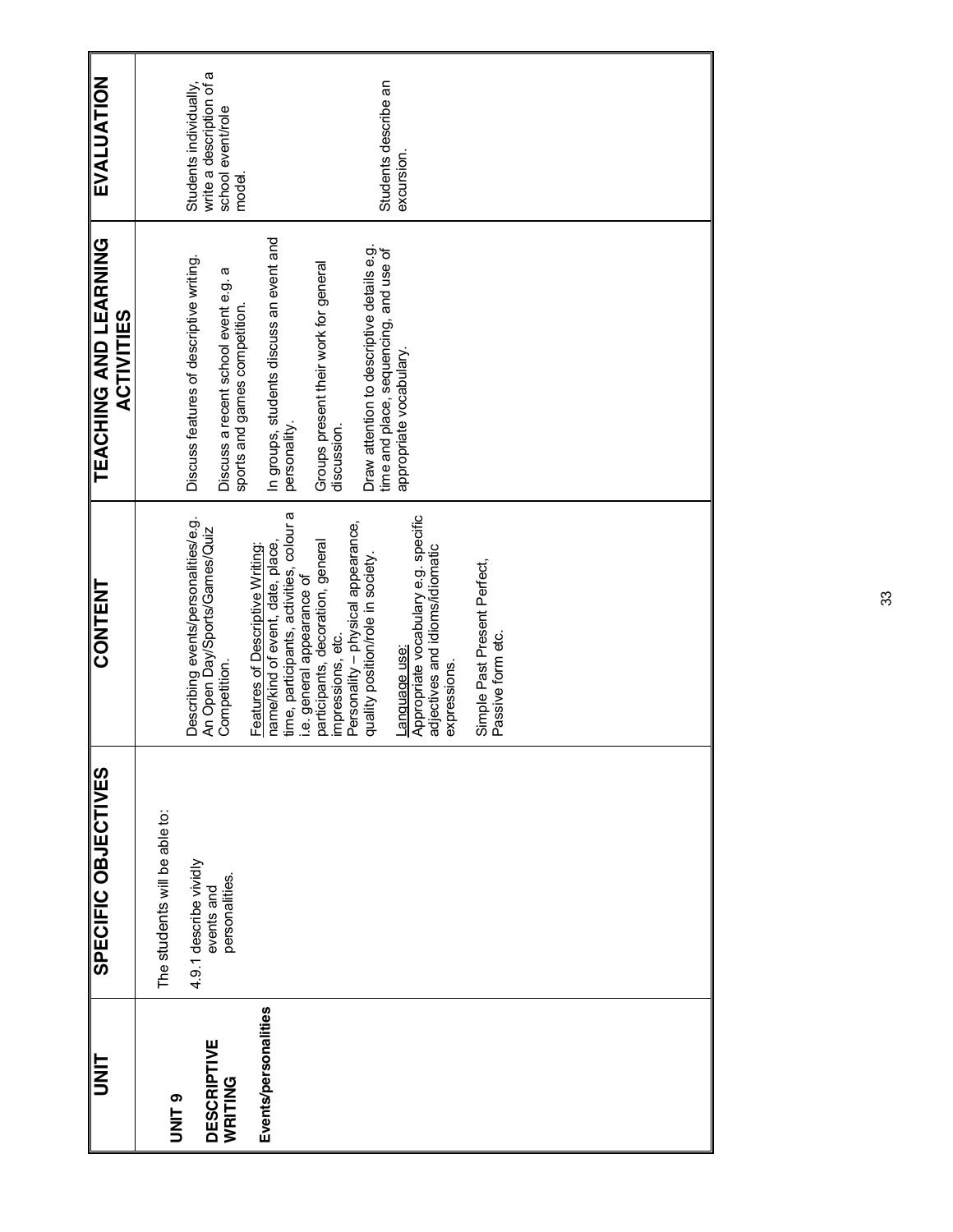| UNIT | SPECIFIC OBJECTIVES | CONTENT | TEACHING AND LEARNING ACTIVITIES | EVALUATION |
|---|---|---|---|---|
| **UNIT 9**<br><br>**DESCRIPTIVE WRITING**<br><br>**Events/personalities** | The students will be able to:<br><br>4.9.1 describe vividly events and personalities. | Describing events/personalities/e.g. An Open Day/Sports/Games/Quiz Competition.<br><br><u>Features of Descriptive Writing</u>:<br>name/kind of event, date, place, time, participants, activities, colour a i.e. general appearance of participants, decoration, general impressions, etc.<br>Personality – physical appearance, quality position/role in society.<br><br><u>Language use</u>:<br>Appropriate vocabulary e.g. specific adjectives and idioms/idiomatic expressions.<br><br>Simple Past Present Perfect, Passive form etc. | Discuss features of descriptive writing.<br><br>Discuss a recent school event e.g. a sports and games competition.<br><br>In groups, students discuss an event and personality.<br><br>Groups present their work for general discussion.<br><br>Draw attention to descriptive details e.g. time and place, sequencing, and use of appropriate vocabulary. | Students individually, write a description of a school event/role model.<br><br>Students describe an excursion. |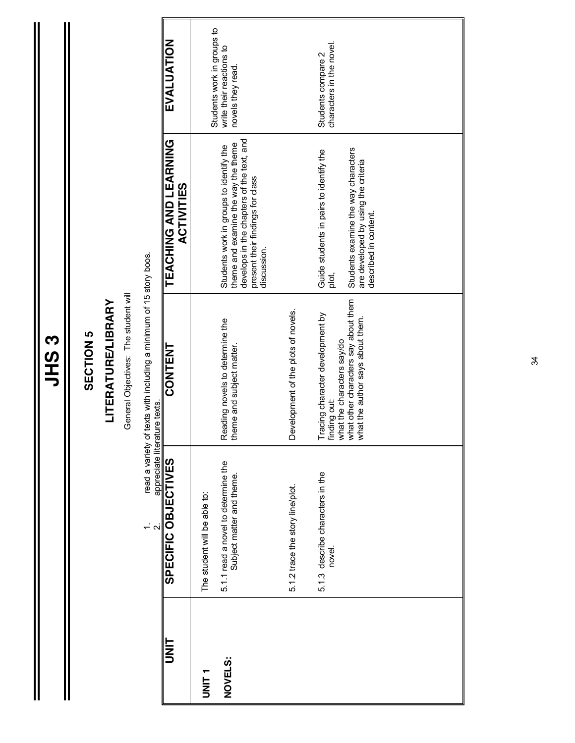# JHS 3

## SECTION 5

## LITERATURE/LIBRARY

General Objectives: The student will

1. read a variety of texts with including a minimum of 15 story boos.
2. appreciate literature texts.

| UNIT | SPECIFIC OBJECTIVES | CONTENT | TEACHING AND LEARNING ACTIVITIES | EVALUATION |
|---|---|---|---|---|
| **UNIT 1**<br><br>**NOVELS:** | The student will be able to:<br><br>5.1.1 read a novel to determine the Subject matter and theme. | Reading novels to determine the theme and subject matter. | Students work in groups to identify the theme and examine the way the theme develops in the chapters of the text, and present their findings for class discussion. | Students work in groups to write their reactions to novels they read. |
| | 5.1.2 trace the story line/plot. | Development of the plots of novels. | | |
| | 5.1.3 describe characters in the novel. | Tracing character development by finding out:<br>what the characters say/do<br>what other characters say about them<br>what the author says about them. | Guide students in pairs to identify the plot,<br><br>Students examine the way characters are developed by using the criteria described in content. | Students compare 2 characters in the novel. |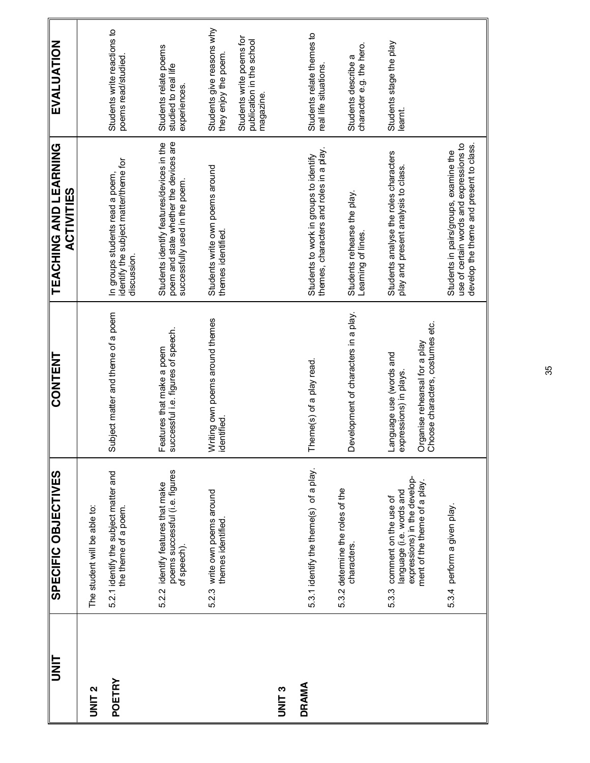| UNIT | SPECIFIC OBJECTIVES | CONTENT | TEACHING AND LEARNING ACTIVITIES | EVALUATION |
|---|---|---|---|---|
| **UNIT 2** | The student will be able to: | | | |
| **POETRY** | 5.2.1 identify the subject matter and the theme of a poem. | Subject matter and theme of a poem | In groups students read a poem, identify the subject matter/theme for discussion. | Students write reactions to poems read/studied. |
| | 5.2.2 identify features that make poems successful (i.e. figures of speech). | Features that make a poem successful i.e. figures of speech. | Students identify features/devices in the poem and state whether the devices are successfully used in the poem. | Students relate poems studied to real life experiences. |
| | 5.2.3 write own poems around themes identified. | Writing own poems around themes identified. | Students write own poems around themes identified. | Students give reasons why they enjoy the poem.<br><br>Students write poems for publication in the school magazine. |
| **UNIT 3** | | | | |
| **DRAMA** | 5.3.1 identify the theme(s) of a play. | Theme(s) of a play read. | Students to work in groups to identify themes, characters and roles in a play. | Students relate themes to real life situations. |
| | 5.3.2 determine the roles of the characters. | Development of characters in a play. | Students rehearse the play. Learning of lines. | Students describe a character e.g. the hero. |
| | 5.3.3 comment on the use of language (i.e. words and expressions) in the development of the theme of a play. | Language use (words and expressions) in plays.<br><br>Organise rehearsal for a play Choose characters, costumes etc. | Students analyse the roles characters play and present analysis to class. | Students stage the play learnt. |
| | 5.3.4 perform a given play. | | Students in pairs/groups, examine the use of certain words and expressions to develop the theme and present to class. | |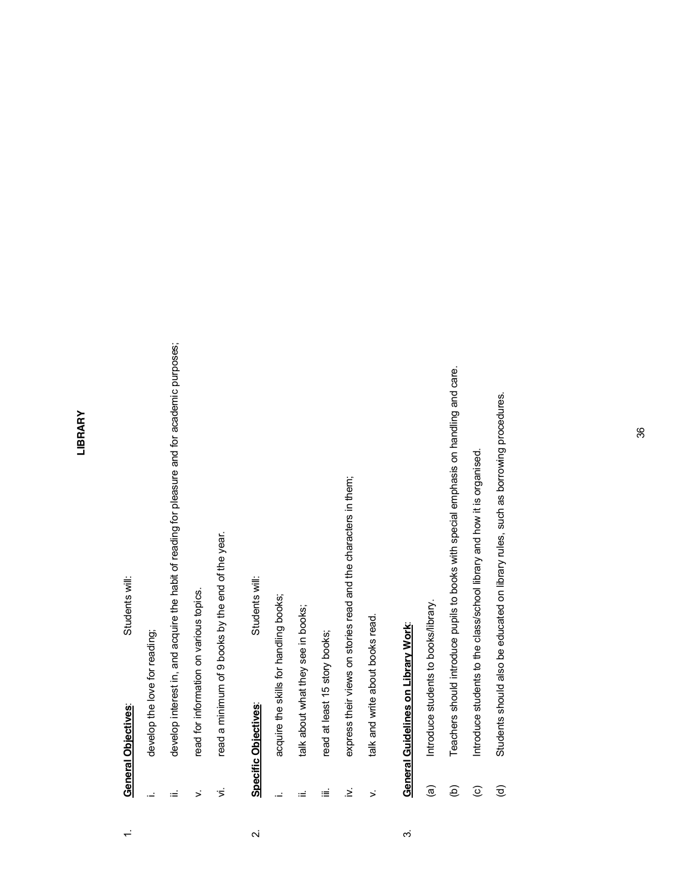# LIBRARY

1. **General Objectives**: Students will:

   i. develop the love for reading;

   ii. develop interest in, and acquire the habit of reading for pleasure and for academic purposes;

   v. read for information on various topics.

   vi. read a minimum of 9 books by the end of the year.

2. **Specific Objectives**: Students will:

   i. acquire the skills for handling books;

   ii. talk about what they see in books;

   iii. read at least 15 story books;

   iv. express their views on stories read and the characters in them;

   v. talk and write about books read.

3. **General Guidelines on Library Work**:

   (a) Introduce students to books/library.

   (b) Teachers should introduce pupils to books with special emphasis on handling and care.

   (c) Introduce students to the class/school library and how it is organised.

   (d) Students should also be educated on library rules, such as borrowing procedures.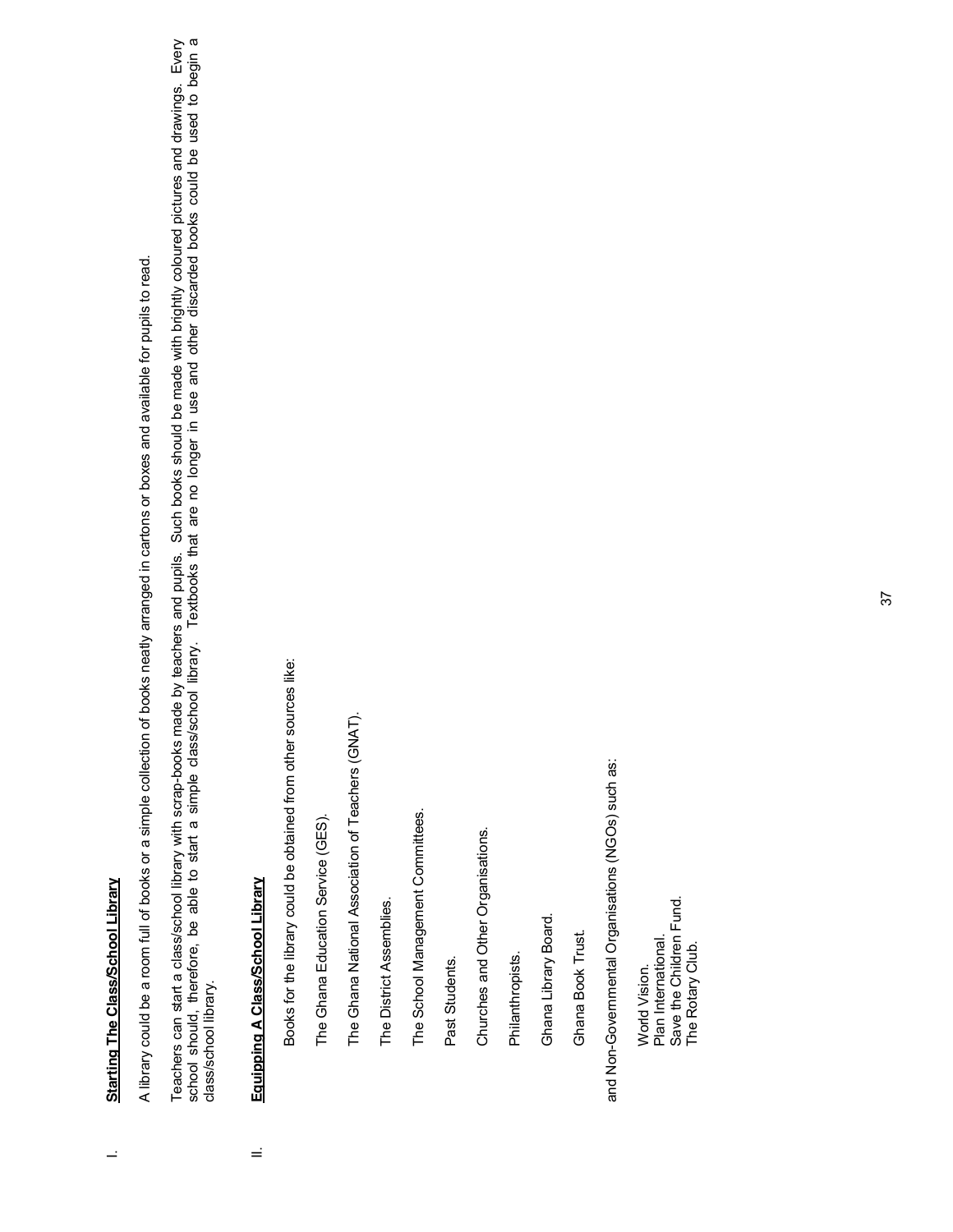I. **Starting The Class/School Library**

A library could be a room full of books or a simple collection of books neatly arranged in cartons or boxes and available for pupils to read.

Teachers can start a class/school library with scrap-books made by teachers and pupils. Such books should be made with brightly coloured pictures and drawings. Every school should, therefore, be able to start a simple class/school library. Textbooks that are no longer in use and other discarded books could be used to begin a class/school library.

II. **Equipping A Class/School Library**

Books for the library could be obtained from other sources like:

The Ghana Education Service (GES).

The Ghana National Association of Teachers (GNAT).

The District Assemblies.

The School Management Committees.

Past Students.

Churches and Other Organisations.

Philanthropists.

Ghana Library Board.

Ghana Book Trust.

and Non-Governmental Organisations (NGOs) such as:

World Vision.
Plan International.
Save the Children Fund.
The Rotary Club.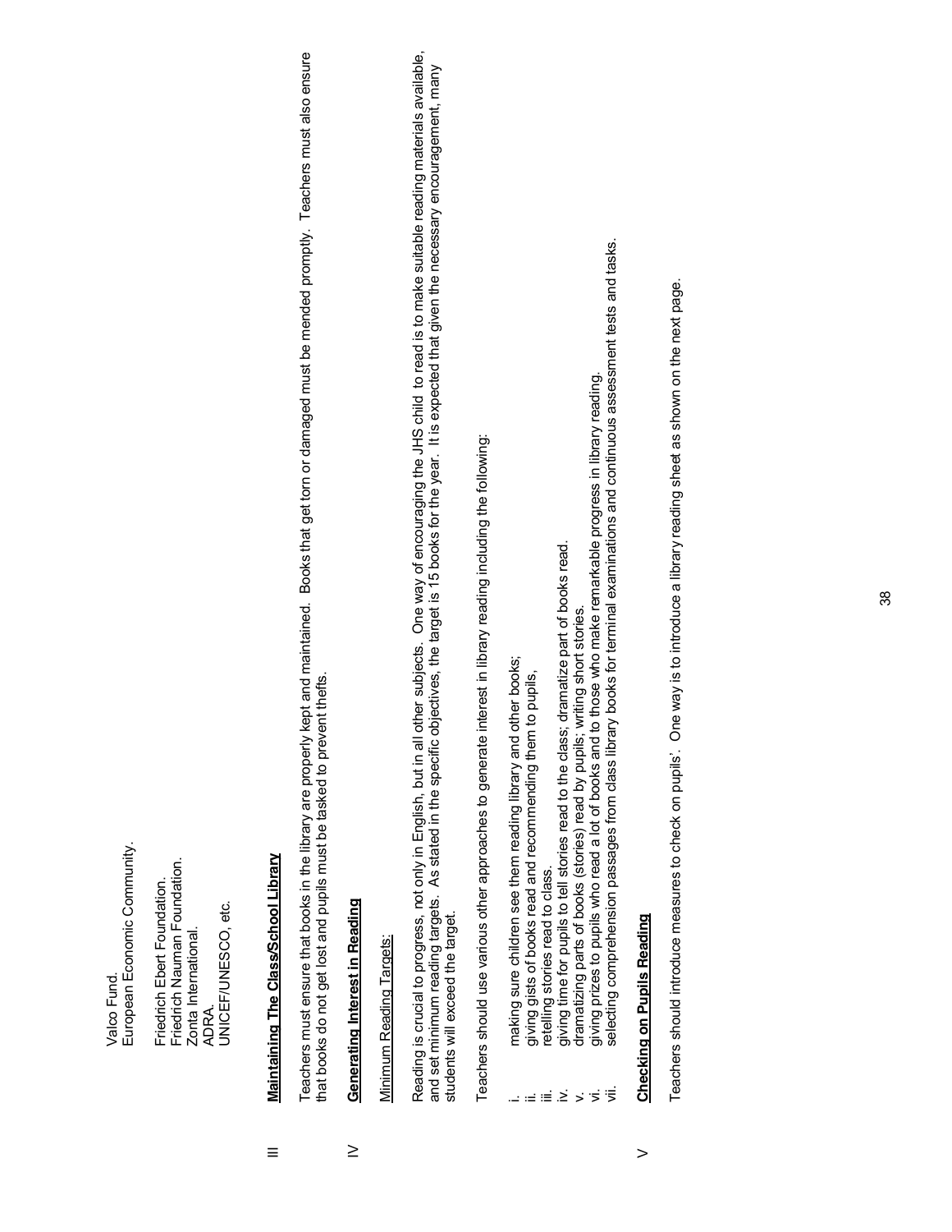Valco Fund.
European Economic Community.

Friedrich Ebert Foundation.
Friedrich Nauman Foundation.
Zonta International.
ADRA.
UNICEF/UNESCO, etc.

## III Maintaining The Class/School Library

Teachers must ensure that books in the library are properly kept and maintained. Books that get torn or damaged must be mended promptly. Teachers must also ensure that books do not get lost and pupils must be tasked to prevent thefts.

## IV Generating Interest in Reading

Minimum Reading Targets:

Reading is crucial to progress, not only in English, but in all other subjects. One way of encouraging the JHS child to read is to make suitable reading materials available, and set minimum reading targets. As stated in the specific objectives, the target is 15 books for the year. It is expected that given the necessary encouragement, many students will exceed the target.

Teachers should use various other approaches to generate interest in library reading including the following:

i. making sure children see them reading library and other books;
ii. giving gists of books read and recommending them to pupils,
iii. retelling stories read to class.
iv. giving time for pupils to tell stories read to the class; dramatize part of books read.
v. dramatizing parts of books (stories) read by pupils; writing short stories.
vi. giving prizes to pupils who read a lot of books and to those who make remarkable progress in library reading.
vii. selecting comprehension passages from class library books for terminal examinations and continuous assessment tests and tasks.

## V Checking on Pupils Reading

Teachers should introduce measures to check on pupils'. One way is to introduce a library reading sheet as shown on the next page.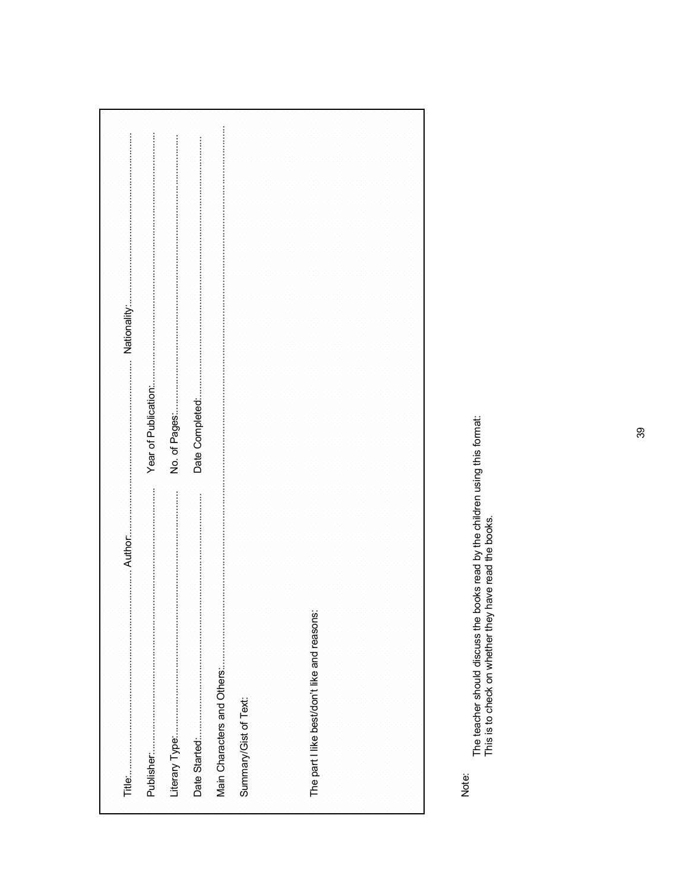Title:............................................................ Author:................................................ Nationality:..................................................

Publisher:.................................................................. Year of Publication:........................................................

Literary Type:.............................................................. No. of Pages:...............................................................

Date Started:............................................................... Date Completed:...........................................................

Main Characters and Others:............................................................................................................................

Summary/Gist of Text:

The part I like best/don't like and reasons:

Note:

The teacher should discuss the books read by the children using this format:
This is to check on whether they have read the books.